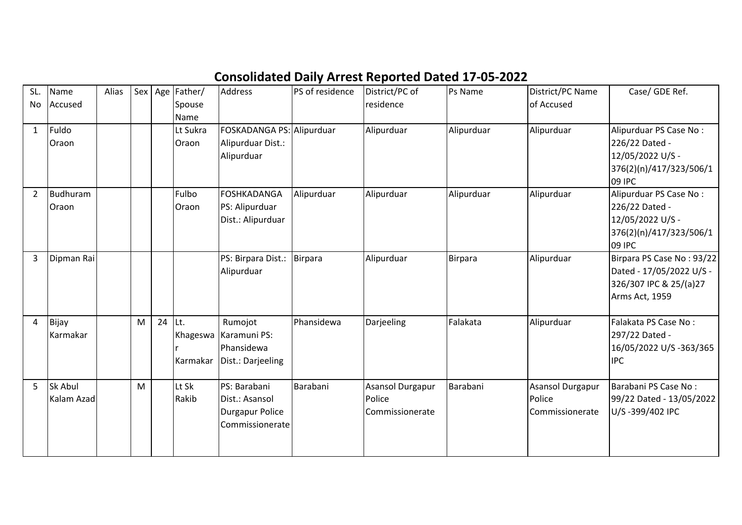# Consolidated Daily Arrest Reported Dated 17-05-2022

| SL. No | Name Accused | Alias | Sex | Age | Father/ Spouse Name | Address | PS of residence | District/PC of residence | Ps Name | District/PC Name of Accused | Case/ GDE Ref. |
|---|---|---|---|---|---|---|---|---|---|---|---|
| 1 | Fuldo Oraon | | | | Lt Sukra Oraon | FOSKADANGA PS: Alipurduar Dist.: Alipurduar | Alipurduar | Alipurduar | Alipurduar | Alipurduar | Alipurduar PS Case No : 226/22 Dated - 12/05/2022 U/S - 376(2)(n)/417/323/506/109 IPC |
| 2 | Budhuram Oraon | | | | Fulbo Oraon | FOSHKADANGA PS: Alipurduar Dist.: Alipurduar | Alipurduar | Alipurduar | Alipurduar | Alipurduar | Alipurduar PS Case No : 226/22 Dated - 12/05/2022 U/S - 376(2)(n)/417/323/506/109 IPC |
| 3 | Dipman Rai | | | | | PS: Birpara Dist.: Alipurduar | Birpara | Alipurduar | Birpara | Alipurduar | Birpara PS Case No : 93/22 Dated - 17/05/2022 U/S - 326/307 IPC & 25/(a)27 Arms Act, 1959 |
| 4 | Bijay Karmakar | | M | 24 | Lt. Khageswar Karmakar | Rumojot Karamuni PS: Phansidewa Dist.: Darjeeling | Phansidewa | Darjeeling | Falakata | Alipurduar | Falakata PS Case No : 297/22 Dated - 16/05/2022 U/S -363/365 IPC |
| 5 | Sk Abul Kalam Azad | | M | | Lt Sk Rakib | PS: Barabani Dist.: Asansol Durgapur Police Commissionerate | Barabani | Asansol Durgapur Police Commissionerate | Barabani | Asansol Durgapur Police Commissionerate | Barabani PS Case No : 99/22 Dated - 13/05/2022 U/S -399/402 IPC |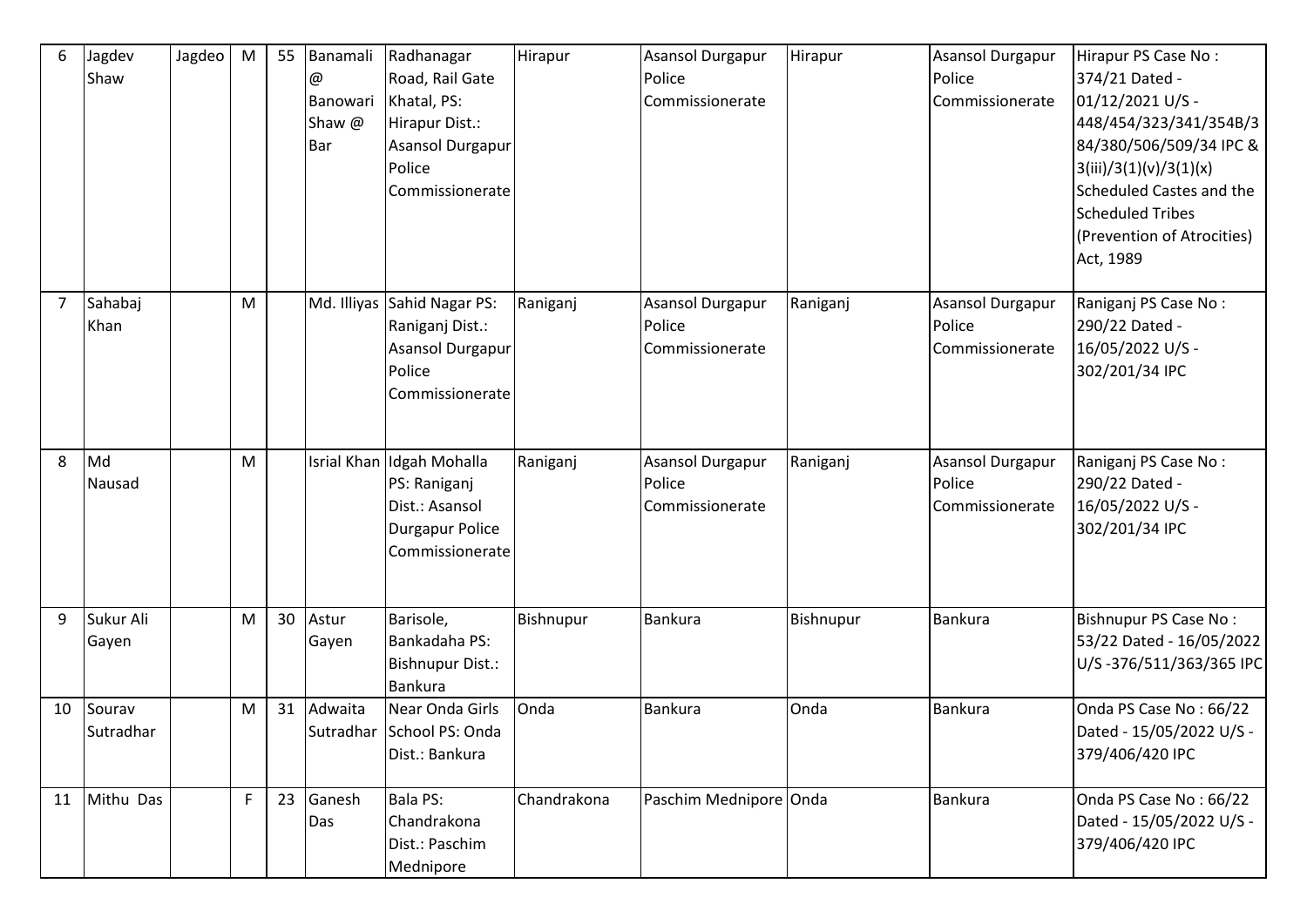| 6 | Jagdev Shaw | Jagdeo | M | 55 | Banamali @ Banowari Shaw @ Bar | Radhanagar Road, Rail Gate Khatal, PS: Hirapur Dist.: Asansol Durgapur Police Commissionerate | Hirapur | Asansol Durgapur Police Commissionerate | Hirapur | Asansol Durgapur Police Commissionerate | Hirapur PS Case No : 374/21 Dated - 01/12/2021 U/S - 448/454/323/341/354B/384/380/506/509/34 IPC & 3(iii)/3(1)(v)/3(1)(x) Scheduled Castes and the Scheduled Tribes (Prevention of Atrocities) Act, 1989 |
|---|---|---|---|---|---|---|---|---|---|---|---|
| 7 | Sahabaj Khan | | M | | Md. Illiyas | Sahid Nagar PS: Raniganj Dist.: Asansol Durgapur Police Commissionerate | Raniganj | Asansol Durgapur Police Commissionerate | Raniganj | Asansol Durgapur Police Commissionerate | Raniganj PS Case No : 290/22 Dated - 16/05/2022 U/S - 302/201/34 IPC |
| 8 | Md Nausad | | M | | Isrial Khan | Idgah Mohalla PS: Raniganj Dist.: Asansol Durgapur Police Commissionerate | Raniganj | Asansol Durgapur Police Commissionerate | Raniganj | Asansol Durgapur Police Commissionerate | Raniganj PS Case No : 290/22 Dated - 16/05/2022 U/S - 302/201/34 IPC |
| 9 | Sukur Ali Gayen | | M | 30 | Astur Gayen | Barisole, Bankadaha PS: Bishnupur Dist.: Bankura | Bishnupur | Bankura | Bishnupur | Bankura | Bishnupur PS Case No : 53/22 Dated - 16/05/2022 U/S -376/511/363/365 IPC |
| 10 | Sourav Sutradhar | | M | 31 | Adwaita Sutradhar | Near Onda Girls School PS: Onda Dist.: Bankura | Onda | Bankura | Onda | Bankura | Onda PS Case No : 66/22 Dated - 15/05/2022 U/S - 379/406/420 IPC |
| 11 | Mithu Das | | F | 23 | Ganesh Das | Bala PS: Chandrakona Dist.: Paschim Mednipore | Chandrakona | Paschim Mednipore | Onda | Bankura | Onda PS Case No : 66/22 Dated - 15/05/2022 U/S - 379/406/420 IPC |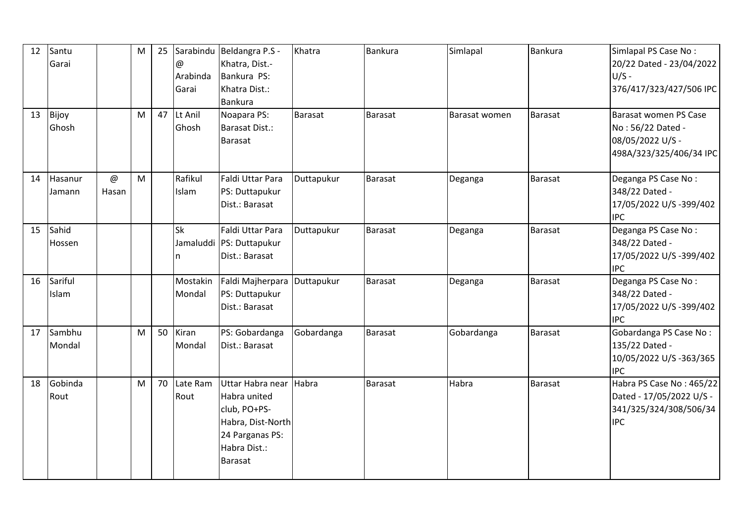| 12 | Santu Garai | | M | 25 | Sarabindu @ Arabinda Garai | Beldangra P.S - Khatra, Dist.- Bankura PS: Khatra Dist.: Bankura | Khatra | Bankura | Simlapal | Bankura | Simlapal PS Case No : 20/22 Dated - 23/04/2022 U/S - 376/417/323/427/506 IPC |
|---|---|---|---|---|---|---|---|---|---|---|---|
| 13 | Bijoy Ghosh | | M | 47 | Lt Anil Ghosh | Noapara PS: Barasat Dist.: Barasat | Barasat | Barasat | Barasat women | Barasat | Barasat women PS Case No : 56/22 Dated - 08/05/2022 U/S - 498A/323/325/406/34 IPC |
| 14 | Hasanur Jamann | @ Hasan | M | | Rafikul Islam | Faldi Uttar Para PS: Duttapukur Dist.: Barasat | Duttapukur | Barasat | Deganga | Barasat | Deganga PS Case No : 348/22 Dated - 17/05/2022 U/S -399/402 IPC |
| 15 | Sahid Hossen | | | | Sk Jamaluddin | Faldi Uttar Para PS: Duttapukur Dist.: Barasat | Duttapukur | Barasat | Deganga | Barasat | Deganga PS Case No : 348/22 Dated - 17/05/2022 U/S -399/402 IPC |
| 16 | Sariful Islam | | | | Mostakin Mondal | Faldi Majherpara PS: Duttapukur Dist.: Barasat | Duttapukur | Barasat | Deganga | Barasat | Deganga PS Case No : 348/22 Dated - 17/05/2022 U/S -399/402 IPC |
| 17 | Sambhu Mondal | | M | 50 | Kiran Mondal | PS: Gobardanga Dist.: Barasat | Gobardanga | Barasat | Gobardanga | Barasat | Gobardanga PS Case No : 135/22 Dated - 10/05/2022 U/S -363/365 IPC |
| 18 | Gobinda Rout | | M | 70 | Late Ram Rout | Uttar Habra near Habra united club, PO+PS- Habra, Dist-North 24 Parganas PS: Habra Dist.: Barasat | Habra | Barasat | Habra | Barasat | Habra PS Case No : 465/22 Dated - 17/05/2022 U/S - 341/325/324/308/506/34 IPC |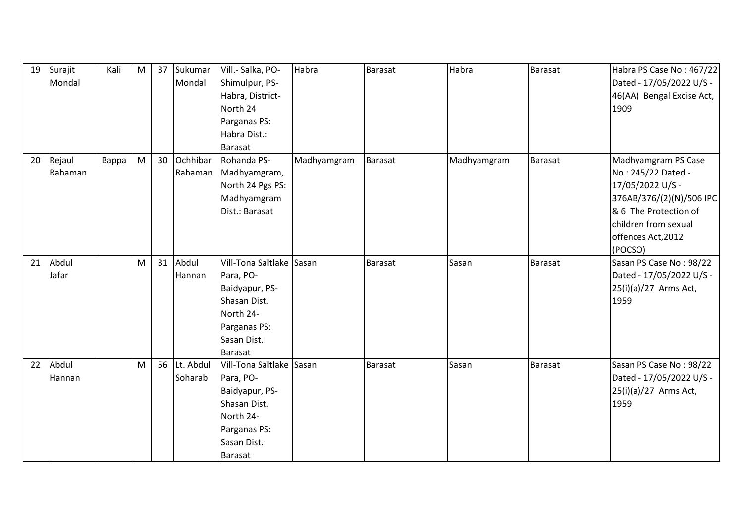| 19 | Surajit Mondal | Kali | M | 37 | Sukumar Mondal | Vill.- Salka, PO- Shimulpur, PS- Habra, District- North 24 Parganas PS: Habra Dist.: Barasat | Habra | Barasat | Habra | Barasat | Habra PS Case No : 467/22 Dated - 17/05/2022 U/S - 46(AA) Bengal Excise Act, 1909 |
|---|---|---|---|---|---|---|---|---|---|---|---|
| 20 | Rejaul Rahaman | Bappa | M | 30 | Ochhibar Rahaman | Rohanda PS- Madhyamgram, North 24 Pgs PS: Madhyamgram Dist.: Barasat | Madhyamgram | Barasat | Madhyamgram | Barasat | Madhyamgram PS Case No : 245/22 Dated - 17/05/2022 U/S - 376AB/376/(2)(N)/506 IPC & 6 The Protection of children from sexual offences Act,2012 (POCSO) |
| 21 | Abdul Jafar | | M | 31 | Abdul Hannan | Vill-Tona Saltlake Para, PO- Baidyapur, PS- Shasan Dist. North 24- Parganas PS: Sasan Dist.: Barasat | Sasan | Barasat | Sasan | Barasat | Sasan PS Case No : 98/22 Dated - 17/05/2022 U/S - 25(i)(a)/27 Arms Act, 1959 |
| 22 | Abdul Hannan | | M | 56 | Lt. Abdul Soharab | Vill-Tona Saltlake Para, PO- Baidyapur, PS- Shasan Dist. North 24- Parganas PS: Sasan Dist.: Barasat | Sasan | Barasat | Sasan | Barasat | Sasan PS Case No : 98/22 Dated - 17/05/2022 U/S - 25(i)(a)/27 Arms Act, 1959 |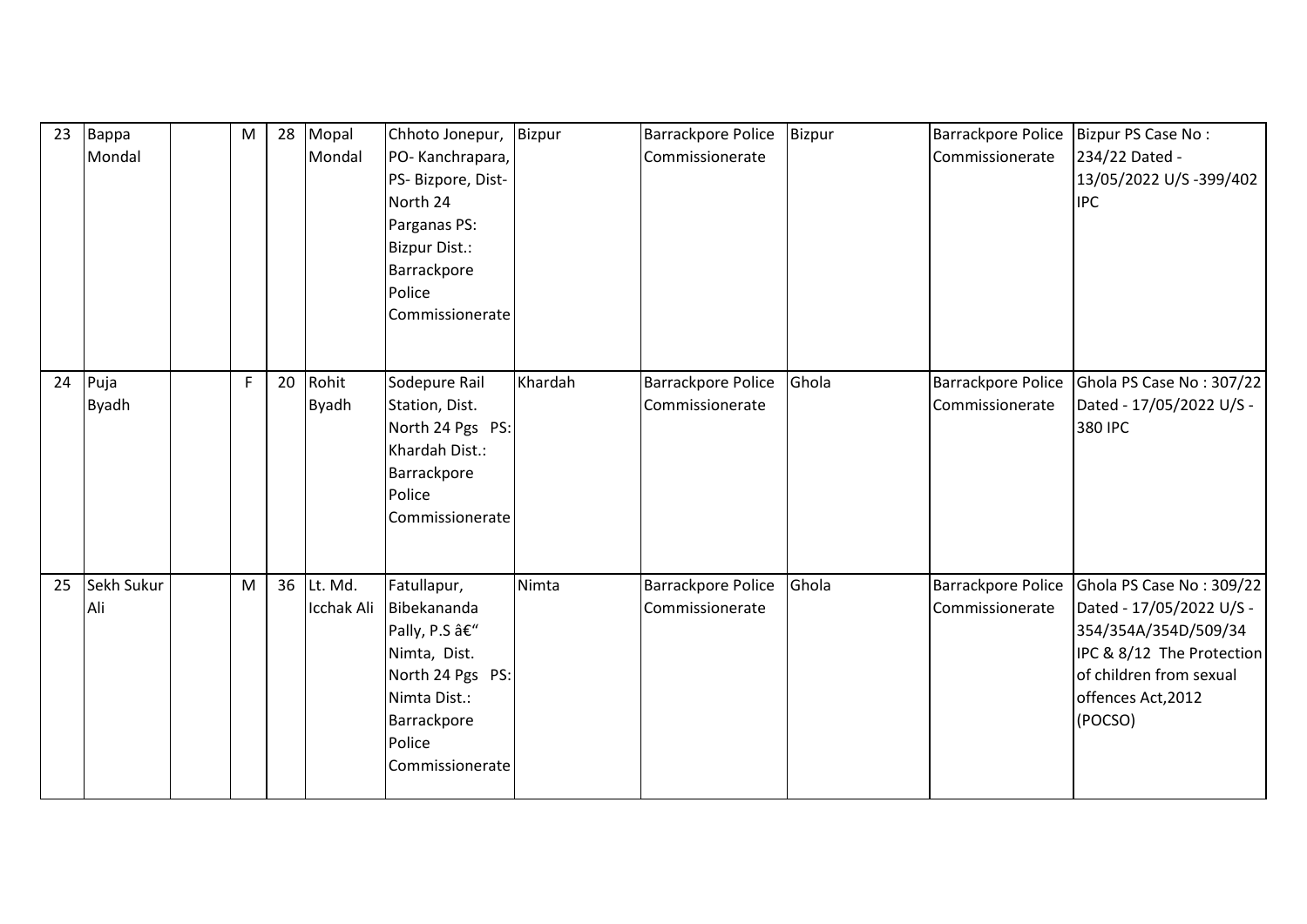| 23 | Bappa Mondal | | M | 28 | Mopal Mondal | Chhoto Jonepur, PO- Kanchrapara, PS- Bizpore, Dist- North 24 Parganas PS: Bizpur Dist.: Barrackpore Police Commissionerate | Bizpur | Barrackpore Police Commissionerate | Bizpur | Barrackpore Police Commissionerate | Bizpur PS Case No : 234/22 Dated - 13/05/2022 U/S -399/402 IPC |
|---|---|---|---|---|---|---|---|---|---|---|---|
| 24 | Puja Byadh | | F | 20 | Rohit Byadh | Sodepure Rail Station, Dist. North 24 Pgs PS: Khardah Dist.: Barrackpore Police Commissionerate | Khardah | Barrackpore Police Commissionerate | Ghola | Barrackpore Police Commissionerate | Ghola PS Case No : 307/22 Dated - 17/05/2022 U/S - 380 IPC |
| 25 | Sekh Sukur Ali | | M | 36 | Lt. Md. Icchak Ali | Fatullapur, Bibekananda Pally, P.S â€" Nimta, Dist. North 24 Pgs PS: Nimta Dist.: Barrackpore Police Commissionerate | Nimta | Barrackpore Police Commissionerate | Ghola | Barrackpore Police Commissionerate | Ghola PS Case No : 309/22 Dated - 17/05/2022 U/S - 354/354A/354D/509/34 IPC & 8/12 The Protection of children from sexual offences Act,2012 (POCSO) |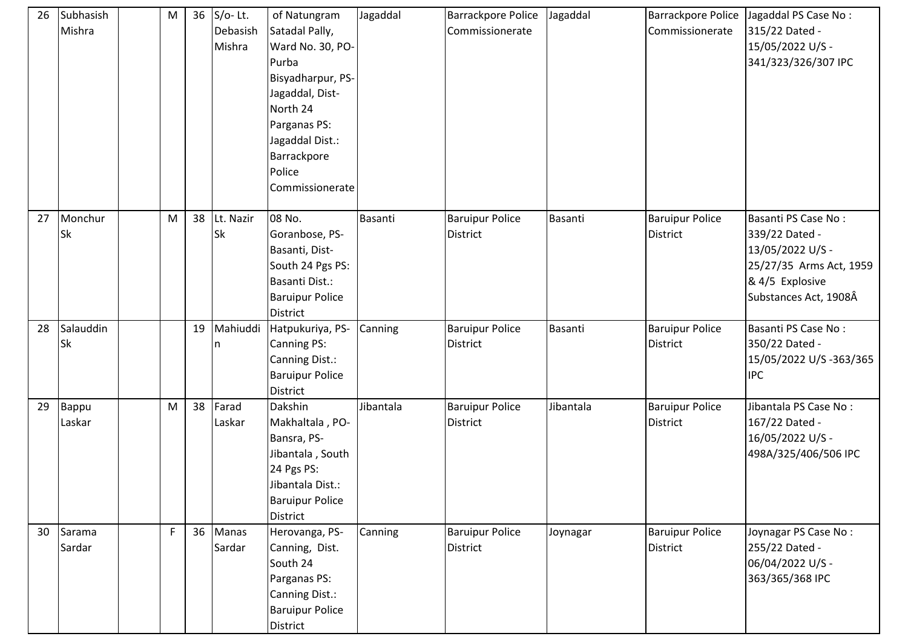| 26 | Subhasish Mishra | | M | 36 | S/o- Lt. Debasish Mishra | of Natungram Satadal Pally, Ward No. 30, PO- Purba Bisyadharpur, PS- Jagaddal, Dist- North 24 Parganas PS: Jagaddal Dist.: Barrackpore Police Commissionerate | Jagaddal | Barrackpore Police Commissionerate | Jagaddal | Barrackpore Police Commissionerate | Jagaddal PS Case No : 315/22 Dated - 15/05/2022 U/S - 341/323/326/307 IPC |
|---|---|---|---|---|---|---|---|---|---|---|---|
| 27 | Monchur Sk | | M | 38 | Lt. Nazir Sk | 08 No. Goranbose, PS- Basanti, Dist- South 24 Pgs PS: Basanti Dist.: Baruipur Police District | Basanti | Baruipur Police District | Basanti | Baruipur Police District | Basanti PS Case No : 339/22 Dated - 13/05/2022 U/S - 25/27/35 Arms Act, 1959 & 4/5 Explosive Substances Act, 1908Â |
| 28 | Salauddin Sk | | | 19 | Mahiuddin | Hatpukuriya, PS- Canning PS: Canning Dist.: Baruipur Police District | Canning | Baruipur Police District | Basanti | Baruipur Police District | Basanti PS Case No : 350/22 Dated - 15/05/2022 U/S -363/365 IPC |
| 29 | Bappu Laskar | | M | 38 | Farad Laskar | Dakshin Makhaltala , PO- Bansra, PS- Jibantala , South 24 Pgs PS: Jibantala Dist.: Baruipur Police District | Jibantala | Baruipur Police District | Jibantala | Baruipur Police District | Jibantala PS Case No : 167/22 Dated - 16/05/2022 U/S - 498A/325/406/506 IPC |
| 30 | Sarama Sardar | | F | 36 | Manas Sardar | Herovanga, PS- Canning, Dist. South 24 Parganas PS: Canning Dist.: Baruipur Police District | Canning | Baruipur Police District | Joynagar | Baruipur Police District | Joynagar PS Case No : 255/22 Dated - 06/04/2022 U/S - 363/365/368 IPC |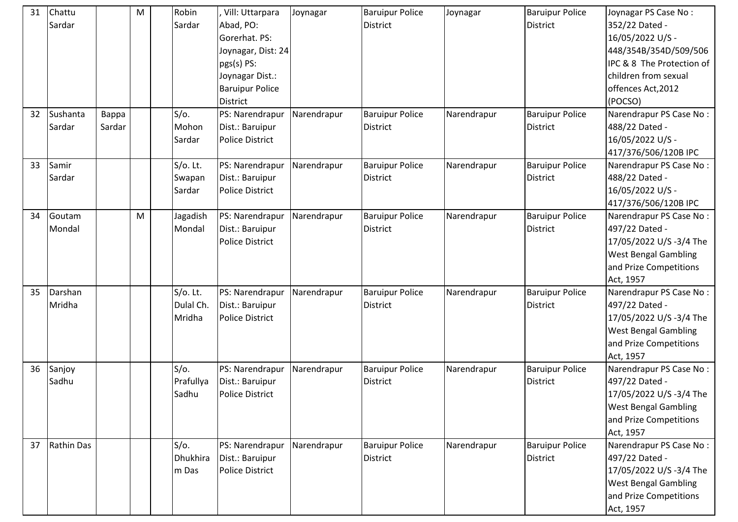| 31 | Chattu Sardar | | M | | Robin Sardar | , Vill: Uttarpara Abad, PO: Gorerhat. PS: Joynagar, Dist: 24 pgs(s) PS: Joynagar Dist.: Baruipur Police District | Joynagar | Baruipur Police District | Joynagar | Baruipur Police District | Joynagar PS Case No : 352/22 Dated - 16/05/2022 U/S - 448/354B/354D/509/506 IPC & 8 The Protection of children from sexual offences Act,2012 (POCSO) |
|---|---|---|---|---|---|---|---|---|---|---|---|
| 32 | Sushanta Sardar | Bappa Sardar | | | S/o. Mohon Sardar | PS: Narendrapur Dist.: Baruipur Police District | Narendrapur | Baruipur Police District | Narendrapur | Baruipur Police District | Narendrapur PS Case No : 488/22 Dated - 16/05/2022 U/S - 417/376/506/120B IPC |
| 33 | Samir Sardar | | | | S/o. Lt. Swapan Sardar | PS: Narendrapur Dist.: Baruipur Police District | Narendrapur | Baruipur Police District | Narendrapur | Baruipur Police District | Narendrapur PS Case No : 488/22 Dated - 16/05/2022 U/S - 417/376/506/120B IPC |
| 34 | Goutam Mondal | | M | | Jagadish Mondal | PS: Narendrapur Dist.: Baruipur Police District | Narendrapur | Baruipur Police District | Narendrapur | Baruipur Police District | Narendrapur PS Case No : 497/22 Dated - 17/05/2022 U/S -3/4 The West Bengal Gambling and Prize Competitions Act, 1957 |
| 35 | Darshan Mridha | | | | S/o. Lt. Dulal Ch. Mridha | PS: Narendrapur Dist.: Baruipur Police District | Narendrapur | Baruipur Police District | Narendrapur | Baruipur Police District | Narendrapur PS Case No : 497/22 Dated - 17/05/2022 U/S -3/4 The West Bengal Gambling and Prize Competitions Act, 1957 |
| 36 | Sanjoy Sadhu | | | | S/o. Prafullya Sadhu | PS: Narendrapur Dist.: Baruipur Police District | Narendrapur | Baruipur Police District | Narendrapur | Baruipur Police District | Narendrapur PS Case No : 497/22 Dated - 17/05/2022 U/S -3/4 The West Bengal Gambling and Prize Competitions Act, 1957 |
| 37 | Rathin Das | | | | S/o. Dhukhiram Das | PS: Narendrapur Dist.: Baruipur Police District | Narendrapur | Baruipur Police District | Narendrapur | Baruipur Police District | Narendrapur PS Case No : 497/22 Dated - 17/05/2022 U/S -3/4 The West Bengal Gambling and Prize Competitions Act, 1957 |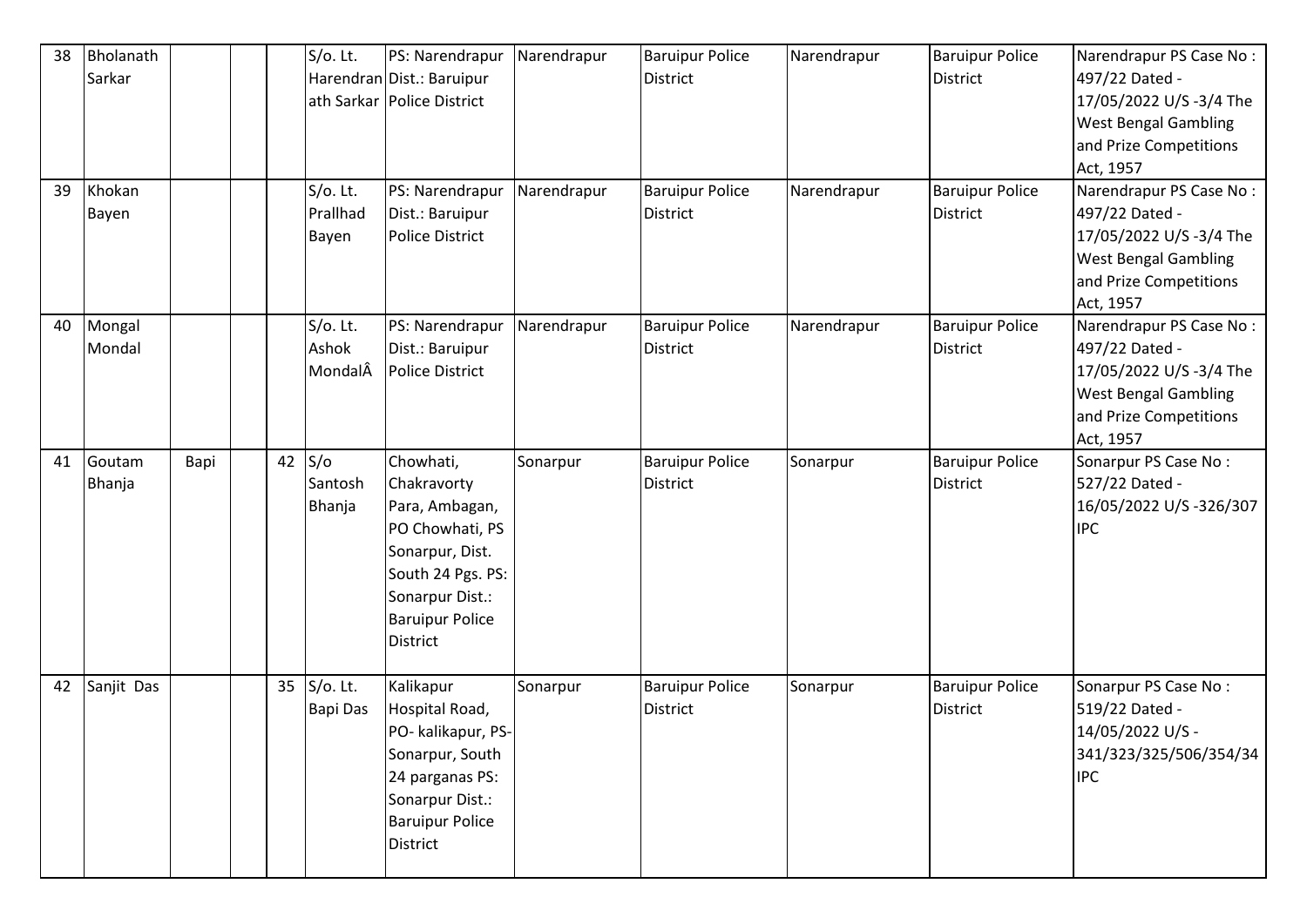| 38 | Bholanath Sarkar | | | S/o. Lt. Harendranath Sarkar | PS: Narendrapur Dist.: Baruipur Police District | Narendrapur | Baruipur Police District | Narendrapur | Baruipur Police District | Narendrapur PS Case No : 497/22 Dated - 17/05/2022 U/S -3/4 The West Bengal Gambling and Prize Competitions Act, 1957 |
|---|---|---|---|---|---|---|---|---|---|---|
| 39 | Khokan Bayen | | | S/o. Lt. Prallhad Bayen | PS: Narendrapur Dist.: Baruipur Police District | Narendrapur | Baruipur Police District | Narendrapur | Baruipur Police District | Narendrapur PS Case No : 497/22 Dated - 17/05/2022 U/S -3/4 The West Bengal Gambling and Prize Competitions Act, 1957 |
| 40 | Mongal Mondal | | | S/o. Lt. Ashok MondalÂ | PS: Narendrapur Dist.: Baruipur Police District | Narendrapur | Baruipur Police District | Narendrapur | Baruipur Police District | Narendrapur PS Case No : 497/22 Dated - 17/05/2022 U/S -3/4 The West Bengal Gambling and Prize Competitions Act, 1957 |
| 41 | Goutam Bhanja | Bapi | | 42 | S/o Santosh Bhanja | Chowhati, Chakravorty Para, Ambagan, PO Chowhati, PS Sonarpur, Dist. South 24 Pgs. PS: Sonarpur Dist.: Baruipur Police District | Sonarpur | Baruipur Police District | Sonarpur | Baruipur Police District | Sonarpur PS Case No : 527/22 Dated - 16/05/2022 U/S -326/307 IPC |
| 42 | Sanjit Das | | | 35 | S/o. Lt. Bapi Das | Kalikapur Hospital Road, PO- kalikapur, PS- Sonarpur, South 24 parganas PS: Sonarpur Dist.: Baruipur Police District | Sonarpur | Baruipur Police District | Sonarpur | Baruipur Police District | Sonarpur PS Case No : 519/22 Dated - 14/05/2022 U/S - 341/323/325/506/354/34 IPC |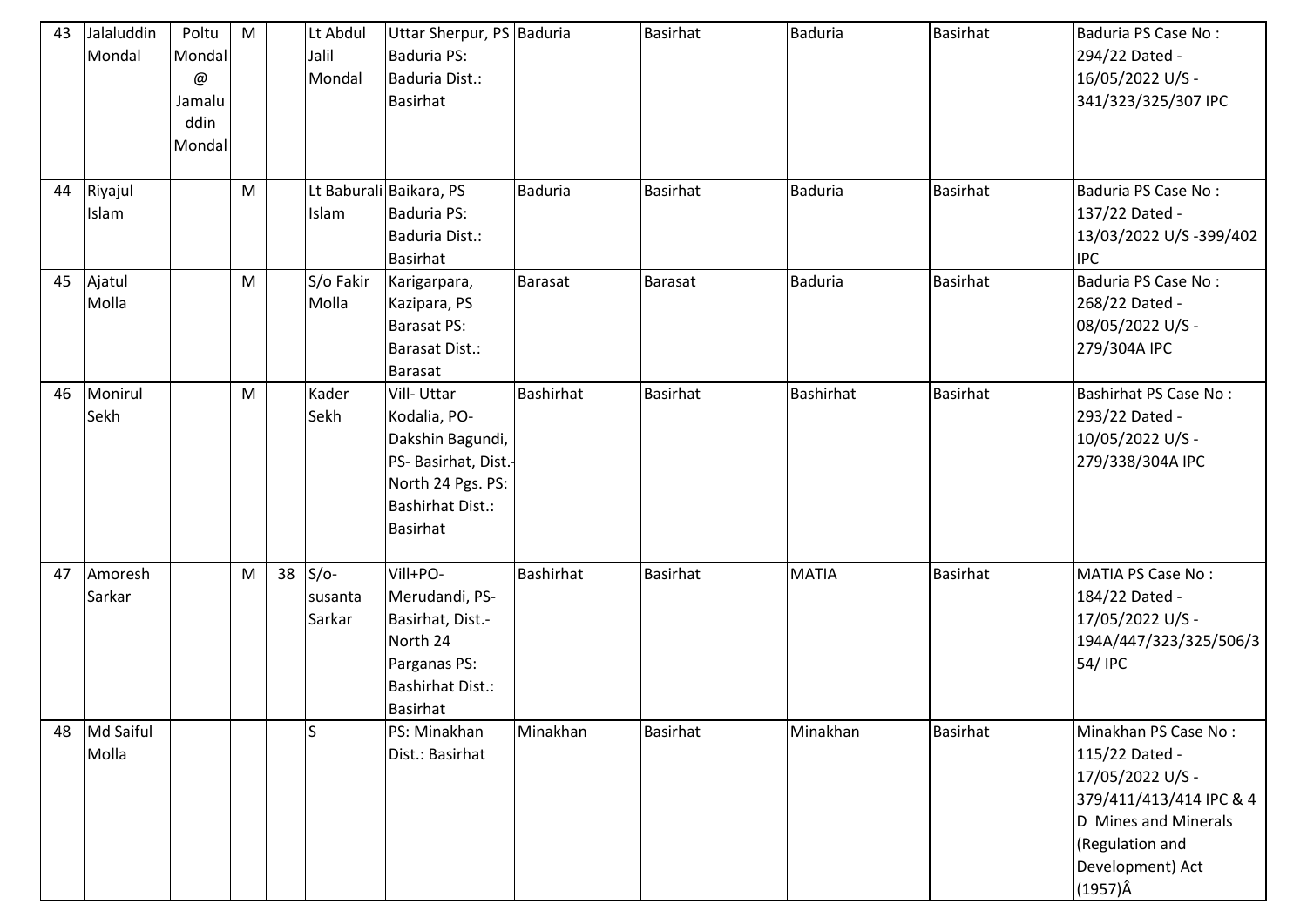| 43 | Jalaluddin Mondal | Poltu Mondal @ Jamaluddin Mondal | M | | Lt Abdul Jalil Mondal | Uttar Sherpur, PS Baduria PS: Baduria Dist.: Basirhat | Baduria | Basirhat | Baduria | Basirhat | Baduria PS Case No : 294/22 Dated - 16/05/2022 U/S - 341/323/325/307 IPC |
|---|---|---|---|---|---|---|---|---|---|---|---|
| 44 | Riyajul Islam | | M | | Lt Baburali Islam | Baikara, PS Baduria PS: Baduria Dist.: Basirhat | Baduria | Basirhat | Baduria | Basirhat | Baduria PS Case No : 137/22 Dated - 13/03/2022 U/S -399/402 IPC |
| 45 | Ajatul Molla | | M | | S/o Fakir Molla | Karigarpara, Kazipara, PS Barasat PS: Barasat Dist.: Barasat | Barasat | Barasat | Baduria | Basirhat | Baduria PS Case No : 268/22 Dated - 08/05/2022 U/S - 279/304A IPC |
| 46 | Monirul Sekh | | M | | Kader Sekh | Vill- Uttar Kodalia, PO- Dakshin Bagundi, PS- Basirhat, Dist.- North 24 Pgs. PS: Bashirhat Dist.: Basirhat | Bashirhat | Basirhat | Bashirhat | Basirhat | Bashirhat PS Case No : 293/22 Dated - 10/05/2022 U/S - 279/338/304A IPC |
| 47 | Amoresh Sarkar | | M | 38 | S/o-susanta Sarkar | Vill+PO- Merudandi, PS- Basirhat, Dist.- North 24 Parganas PS: Bashirhat Dist.: Basirhat | Bashirhat | Basirhat | MATIA | Basirhat | MATIA PS Case No : 184/22 Dated - 17/05/2022 U/S - 194A/447/323/325/506/354/ IPC |
| 48 | Md Saiful Molla | | | | S | PS: Minakhan Dist.: Basirhat | Minakhan | Basirhat | Minakhan | Basirhat | Minakhan PS Case No : 115/22 Dated - 17/05/2022 U/S - 379/411/413/414 IPC & 4 D Mines and Minerals (Regulation and Development) Act (1957)Â |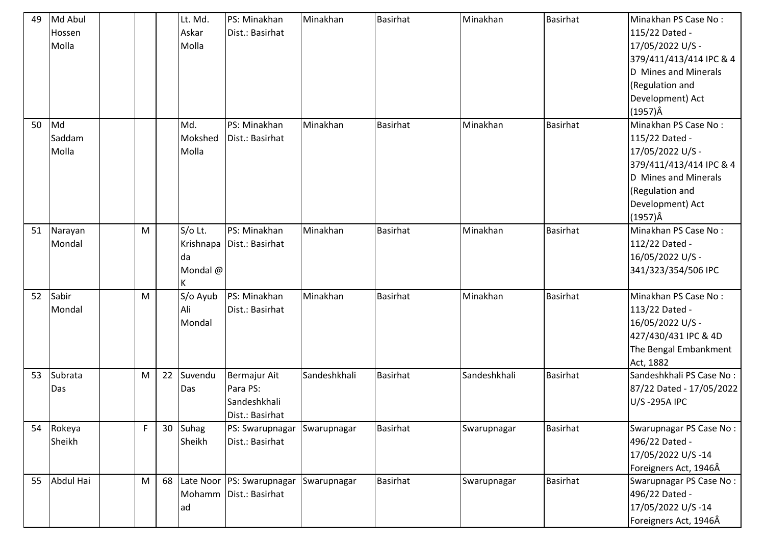| 49 | Md Abul Hossen Molla | | | | Lt. Md. Askar Molla | PS: Minakhan Dist.: Basirhat | Minakhan | Basirhat | Minakhan | Basirhat | Minakhan PS Case No : 115/22 Dated - 17/05/2022 U/S - 379/411/413/414 IPC & 4 D Mines and Minerals (Regulation and Development) Act (1957)Â |
|---|---|---|---|---|---|---|---|---|---|---|---|
| 50 | Md Saddam Molla | | | | Md. Mokshed Molla | PS: Minakhan Dist.: Basirhat | Minakhan | Basirhat | Minakhan | Basirhat | Minakhan PS Case No : 115/22 Dated - 17/05/2022 U/S - 379/411/413/414 IPC & 4 D Mines and Minerals (Regulation and Development) Act (1957)Â |
| 51 | Narayan Mondal | | M | | S/o Lt. Krishnapada Mondal @ K | PS: Minakhan Dist.: Basirhat | Minakhan | Basirhat | Minakhan | Basirhat | Minakhan PS Case No : 112/22 Dated - 16/05/2022 U/S - 341/323/354/506 IPC |
| 52 | Sabir Mondal | | M | | S/o Ayub Ali Mondal | PS: Minakhan Dist.: Basirhat | Minakhan | Basirhat | Minakhan | Basirhat | Minakhan PS Case No : 113/22 Dated - 16/05/2022 U/S - 427/430/431 IPC & 4D The Bengal Embankment Act, 1882 |
| 53 | Subrata Das | | M | 22 | Suvendu Das | Bermajur Ait Para PS: Sandeshkhali Dist.: Basirhat | Sandeshkhali | Basirhat | Sandeshkhali | Basirhat | Sandeshkhali PS Case No : 87/22 Dated - 17/05/2022 U/S -295A IPC |
| 54 | Rokeya Sheikh | | F | 30 | Suhag Sheikh | PS: Swarupnagar Dist.: Basirhat | Swarupnagar | Basirhat | Swarupnagar | Basirhat | Swarupnagar PS Case No : 496/22 Dated - 17/05/2022 U/S -14 Foreigners Act, 1946Â |
| 55 | Abdul Hai | | M | 68 | Late Noor Mohammad | PS: Swarupnagar Dist.: Basirhat | Swarupnagar | Basirhat | Swarupnagar | Basirhat | Swarupnagar PS Case No : 496/22 Dated - 17/05/2022 U/S -14 Foreigners Act, 1946Â |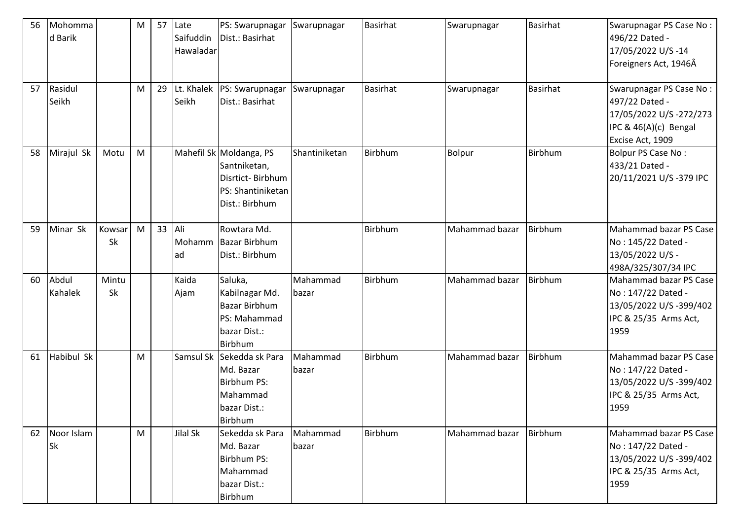| 56 | Mohommad Barik | | M | 57 | Late Saifuddin Hawaladar | PS: Swarupnagar Dist.: Basirhat | Swarupnagar | Basirhat | Swarupnagar | Basirhat | Swarupnagar PS Case No : 496/22 Dated - 17/05/2022 U/S -14 Foreigners Act, 1946Â |
|---|---|---|---|---|---|---|---|---|---|---|---|
| 57 | Rasidul Seikh | | M | 29 | Lt. Khalek Seikh | PS: Swarupnagar Dist.: Basirhat | Swarupnagar | Basirhat | Swarupnagar | Basirhat | Swarupnagar PS Case No : 497/22 Dated - 17/05/2022 U/S -272/273 IPC & 46(A)(c) Bengal Excise Act, 1909 |
| 58 | Mirajul Sk | Motu | M | | Mahefil Sk | Moldanga, PS Santniketan, Disrtict- Birbhum PS: Shantiniketan Dist.: Birbhum | Shantiniketan | Birbhum | Bolpur | Birbhum | Bolpur PS Case No : 433/21 Dated - 20/11/2021 U/S -379 IPC |
| 59 | Minar Sk | Kowsar Sk | M | 33 | Ali Mohammad | Rowtara Md. Bazar Birbhum Dist.: Birbhum | | Birbhum | Mahammad bazar | Birbhum | Mahammad bazar PS Case No : 145/22 Dated - 13/05/2022 U/S - 498A/325/307/34 IPC |
| 60 | Abdul Kahalek | Mintu Sk | | | Kaida Ajam | Saluka, Kabilnagar Md. Bazar Birbhum PS: Mahammad bazar Dist.: Birbhum | Mahammad bazar | Birbhum | Mahammad bazar | Birbhum | Mahammad bazar PS Case No : 147/22 Dated - 13/05/2022 U/S -399/402 IPC & 25/35 Arms Act, 1959 |
| 61 | Habibul Sk | | M | | Samsul Sk | Sekedda sk Para Md. Bazar Birbhum PS: Mahammad bazar Dist.: Birbhum | Mahammad bazar | Birbhum | Mahammad bazar | Birbhum | Mahammad bazar PS Case No : 147/22 Dated - 13/05/2022 U/S -399/402 IPC & 25/35 Arms Act, 1959 |
| 62 | Noor Islam Sk | | M | | Jilal Sk | Sekedda sk Para Md. Bazar Birbhum PS: Mahammad bazar Dist.: Birbhum | Mahammad bazar | Birbhum | Mahammad bazar | Birbhum | Mahammad bazar PS Case No : 147/22 Dated - 13/05/2022 U/S -399/402 IPC & 25/35 Arms Act, 1959 |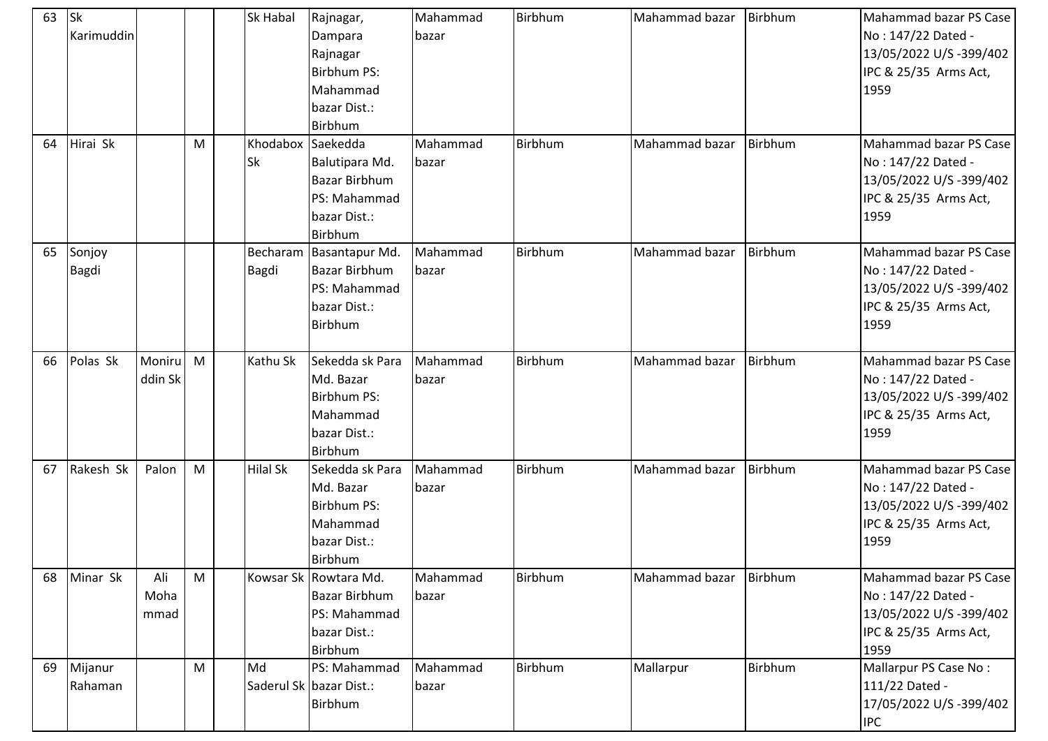| 63 | Sk Karimuddin | | | | Sk Habal | Rajnagar, Dampara Rajnagar Birbhum PS: Mahammad bazar Dist.: Birbhum | Mahammad bazar | Birbhum | Mahammad bazar | Birbhum | Mahammad bazar PS Case No : 147/22 Dated - 13/05/2022 U/S -399/402 IPC & 25/35 Arms Act, 1959 |
|---|---|---|---|---|---|---|---|---|---|---|---|
| 64 | Hirai Sk | | M | | Khodabox Sk | Saekedda Balutipara Md. Bazar Birbhum PS: Mahammad bazar Dist.: Birbhum | Mahammad bazar | Birbhum | Mahammad bazar | Birbhum | Mahammad bazar PS Case No : 147/22 Dated - 13/05/2022 U/S -399/402 IPC & 25/35 Arms Act, 1959 |
| 65 | Sonjoy Bagdi | | | | Becharam Bagdi | Basantapur Md. Bazar Birbhum PS: Mahammad bazar Dist.: Birbhum | Mahammad bazar | Birbhum | Mahammad bazar | Birbhum | Mahammad bazar PS Case No : 147/22 Dated - 13/05/2022 U/S -399/402 IPC & 25/35 Arms Act, 1959 |
| 66 | Polas Sk | Moniruddin Sk | M | | Kathu Sk | Sekedda sk Para Md. Bazar Birbhum PS: Mahammad bazar Dist.: Birbhum | Mahammad bazar | Birbhum | Mahammad bazar | Birbhum | Mahammad bazar PS Case No : 147/22 Dated - 13/05/2022 U/S -399/402 IPC & 25/35 Arms Act, 1959 |
| 67 | Rakesh Sk | Palon | M | | Hilal Sk | Sekedda sk Para Md. Bazar Birbhum PS: Mahammad bazar Dist.: Birbhum | Mahammad bazar | Birbhum | Mahammad bazar | Birbhum | Mahammad bazar PS Case No : 147/22 Dated - 13/05/2022 U/S -399/402 IPC & 25/35 Arms Act, 1959 |
| 68 | Minar Sk | Ali Mohammad | M | | Kowsar Sk | Rowtara Md. Bazar Birbhum PS: Mahammad bazar Dist.: Birbhum | Mahammad bazar | Birbhum | Mahammad bazar | Birbhum | Mahammad bazar PS Case No : 147/22 Dated - 13/05/2022 U/S -399/402 IPC & 25/35 Arms Act, 1959 |
| 69 | Mijanur Rahaman | | M | | Md Saderul Sk | PS: Mahammad bazar Dist.: Birbhum | Mahammad bazar | Birbhum | Mallarpur | Birbhum | Mallarpur PS Case No : 111/22 Dated - 17/05/2022 U/S -399/402 IPC |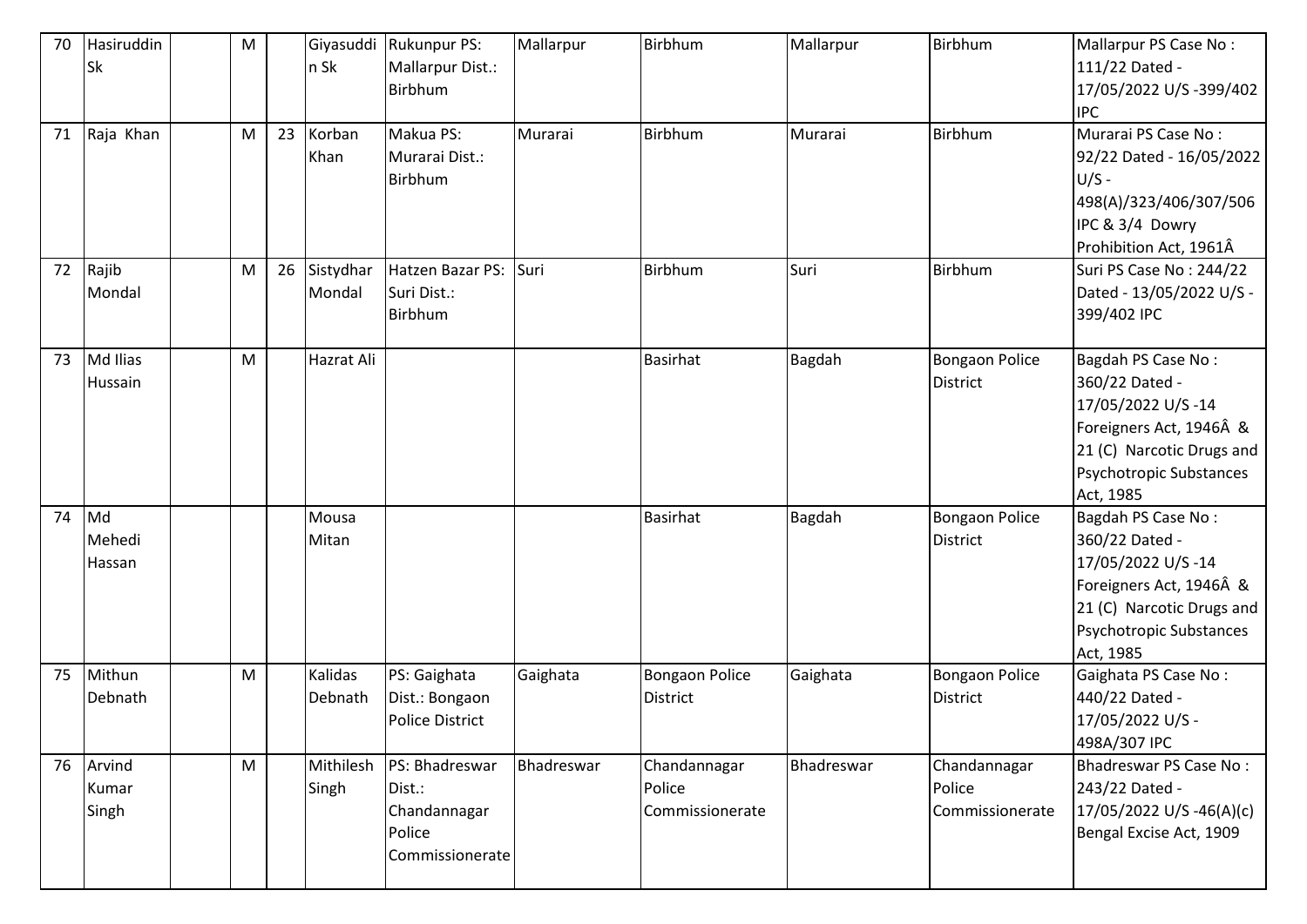| 70 | Hasiruddin Sk | | M | | Giyasuddin Sk | Rukunpur PS: Mallarpur Dist.: Birbhum | Mallarpur | Birbhum | Mallarpur | Birbhum | Mallarpur PS Case No : 111/22 Dated - 17/05/2022 U/S -399/402 IPC |
|---|---|---|---|---|---|---|---|---|---|---|---|
| 71 | Raja Khan | | M | 23 | Korban Khan | Makua PS: Murarai Dist.: Birbhum | Murarai | Birbhum | Murarai | Birbhum | Murarai PS Case No : 92/22 Dated - 16/05/2022 U/S - 498(A)/323/406/307/506 IPC & 3/4 Dowry Prohibition Act, 1961Â |
| 72 | Rajib Mondal | | M | 26 | Sistydhar Mondal | Hatzen Bazar PS: Suri Dist.: Birbhum | Suri | Birbhum | Suri | Birbhum | Suri PS Case No : 244/22 Dated - 13/05/2022 U/S - 399/402 IPC |
| 73 | Md Ilias Hussain | | M | | Hazrat Ali | | | Basirhat | Bagdah | Bongaon Police District | Bagdah PS Case No : 360/22 Dated - 17/05/2022 U/S -14 Foreigners Act, 1946Â & 21 (C) Narcotic Drugs and Psychotropic Substances Act, 1985 |
| 74 | Md Mehedi Hassan | | | | Mousa Mitan | | | Basirhat | Bagdah | Bongaon Police District | Bagdah PS Case No : 360/22 Dated - 17/05/2022 U/S -14 Foreigners Act, 1946Â & 21 (C) Narcotic Drugs and Psychotropic Substances Act, 1985 |
| 75 | Mithun Debnath | | M | | Kalidas Debnath | PS: Gaighata Dist.: Bongaon Police District | Gaighata | Bongaon Police District | Gaighata | Bongaon Police District | Gaighata PS Case No : 440/22 Dated - 17/05/2022 U/S - 498A/307 IPC |
| 76 | Arvind Kumar Singh | | M | | Mithilesh Singh | PS: Bhadreswar Dist.: Chandannagar Police Commissionerate | Bhadreswar | Chandannagar Police Commissionerate | Bhadreswar | Chandannagar Police Commissionerate | Bhadreswar PS Case No : 243/22 Dated - 17/05/2022 U/S -46(A)(c) Bengal Excise Act, 1909 |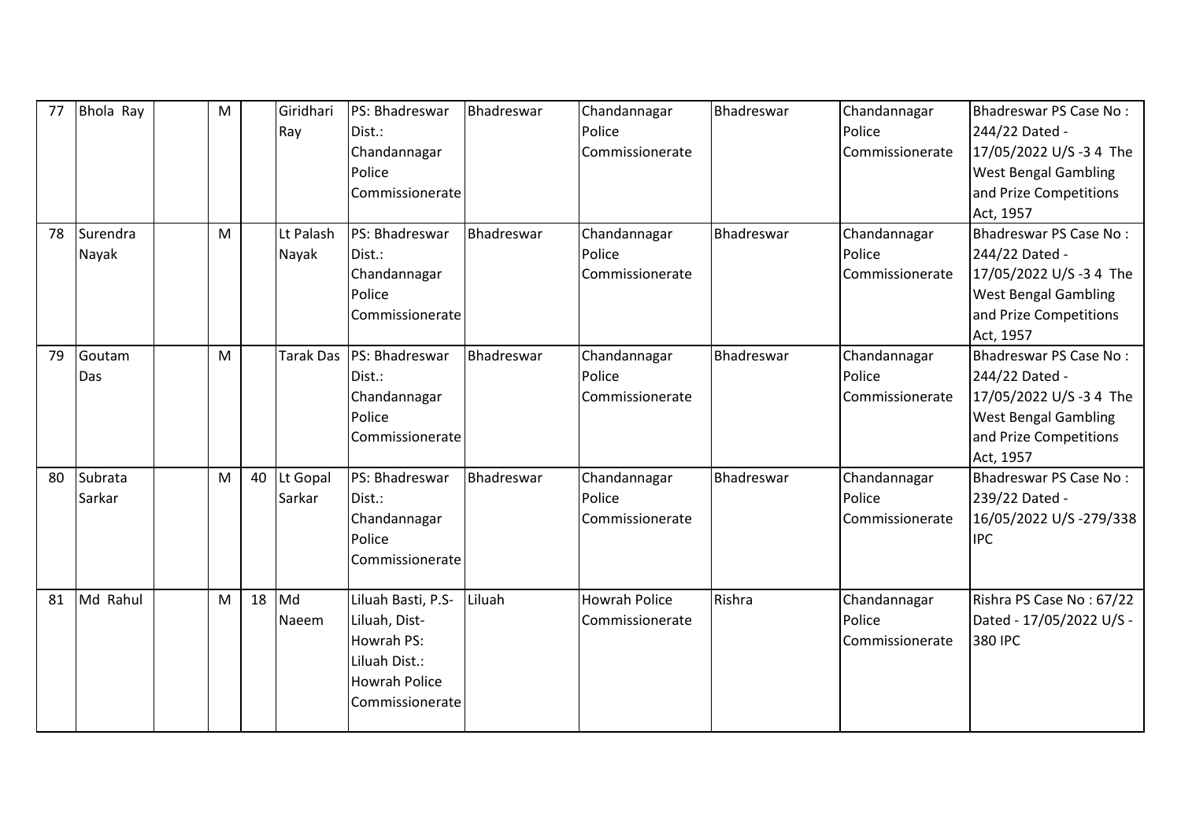| 77 | Bhola Ray | | M | | Giridhari Ray | PS: Bhadreswar Dist.: Chandannagar Police Commissionerate | Bhadreswar | Chandannagar Police Commissionerate | Bhadreswar | Chandannagar Police Commissionerate | Bhadreswar PS Case No : 244/22 Dated - 17/05/2022 U/S -3 4 The West Bengal Gambling and Prize Competitions Act, 1957 |
|---|---|---|---|---|---|---|---|---|---|---|---|
| 78 | Surendra Nayak | | M | | Lt Palash Nayak | PS: Bhadreswar Dist.: Chandannagar Police Commissionerate | Bhadreswar | Chandannagar Police Commissionerate | Bhadreswar | Chandannagar Police Commissionerate | Bhadreswar PS Case No : 244/22 Dated - 17/05/2022 U/S -3 4 The West Bengal Gambling and Prize Competitions Act, 1957 |
| 79 | Goutam Das | | M | | Tarak Das | PS: Bhadreswar Dist.: Chandannagar Police Commissionerate | Bhadreswar | Chandannagar Police Commissionerate | Bhadreswar | Chandannagar Police Commissionerate | Bhadreswar PS Case No : 244/22 Dated - 17/05/2022 U/S -3 4 The West Bengal Gambling and Prize Competitions Act, 1957 |
| 80 | Subrata Sarkar | | M | 40 | Lt Gopal Sarkar | PS: Bhadreswar Dist.: Chandannagar Police Commissionerate | Bhadreswar | Chandannagar Police Commissionerate | Bhadreswar | Chandannagar Police Commissionerate | Bhadreswar PS Case No : 239/22 Dated - 16/05/2022 U/S -279/338 IPC |
| 81 | Md Rahul | | M | 18 | Md Naeem | Liluah Basti, P.S- Liluah, Dist- Howrah PS: Liluah Dist.: Howrah Police Commissionerate | Liluah | Howrah Police Commissionerate | Rishra | Chandannagar Police Commissionerate | Rishra PS Case No : 67/22 Dated - 17/05/2022 U/S - 380 IPC |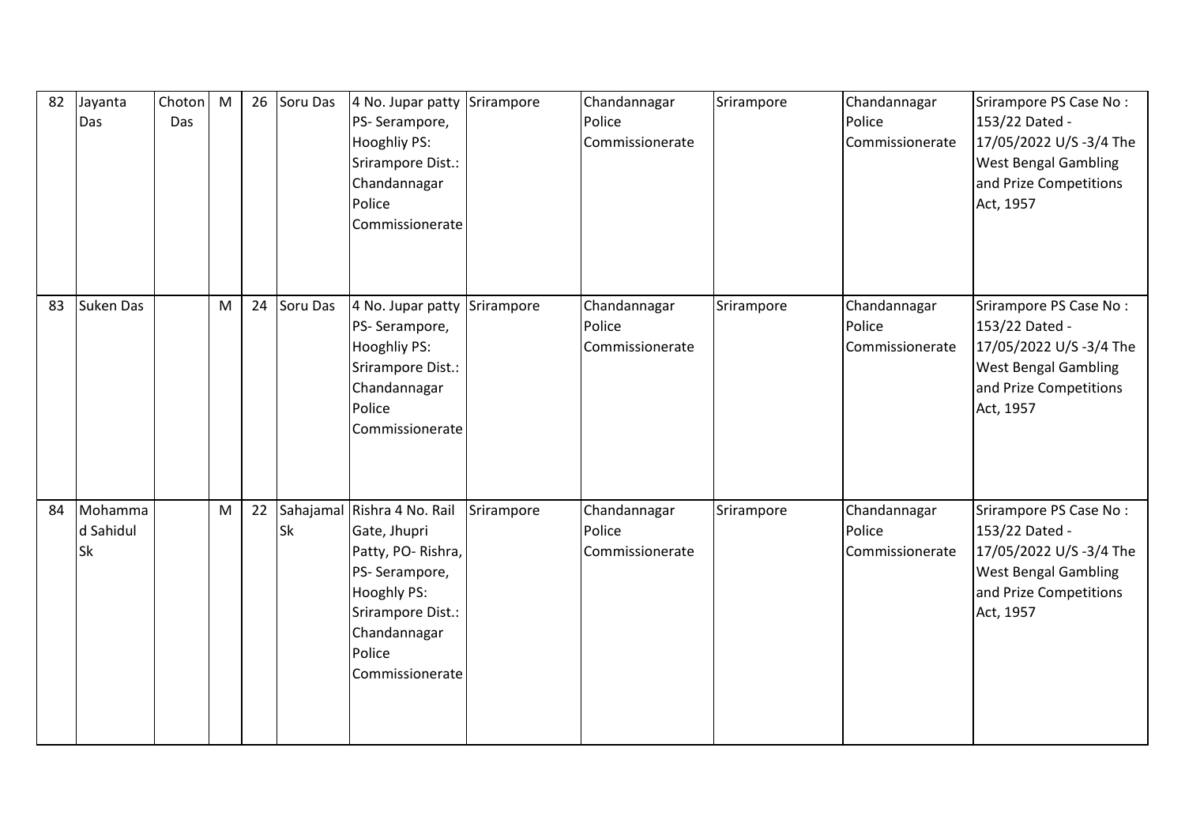| 82 | Jayanta Das | Choton Das | M | 26 | Soru Das | 4 No. Jupar patty PS- Serampore, Hooghliy PS: Srirampore Dist.: Chandannagar Police Commissionerate | Srirampore | Chandannagar Police Commissionerate | Srirampore | Chandannagar Police Commissionerate | Srirampore PS Case No : 153/22 Dated - 17/05/2022 U/S -3/4 The West Bengal Gambling and Prize Competitions Act, 1957 |
|---|---|---|---|---|---|---|---|---|---|---|---|
| 83 | Suken Das | | M | 24 | Soru Das | 4 No. Jupar patty PS- Serampore, Hooghliy PS: Srirampore Dist.: Chandannagar Police Commissionerate | Srirampore | Chandannagar Police Commissionerate | Srirampore | Chandannagar Police Commissionerate | Srirampore PS Case No : 153/22 Dated - 17/05/2022 U/S -3/4 The West Bengal Gambling and Prize Competitions Act, 1957 |
| 84 | Mohammad Sahidul Sk | | M | 22 | Sahajamal Sk | Rishra 4 No. Rail Gate, Jhupri Patty, PO- Rishra, PS- Serampore, Hooghly PS: Srirampore Dist.: Chandannagar Police Commissionerate | Srirampore | Chandannagar Police Commissionerate | Srirampore | Chandannagar Police Commissionerate | Srirampore PS Case No : 153/22 Dated - 17/05/2022 U/S -3/4 The West Bengal Gambling and Prize Competitions Act, 1957 |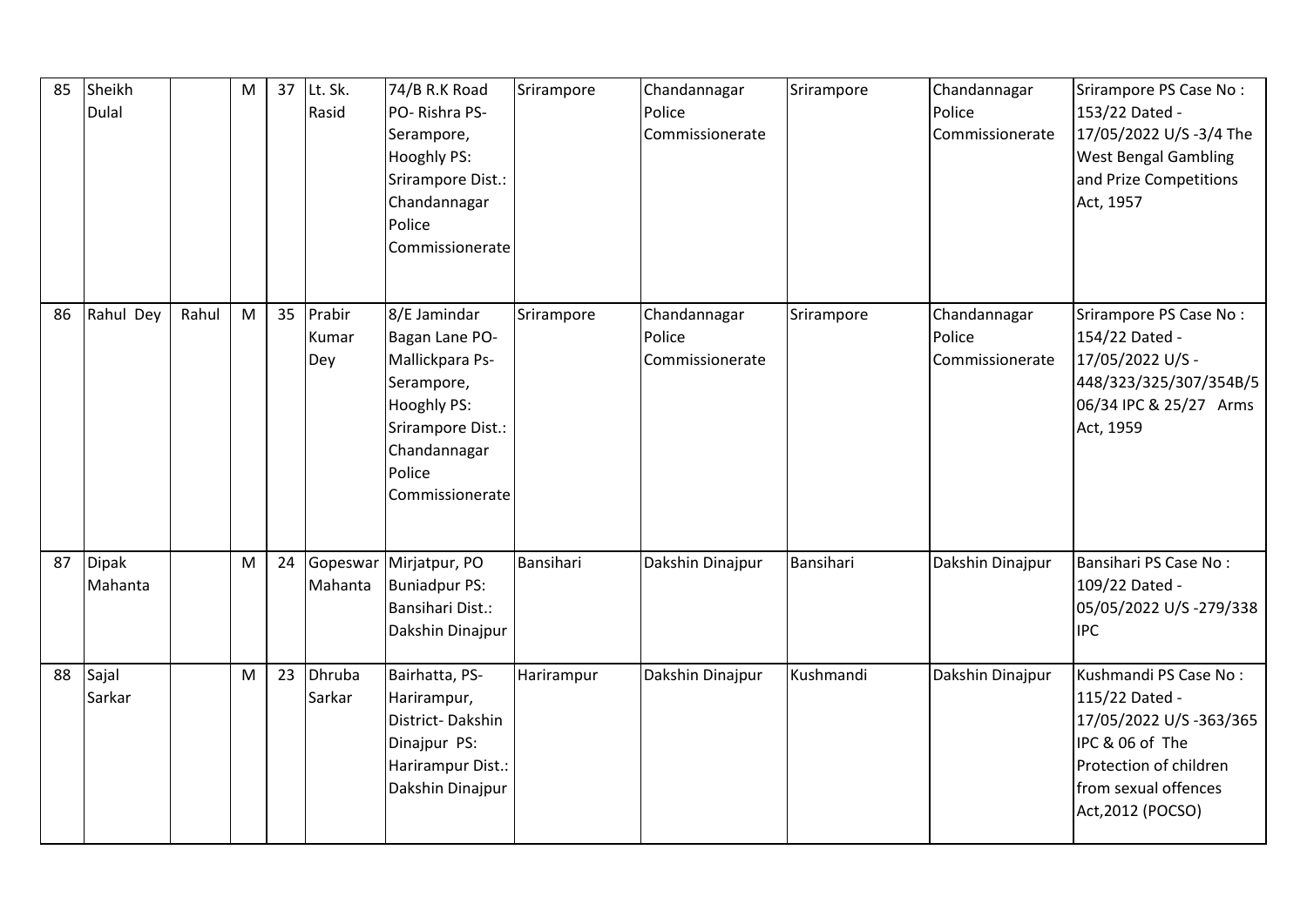| 85 | Sheikh Dulal | | M | 37 | Lt. Sk. Rasid | 74/B R.K Road PO- Rishra PS- Serampore, Hooghly PS: Srirampore Dist.: Chandannagar Police Commissionerate | Srirampore | Chandannagar Police Commissionerate | Srirampore | Chandannagar Police Commissionerate | Srirampore PS Case No : 153/22 Dated - 17/05/2022 U/S -3/4 The West Bengal Gambling and Prize Competitions Act, 1957 |
|---|---|---|---|---|---|---|---|---|---|---|---|
| 86 | Rahul Dey | Rahul | M | 35 | Prabir Kumar Dey | 8/E Jamindar Bagan Lane PO- Mallickpara Ps- Serampore, Hooghly PS: Srirampore Dist.: Chandannagar Police Commissionerate | Srirampore | Chandannagar Police Commissionerate | Srirampore | Chandannagar Police Commissionerate | Srirampore PS Case No : 154/22 Dated - 17/05/2022 U/S - 448/323/325/307/354B/506/34 IPC & 25/27 Arms Act, 1959 |
| 87 | Dipak Mahanta | | M | 24 | Gopeswar Mahanta | Mirjatpur, PO Buniadpur PS: Bansihari Dist.: Dakshin Dinajpur | Bansihari | Dakshin Dinajpur | Bansihari | Dakshin Dinajpur | Bansihari PS Case No : 109/22 Dated - 05/05/2022 U/S -279/338 IPC |
| 88 | Sajal Sarkar | | M | 23 | Dhruba Sarkar | Bairhatta, PS- Harirampur, District- Dakshin Dinajpur PS: Harirampur Dist.: Dakshin Dinajpur | Harirampur | Dakshin Dinajpur | Kushmandi | Dakshin Dinajpur | Kushmandi PS Case No : 115/22 Dated - 17/05/2022 U/S -363/365 IPC & 06 of The Protection of children from sexual offences Act,2012 (POCSO) |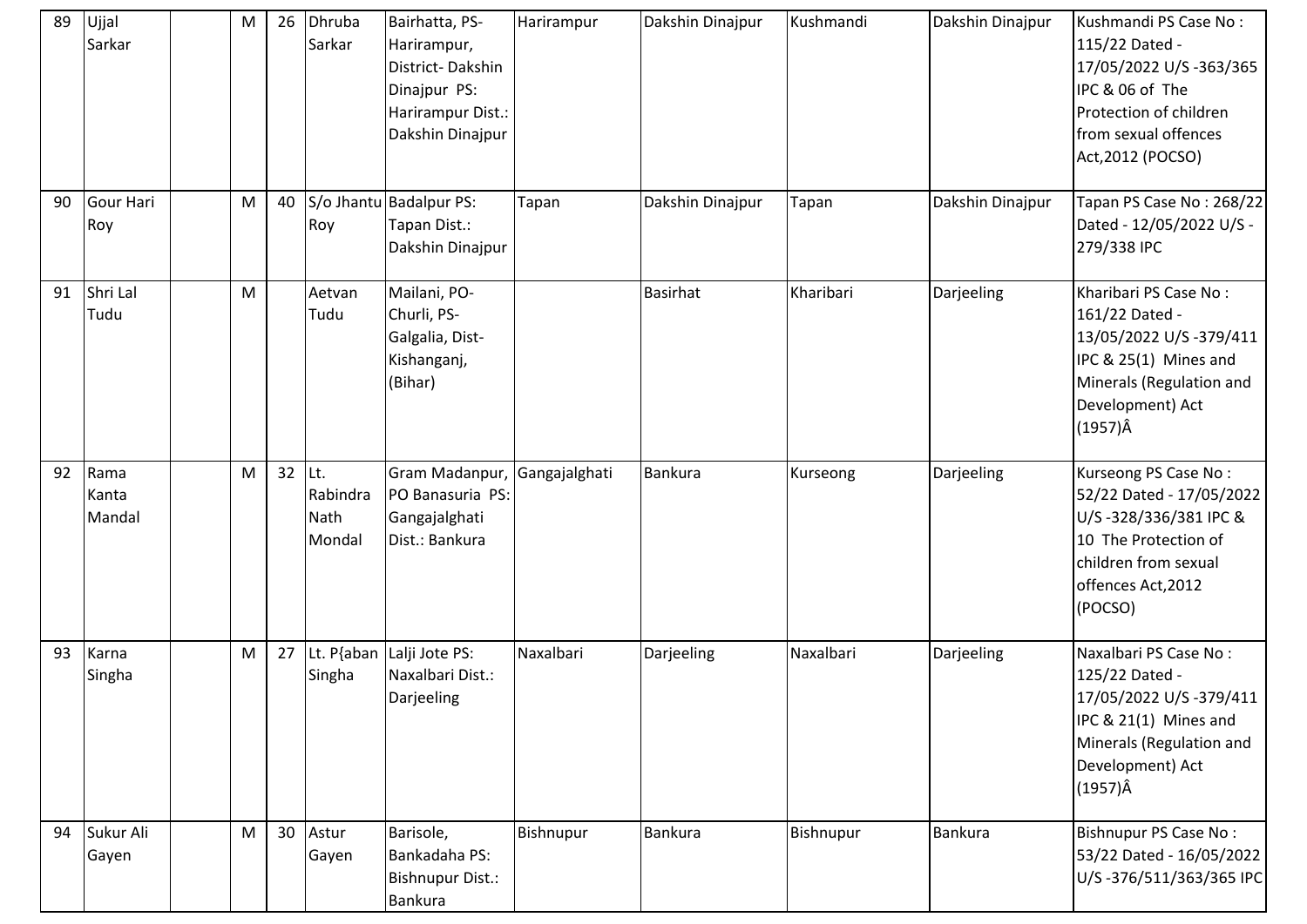| 89 | Ujjal Sarkar | | M | 26 | Dhruba Sarkar | Bairhatta, PS-Harirampur, District- Dakshin Dinajpur PS: Harirampur Dist.: Dakshin Dinajpur | Harirampur | Dakshin Dinajpur | Kushmandi | Dakshin Dinajpur | Kushmandi PS Case No : 115/22 Dated - 17/05/2022 U/S -363/365 IPC & 06 of The Protection of children from sexual offences Act,2012 (POCSO) |
|---|---|---|---|---|---|---|---|---|---|---|---|
| 90 | Gour Hari Roy | | M | 40 | S/o Jhantu Roy | Badalpur PS: Tapan Dist.: Dakshin Dinajpur | Tapan | Dakshin Dinajpur | Tapan | Dakshin Dinajpur | Tapan PS Case No : 268/22 Dated - 12/05/2022 U/S -279/338 IPC |
| 91 | Shri Lal Tudu | | M | | Aetvan Tudu | Mailani, PO-Churli, PS-Galgalia, Dist-Kishanganj, (Bihar) | | Basirhat | Kharibari | Darjeeling | Kharibari PS Case No : 161/22 Dated - 13/05/2022 U/S -379/411 IPC & 25(1) Mines and Minerals (Regulation and Development) Act (1957)Â |
| 92 | Rama Kanta Mandal | | M | 32 | Lt. Rabindra Nath Mondal | Gram Madanpur, PO Banasuria PS: Gangajalghati Dist.: Bankura | Gangajalghati | Bankura | Kurseong | Darjeeling | Kurseong PS Case No : 52/22 Dated - 17/05/2022 U/S -328/336/381 IPC & 10 The Protection of children from sexual offences Act,2012 (POCSO) |
| 93 | Karna Singha | | M | 27 | Lt. P{aban Singha | Lalji Jote PS: Naxalbari Dist.: Darjeeling | Naxalbari | Darjeeling | Naxalbari | Darjeeling | Naxalbari PS Case No : 125/22 Dated - 17/05/2022 U/S -379/411 IPC & 21(1) Mines and Minerals (Regulation and Development) Act (1957)Â |
| 94 | Sukur Ali Gayen | | M | 30 | Astur Gayen | Barisole, Bankadaha PS: Bishnupur Dist.: Bankura | Bishnupur | Bankura | Bishnupur | Bankura | Bishnupur PS Case No : 53/22 Dated - 16/05/2022 U/S -376/511/363/365 IPC |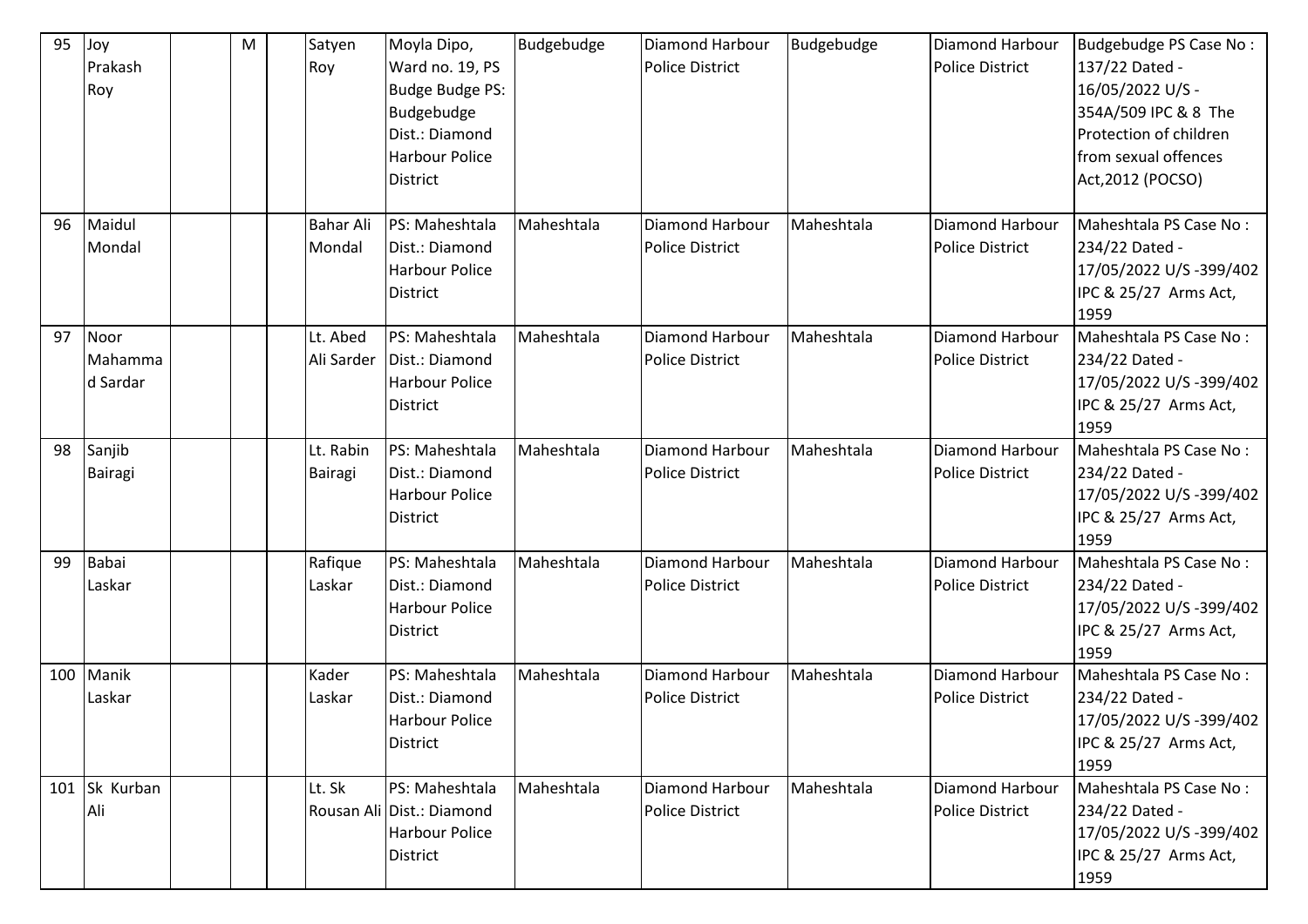| 95 | Joy Prakash Roy | | M | | Satyen Roy | Moyla Dipo, Ward no. 19, PS Budge Budge PS: Budgebudge Dist.: Diamond Harbour Police District | Budgebudge | Diamond Harbour Police District | Budgebudge | Diamond Harbour Police District | Budgebudge PS Case No : 137/22 Dated - 16/05/2022 U/S - 354A/509 IPC & 8 The Protection of children from sexual offences Act,2012 (POCSO) |
|---|---|---|---|---|---|---|---|---|---|---|---|
| 96 | Maidul Mondal | | | | Bahar Ali Mondal | PS: Maheshtala Dist.: Diamond Harbour Police District | Maheshtala | Diamond Harbour Police District | Maheshtala | Diamond Harbour Police District | Maheshtala PS Case No : 234/22 Dated - 17/05/2022 U/S -399/402 IPC & 25/27 Arms Act, 1959 |
| 97 | Noor Mahammad Sardar | | | | Lt. Abed Ali Sarder | PS: Maheshtala Dist.: Diamond Harbour Police District | Maheshtala | Diamond Harbour Police District | Maheshtala | Diamond Harbour Police District | Maheshtala PS Case No : 234/22 Dated - 17/05/2022 U/S -399/402 IPC & 25/27 Arms Act, 1959 |
| 98 | Sanjib Bairagi | | | | Lt. Rabin Bairagi | PS: Maheshtala Dist.: Diamond Harbour Police District | Maheshtala | Diamond Harbour Police District | Maheshtala | Diamond Harbour Police District | Maheshtala PS Case No : 234/22 Dated - 17/05/2022 U/S -399/402 IPC & 25/27 Arms Act, 1959 |
| 99 | Babai Laskar | | | | Rafique Laskar | PS: Maheshtala Dist.: Diamond Harbour Police District | Maheshtala | Diamond Harbour Police District | Maheshtala | Diamond Harbour Police District | Maheshtala PS Case No : 234/22 Dated - 17/05/2022 U/S -399/402 IPC & 25/27 Arms Act, 1959 |
| 100 | Manik Laskar | | | | Kader Laskar | PS: Maheshtala Dist.: Diamond Harbour Police District | Maheshtala | Diamond Harbour Police District | Maheshtala | Diamond Harbour Police District | Maheshtala PS Case No : 234/22 Dated - 17/05/2022 U/S -399/402 IPC & 25/27 Arms Act, 1959 |
| 101 | Sk Kurban Ali | | | | Lt. Sk Rousan Ali | PS: Maheshtala Dist.: Diamond Harbour Police District | Maheshtala | Diamond Harbour Police District | Maheshtala | Diamond Harbour Police District | Maheshtala PS Case No : 234/22 Dated - 17/05/2022 U/S -399/402 IPC & 25/27 Arms Act, 1959 |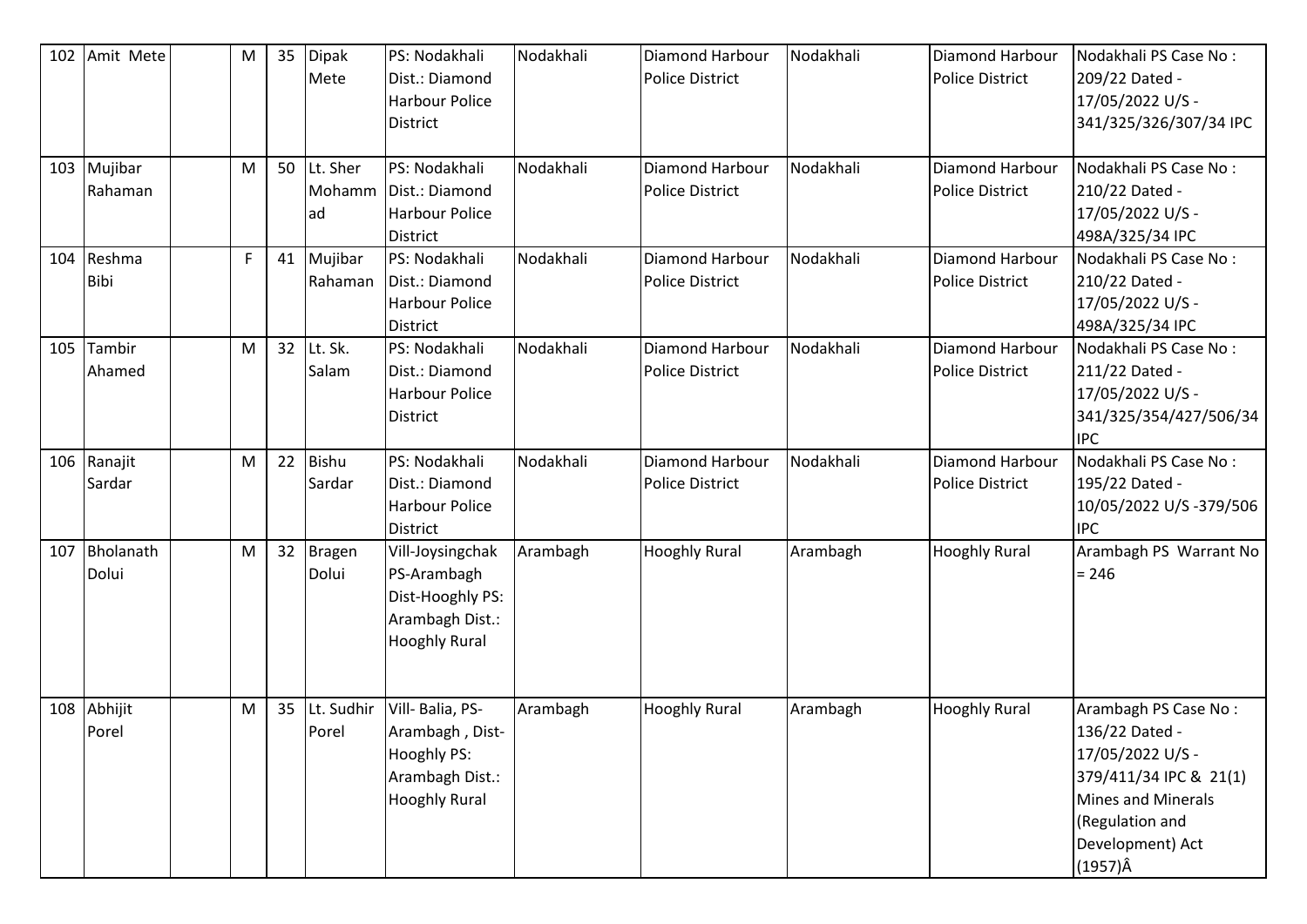| 102 | Amit Mete | | M | 35 | Dipak Mete | PS: Nodakhali Dist.: Diamond Harbour Police District | Nodakhali | Diamond Harbour Police District | Nodakhali | Diamond Harbour Police District | Nodakhali PS Case No : 209/22 Dated - 17/05/2022 U/S - 341/325/326/307/34 IPC |
|---|---|---|---|---|---|---|---|---|---|---|---|
| 103 | Mujibar Rahaman | | M | 50 | Lt. Sher Mohammad | PS: Nodakhali Dist.: Diamond Harbour Police District | Nodakhali | Diamond Harbour Police District | Nodakhali | Diamond Harbour Police District | Nodakhali PS Case No : 210/22 Dated - 17/05/2022 U/S - 498A/325/34 IPC |
| 104 | Reshma Bibi | | F | 41 | Mujibar Rahaman | PS: Nodakhali Dist.: Diamond Harbour Police District | Nodakhali | Diamond Harbour Police District | Nodakhali | Diamond Harbour Police District | Nodakhali PS Case No : 210/22 Dated - 17/05/2022 U/S - 498A/325/34 IPC |
| 105 | Tambir Ahamed | | M | 32 | Lt. Sk. Salam | PS: Nodakhali Dist.: Diamond Harbour Police District | Nodakhali | Diamond Harbour Police District | Nodakhali | Diamond Harbour Police District | Nodakhali PS Case No : 211/22 Dated - 17/05/2022 U/S - 341/325/354/427/506/34 IPC |
| 106 | Ranajit Sardar | | M | 22 | Bishu Sardar | PS: Nodakhali Dist.: Diamond Harbour Police District | Nodakhali | Diamond Harbour Police District | Nodakhali | Diamond Harbour Police District | Nodakhali PS Case No : 195/22 Dated - 10/05/2022 U/S -379/506 IPC |
| 107 | Bholanath Dolui | | M | 32 | Bragen Dolui | Vill-Joysingchak PS-Arambagh Dist-Hooghly PS: Arambagh Dist.: Hooghly Rural | Arambagh | Hooghly Rural | Arambagh | Hooghly Rural | Arambagh PS Warrant No = 246 |
| 108 | Abhijit Porel | | M | 35 | Lt. Sudhir Porel | Vill- Balia, PS-Arambagh , Dist-Hooghly PS: Arambagh Dist.: Hooghly Rural | Arambagh | Hooghly Rural | Arambagh | Hooghly Rural | Arambagh PS Case No : 136/22 Dated - 17/05/2022 U/S - 379/411/34 IPC & 21(1) Mines and Minerals (Regulation and Development) Act (1957)Â |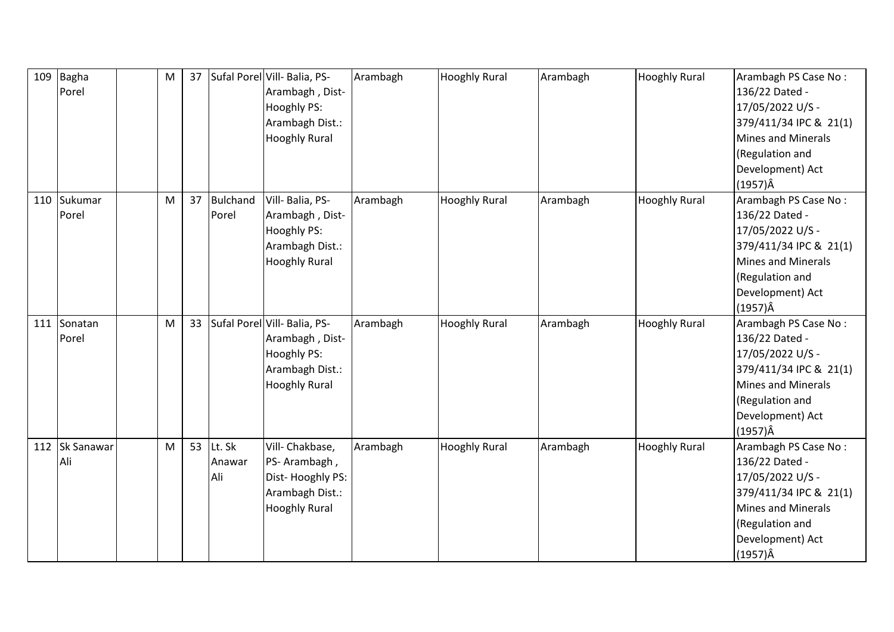| 109 | Bagha Porel | | M | 37 | Sufal Porel | Vill- Balia, PS- Arambagh , Dist- Hooghly PS: Arambagh Dist.: Hooghly Rural | Arambagh | Hooghly Rural | Arambagh | Hooghly Rural | Arambagh PS Case No : 136/22 Dated - 17/05/2022 U/S - 379/411/34 IPC & 21(1) Mines and Minerals (Regulation and Development) Act (1957)Â |
|---|---|---|---|---|---|---|---|---|---|---|---|
| 110 | Sukumar Porel | | M | 37 | Bulchand Porel | Vill- Balia, PS- Arambagh , Dist- Hooghly PS: Arambagh Dist.: Hooghly Rural | Arambagh | Hooghly Rural | Arambagh | Hooghly Rural | Arambagh PS Case No : 136/22 Dated - 17/05/2022 U/S - 379/411/34 IPC & 21(1) Mines and Minerals (Regulation and Development) Act (1957)Â |
| 111 | Sonatan Porel | | M | 33 | Sufal Porel | Vill- Balia, PS- Arambagh , Dist- Hooghly PS: Arambagh Dist.: Hooghly Rural | Arambagh | Hooghly Rural | Arambagh | Hooghly Rural | Arambagh PS Case No : 136/22 Dated - 17/05/2022 U/S - 379/411/34 IPC & 21(1) Mines and Minerals (Regulation and Development) Act (1957)Â |
| 112 | Sk Sanawar Ali | | M | 53 | Lt. Sk Anawar Ali | Vill- Chakbase, PS- Arambagh , Dist- Hooghly PS: Arambagh Dist.: Hooghly Rural | Arambagh | Hooghly Rural | Arambagh | Hooghly Rural | Arambagh PS Case No : 136/22 Dated - 17/05/2022 U/S - 379/411/34 IPC & 21(1) Mines and Minerals (Regulation and Development) Act (1957)Â |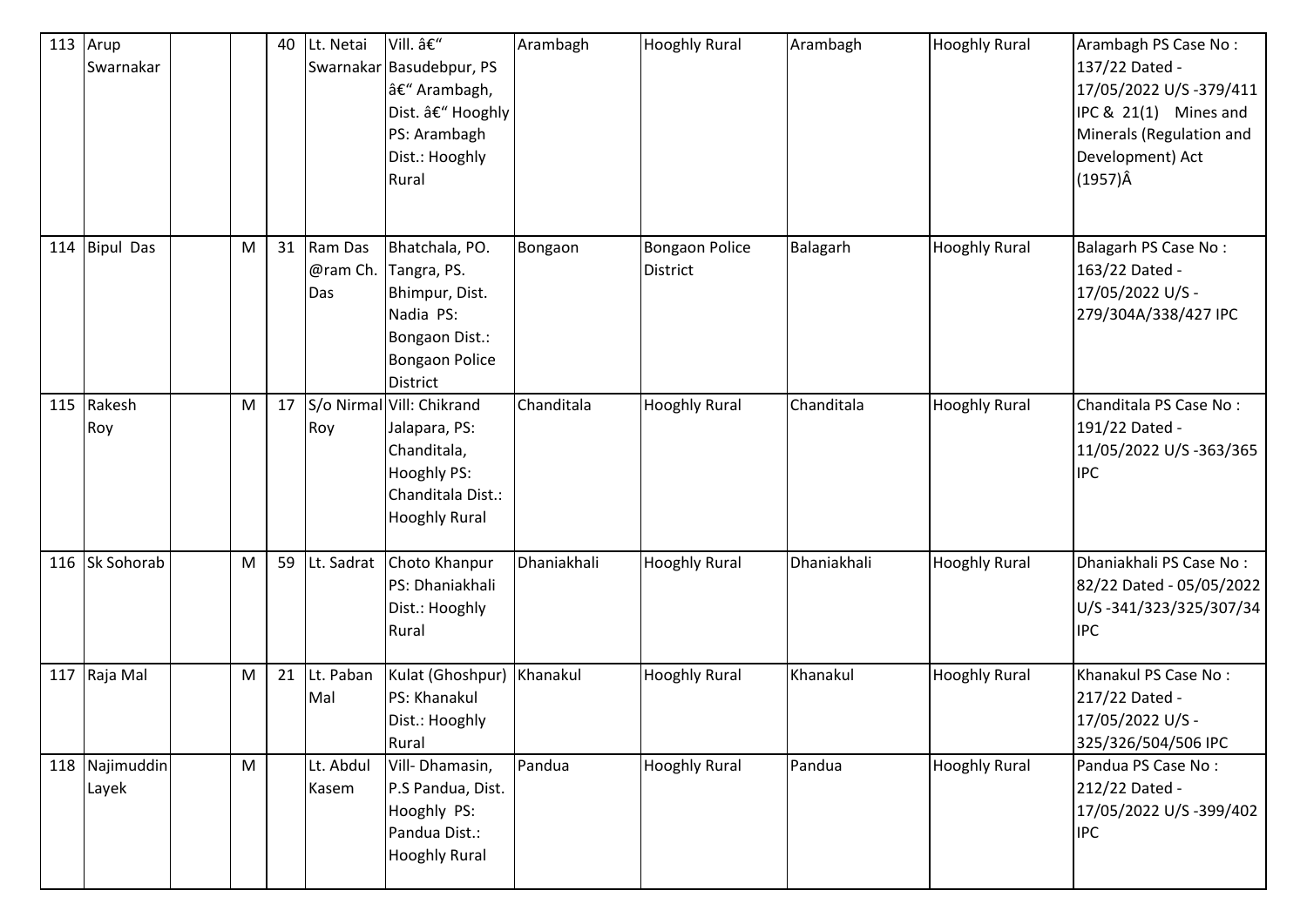| 113 | Arup Swarnakar | | | 40 | Lt. Netai Swarnakar | Vill. â€" Basudebpur, PS â€" Arambagh, Dist. â€" Hooghly PS: Arambagh Dist.: Hooghly Rural | Arambagh | Hooghly Rural | Arambagh | Hooghly Rural | Arambagh PS Case No : 137/22 Dated - 17/05/2022 U/S -379/411 IPC & 21(1) Mines and Minerals (Regulation and Development) Act (1957)Â |
|---|---|---|---|---|---|---|---|---|---|---|---|
| 114 | Bipul Das | | M | 31 | Ram Das @ram Ch. Das | Bhatchala, PO. Tangra, PS. Bhimpur, Dist. Nadia PS: Bongaon Dist.: Bongaon Police District | Bongaon | Bongaon Police District | Balagarh | Hooghly Rural | Balagarh PS Case No : 163/22 Dated - 17/05/2022 U/S - 279/304A/338/427 IPC |
| 115 | Rakesh Roy | | M | 17 | S/o Nirmal Roy | Vill: Chikrand Jalapara, PS: Chanditala, Hooghly PS: Chanditala Dist.: Hooghly Rural | Chanditala | Hooghly Rural | Chanditala | Hooghly Rural | Chanditala PS Case No : 191/22 Dated - 11/05/2022 U/S -363/365 IPC |
| 116 | Sk Sohorab | | M | 59 | Lt. Sadrat | Choto Khanpur PS: Dhaniakhali Dist.: Hooghly Rural | Dhaniakhali | Hooghly Rural | Dhaniakhali | Hooghly Rural | Dhaniakhali PS Case No : 82/22 Dated - 05/05/2022 U/S -341/323/325/307/34 IPC |
| 117 | Raja Mal | | M | 21 | Lt. Paban Mal | Kulat (Ghoshpur) PS: Khanakul Dist.: Hooghly Rural | Khanakul | Hooghly Rural | Khanakul | Hooghly Rural | Khanakul PS Case No : 217/22 Dated - 17/05/2022 U/S - 325/326/504/506 IPC |
| 118 | Najimuddin Layek | | M | | Lt. Abdul Kasem | Vill- Dhamasin, P.S Pandua, Dist. Hooghly PS: Pandua Dist.: Hooghly Rural | Pandua | Hooghly Rural | Pandua | Hooghly Rural | Pandua PS Case No : 212/22 Dated - 17/05/2022 U/S -399/402 IPC |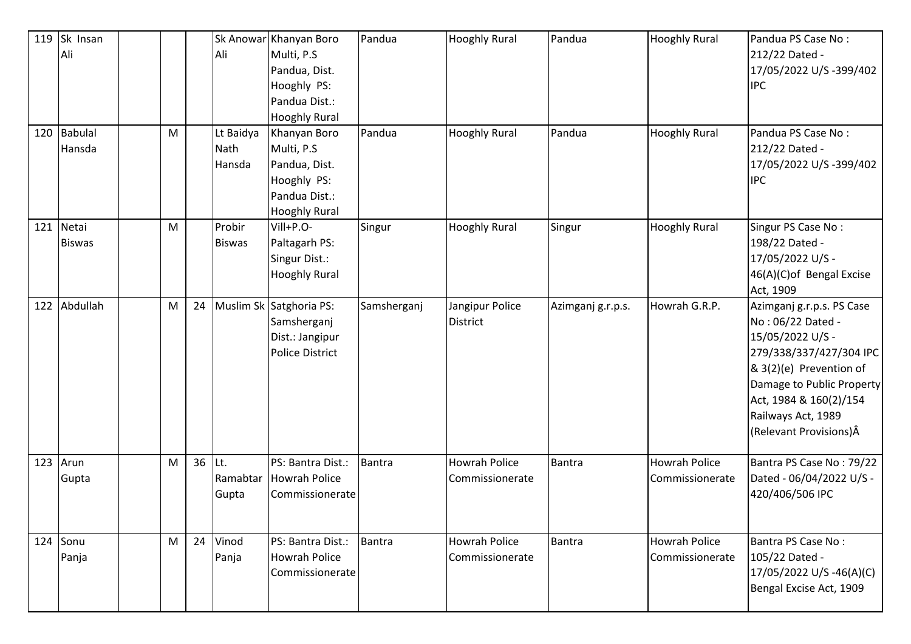| 119 | Sk Insan Ali | | | | Sk Anowar Ali | Khanyan Boro Multi, P.S Pandua, Dist. Hooghly PS: Pandua Dist.: Hooghly Rural | Pandua | Hooghly Rural | Pandua | Hooghly Rural | Pandua PS Case No : 212/22 Dated - 17/05/2022 U/S -399/402 IPC |
|---|---|---|---|---|---|---|---|---|---|---|---|
| 120 | Babulal Hansda | | M | | Lt Baidya Nath Hansda | Khanyan Boro Multi, P.S Pandua, Dist. Hooghly PS: Pandua Dist.: Hooghly Rural | Pandua | Hooghly Rural | Pandua | Hooghly Rural | Pandua PS Case No : 212/22 Dated - 17/05/2022 U/S -399/402 IPC |
| 121 | Netai Biswas | | M | | Probir Biswas | Vill+P.O-Paltagarh PS: Singur Dist.: Hooghly Rural | Singur | Hooghly Rural | Singur | Hooghly Rural | Singur PS Case No : 198/22 Dated - 17/05/2022 U/S - 46(A)(C)of Bengal Excise Act, 1909 |
| 122 | Abdullah | | M | 24 | Muslim Sk | Satghoria PS: Samsherganj Dist.: Jangipur Police District | Samsherganj | Jangipur Police District | Azimganj g.r.p.s. | Howrah G.R.P. | Azimganj g.r.p.s. PS Case No : 06/22 Dated - 15/05/2022 U/S - 279/338/337/427/304 IPC & 3(2)(e) Prevention of Damage to Public Property Act, 1984 & 160(2)/154 Railways Act, 1989 (Relevant Provisions)Â |
| 123 | Arun Gupta | | M | 36 | Lt. Ramabtar Gupta | PS: Bantra Dist.: Howrah Police Commissionerate | Bantra | Howrah Police Commissionerate | Bantra | Howrah Police Commissionerate | Bantra PS Case No : 79/22 Dated - 06/04/2022 U/S - 420/406/506 IPC |
| 124 | Sonu Panja | | M | 24 | Vinod Panja | PS: Bantra Dist.: Howrah Police Commissionerate | Bantra | Howrah Police Commissionerate | Bantra | Howrah Police Commissionerate | Bantra PS Case No : 105/22 Dated - 17/05/2022 U/S -46(A)(C) Bengal Excise Act, 1909 |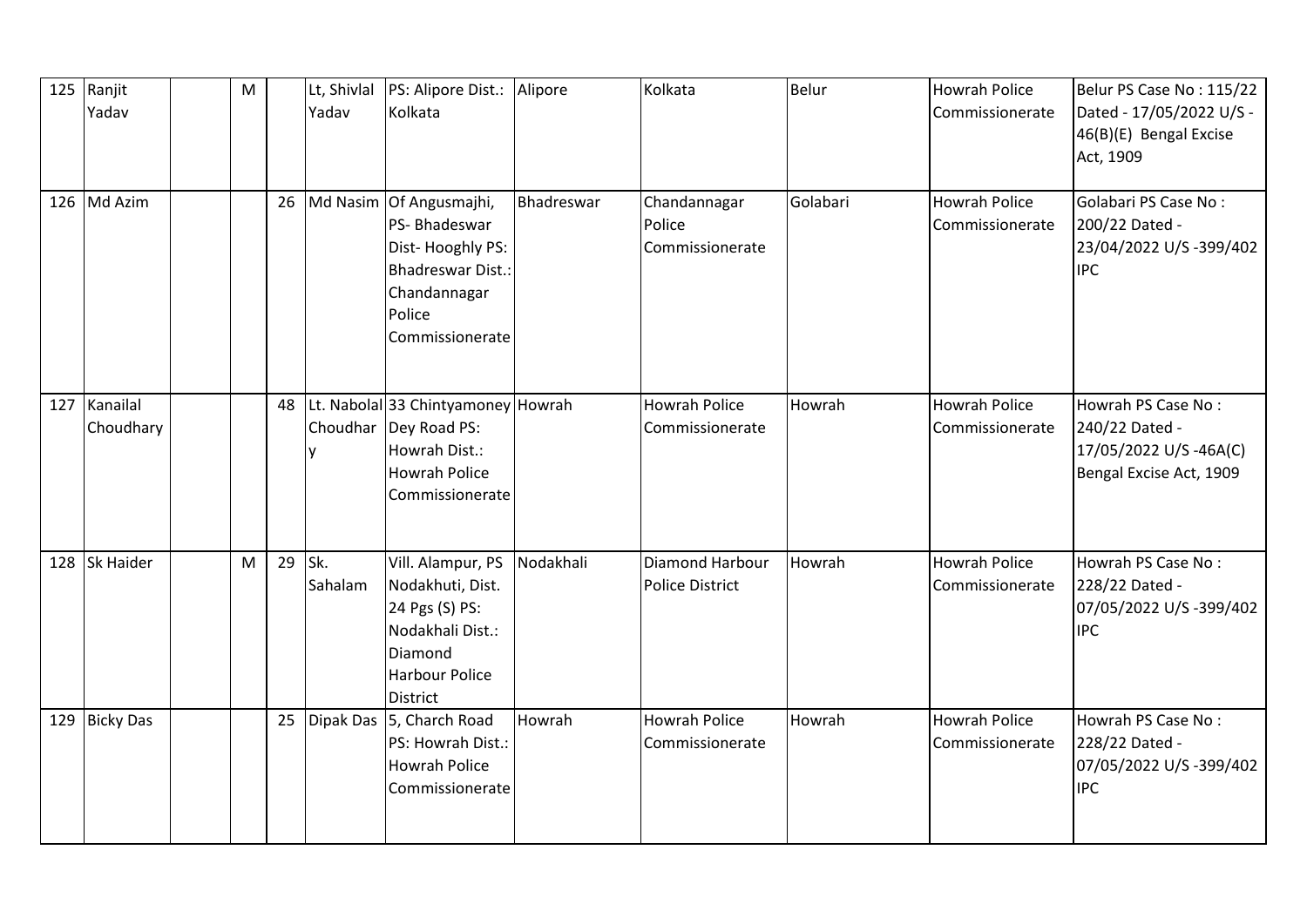| 125 | Ranjit Yadav | | M | | Lt, Shivlal Yadav | PS: Alipore Dist.: Kolkata | Alipore | Kolkata | Belur | Howrah Police Commissionerate | Belur PS Case No : 115/22 Dated - 17/05/2022 U/S - 46(B)(E) Bengal Excise Act, 1909 |
|---|---|---|---|---|---|---|---|---|---|---|---|
| 126 | Md Azim | | | 26 | Md Nasim | Of Angusmajhi, PS- Bhadeswar Dist- Hooghly PS: Bhadreswar Dist.: Chandannagar Police Commissionerate | Bhadreswar | Chandannagar Police Commissionerate | Golabari | Howrah Police Commissionerate | Golabari PS Case No : 200/22 Dated - 23/04/2022 U/S -399/402 IPC |
| 127 | Kanailal Choudhary | | | 48 | Lt. Nabolal Choudhary | 33 Chintyamoney Dey Road PS: Howrah Dist.: Howrah Police Commissionerate | Howrah | Howrah Police Commissionerate | Howrah | Howrah Police Commissionerate | Howrah PS Case No : 240/22 Dated - 17/05/2022 U/S -46A(C) Bengal Excise Act, 1909 |
| 128 | Sk Haider | | M | 29 | Sk. Sahalam | Vill. Alampur, PS Nodakhuti, Dist. 24 Pgs (S) PS: Nodakhali Dist.: Diamond Harbour Police District | Nodakhali | Diamond Harbour Police District | Howrah | Howrah Police Commissionerate | Howrah PS Case No : 228/22 Dated - 07/05/2022 U/S -399/402 IPC |
| 129 | Bicky Das | | | 25 | Dipak Das | 5, Charch Road PS: Howrah Dist.: Howrah Police Commissionerate | Howrah | Howrah Police Commissionerate | Howrah | Howrah Police Commissionerate | Howrah PS Case No : 228/22 Dated - 07/05/2022 U/S -399/402 IPC |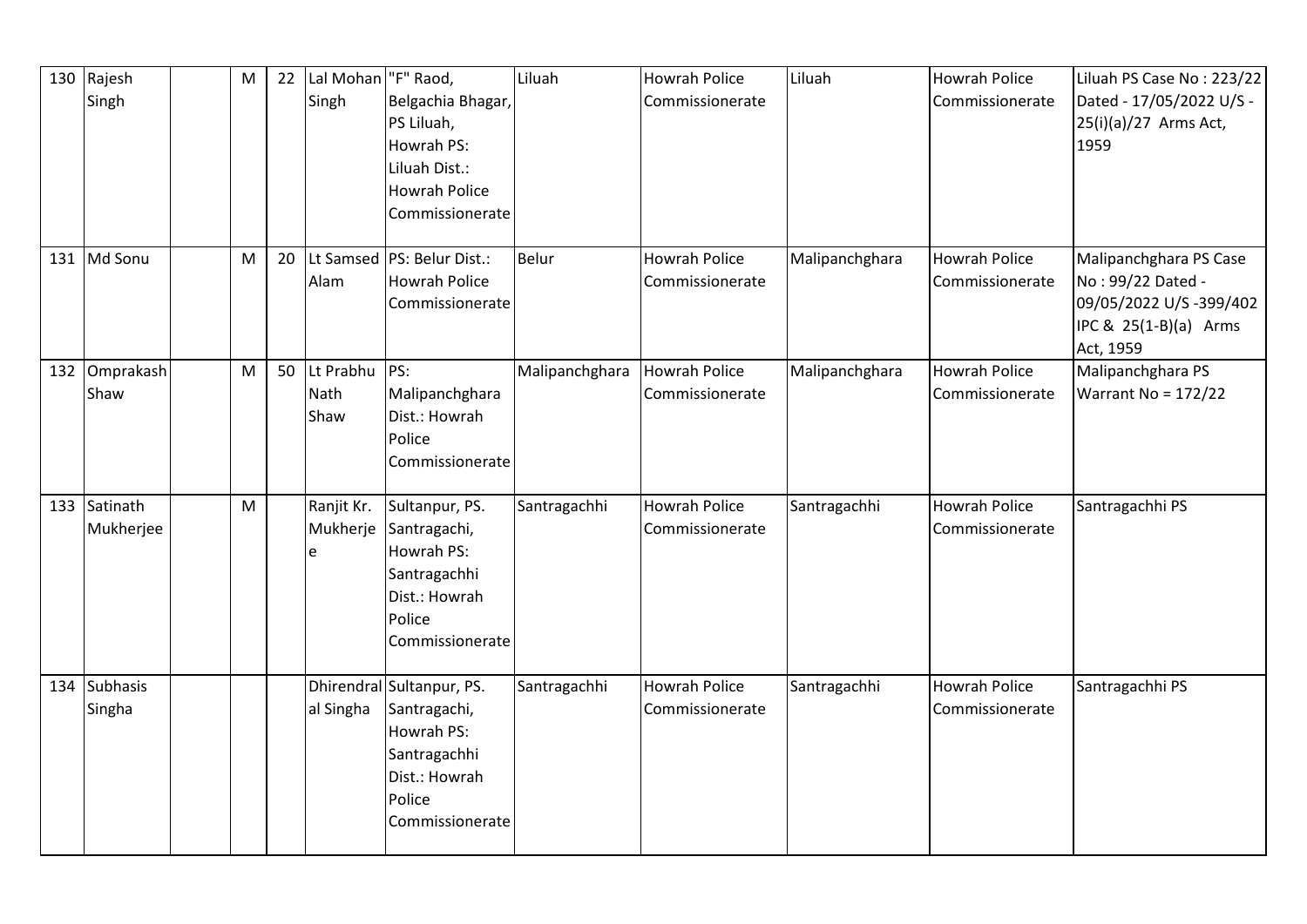| 130 | Rajesh Singh | | M | 22 | Lal Mohan Singh | "F" Raod, Belgachia Bhagar, PS Liluah, Howrah PS: Liluah Dist.: Howrah Police Commissionerate | Liluah | Howrah Police Commissionerate | Liluah | Howrah Police Commissionerate | Liluah PS Case No : 223/22 Dated - 17/05/2022 U/S - 25(i)(a)/27 Arms Act, 1959 |
|---|---|---|---|---|---|---|---|---|---|---|---|
| 131 | Md Sonu | | M | 20 | Lt Samsed Alam | PS: Belur Dist.: Howrah Police Commissionerate | Belur | Howrah Police Commissionerate | Malipanchghara | Howrah Police Commissionerate | Malipanchghara PS Case No : 99/22 Dated - 09/05/2022 U/S -399/402 IPC & 25(1-B)(a) Arms Act, 1959 |
| 132 | Omprakash Shaw | | M | 50 | Lt Prabhu Nath Shaw | PS: Malipanchghara Dist.: Howrah Police Commissionerate | Malipanchghara | Howrah Police Commissionerate | Malipanchghara | Howrah Police Commissionerate | Malipanchghara PS Warrant No = 172/22 |
| 133 | Satinath Mukherjee | | M | | Ranjit Kr. Mukherje e | Sultanpur, PS. Santragachi, Howrah PS: Santragachhi Dist.: Howrah Police Commissionerate | Santragachhi | Howrah Police Commissionerate | Santragachhi | Howrah Police Commissionerate | Santragachhi PS |
| 134 | Subhasis Singha | | | | Dhirendral al Singha | Sultanpur, PS. Santragachi, Howrah PS: Santragachhi Dist.: Howrah Police Commissionerate | Santragachhi | Howrah Police Commissionerate | Santragachhi | Howrah Police Commissionerate | Santragachhi PS |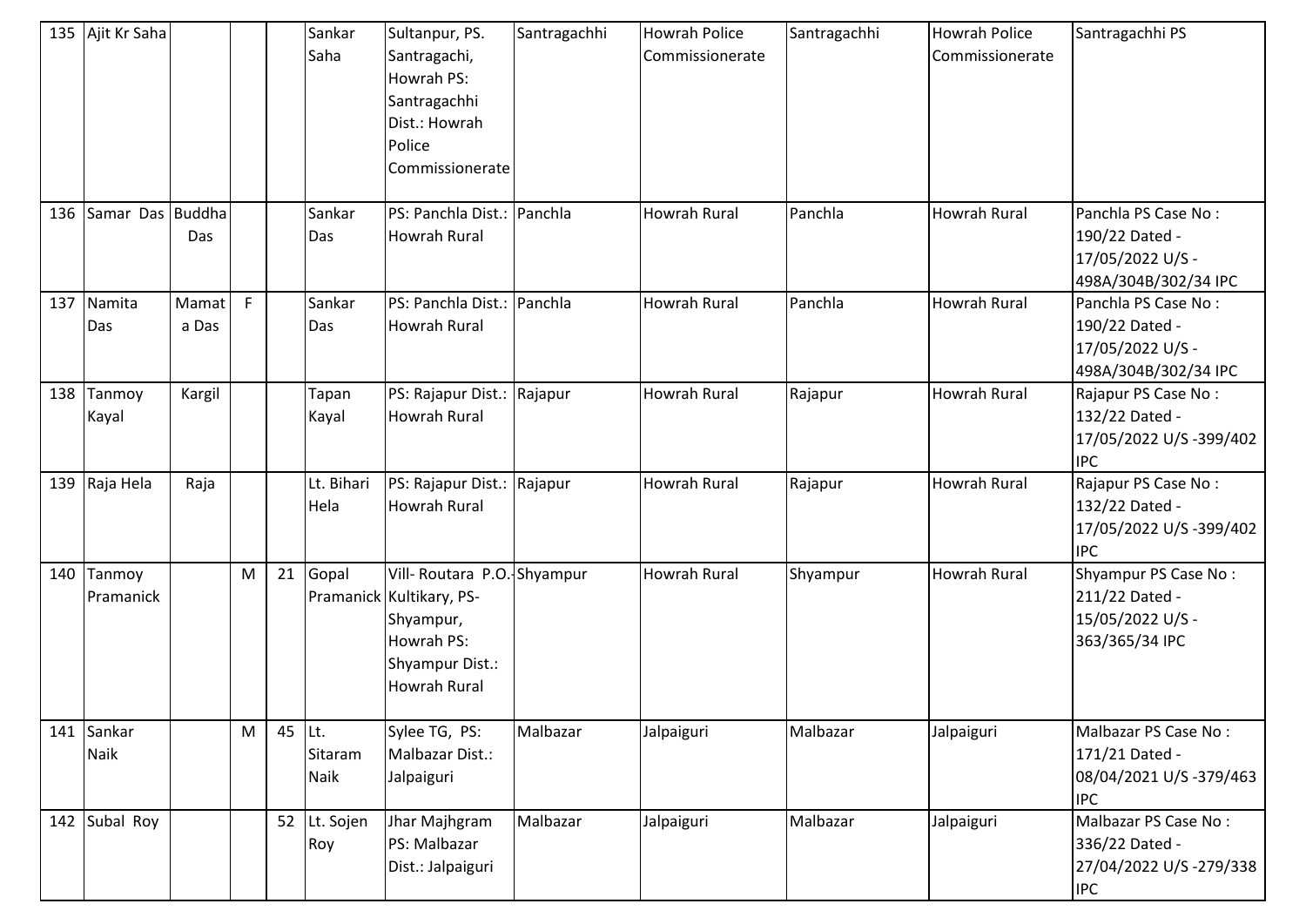| 135 | Ajit Kr Saha | | | | Sankar Saha | Sultanpur, PS. Santragachi, Howrah PS: Santragachhi Dist.: Howrah Police Commissionerate | Santragachhi | Howrah Police Commissionerate | Santragachhi | Howrah Police Commissionerate | Santragachhi PS |
|---|---|---|---|---|---|---|---|---|---|---|---|
| 136 | Samar Das | Buddha Das | | | Sankar Das | PS: Panchla Dist.: Howrah Rural | Panchla | Howrah Rural | Panchla | Howrah Rural | Panchla PS Case No : 190/22 Dated - 17/05/2022 U/S - 498A/304B/302/34 IPC |
| 137 | Namita Das | Mamata Das | F | | Sankar Das | PS: Panchla Dist.: Howrah Rural | Panchla | Howrah Rural | Panchla | Howrah Rural | Panchla PS Case No : 190/22 Dated - 17/05/2022 U/S - 498A/304B/302/34 IPC |
| 138 | Tanmoy Kayal | Kargil | | | Tapan Kayal | PS: Rajapur Dist.: Howrah Rural | Rajapur | Howrah Rural | Rajapur | Howrah Rural | Rajapur PS Case No : 132/22 Dated - 17/05/2022 U/S -399/402 IPC |
| 139 | Raja Hela | Raja | | | Lt. Bihari Hela | PS: Rajapur Dist.: Howrah Rural | Rajapur | Howrah Rural | Rajapur | Howrah Rural | Rajapur PS Case No : 132/22 Dated - 17/05/2022 U/S -399/402 IPC |
| 140 | Tanmoy Pramanick | | M | 21 | Gopal Pramanick | Vill- Routara P.O.- Kultikary, PS- Shyampur, Howrah PS: Shyampur Dist.: Howrah Rural | Shyampur | Howrah Rural | Shyampur | Howrah Rural | Shyampur PS Case No : 211/22 Dated - 15/05/2022 U/S - 363/365/34 IPC |
| 141 | Sankar Naik | | M | 45 | Lt. Sitaram Naik | Sylee TG, PS: Malbazar Dist.: Jalpaiguri | Malbazar | Jalpaiguri | Malbazar | Jalpaiguri | Malbazar PS Case No : 171/21 Dated - 08/04/2021 U/S -379/463 IPC |
| 142 | Subal Roy | | | 52 | Lt. Sojen Roy | Jhar Majhgram PS: Malbazar Dist.: Jalpaiguri | Malbazar | Jalpaiguri | Malbazar | Jalpaiguri | Malbazar PS Case No : 336/22 Dated - 27/04/2022 U/S -279/338 IPC |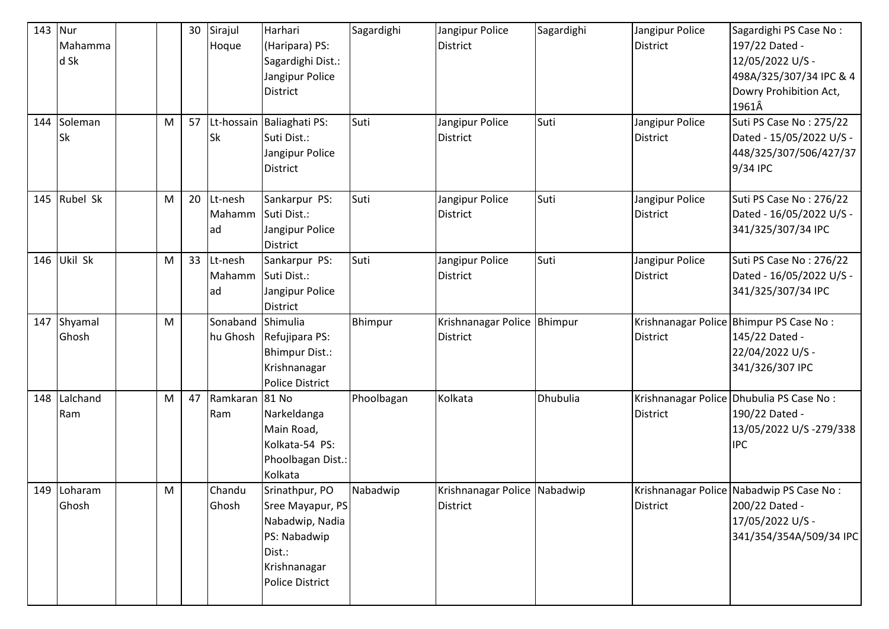| 143 | Nur Mahammad Sk | | | 30 | Sirajul Hoque | Harhari (Haripara) PS: Sagardighi Dist.: Jangipur Police District | Sagardighi | Jangipur Police District | Sagardighi | Jangipur Police District | Sagardighi PS Case No : 197/22 Dated - 12/05/2022 U/S - 498A/325/307/34 IPC & 4 Dowry Prohibition Act, 1961Â |
|---|---|---|---|---|---|---|---|---|---|---|---|
| 144 | Soleman Sk | | M | 57 | Lt-hossain Sk | Baliaghati PS: Suti Dist.: Jangipur Police District | Suti | Jangipur Police District | Suti | Jangipur Police District | Suti PS Case No : 275/22 Dated - 15/05/2022 U/S - 448/325/307/506/427/379/34 IPC |
| 145 | Rubel Sk | | M | 20 | Lt-nesh Mahammad | Sankarpur PS: Suti Dist.: Jangipur Police District | Suti | Jangipur Police District | Suti | Jangipur Police District | Suti PS Case No : 276/22 Dated - 16/05/2022 U/S - 341/325/307/34 IPC |
| 146 | Ukil Sk | | M | 33 | Lt-nesh Mahammad | Sankarpur PS: Suti Dist.: Jangipur Police District | Suti | Jangipur Police District | Suti | Jangipur Police District | Suti PS Case No : 276/22 Dated - 16/05/2022 U/S - 341/325/307/34 IPC |
| 147 | Shyamal Ghosh | | M | | Sonabandhu Ghosh | Shimulia Refujipara PS: Bhimpur Dist.: Krishnanagar Police District | Bhimpur | Krishnanagar Police District | Bhimpur | Krishnanagar Police District | Bhimpur PS Case No : 145/22 Dated - 22/04/2022 U/S - 341/326/307 IPC |
| 148 | Lalchand Ram | | M | 47 | Ramkaran Ram | 81 No Narkeldanga Main Road, Kolkata-54 PS: Phoolbagan Dist.: Kolkata | Phoolbagan | Kolkata | Dhubulia | Krishnanagar Police District | Dhubulia PS Case No : 190/22 Dated - 13/05/2022 U/S -279/338 IPC |
| 149 | Loharam Ghosh | | M | | Chandu Ghosh | Srinathpur, PO Sree Mayapur, PS Nabadwip, Nadia PS: Nabadwip Dist.: Krishnanagar Police District | Nabadwip | Krishnanagar Police District | Nabadwip | Krishnanagar Police District | Nabadwip PS Case No : 200/22 Dated - 17/05/2022 U/S - 341/354/354A/509/34 IPC |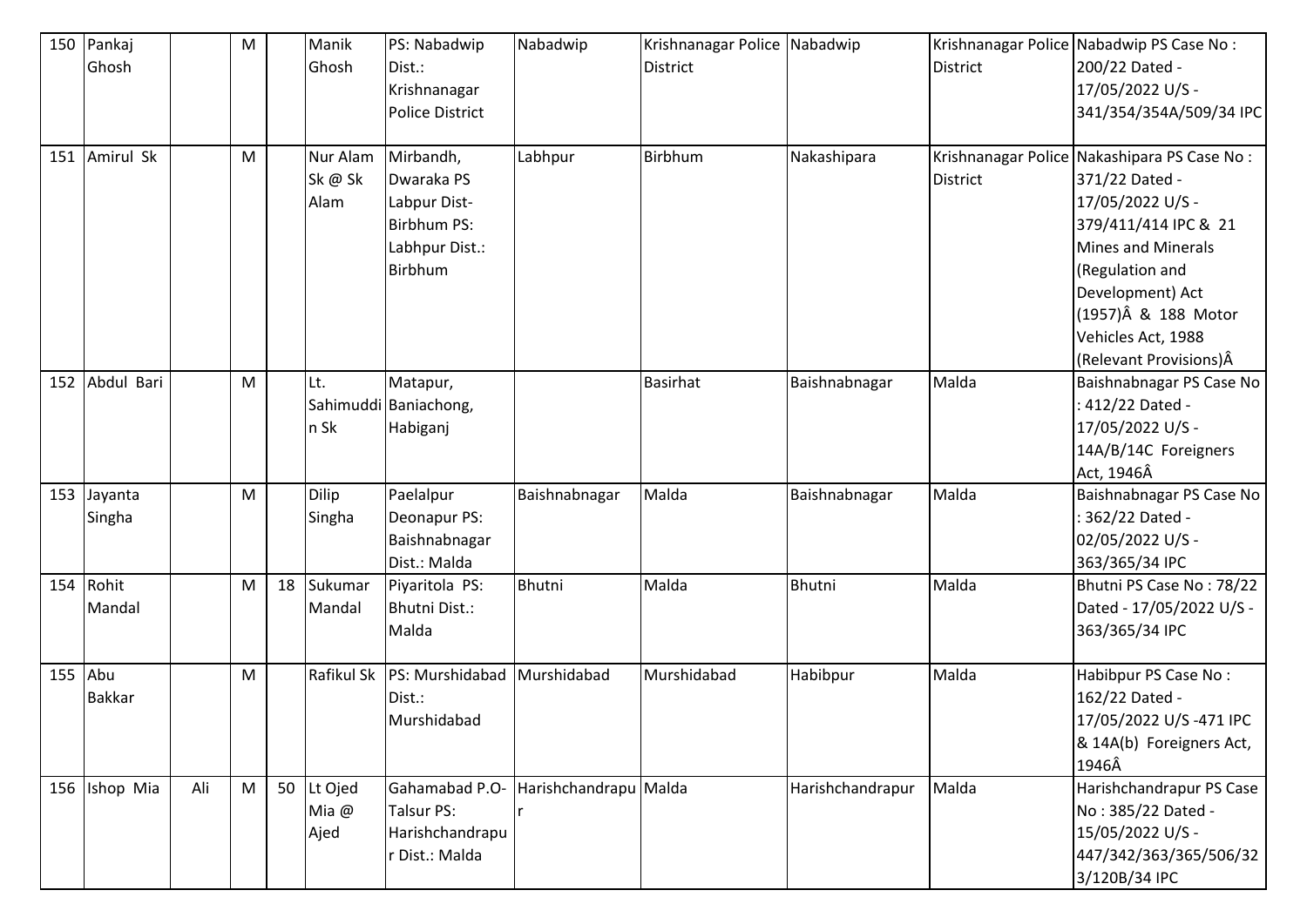| 150 | Pankaj Ghosh | | M | | Manik Ghosh | PS: Nabadwip Dist.: Krishnanagar Police District | Nabadwip | Krishnanagar Police District | Nabadwip | Krishnanagar Police District | Nabadwip PS Case No : 200/22 Dated - 17/05/2022 U/S - 341/354/354A/509/34 IPC |
|---|---|---|---|---|---|---|---|---|---|---|---|
| 151 | Amirul Sk | | M | | Nur Alam Sk @ Sk Alam | Mirbandh, Dwaraka PS Labpur Dist- Birbhum PS: Labhpur Dist.: Birbhum | Labhpur | Birbhum | Nakashipara | Krishnanagar Police District | Nakashipara PS Case No : 371/22 Dated - 17/05/2022 U/S - 379/411/414 IPC & 21 Mines and Minerals (Regulation and Development) Act (1957)Â & 188 Motor Vehicles Act, 1988 (Relevant Provisions)Â |
| 152 | Abdul Bari | | M | | Lt. Sahimuddin Sk | Matapur, Baniachong, Habiganj | | Basirhat | Baishnabnagar | Malda | Baishnabnagar PS Case No : 412/22 Dated - 17/05/2022 U/S - 14A/B/14C Foreigners Act, 1946Â |
| 153 | Jayanta Singha | | M | | Dilip Singha | Paelalpur Deonapur PS: Baishnabnagar Dist.: Malda | Baishnabnagar | Malda | Baishnabnagar | Malda | Baishnabnagar PS Case No : 362/22 Dated - 02/05/2022 U/S - 363/365/34 IPC |
| 154 | Rohit Mandal | | M | 18 | Sukumar Mandal | Piyaritola PS: Bhutni Dist.: Malda | Bhutni | Malda | Bhutni | Malda | Bhutni PS Case No : 78/22 Dated - 17/05/2022 U/S - 363/365/34 IPC |
| 155 | Abu Bakkar | | M | | Rafikul Sk | PS: Murshidabad Dist.: Murshidabad | Murshidabad | Murshidabad | Habibpur | Malda | Habibpur PS Case No : 162/22 Dated - 17/05/2022 U/S -471 IPC & 14A(b) Foreigners Act, 1946Â |
| 156 | Ishop Mia | Ali | M | 50 | Lt Ojed Mia @ Ajed | Gahamabad P.O- Talsur PS: Harishchandrapur Dist.: Malda | Harishchandrapur | Malda | Harishchandrapur | Malda | Harishchandrapur PS Case No : 385/22 Dated - 15/05/2022 U/S - 447/342/363/365/506/323/120B/34 IPC |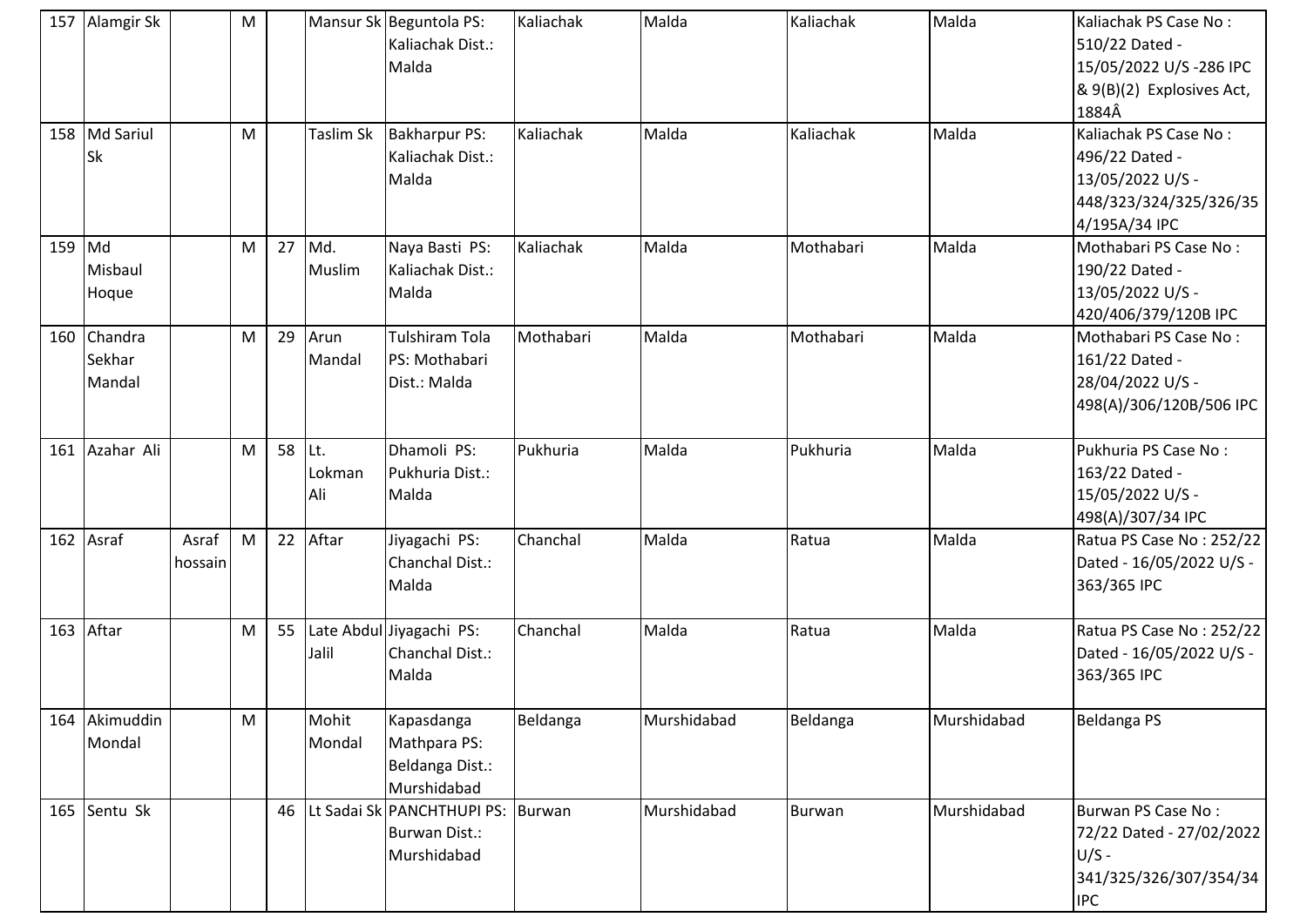| | | | | | | | | | | | |
|---|---|---|---|---|---|---|---|---|---|---|---|
| 157 | Alamgir Sk | | M | | Mansur Sk | Beguntola PS: Kaliachak Dist.: Malda | Kaliachak | Malda | Kaliachak | Malda | Kaliachak PS Case No : 510/22 Dated - 15/05/2022 U/S -286 IPC & 9(B)(2) Explosives Act, 1884Â |
| 158 | Md Sariul Sk | | M | | Taslim Sk | Bakharpur PS: Kaliachak Dist.: Malda | Kaliachak | Malda | Kaliachak | Malda | Kaliachak PS Case No : 496/22 Dated - 13/05/2022 U/S - 448/323/324/325/326/354/195A/34 IPC |
| 159 | Md Misbaul Hoque | | M | 27 | Md. Muslim | Naya Basti PS: Kaliachak Dist.: Malda | Kaliachak | Malda | Mothabari | Malda | Mothabari PS Case No : 190/22 Dated - 13/05/2022 U/S - 420/406/379/120B IPC |
| 160 | Chandra Sekhar Mandal | | M | 29 | Arun Mandal | Tulshiram Tola PS: Mothabari Dist.: Malda | Mothabari | Malda | Mothabari | Malda | Mothabari PS Case No : 161/22 Dated - 28/04/2022 U/S - 498(A)/306/120B/506 IPC |
| 161 | Azahar Ali | | M | 58 | Lt. Lokman Ali | Dhamoli PS: Pukhuria Dist.: Malda | Pukhuria | Malda | Pukhuria | Malda | Pukhuria PS Case No : 163/22 Dated - 15/05/2022 U/S - 498(A)/307/34 IPC |
| 162 | Asraf | Asraf hossain | M | 22 | Aftar | Jiyagachi PS: Chanchal Dist.: Malda | Chanchal | Malda | Ratua | Malda | Ratua PS Case No : 252/22 Dated - 16/05/2022 U/S - 363/365 IPC |
| 163 | Aftar | | M | 55 | Late Abdul Jalil | Jiyagachi PS: Chanchal Dist.: Malda | Chanchal | Malda | Ratua | Malda | Ratua PS Case No : 252/22 Dated - 16/05/2022 U/S - 363/365 IPC |
| 164 | Akimuddin Mondal | | M | | Mohit Mondal | Kapasdanga Mathpara PS: Beldanga Dist.: Murshidabad | Beldanga | Murshidabad | Beldanga | Murshidabad | Beldanga PS |
| 165 | Sentu Sk | | | 46 | Lt Sadai Sk | PANCHTHUPI PS: Burwan Dist.: Murshidabad | Burwan | Murshidabad | Burwan | Murshidabad | Burwan PS Case No : 72/22 Dated - 27/02/2022 U/S - 341/325/326/307/354/34 IPC |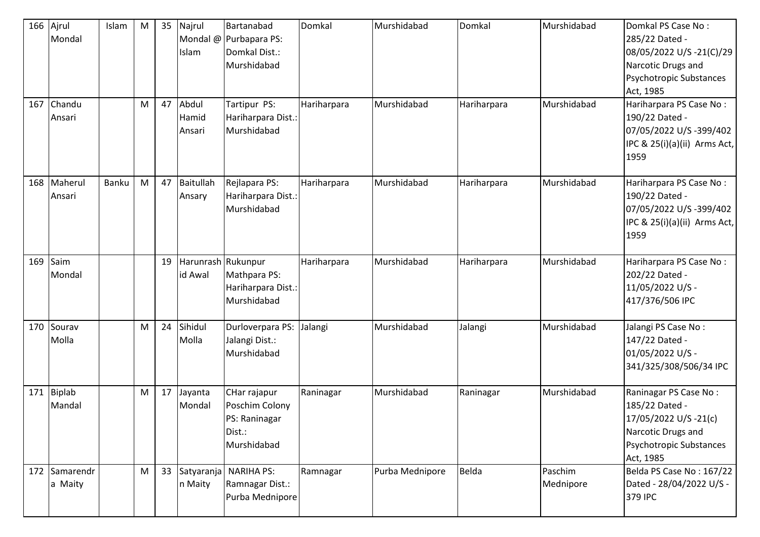| 166 | Ajrul Mondal | Islam | M | 35 | Najrul Mondal @ Islam | Bartanabad Purbapara PS: Domkal Dist.: Murshidabad | Domkal | Murshidabad | Domkal | Murshidabad | Domkal PS Case No : 285/22 Dated - 08/05/2022 U/S -21(C)/29 Narcotic Drugs and Psychotropic Substances Act, 1985 |
|---|---|---|---|---|---|---|---|---|---|---|---|
| 167 | Chandu Ansari | | M | 47 | Abdul Hamid Ansari | Tartipur PS: Hariharpara Dist.: Murshidabad | Hariharpara | Murshidabad | Hariharpara | Murshidabad | Hariharpara PS Case No : 190/22 Dated - 07/05/2022 U/S -399/402 IPC & 25(i)(a)(ii) Arms Act, 1959 |
| 168 | Maherul Ansari | Banku | M | 47 | Baitullah Ansary | Rejlapara PS: Hariharpara Dist.: Murshidabad | Hariharpara | Murshidabad | Hariharpara | Murshidabad | Hariharpara PS Case No : 190/22 Dated - 07/05/2022 U/S -399/402 IPC & 25(i)(a)(ii) Arms Act, 1959 |
| 169 | Saim Mondal | | | 19 | Harunrashid Awal | Rukunpur Mathpara PS: Hariharpara Dist.: Murshidabad | Hariharpara | Murshidabad | Hariharpara | Murshidabad | Hariharpara PS Case No : 202/22 Dated - 11/05/2022 U/S - 417/376/506 IPC |
| 170 | Sourav Molla | | M | 24 | Sihidul Molla | Durloverpara PS: Jalangi Dist.: Murshidabad | Jalangi | Murshidabad | Jalangi | Murshidabad | Jalangi PS Case No : 147/22 Dated - 01/05/2022 U/S - 341/325/308/506/34 IPC |
| 171 | Biplab Mandal | | M | 17 | Jayanta Mondal | CHar rajapur Poschim Colony PS: Raninagar Dist.: Murshidabad | Raninagar | Murshidabad | Raninagar | Murshidabad | Raninagar PS Case No : 185/22 Dated - 17/05/2022 U/S -21(c) Narcotic Drugs and Psychotropic Substances Act, 1985 |
| 172 | Samarendra Maity | | M | 33 | Satyaranjan Maity | NARIHA PS: Ramnagar Dist.: Purba Mednipore | Ramnagar | Purba Mednipore | Belda | Paschim Mednipore | Belda PS Case No : 167/22 Dated - 28/04/2022 U/S - 379 IPC |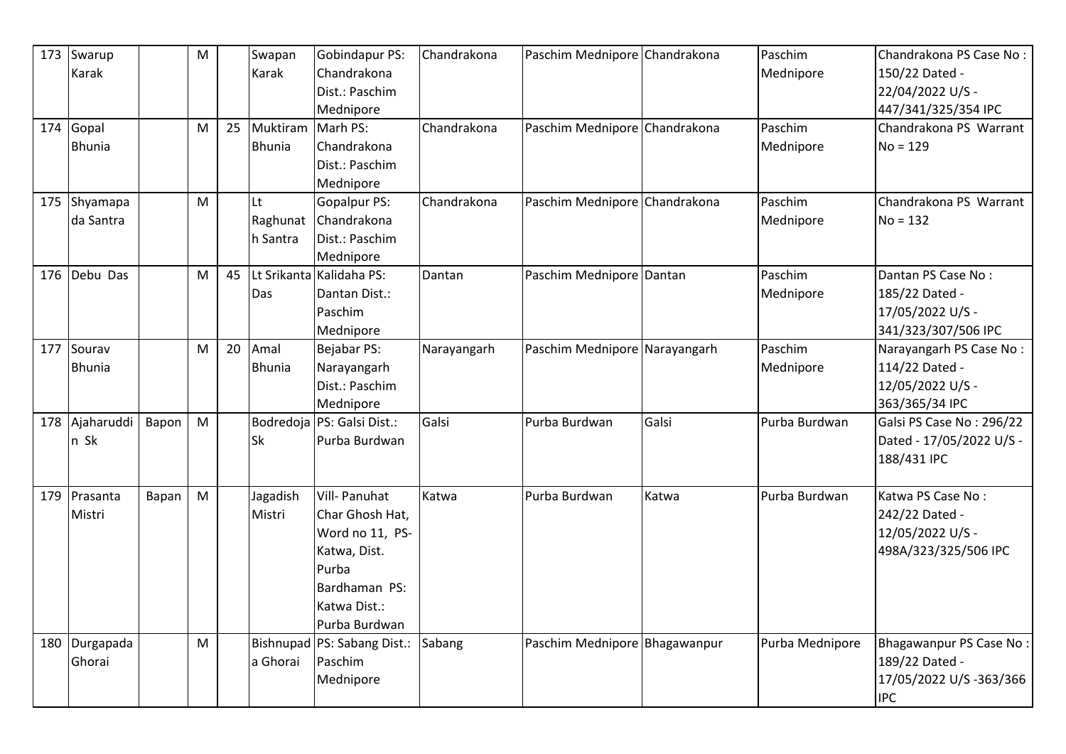| 173 | Swarup Karak | | M | | Swapan Karak | Gobindapur PS: Chandrakona Dist.: Paschim Mednipore | Chandrakona | Paschim Mednipore | Chandrakona | Paschim Mednipore | Chandrakona PS Case No : 150/22 Dated - 22/04/2022 U/S - 447/341/325/354 IPC |
|---|---|---|---|---|---|---|---|---|---|---|---|
| 174 | Gopal Bhunia | | M | 25 | Muktiram Bhunia | Marh PS: Chandrakona Dist.: Paschim Mednipore | Chandrakona | Paschim Mednipore | Chandrakona | Paschim Mednipore | Chandrakona PS Warrant No = 129 |
| 175 | Shyamapada Santra | | M | | Lt Raghunath Santra | Gopalpur PS: Chandrakona Dist.: Paschim Mednipore | Chandrakona | Paschim Mednipore | Chandrakona | Paschim Mednipore | Chandrakona PS Warrant No = 132 |
| 176 | Debu Das | | M | 45 | Lt Srikanta Das | Kalidaha PS: Dantan Dist.: Paschim Mednipore | Dantan | Paschim Mednipore | Dantan | Paschim Mednipore | Dantan PS Case No : 185/22 Dated - 17/05/2022 U/S - 341/323/307/506 IPC |
| 177 | Sourav Bhunia | | M | 20 | Amal Bhunia | Bejabar PS: Narayangarh Dist.: Paschim Mednipore | Narayangarh | Paschim Mednipore | Narayangarh | Paschim Mednipore | Narayangarh PS Case No : 114/22 Dated - 12/05/2022 U/S - 363/365/34 IPC |
| 178 | Ajaharuddin Sk | Bapon | M | | Bodredoja Sk | PS: Galsi Dist.: Purba Burdwan | Galsi | Purba Burdwan | Galsi | Purba Burdwan | Galsi PS Case No : 296/22 Dated - 17/05/2022 U/S - 188/431 IPC |
| 179 | Prasanta Mistri | Bapan | M | | Jagadish Mistri | Vill- Panuhat Char Ghosh Hat, Word no 11, PS-Katwa, Dist. Purba Bardhaman PS: Katwa Dist.: Purba Burdwan | Katwa | Purba Burdwan | Katwa | Purba Burdwan | Katwa PS Case No : 242/22 Dated - 12/05/2022 U/S - 498A/323/325/506 IPC |
| 180 | Durgapada Ghorai | | M | | Bishnupada Ghorai | PS: Sabang Dist.: Paschim Mednipore | Sabang | Paschim Mednipore | Bhagawanpur | Purba Mednipore | Bhagawanpur PS Case No : 189/22 Dated - 17/05/2022 U/S -363/366 IPC |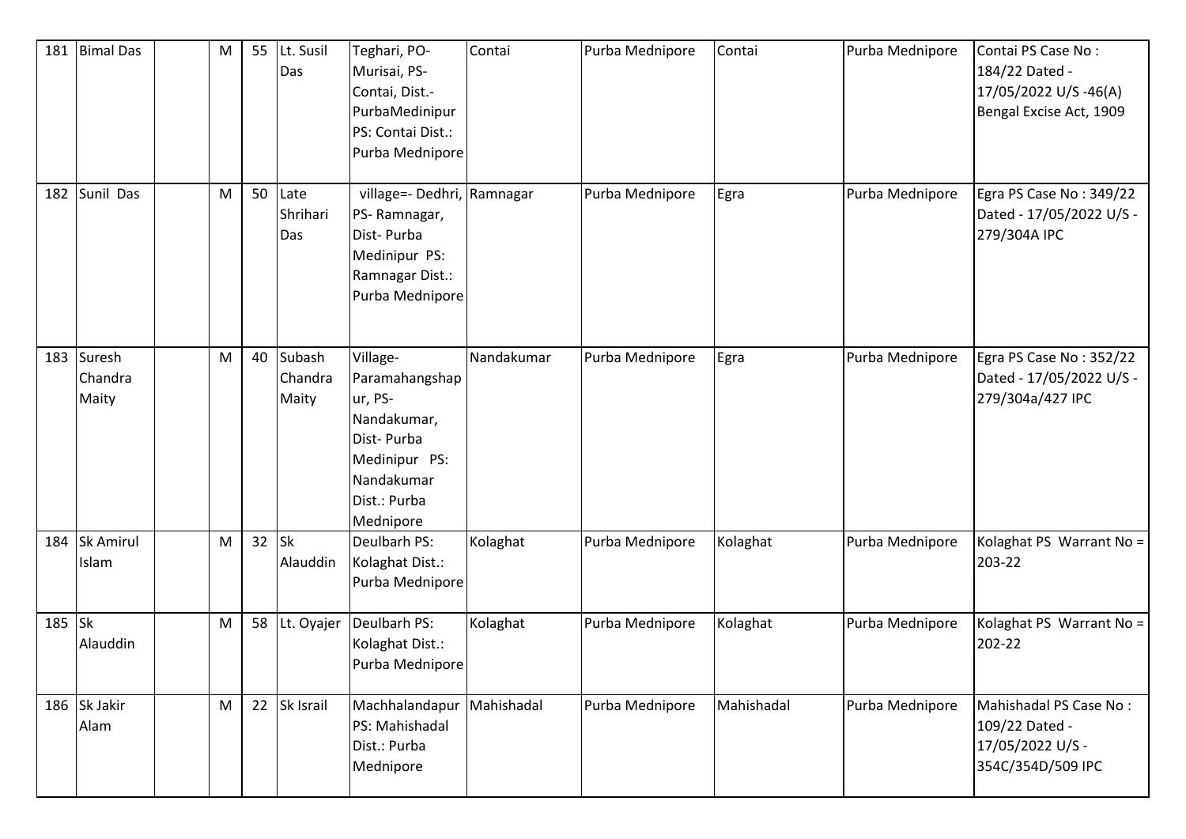| 181 | Bimal Das | | M | 55 | Lt. Susil Das | Teghari, PO- Murisai, PS- Contai, Dist.- PurbaMedinipur PS: Contai Dist.: Purba Mednipore | Contai | Purba Mednipore | Contai | Purba Mednipore | Contai PS Case No : 184/22 Dated - 17/05/2022 U/S -46(A) Bengal Excise Act, 1909 |
|---|---|---|---|---|---|---|---|---|---|---|---|
| 182 | Sunil Das | | M | 50 | Late Shrihari Das | village=- Dedhri, PS- Ramnagar, Dist- Purba Medinipur PS: Ramnagar Dist.: Purba Mednipore | Ramnagar | Purba Mednipore | Egra | Purba Mednipore | Egra PS Case No : 349/22 Dated - 17/05/2022 U/S - 279/304A IPC |
| 183 | Suresh Chandra Maity | | M | 40 | Subash Chandra Maity | Village- Paramahangshapur, PS- Nandakumar, Dist- Purba Medinipur PS: Nandakumar Dist.: Purba Mednipore | Nandakumar | Purba Mednipore | Egra | Purba Mednipore | Egra PS Case No : 352/22 Dated - 17/05/2022 U/S - 279/304a/427 IPC |
| 184 | Sk Amirul Islam | | M | 32 | Sk Alauddin | Deulbarh PS: Kolaghat Dist.: Purba Mednipore | Kolaghat | Purba Mednipore | Kolaghat | Purba Mednipore | Kolaghat PS Warrant No = 203-22 |
| 185 | Sk Alauddin | | M | 58 | Lt. Oyajer | Deulbarh PS: Kolaghat Dist.: Purba Mednipore | Kolaghat | Purba Mednipore | Kolaghat | Purba Mednipore | Kolaghat PS Warrant No = 202-22 |
| 186 | Sk Jakir Alam | | M | 22 | Sk Israil | Machhalandapur PS: Mahishadal Dist.: Purba Mednipore | Mahishadal | Purba Mednipore | Mahishadal | Purba Mednipore | Mahishadal PS Case No : 109/22 Dated - 17/05/2022 U/S - 354C/354D/509 IPC |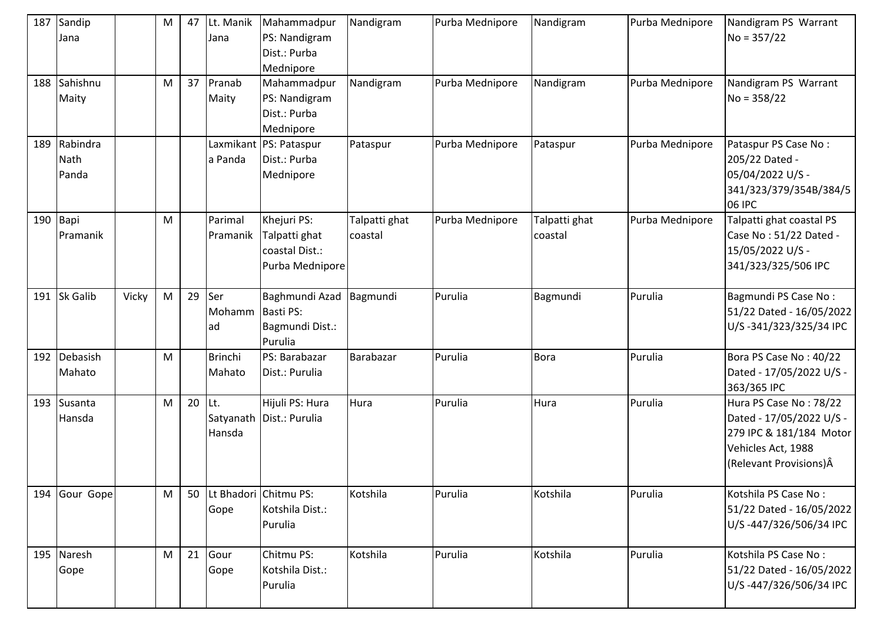| 187 | Sandip Jana | | M | 47 | Lt. Manik Jana | Mahammadpur PS: Nandigram Dist.: Purba Mednipore | Nandigram | Purba Mednipore | Nandigram | Purba Mednipore | Nandigram PS Warrant No = 357/22 |
|---|---|---|---|---|---|---|---|---|---|---|---|
| 188 | Sahishnu Maity | | M | 37 | Pranab Maity | Mahammadpur PS: Nandigram Dist.: Purba Mednipore | Nandigram | Purba Mednipore | Nandigram | Purba Mednipore | Nandigram PS Warrant No = 358/22 |
| 189 | Rabindra Nath Panda | | | | Laxmikanta Panda | PS: Pataspur Dist.: Purba Mednipore | Pataspur | Purba Mednipore | Pataspur | Purba Mednipore | Pataspur PS Case No : 205/22 Dated - 05/04/2022 U/S - 341/323/379/354B/384/506 IPC |
| 190 | Bapi Pramanik | | M | | Parimal Pramanik | Khejuri PS: Talpatti ghat coastal Dist.: Purba Mednipore | Talpatti ghat coastal | Purba Mednipore | Talpatti ghat coastal | Purba Mednipore | Talpatti ghat coastal PS Case No : 51/22 Dated - 15/05/2022 U/S - 341/323/325/506 IPC |
| 191 | Sk Galib | Vicky | M | 29 | Ser Mohammad | Baghmundi Azad Basti PS: Bagmundi Dist.: Purulia | Bagmundi | Purulia | Bagmundi | Purulia | Bagmundi PS Case No : 51/22 Dated - 16/05/2022 U/S -341/323/325/34 IPC |
| 192 | Debasish Mahato | | M | | Brinchi Mahato | PS: Barabazar Dist.: Purulia | Barabazar | Purulia | Bora | Purulia | Bora PS Case No : 40/22 Dated - 17/05/2022 U/S - 363/365 IPC |
| 193 | Susanta Hansda | | M | 20 | Lt. Satyanath Hansda | Hijuli PS: Hura Dist.: Purulia | Hura | Purulia | Hura | Purulia | Hura PS Case No : 78/22 Dated - 17/05/2022 U/S - 279 IPC & 181/184 Motor Vehicles Act, 1988 (Relevant Provisions)Â |
| 194 | Gour Gope | | M | 50 | Lt Bhadori Gope | Chitmu PS: Kotshila Dist.: Purulia | Kotshila | Purulia | Kotshila | Purulia | Kotshila PS Case No : 51/22 Dated - 16/05/2022 U/S -447/326/506/34 IPC |
| 195 | Naresh Gope | | M | 21 | Gour Gope | Chitmu PS: Kotshila Dist.: Purulia | Kotshila | Purulia | Kotshila | Purulia | Kotshila PS Case No : 51/22 Dated - 16/05/2022 U/S -447/326/506/34 IPC |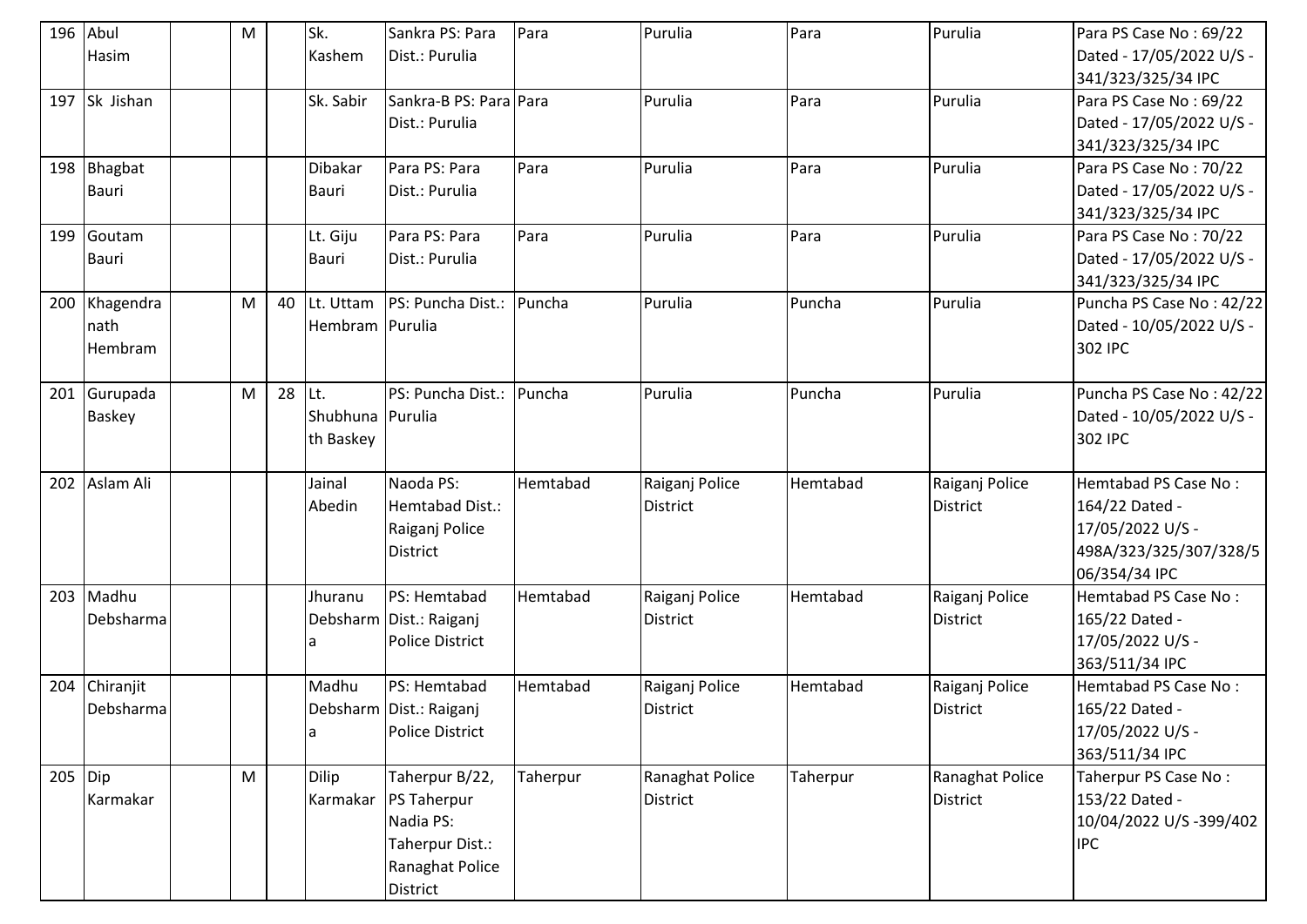| 196 | Abul Hasim | | M | | Sk. Kashem | Sankra PS: Para Dist.: Purulia | Para | Purulia | Para | Purulia | Para PS Case No : 69/22 Dated - 17/05/2022 U/S - 341/323/325/34 IPC |
|---|---|---|---|---|---|---|---|---|---|---|---|
| 197 | Sk Jishan | | | | Sk. Sabir | Sankra-B PS: Para Dist.: Purulia | Para | Purulia | Para | Purulia | Para PS Case No : 69/22 Dated - 17/05/2022 U/S - 341/323/325/34 IPC |
| 198 | Bhagbat Bauri | | | | Dibakar Bauri | Para PS: Para Dist.: Purulia | Para | Purulia | Para | Purulia | Para PS Case No : 70/22 Dated - 17/05/2022 U/S - 341/323/325/34 IPC |
| 199 | Goutam Bauri | | | | Lt. Giju Bauri | Para PS: Para Dist.: Purulia | Para | Purulia | Para | Purulia | Para PS Case No : 70/22 Dated - 17/05/2022 U/S - 341/323/325/34 IPC |
| 200 | Khagendra nath Hembram | | M | 40 | Lt. Uttam Hembram | PS: Puncha Dist.: Purulia | Puncha | Purulia | Puncha | Purulia | Puncha PS Case No : 42/22 Dated - 10/05/2022 U/S - 302 IPC |
| 201 | Gurupada Baskey | | M | 28 | Lt. Shubhunath Baskey | PS: Puncha Dist.: Purulia | Puncha | Purulia | Puncha | Purulia | Puncha PS Case No : 42/22 Dated - 10/05/2022 U/S - 302 IPC |
| 202 | Aslam Ali | | | | Jainal Abedin | Naoda PS: Hemtabad Dist.: Raiganj Police District | Hemtabad | Raiganj Police District | Hemtabad | Raiganj Police District | Hemtabad PS Case No : 164/22 Dated - 17/05/2022 U/S - 498A/323/325/307/328/506/354/34 IPC |
| 203 | Madhu Debsharma | | | | Jhuranu Debsharma | PS: Hemtabad Dist.: Raiganj Police District | Hemtabad | Raiganj Police District | Hemtabad | Raiganj Police District | Hemtabad PS Case No : 165/22 Dated - 17/05/2022 U/S - 363/511/34 IPC |
| 204 | Chiranjit Debsharma | | | | Madhu Debsharma | PS: Hemtabad Dist.: Raiganj Police District | Hemtabad | Raiganj Police District | Hemtabad | Raiganj Police District | Hemtabad PS Case No : 165/22 Dated - 17/05/2022 U/S - 363/511/34 IPC |
| 205 | Dip Karmakar | | M | | Dilip Karmakar | Taherpur B/22, PS Taherpur Nadia PS: Taherpur Dist.: Ranaghat Police District | Taherpur | Ranaghat Police District | Taherpur | Ranaghat Police District | Taherpur PS Case No : 153/22 Dated - 10/04/2022 U/S -399/402 IPC |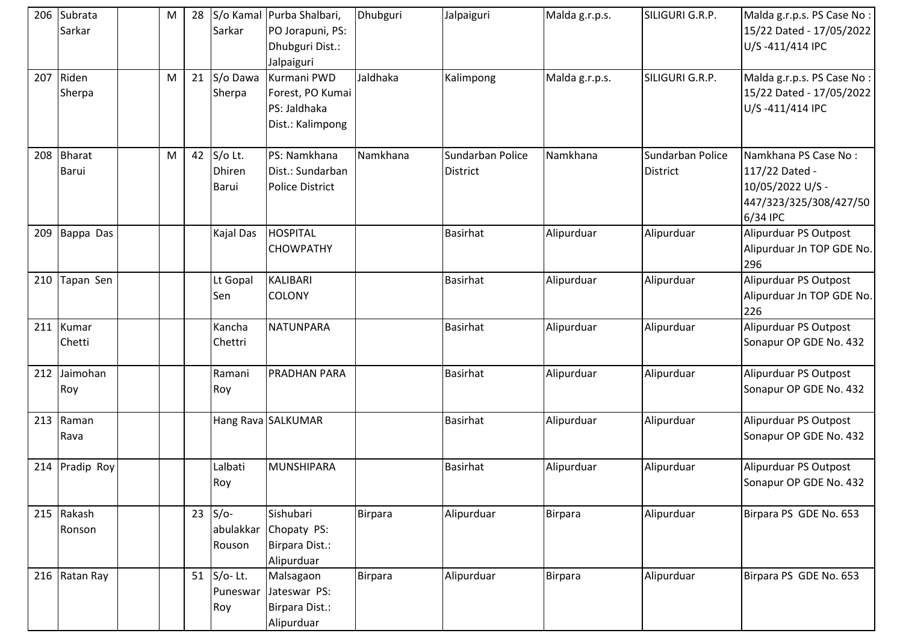| 206 | Subrata Sarkar | | M | 28 | S/o Kamal Sarkar | Purba Shalbari, PO Jorapuni, PS: Dhubguri Dist.: Jalpaiguri | Dhubguri | Jalpaiguri | Malda g.r.p.s. | SILIGURI G.R.P. | Malda g.r.p.s. PS Case No : 15/22 Dated - 17/05/2022 U/S -411/414 IPC |
|---|---|---|---|---|---|---|---|---|---|---|---|
| 207 | Riden Sherpa | | M | 21 | S/o Dawa Sherpa | Kurmani PWD Forest, PO Kumai PS: Jaldhaka Dist.: Kalimpong | Jaldhaka | Kalimpong | Malda g.r.p.s. | SILIGURI G.R.P. | Malda g.r.p.s. PS Case No : 15/22 Dated - 17/05/2022 U/S -411/414 IPC |
| 208 | Bharat Barui | | M | 42 | S/o Lt. Dhiren Barui | PS: Namkhana Dist.: Sundarban Police District | Namkhana | Sundarban Police District | Namkhana | Sundarban Police District | Namkhana PS Case No : 117/22 Dated - 10/05/2022 U/S - 447/323/325/308/427/506/34 IPC |
| 209 | Bappa Das | | | | Kajal Das | HOSPITAL CHOWPATHY | | Basirhat | Alipurduar | Alipurduar | Alipurduar PS Outpost Alipurduar Jn TOP GDE No. 296 |
| 210 | Tapan Sen | | | | Lt Gopal Sen | KALIBARI COLONY | | Basirhat | Alipurduar | Alipurduar | Alipurduar PS Outpost Alipurduar Jn TOP GDE No. 226 |
| 211 | Kumar Chetti | | | | Kancha Chettri | NATUNPARA | | Basirhat | Alipurduar | Alipurduar | Alipurduar PS Outpost Sonapur OP GDE No. 432 |
| 212 | Jaimohan Roy | | | | Ramani Roy | PRADHAN PARA | | Basirhat | Alipurduar | Alipurduar | Alipurduar PS Outpost Sonapur OP GDE No. 432 |
| 213 | Raman Rava | | | | Hang Rava | SALKUMAR | | Basirhat | Alipurduar | Alipurduar | Alipurduar PS Outpost Sonapur OP GDE No. 432 |
| 214 | Pradip Roy | | | | Lalbati Roy | MUNSHIPARA | | Basirhat | Alipurduar | Alipurduar | Alipurduar PS Outpost Sonapur OP GDE No. 432 |
| 215 | Rakash Ronson | | | 23 | S/o-abulakkar Rouson | Sishubari Chopaty PS: Birpara Dist.: Alipurduar | Birpara | Alipurduar | Birpara | Alipurduar | Birpara PS GDE No. 653 |
| 216 | Ratan Ray | | | 51 | S/o- Lt. Puneswar Roy | Malsagaon Jateswar PS: Birpara Dist.: Alipurduar | Birpara | Alipurduar | Birpara | Alipurduar | Birpara PS GDE No. 653 |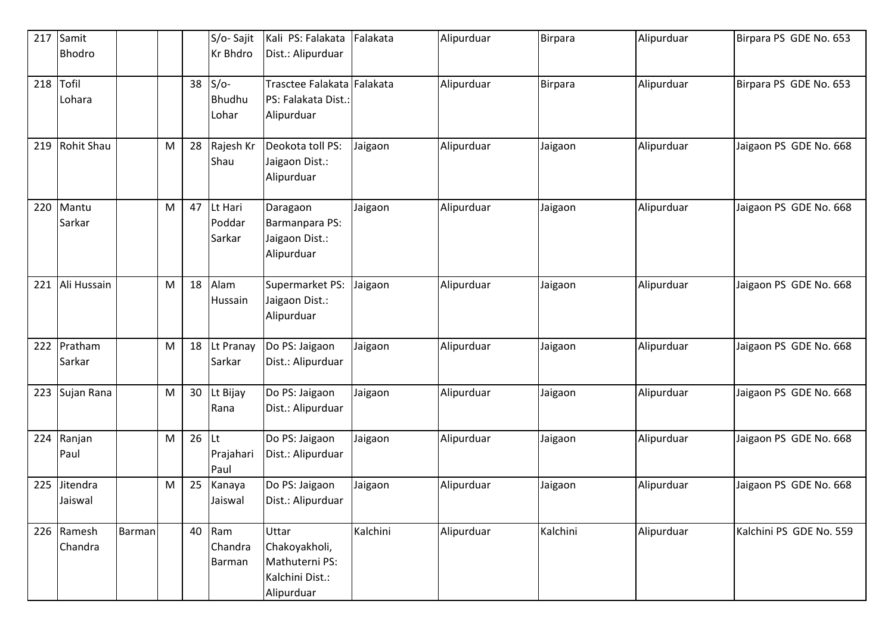| 217 | Samit Bhodro | | | | S/o- Sajit Kr Bhdro | Kali PS: Falakata Dist.: Alipurduar | Falakata | Alipurduar | Birpara | Alipurduar | Birpara PS GDE No. 653 |
|---|---|---|---|---|---|---|---|---|---|---|---|
| 218 | Tofil Lohara | | | 38 | S/o- Bhudhu Lohar | Trasctee Falakata PS: Falakata Dist.: Alipurduar | Falakata | Alipurduar | Birpara | Alipurduar | Birpara PS GDE No. 653 |
| 219 | Rohit Shau | | M | 28 | Rajesh Kr Shau | Deokota toll PS: Jaigaon Dist.: Alipurduar | Jaigaon | Alipurduar | Jaigaon | Alipurduar | Jaigaon PS GDE No. 668 |
| 220 | Mantu Sarkar | | M | 47 | Lt Hari Poddar Sarkar | Daragaon Barmanpara PS: Jaigaon Dist.: Alipurduar | Jaigaon | Alipurduar | Jaigaon | Alipurduar | Jaigaon PS GDE No. 668 |
| 221 | Ali Hussain | | M | 18 | Alam Hussain | Supermarket PS: Jaigaon Dist.: Alipurduar | Jaigaon | Alipurduar | Jaigaon | Alipurduar | Jaigaon PS GDE No. 668 |
| 222 | Pratham Sarkar | | M | 18 | Lt Pranay Sarkar | Do PS: Jaigaon Dist.: Alipurduar | Jaigaon | Alipurduar | Jaigaon | Alipurduar | Jaigaon PS GDE No. 668 |
| 223 | Sujan Rana | | M | 30 | Lt Bijay Rana | Do PS: Jaigaon Dist.: Alipurduar | Jaigaon | Alipurduar | Jaigaon | Alipurduar | Jaigaon PS GDE No. 668 |
| 224 | Ranjan Paul | | M | 26 | Lt Prajahari Paul | Do PS: Jaigaon Dist.: Alipurduar | Jaigaon | Alipurduar | Jaigaon | Alipurduar | Jaigaon PS GDE No. 668 |
| 225 | Jitendra Jaiswal | | M | 25 | Kanaya Jaiswal | Do PS: Jaigaon Dist.: Alipurduar | Jaigaon | Alipurduar | Jaigaon | Alipurduar | Jaigaon PS GDE No. 668 |
| 226 | Ramesh Chandra | Barman | | 40 | Ram Chandra Barman | Uttar Chakoyakholi, Mathuterni PS: Kalchini Dist.: Alipurduar | Kalchini | Alipurduar | Kalchini | Alipurduar | Kalchini PS GDE No. 559 |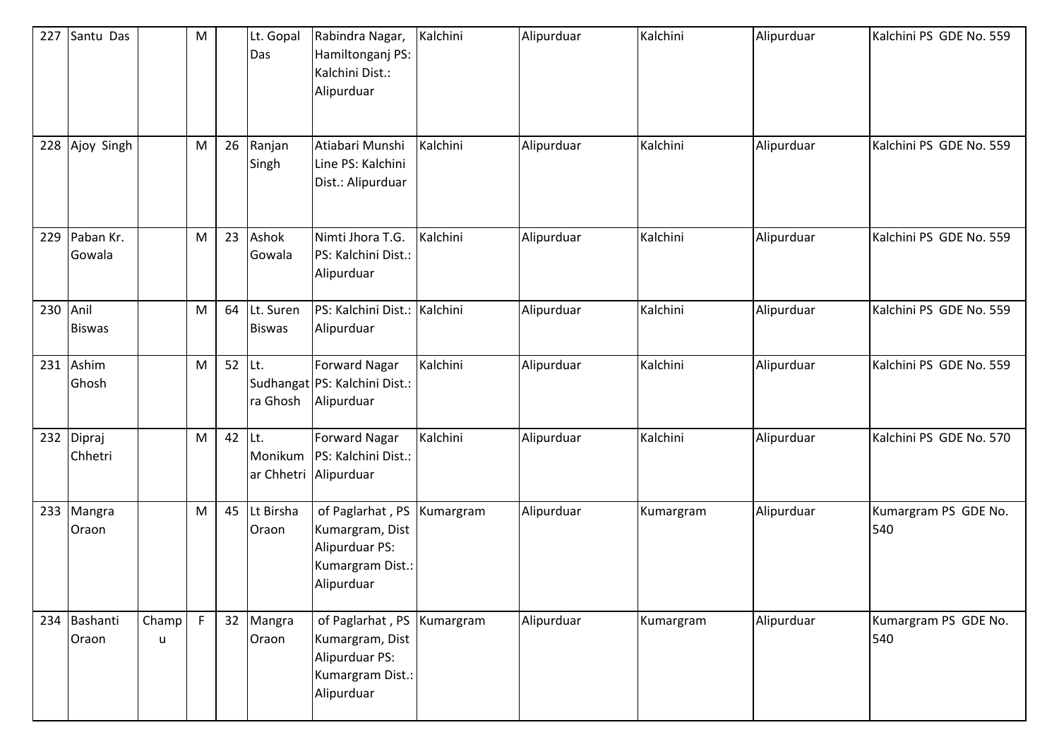| 227 | Santu Das | | M | | Lt. Gopal Das | Rabindra Nagar, Hamiltonganj PS: Kalchini Dist.: Alipurduar | Kalchini | Alipurduar | Kalchini | Alipurduar | Kalchini PS GDE No. 559 |
|---|---|---|---|---|---|---|---|---|---|---|---|
| 228 | Ajoy Singh | | M | 26 | Ranjan Singh | Atiabari Munshi Line PS: Kalchini Dist.: Alipurduar | Kalchini | Alipurduar | Kalchini | Alipurduar | Kalchini PS GDE No. 559 |
| 229 | Paban Kr. Gowala | | M | 23 | Ashok Gowala | Nimti Jhora T.G. PS: Kalchini Dist.: Alipurduar | Kalchini | Alipurduar | Kalchini | Alipurduar | Kalchini PS GDE No. 559 |
| 230 | Anil Biswas | | M | 64 | Lt. Suren Biswas | PS: Kalchini Dist.: Alipurduar | Kalchini | Alipurduar | Kalchini | Alipurduar | Kalchini PS GDE No. 559 |
| 231 | Ashim Ghosh | | M | 52 | Lt. Sudhangatra Ghosh | Forward Nagar PS: Kalchini Dist.: Alipurduar | Kalchini | Alipurduar | Kalchini | Alipurduar | Kalchini PS GDE No. 559 |
| 232 | Dipraj Chhetri | | M | 42 | Lt. Monikumar Chhetri | Forward Nagar PS: Kalchini Dist.: Alipurduar | Kalchini | Alipurduar | Kalchini | Alipurduar | Kalchini PS GDE No. 570 |
| 233 | Mangra Oraon | | M | 45 | Lt Birsha Oraon | of Paglarhat , PS Kumargram, Dist Alipurduar PS: Kumargram Dist.: Alipurduar | Kumargram | Alipurduar | Kumargram | Alipurduar | Kumargram PS GDE No. 540 |
| 234 | Bashanti Oraon | Champu | F | 32 | Mangra Oraon | of Paglarhat , PS Kumargram, Dist Alipurduar PS: Kumargram Dist.: Alipurduar | Kumargram | Alipurduar | Kumargram | Alipurduar | Kumargram PS GDE No. 540 |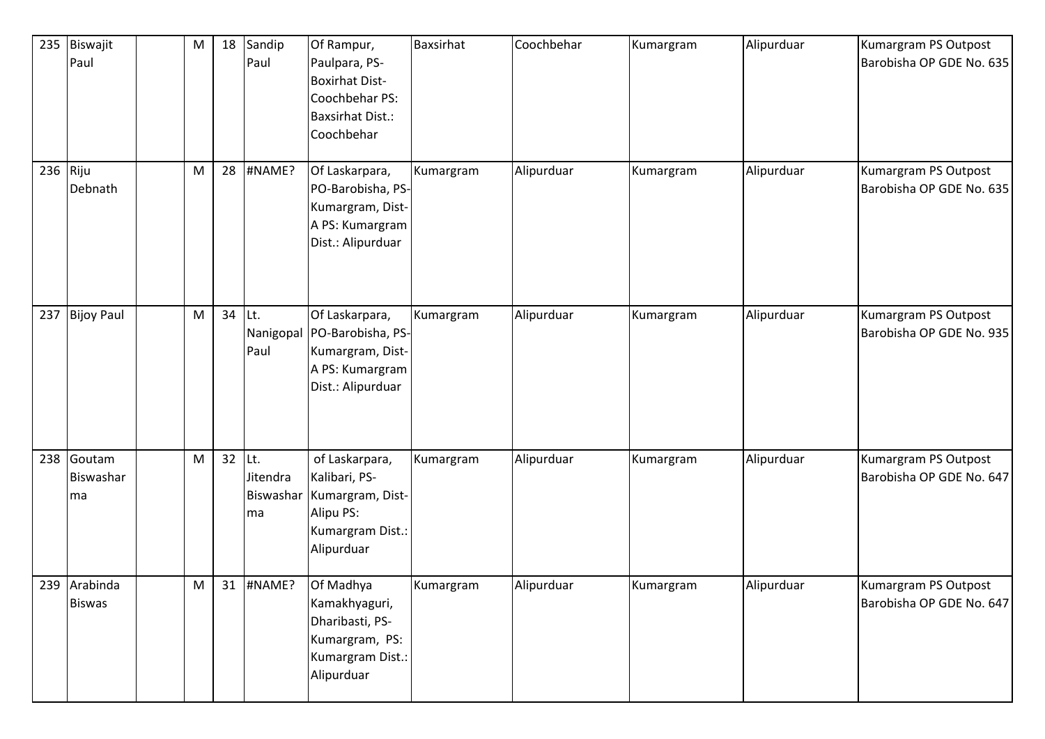| 235 | Biswajit Paul | | M | 18 | Sandip Paul | Of Rampur, Paulpara, PS-Boxirhat Dist-Coochbehar PS: Baxsirhat Dist.: Coochbehar | Baxsirhat | Coochbehar | Kumargram | Alipurduar | Kumargram PS Outpost Barobisha OP GDE No. 635 |
|---|---|---|---|---|---|---|---|---|---|---|---|
| 236 | Riju Debnath | | M | 28 | #NAME? | Of Laskarpara, PO-Barobisha, PS-Kumargram, Dist-A PS: Kumargram Dist.: Alipurduar | Kumargram | Alipurduar | Kumargram | Alipurduar | Kumargram PS Outpost Barobisha OP GDE No. 635 |
| 237 | Bijoy Paul | | M | 34 | Lt. Nanigopal Paul | Of Laskarpara, PO-Barobisha, PS-Kumargram, Dist-A PS: Kumargram Dist.: Alipurduar | Kumargram | Alipurduar | Kumargram | Alipurduar | Kumargram PS Outpost Barobisha OP GDE No. 935 |
| 238 | Goutam Biswasharma | | M | 32 | Lt. Jitendra Biswasharma | of Laskarpara, Kalibari, PS-Kumargram, Dist-Alipu PS: Kumargram Dist.: Alipurduar | Kumargram | Alipurduar | Kumargram | Alipurduar | Kumargram PS Outpost Barobisha OP GDE No. 647 |
| 239 | Arabinda Biswas | | M | 31 | #NAME? | Of Madhya Kamakhyaguri, Dharibasti, PS-Kumargram, PS: Kumargram Dist.: Alipurduar | Kumargram | Alipurduar | Kumargram | Alipurduar | Kumargram PS Outpost Barobisha OP GDE No. 647 |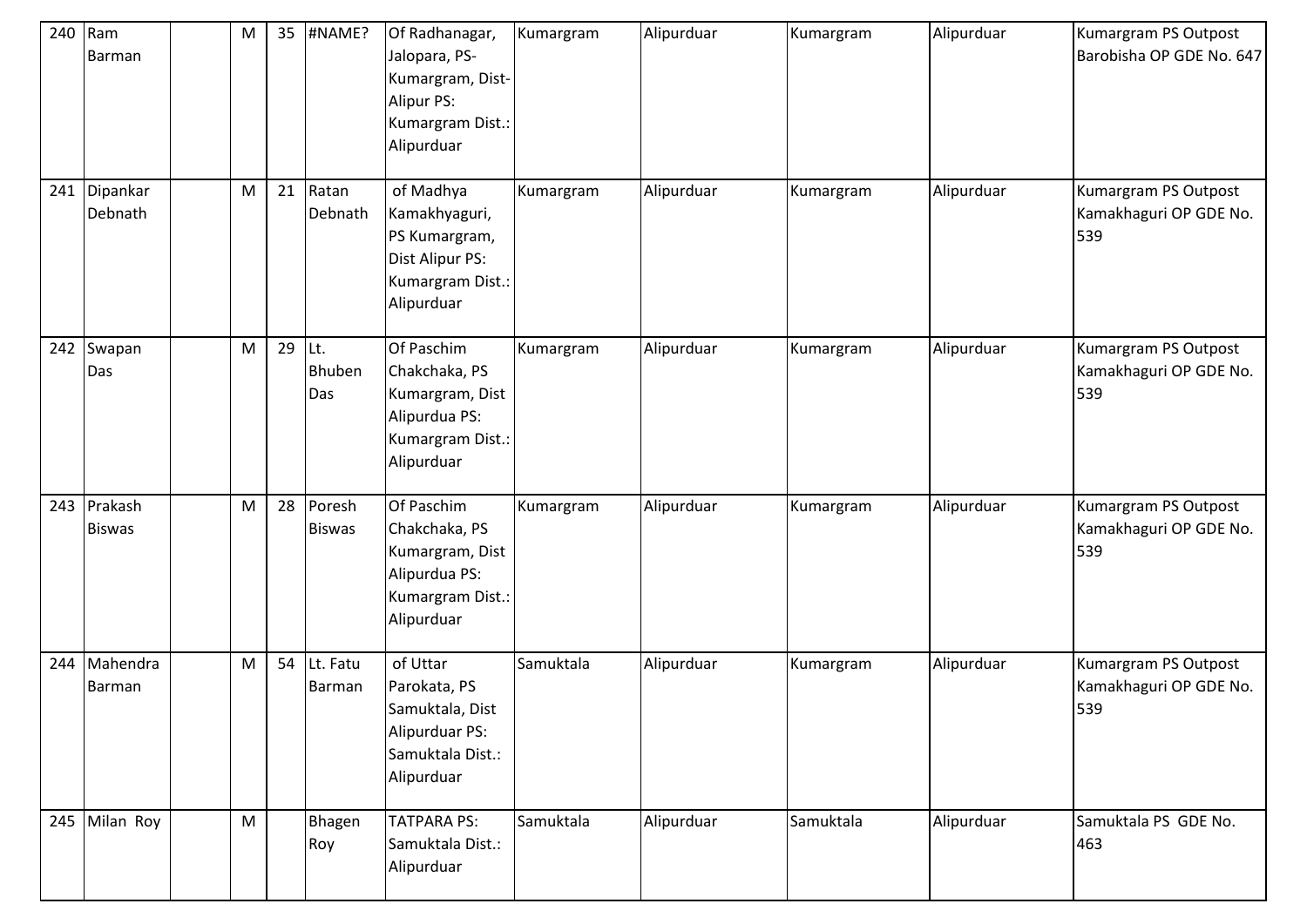| 240 | Ram Barman | | M | 35 | #NAME? | Of Radhanagar, Jalopara, PS-Kumargram, Dist-Alipur PS: Kumargram Dist.: Alipurduar | Kumargram | Alipurduar | Kumargram | Alipurduar | Kumargram PS Outpost Barobisha OP GDE No. 647 |
|---|---|---|---|---|---|---|---|---|---|---|---|
| 241 | Dipankar Debnath | | M | 21 | Ratan Debnath | of Madhya Kamakhyaguri, PS Kumargram, Dist Alipur PS: Kumargram Dist.: Alipurduar | Kumargram | Alipurduar | Kumargram | Alipurduar | Kumargram PS Outpost Kamakhaguri OP GDE No. 539 |
| 242 | Swapan Das | | M | 29 | Lt. Bhuben Das | Of Paschim Chakchaka, PS Kumargram, Dist Alipurdua PS: Kumargram Dist.: Alipurduar | Kumargram | Alipurduar | Kumargram | Alipurduar | Kumargram PS Outpost Kamakhaguri OP GDE No. 539 |
| 243 | Prakash Biswas | | M | 28 | Poresh Biswas | Of Paschim Chakchaka, PS Kumargram, Dist Alipurdua PS: Kumargram Dist.: Alipurduar | Kumargram | Alipurduar | Kumargram | Alipurduar | Kumargram PS Outpost Kamakhaguri OP GDE No. 539 |
| 244 | Mahendra Barman | | M | 54 | Lt. Fatu Barman | of Uttar Parokata, PS Samuktala, Dist Alipurduar PS: Samuktala Dist.: Alipurduar | Samuktala | Alipurduar | Kumargram | Alipurduar | Kumargram PS Outpost Kamakhaguri OP GDE No. 539 |
| 245 | Milan Roy | | M | | Bhagen Roy | TATPARA PS: Samuktala Dist.: Alipurduar | Samuktala | Alipurduar | Samuktala | Alipurduar | Samuktala PS GDE No. 463 |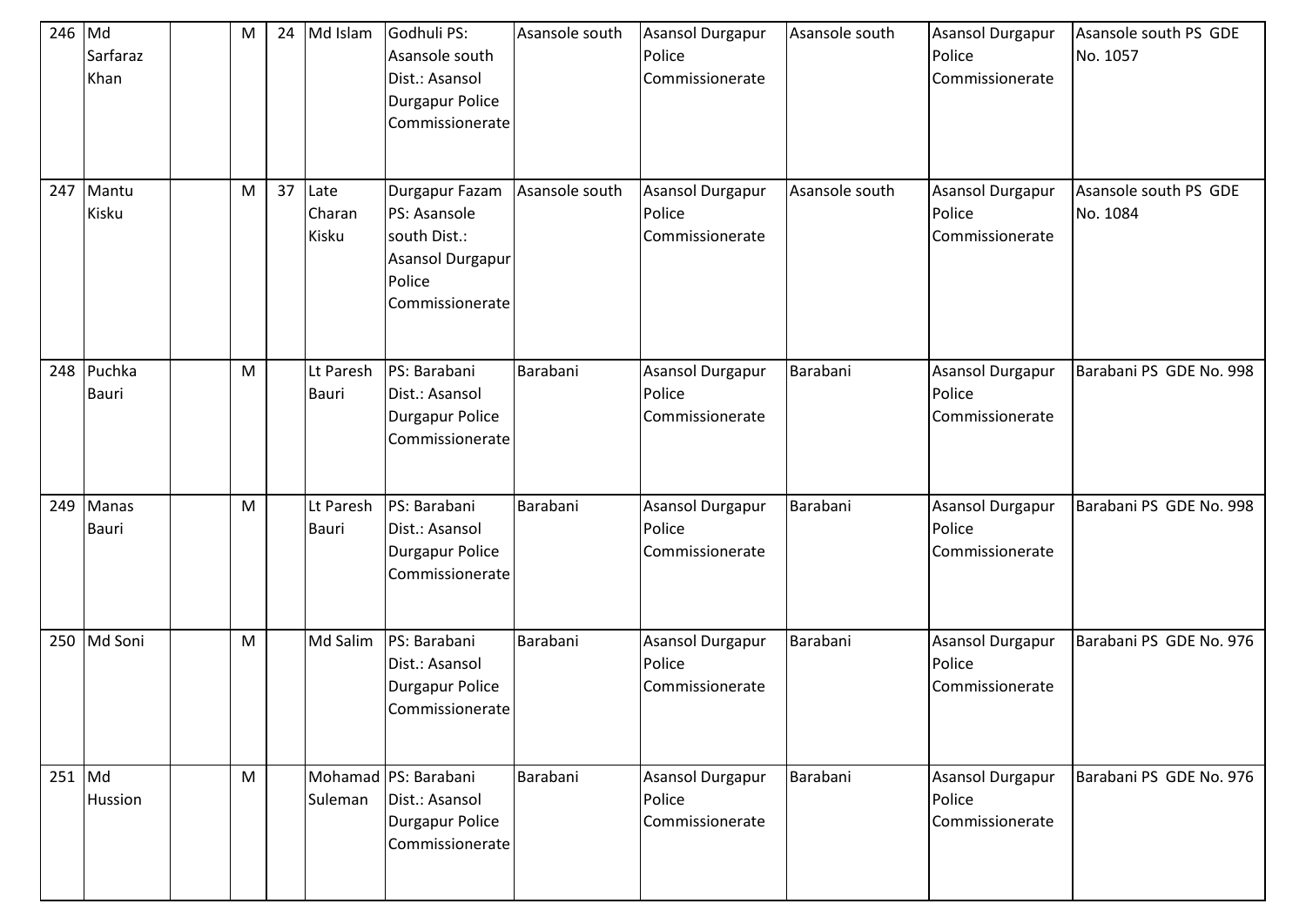| 246 | Md Sarfaraz Khan | | M | 24 | Md Islam | Godhuli PS: Asansole south Dist.: Asansol Durgapur Police Commissionerate | Asansole south | Asansol Durgapur Police Commissionerate | Asansole south | Asansol Durgapur Police Commissionerate | Asansole south PS GDE No. 1057 |
|---|---|---|---|---|---|---|---|---|---|---|---|
| 247 | Mantu Kisku | | M | 37 | Late Charan Kisku | Durgapur Fazam PS: Asansole south Dist.: Asansol Durgapur Police Commissionerate | Asansole south | Asansol Durgapur Police Commissionerate | Asansole south | Asansol Durgapur Police Commissionerate | Asansole south PS GDE No. 1084 |
| 248 | Puchka Bauri | | M | | Lt Paresh Bauri | PS: Barabani Dist.: Asansol Durgapur Police Commissionerate | Barabani | Asansol Durgapur Police Commissionerate | Barabani | Asansol Durgapur Police Commissionerate | Barabani PS GDE No. 998 |
| 249 | Manas Bauri | | M | | Lt Paresh Bauri | PS: Barabani Dist.: Asansol Durgapur Police Commissionerate | Barabani | Asansol Durgapur Police Commissionerate | Barabani | Asansol Durgapur Police Commissionerate | Barabani PS GDE No. 998 |
| 250 | Md Soni | | M | | Md Salim | PS: Barabani Dist.: Asansol Durgapur Police Commissionerate | Barabani | Asansol Durgapur Police Commissionerate | Barabani | Asansol Durgapur Police Commissionerate | Barabani PS GDE No. 976 |
| 251 | Md Hussion | | M | | Mohamad Suleman | PS: Barabani Dist.: Asansol Durgapur Police Commissionerate | Barabani | Asansol Durgapur Police Commissionerate | Barabani | Asansol Durgapur Police Commissionerate | Barabani PS GDE No. 976 |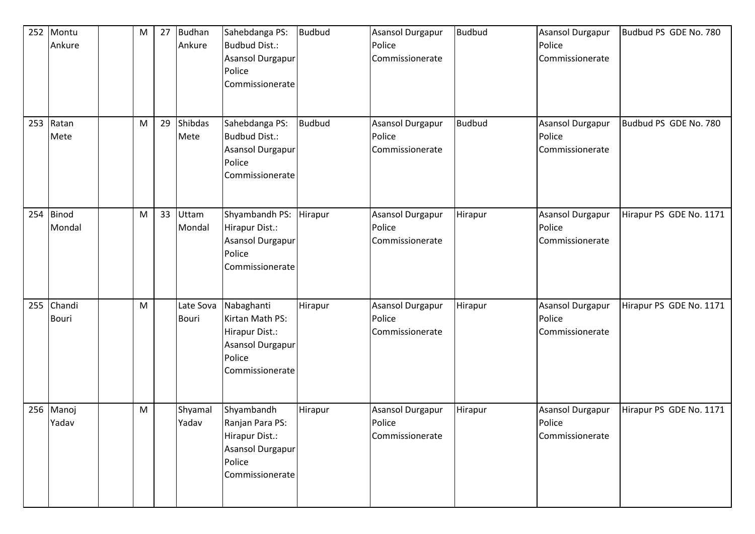| 252 | Montu Ankure | | M | 27 | Budhan Ankure | Sahebdanga PS: Budbud Dist.: Asansol Durgapur Police Commissionerate | Budbud | Asansol Durgapur Police Commissionerate | Budbud | Asansol Durgapur Police Commissionerate | Budbud PS GDE No. 780 |
|---|---|---|---|---|---|---|---|---|---|---|---|
| 253 | Ratan Mete | | M | 29 | Shibdas Mete | Sahebdanga PS: Budbud Dist.: Asansol Durgapur Police Commissionerate | Budbud | Asansol Durgapur Police Commissionerate | Budbud | Asansol Durgapur Police Commissionerate | Budbud PS GDE No. 780 |
| 254 | Binod Mondal | | M | 33 | Uttam Mondal | Shyambandh PS: Hirapur Dist.: Asansol Durgapur Police Commissionerate | Hirapur | Asansol Durgapur Police Commissionerate | Hirapur | Asansol Durgapur Police Commissionerate | Hirapur PS GDE No. 1171 |
| 255 | Chandi Bouri | | M | | Late Sova Bouri | Nabaghanti Kirtan Math PS: Hirapur Dist.: Asansol Durgapur Police Commissionerate | Hirapur | Asansol Durgapur Police Commissionerate | Hirapur | Asansol Durgapur Police Commissionerate | Hirapur PS GDE No. 1171 |
| 256 | Manoj Yadav | | M | | Shyamal Yadav | Shyambandh Ranjan Para PS: Hirapur Dist.: Asansol Durgapur Police Commissionerate | Hirapur | Asansol Durgapur Police Commissionerate | Hirapur | Asansol Durgapur Police Commissionerate | Hirapur PS GDE No. 1171 |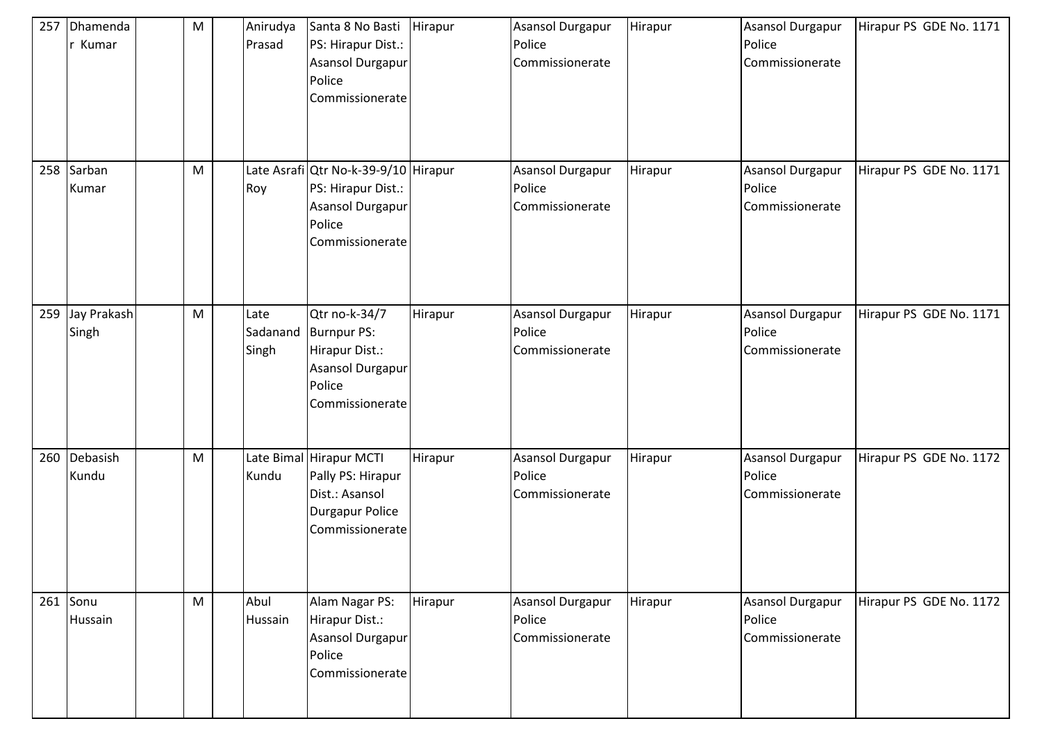| 257 | Dhamendar Kumar | | M | | Anirudya Prasad | Santa 8 No Basti PS: Hirapur Dist.: Asansol Durgapur Police Commissionerate | Hirapur | Asansol Durgapur Police Commissionerate | Hirapur | Asansol Durgapur Police Commissionerate | Hirapur PS GDE No. 1171 |
|---|---|---|---|---|---|---|---|---|---|---|---|
| 258 | Sarban Kumar | | M | | Late Asrafi Roy | Qtr No-k-39-9/10 PS: Hirapur Dist.: Asansol Durgapur Police Commissionerate | Hirapur | Asansol Durgapur Police Commissionerate | Hirapur | Asansol Durgapur Police Commissionerate | Hirapur PS GDE No. 1171 |
| 259 | Jay Prakash Singh | | M | | Late Sadanand Singh | Qtr no-k-34/7 Burnpur PS: Hirapur Dist.: Asansol Durgapur Police Commissionerate | Hirapur | Asansol Durgapur Police Commissionerate | Hirapur | Asansol Durgapur Police Commissionerate | Hirapur PS GDE No. 1171 |
| 260 | Debasish Kundu | | M | | Late Bimal Kundu | Hirapur MCTI Pally PS: Hirapur Dist.: Asansol Durgapur Police Commissionerate | Hirapur | Asansol Durgapur Police Commissionerate | Hirapur | Asansol Durgapur Police Commissionerate | Hirapur PS GDE No. 1172 |
| 261 | Sonu Hussain | | M | | Abul Hussain | Alam Nagar PS: Hirapur Dist.: Asansol Durgapur Police Commissionerate | Hirapur | Asansol Durgapur Police Commissionerate | Hirapur | Asansol Durgapur Police Commissionerate | Hirapur PS GDE No. 1172 |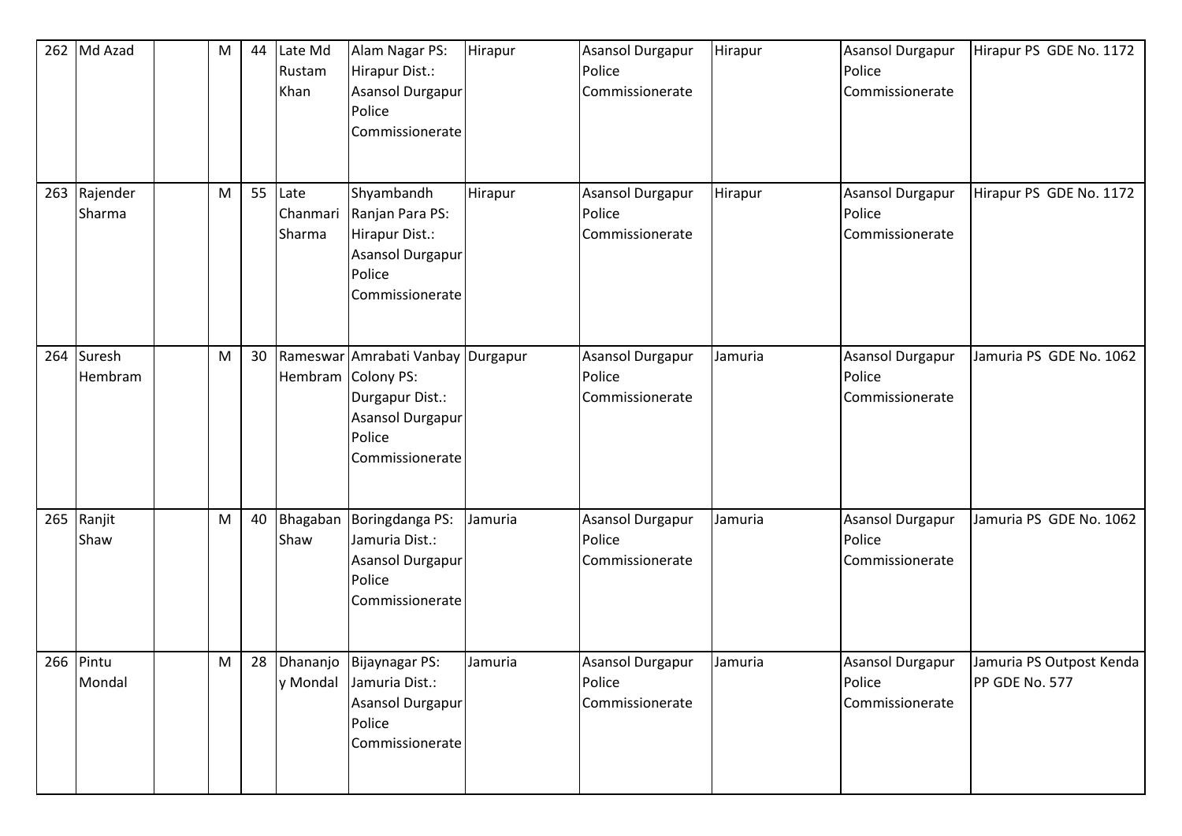| 262 | Md Azad | | M | 44 | Late Md Rustam Khan | Alam Nagar PS: Hirapur Dist.: Asansol Durgapur Police Commissionerate | Hirapur | Asansol Durgapur Police Commissionerate | Hirapur | Asansol Durgapur Police Commissionerate | Hirapur PS GDE No. 1172 |
|---|---|---|---|---|---|---|---|---|---|---|---|
| 263 | Rajender Sharma | | M | 55 | Late Chanmari Sharma | Shyambandh Ranjan Para PS: Hirapur Dist.: Asansol Durgapur Police Commissionerate | Hirapur | Asansol Durgapur Police Commissionerate | Hirapur | Asansol Durgapur Police Commissionerate | Hirapur PS GDE No. 1172 |
| 264 | Suresh Hembram | | M | 30 | Rameswar Hembram | Amrabati Vanbay Colony PS: Durgapur Dist.: Asansol Durgapur Police Commissionerate | Durgapur | Asansol Durgapur Police Commissionerate | Jamuria | Asansol Durgapur Police Commissionerate | Jamuria PS GDE No. 1062 |
| 265 | Ranjit Shaw | | M | 40 | Bhagaban Shaw | Boringdanga PS: Jamuria Dist.: Asansol Durgapur Police Commissionerate | Jamuria | Asansol Durgapur Police Commissionerate | Jamuria | Asansol Durgapur Police Commissionerate | Jamuria PS GDE No. 1062 |
| 266 | Pintu Mondal | | M | 28 | Dhananjoy Mondal | Bijaynagar PS: Jamuria Dist.: Asansol Durgapur Police Commissionerate | Jamuria | Asansol Durgapur Police Commissionerate | Jamuria | Asansol Durgapur Police Commissionerate | Jamuria PS Outpost Kenda PP GDE No. 577 |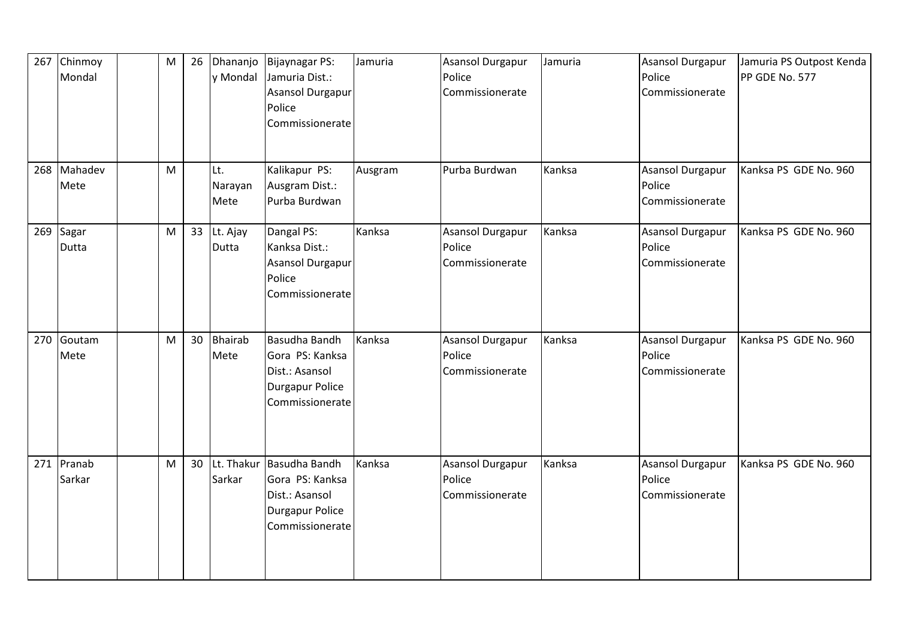| 267 | Chinmoy Mondal | | M | 26 | Dhananjoy Mondal | Bijaynagar PS: Jamuria Dist.: Asansol Durgapur Police Commissionerate | Jamuria | Asansol Durgapur Police Commissionerate | Jamuria | Asansol Durgapur Police Commissionerate | Jamuria PS Outpost Kenda PP GDE No. 577 |
|---|---|---|---|---|---|---|---|---|---|---|---|
| 268 | Mahadev Mete | | M | | Lt. Narayan Mete | Kalikapur PS: Ausgram Dist.: Purba Burdwan | Ausgram | Purba Burdwan | Kanksa | Asansol Durgapur Police Commissionerate | Kanksa PS GDE No. 960 |
| 269 | Sagar Dutta | | M | 33 | Lt. Ajay Dutta | Dangal PS: Kanksa Dist.: Asansol Durgapur Police Commissionerate | Kanksa | Asansol Durgapur Police Commissionerate | Kanksa | Asansol Durgapur Police Commissionerate | Kanksa PS GDE No. 960 |
| 270 | Goutam Mete | | M | 30 | Bhairab Mete | Basudha Bandh Gora PS: Kanksa Dist.: Asansol Durgapur Police Commissionerate | Kanksa | Asansol Durgapur Police Commissionerate | Kanksa | Asansol Durgapur Police Commissionerate | Kanksa PS GDE No. 960 |
| 271 | Pranab Sarkar | | M | 30 | Lt. Thakur Sarkar | Basudha Bandh Gora PS: Kanksa Dist.: Asansol Durgapur Police Commissionerate | Kanksa | Asansol Durgapur Police Commissionerate | Kanksa | Asansol Durgapur Police Commissionerate | Kanksa PS GDE No. 960 |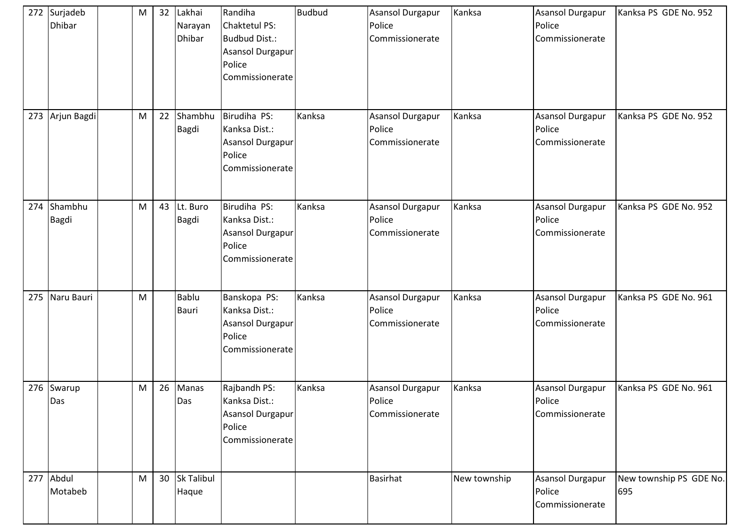| 272 | Surjadeb Dhibar | | M | 32 | Lakhai Narayan Dhibar | Randiha Chaktetul PS: Budbud Dist.: Asansol Durgapur Police Commissionerate | Budbud | Asansol Durgapur Police Commissionerate | Kanksa | Asansol Durgapur Police Commissionerate | Kanksa PS GDE No. 952 |
|---|---|---|---|---|---|---|---|---|---|---|---|
| 273 | Arjun Bagdi | | M | 22 | Shambhu Bagdi | Birudiha PS: Kanksa Dist.: Asansol Durgapur Police Commissionerate | Kanksa | Asansol Durgapur Police Commissionerate | Kanksa | Asansol Durgapur Police Commissionerate | Kanksa PS GDE No. 952 |
| 274 | Shambhu Bagdi | | M | 43 | Lt. Buro Bagdi | Birudiha PS: Kanksa Dist.: Asansol Durgapur Police Commissionerate | Kanksa | Asansol Durgapur Police Commissionerate | Kanksa | Asansol Durgapur Police Commissionerate | Kanksa PS GDE No. 952 |
| 275 | Naru Bauri | | M | | Bablu Bauri | Banskopa PS: Kanksa Dist.: Asansol Durgapur Police Commissionerate | Kanksa | Asansol Durgapur Police Commissionerate | Kanksa | Asansol Durgapur Police Commissionerate | Kanksa PS GDE No. 961 |
| 276 | Swarup Das | | M | 26 | Manas Das | Rajbandh PS: Kanksa Dist.: Asansol Durgapur Police Commissionerate | Kanksa | Asansol Durgapur Police Commissionerate | Kanksa | Asansol Durgapur Police Commissionerate | Kanksa PS GDE No. 961 |
| 277 | Abdul Motabeb | | M | 30 | Sk Talibul Haque | | | Basirhat | New township | Asansol Durgapur Police Commissionerate | New township PS GDE No. 695 |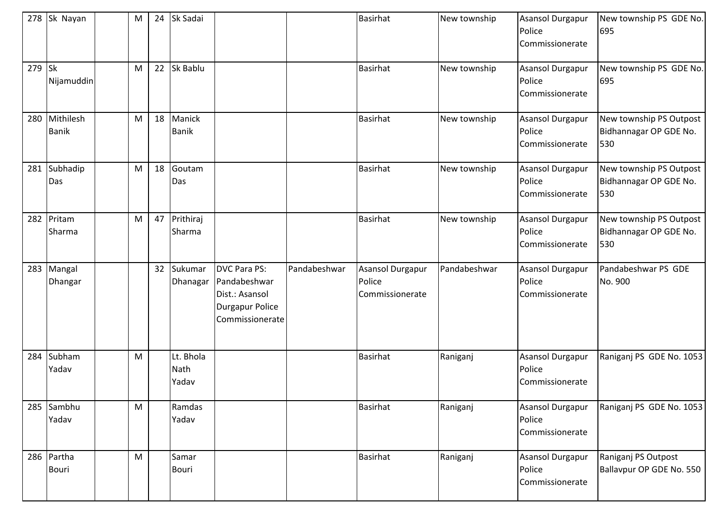| 278 | Sk Nayan | | M | 24 | Sk Sadai | | | Basirhat | New township | Asansol Durgapur Police Commissionerate | New township PS GDE No. 695 |
|---|---|---|---|---|---|---|---|---|---|---|---|
| 279 | Sk Nijamuddin | | M | 22 | Sk Bablu | | | Basirhat | New township | Asansol Durgapur Police Commissionerate | New township PS GDE No. 695 |
| 280 | Mithilesh Banik | | M | 18 | Manick Banik | | | Basirhat | New township | Asansol Durgapur Police Commissionerate | New township PS Outpost Bidhannagar OP GDE No. 530 |
| 281 | Subhadip Das | | M | 18 | Goutam Das | | | Basirhat | New township | Asansol Durgapur Police Commissionerate | New township PS Outpost Bidhannagar OP GDE No. 530 |
| 282 | Pritam Sharma | | M | 47 | Prithiraj Sharma | | | Basirhat | New township | Asansol Durgapur Police Commissionerate | New township PS Outpost Bidhannagar OP GDE No. 530 |
| 283 | Mangal Dhangar | | | 32 | Sukumar Dhanagar | DVC Para PS: Pandabeshwar Dist.: Asansol Durgapur Police Commissionerate | Pandabeshwar | Asansol Durgapur Police Commissionerate | Pandabeshwar | Asansol Durgapur Police Commissionerate | Pandabeshwar PS GDE No. 900 |
| 284 | Subham Yadav | | M | | Lt. Bhola Nath Yadav | | | Basirhat | Raniganj | Asansol Durgapur Police Commissionerate | Raniganj PS GDE No. 1053 |
| 285 | Sambhu Yadav | | M | | Ramdas Yadav | | | Basirhat | Raniganj | Asansol Durgapur Police Commissionerate | Raniganj PS GDE No. 1053 |
| 286 | Partha Bouri | | M | | Samar Bouri | | | Basirhat | Raniganj | Asansol Durgapur Police Commissionerate | Raniganj PS Outpost Ballavpur OP GDE No. 550 |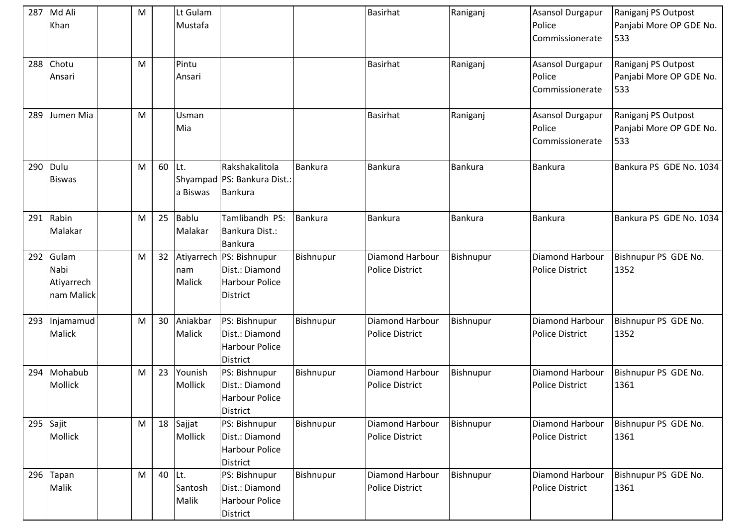| 287 | Md Ali Khan | | M | | Lt Gulam Mustafa | | | Basirhat | Raniganj | Asansol Durgapur Police Commissionerate | Raniganj PS Outpost Panjabi More OP GDE No. 533 |
|---|---|---|---|---|---|---|---|---|---|---|---|
| 288 | Chotu Ansari | | M | | Pintu Ansari | | | Basirhat | Raniganj | Asansol Durgapur Police Commissionerate | Raniganj PS Outpost Panjabi More OP GDE No. 533 |
| 289 | Jumen Mia | | M | | Usman Mia | | | Basirhat | Raniganj | Asansol Durgapur Police Commissionerate | Raniganj PS Outpost Panjabi More OP GDE No. 533 |
| 290 | Dulu Biswas | | M | 60 | Lt. Shyampada Biswas | Rakshakalitola PS: Bankura Dist.: Bankura | Bankura | Bankura | Bankura | Bankura | Bankura PS GDE No. 1034 |
| 291 | Rabin Malakar | | M | 25 | Bablu Malakar | Tamlibandh PS: Bankura Dist.: Bankura | Bankura | Bankura | Bankura | Bankura | Bankura PS GDE No. 1034 |
| 292 | Gulam Nabi Atiyarrechnam Malick | | M | 32 | Atiyarrechnam Malick | PS: Bishnupur Dist.: Diamond Harbour Police District | Bishnupur | Diamond Harbour Police District | Bishnupur | Diamond Harbour Police District | Bishnupur PS GDE No. 1352 |
| 293 | Injamamud Malick | | M | 30 | Aniakbar Malick | PS: Bishnupur Dist.: Diamond Harbour Police District | Bishnupur | Diamond Harbour Police District | Bishnupur | Diamond Harbour Police District | Bishnupur PS GDE No. 1352 |
| 294 | Mohabub Mollick | | M | 23 | Younish Mollick | PS: Bishnupur Dist.: Diamond Harbour Police District | Bishnupur | Diamond Harbour Police District | Bishnupur | Diamond Harbour Police District | Bishnupur PS GDE No. 1361 |
| 295 | Sajit Mollick | | M | 18 | Sajjat Mollick | PS: Bishnupur Dist.: Diamond Harbour Police District | Bishnupur | Diamond Harbour Police District | Bishnupur | Diamond Harbour Police District | Bishnupur PS GDE No. 1361 |
| 296 | Tapan Malik | | M | 40 | Lt. Santosh Malik | PS: Bishnupur Dist.: Diamond Harbour Police District | Bishnupur | Diamond Harbour Police District | Bishnupur | Diamond Harbour Police District | Bishnupur PS GDE No. 1361 |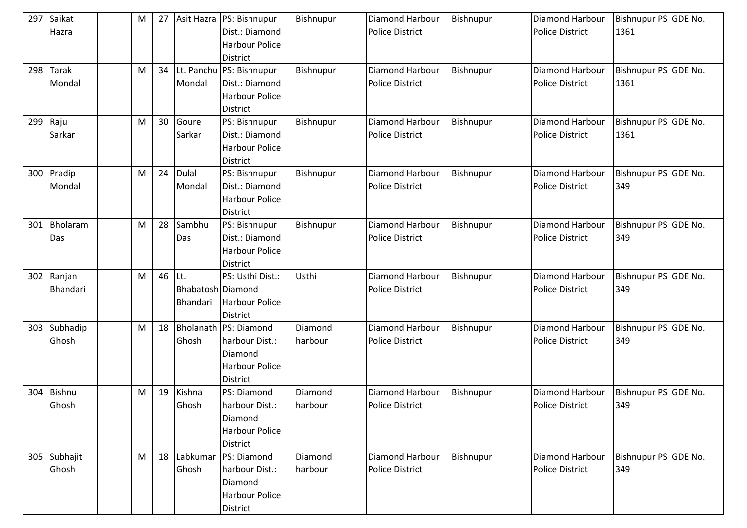| 297 | Saikat Hazra | | M | 27 | Asit Hazra | PS: Bishnupur Dist.: Diamond Harbour Police District | Bishnupur | Diamond Harbour Police District | Bishnupur | Diamond Harbour Police District | Bishnupur PS GDE No. 1361 |
|---|---|---|---|---|---|---|---|---|---|---|---|
| 298 | Tarak Mondal | | M | 34 | Lt. Panchu Mondal | PS: Bishnupur Dist.: Diamond Harbour Police District | Bishnupur | Diamond Harbour Police District | Bishnupur | Diamond Harbour Police District | Bishnupur PS GDE No. 1361 |
| 299 | Raju Sarkar | | M | 30 | Goure Sarkar | PS: Bishnupur Dist.: Diamond Harbour Police District | Bishnupur | Diamond Harbour Police District | Bishnupur | Diamond Harbour Police District | Bishnupur PS GDE No. 1361 |
| 300 | Pradip Mondal | | M | 24 | Dulal Mondal | PS: Bishnupur Dist.: Diamond Harbour Police District | Bishnupur | Diamond Harbour Police District | Bishnupur | Diamond Harbour Police District | Bishnupur PS GDE No. 349 |
| 301 | Bholaram Das | | M | 28 | Sambhu Das | PS: Bishnupur Dist.: Diamond Harbour Police District | Bishnupur | Diamond Harbour Police District | Bishnupur | Diamond Harbour Police District | Bishnupur PS GDE No. 349 |
| 302 | Ranjan Bhandari | | M | 46 | Lt. Bhabatosh Bhandari | PS: Usthi Dist.: Diamond Harbour Police District | Usthi | Diamond Harbour Police District | Bishnupur | Diamond Harbour Police District | Bishnupur PS GDE No. 349 |
| 303 | Subhadip Ghosh | | M | 18 | Bholanath Ghosh | PS: Diamond harbour Dist.: Diamond Harbour Police District | Diamond harbour | Diamond Harbour Police District | Bishnupur | Diamond Harbour Police District | Bishnupur PS GDE No. 349 |
| 304 | Bishnu Ghosh | | M | 19 | Kishna Ghosh | PS: Diamond harbour Dist.: Diamond Harbour Police District | Diamond harbour | Diamond Harbour Police District | Bishnupur | Diamond Harbour Police District | Bishnupur PS GDE No. 349 |
| 305 | Subhajit Ghosh | | M | 18 | Labkumar Ghosh | PS: Diamond harbour Dist.: Diamond Harbour Police District | Diamond harbour | Diamond Harbour Police District | Bishnupur | Diamond Harbour Police District | Bishnupur PS GDE No. 349 |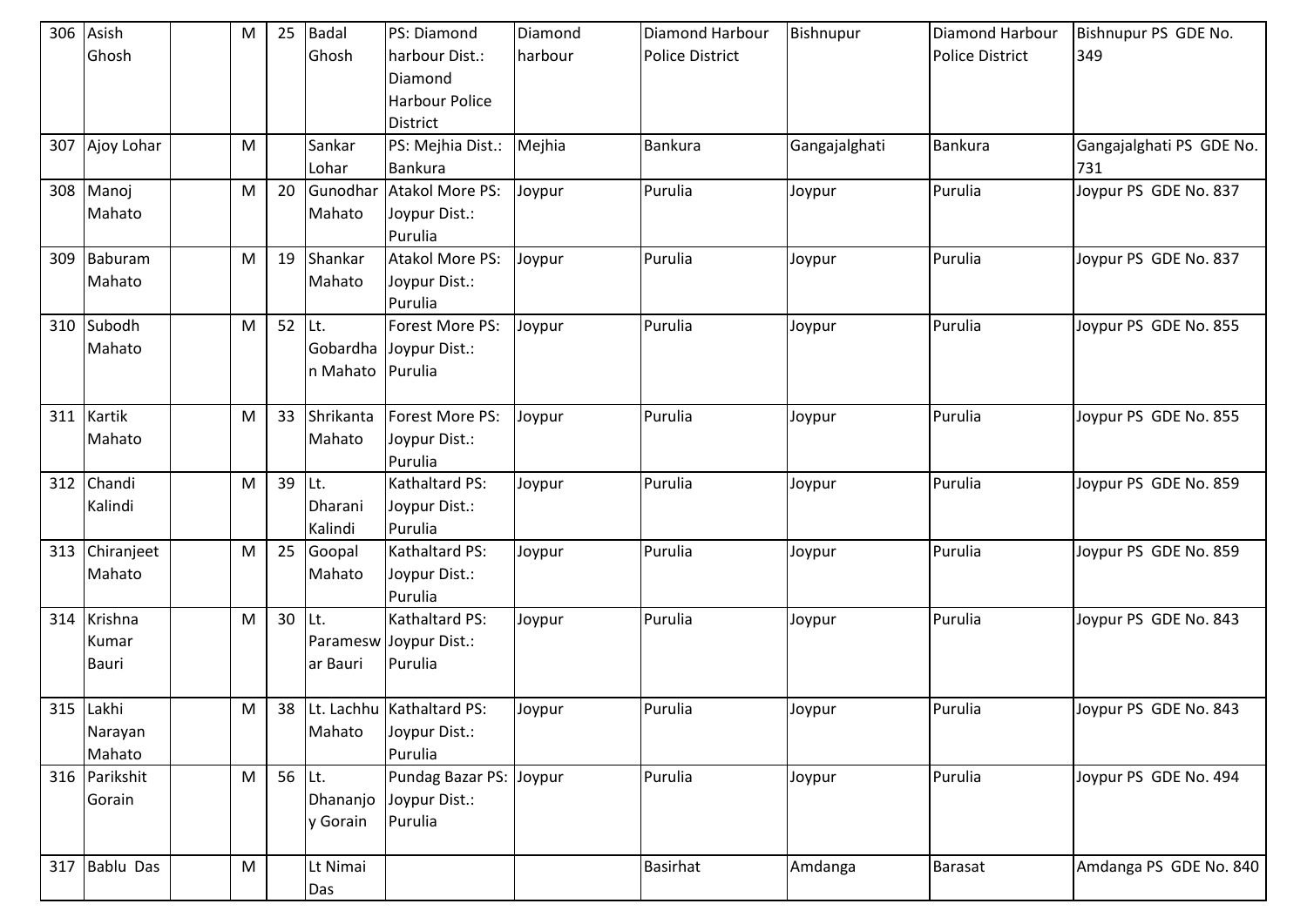| | | | | | | | | | | | |
|---|---|---|---|---|---|---|---|---|---|---|---|
| 306 | Asish Ghosh | | M | 25 | Badal Ghosh | PS: Diamond harbour Dist.: Diamond Harbour Police District | Diamond harbour | Diamond Harbour Police District | Bishnupur | Diamond Harbour Police District | Bishnupur PS GDE No. 349 |
| 307 | Ajoy Lohar | | M | | Sankar Lohar | PS: Mejhia Dist.: Bankura | Mejhia | Bankura | Gangajalghati | Bankura | Gangajalghati PS GDE No. 731 |
| 308 | Manoj Mahato | | M | 20 | Gunodhar Mahato | Atakol More PS: Joypur Dist.: Purulia | Joypur | Purulia | Joypur | Purulia | Joypur PS GDE No. 837 |
| 309 | Baburam Mahato | | M | 19 | Shankar Mahato | Atakol More PS: Joypur Dist.: Purulia | Joypur | Purulia | Joypur | Purulia | Joypur PS GDE No. 837 |
| 310 | Subodh Mahato | | M | 52 | Lt. Gobardhan Mahato | Forest More PS: Joypur Dist.: Purulia | Joypur | Purulia | Joypur | Purulia | Joypur PS GDE No. 855 |
| 311 | Kartik Mahato | | M | 33 | Shrikanta Mahato | Forest More PS: Joypur Dist.: Purulia | Joypur | Purulia | Joypur | Purulia | Joypur PS GDE No. 855 |
| 312 | Chandi Kalindi | | M | 39 | Lt. Dharani Kalindi | Kathaltard PS: Joypur Dist.: Purulia | Joypur | Purulia | Joypur | Purulia | Joypur PS GDE No. 859 |
| 313 | Chiranjeet Mahato | | M | 25 | Goopal Mahato | Kathaltard PS: Joypur Dist.: Purulia | Joypur | Purulia | Joypur | Purulia | Joypur PS GDE No. 859 |
| 314 | Krishna Kumar Bauri | | M | 30 | Lt. Parameswar Bauri | Kathaltard PS: Joypur Dist.: Purulia | Joypur | Purulia | Joypur | Purulia | Joypur PS GDE No. 843 |
| 315 | Lakhi Narayan Mahato | | M | 38 | Lt. Lachhu Mahato | Kathaltard PS: Joypur Dist.: Purulia | Joypur | Purulia | Joypur | Purulia | Joypur PS GDE No. 843 |
| 316 | Parikshit Gorain | | M | 56 | Lt. Dhananjoy Gorain | Pundag Bazar PS: Joypur Dist.: Purulia | Joypur | Purulia | Joypur | Purulia | Joypur PS GDE No. 494 |
| 317 | Bablu Das | | M | | Lt Nimai Das | | | Basirhat | Amdanga | Barasat | Amdanga PS GDE No. 840 |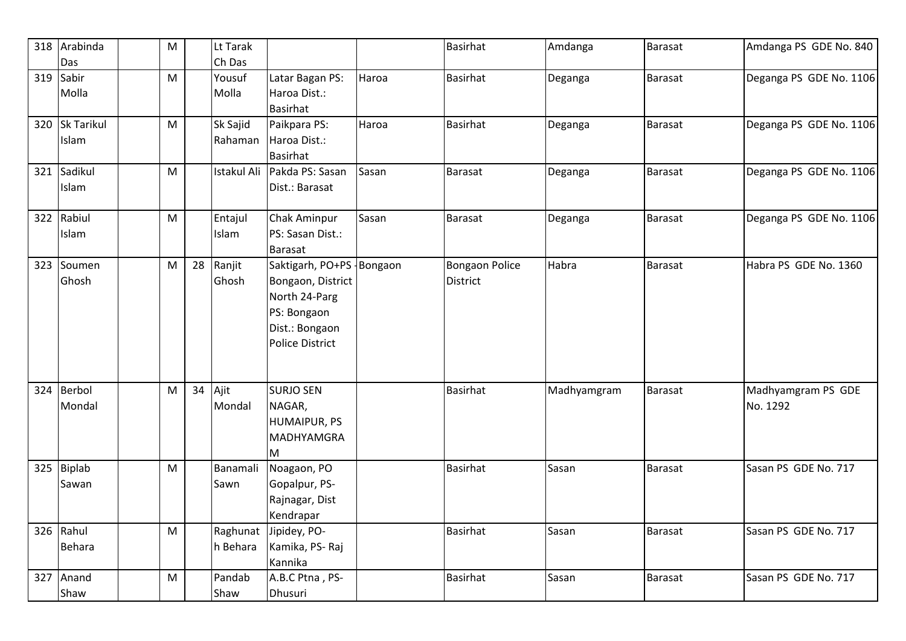| 318 | Arabinda Das | | M | | Lt Tarak Ch Das | | | Basirhat | Amdanga | Barasat | Amdanga PS GDE No. 840 |
|---|---|---|---|---|---|---|---|---|---|---|---|
| 319 | Sabir Molla | | M | | Yousuf Molla | Latar Bagan PS: Haroa Dist.: Basirhat | Haroa | Basirhat | Deganga | Barasat | Deganga PS GDE No. 1106 |
| 320 | Sk Tarikul Islam | | M | | Sk Sajid Rahaman | Paikpara PS: Haroa Dist.: Basirhat | Haroa | Basirhat | Deganga | Barasat | Deganga PS GDE No. 1106 |
| 321 | Sadikul Islam | | M | | Istakul Ali | Pakda PS: Sasan Dist.: Barasat | Sasan | Barasat | Deganga | Barasat | Deganga PS GDE No. 1106 |
| 322 | Rabiul Islam | | M | | Entajul Islam | Chak Aminpur PS: Sasan Dist.: Barasat | Sasan | Barasat | Deganga | Barasat | Deganga PS GDE No. 1106 |
| 323 | Soumen Ghosh | | M | 28 | Ranjit Ghosh | Saktigarh, PO+PS - Bongaon, District North 24-Parg PS: Bongaon Dist.: Bongaon Police District | Bongaon | Bongaon Police District | Habra | Barasat | Habra PS GDE No. 1360 |
| 324 | Berbol Mondal | | M | 34 | Ajit Mondal | SURJO SEN NAGAR, HUMAIPUR, PS MADHYAMGRAM | | Basirhat | Madhyamgram | Barasat | Madhyamgram PS GDE No. 1292 |
| 325 | Biplab Sawan | | M | | Banamali Sawn | Noagaon, PO Gopalpur, PS-Rajnagar, Dist Kendrapar | | Basirhat | Sasan | Barasat | Sasan PS GDE No. 717 |
| 326 | Rahul Behara | | M | | Raghunath Behara | Jipidey, PO-Kamika, PS- Raj Kannika | | Basirhat | Sasan | Barasat | Sasan PS GDE No. 717 |
| 327 | Anand Shaw | | M | | Pandab Shaw | A.B.C Ptna , PS-Dhusuri | | Basirhat | Sasan | Barasat | Sasan PS GDE No. 717 |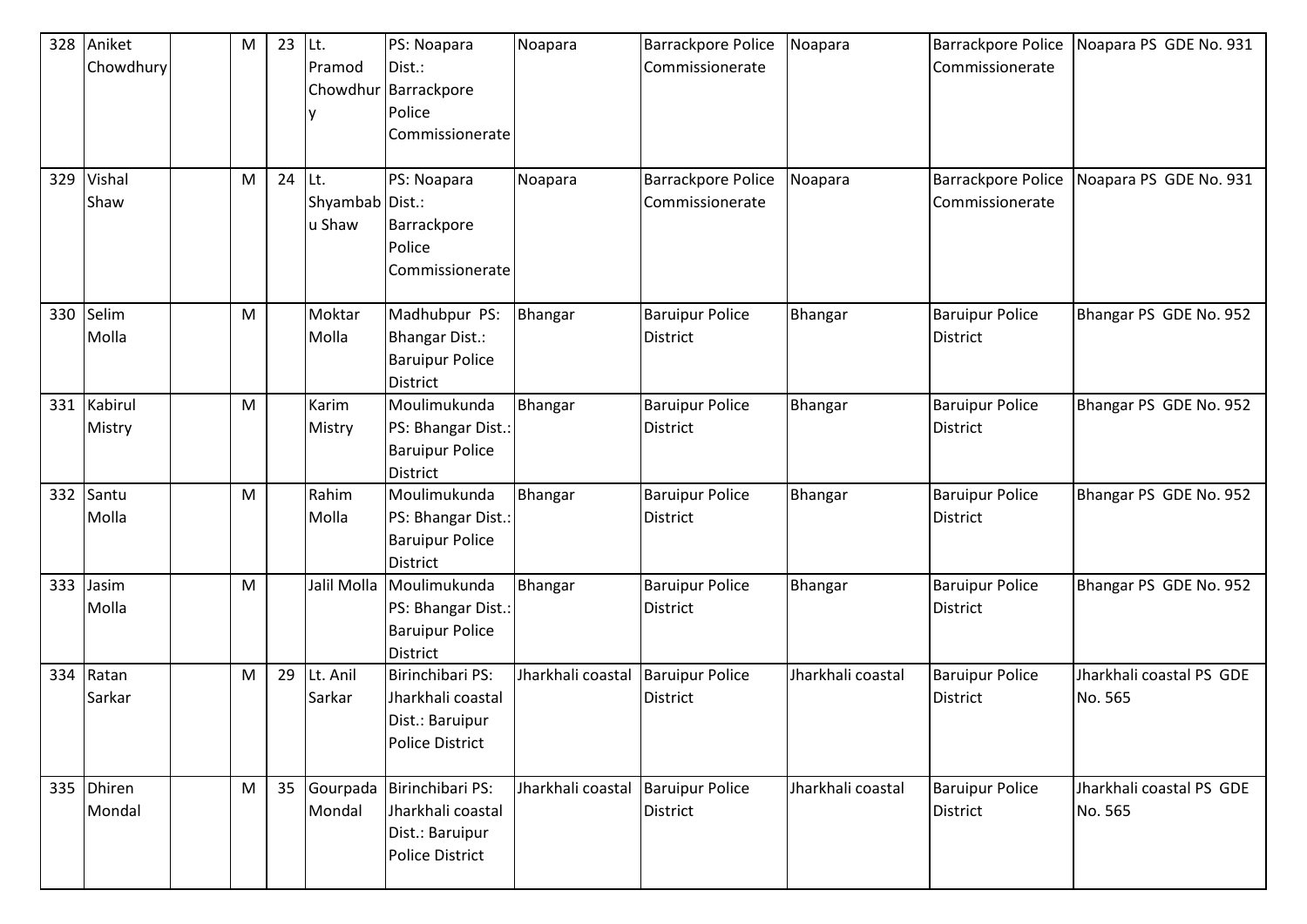| | | | | | | | | | | | |
|---|---|---|---|---|---|---|---|---|---|---|---|
| 328 | Aniket Chowdhury | | M | 23 | Lt. Pramod Chowdhury | PS: Noapara Dist.: Barrackpore Police Commissionerate | Noapara | Barrackpore Police Commissionerate | Noapara | Barrackpore Police Commissionerate | Noapara PS GDE No. 931 |
| 329 | Vishal Shaw | | M | 24 | Lt. Shyambabu Shaw | PS: Noapara Dist.: Barrackpore Police Commissionerate | Noapara | Barrackpore Police Commissionerate | Noapara | Barrackpore Police Commissionerate | Noapara PS GDE No. 931 |
| 330 | Selim Molla | | M | | Moktar Molla | Madhubpur PS: Bhangar Dist.: Baruipur Police District | Bhangar | Baruipur Police District | Bhangar | Baruipur Police District | Bhangar PS GDE No. 952 |
| 331 | Kabirul Mistry | | M | | Karim Mistry | Moulimukunda PS: Bhangar Dist.: Baruipur Police District | Bhangar | Baruipur Police District | Bhangar | Baruipur Police District | Bhangar PS GDE No. 952 |
| 332 | Santu Molla | | M | | Rahim Molla | Moulimukunda PS: Bhangar Dist.: Baruipur Police District | Bhangar | Baruipur Police District | Bhangar | Baruipur Police District | Bhangar PS GDE No. 952 |
| 333 | Jasim Molla | | M | | Jalil Molla | Moulimukunda PS: Bhangar Dist.: Baruipur Police District | Bhangar | Baruipur Police District | Bhangar | Baruipur Police District | Bhangar PS GDE No. 952 |
| 334 | Ratan Sarkar | | M | 29 | Lt. Anil Sarkar | Birinchibari PS: Jharkhali coastal Dist.: Baruipur Police District | Jharkhali coastal | Baruipur Police District | Jharkhali coastal | Baruipur Police District | Jharkhali coastal PS GDE No. 565 |
| 335 | Dhiren Mondal | | M | 35 | Gourpada Mondal | Birinchibari PS: Jharkhali coastal Dist.: Baruipur Police District | Jharkhali coastal | Baruipur Police District | Jharkhali coastal | Baruipur Police District | Jharkhali coastal PS GDE No. 565 |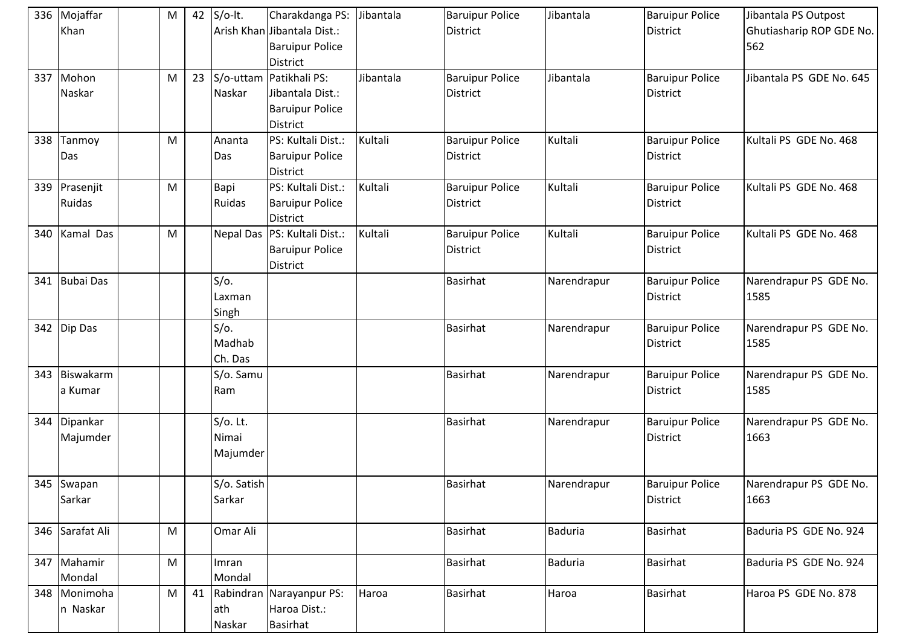| | | | | | | | | | | | |
|---|---|---|---|---|---|---|---|---|---|---|---|
| 336 | Mojaffar Khan | | M | 42 | S/o-lt. Arish Khan | Charakdanga PS: Jibantala Dist.: Baruipur Police District | Jibantala | Baruipur Police District | Jibantala | Baruipur Police District | Jibantala PS Outpost Ghutiasharip ROP GDE No. 562 |
| 337 | Mohon Naskar | | M | 23 | S/o-uttam Naskar | Patikhali PS: Jibantala Dist.: Baruipur Police District | Jibantala | Baruipur Police District | Jibantala | Baruipur Police District | Jibantala PS GDE No. 645 |
| 338 | Tanmoy Das | | M | | Ananta Das | PS: Kultali Dist.: Baruipur Police District | Kultali | Baruipur Police District | Kultali | Baruipur Police District | Kultali PS GDE No. 468 |
| 339 | Prasenjit Ruidas | | M | | Bapi Ruidas | PS: Kultali Dist.: Baruipur Police District | Kultali | Baruipur Police District | Kultali | Baruipur Police District | Kultali PS GDE No. 468 |
| 340 | Kamal Das | | M | | Nepal Das | PS: Kultali Dist.: Baruipur Police District | Kultali | Baruipur Police District | Kultali | Baruipur Police District | Kultali PS GDE No. 468 |
| 341 | Bubai Das | | | | S/o. Laxman Singh | | | Basirhat | Narendrapur | Baruipur Police District | Narendrapur PS GDE No. 1585 |
| 342 | Dip Das | | | | S/o. Madhab Ch. Das | | | Basirhat | Narendrapur | Baruipur Police District | Narendrapur PS GDE No. 1585 |
| 343 | Biswakarma Kumar | | | | S/o. Samu Ram | | | Basirhat | Narendrapur | Baruipur Police District | Narendrapur PS GDE No. 1585 |
| 344 | Dipankar Majumder | | | | S/o. Lt. Nimai Majumder | | | Basirhat | Narendrapur | Baruipur Police District | Narendrapur PS GDE No. 1663 |
| 345 | Swapan Sarkar | | | | S/o. Satish Sarkar | | | Basirhat | Narendrapur | Baruipur Police District | Narendrapur PS GDE No. 1663 |
| 346 | Sarafat Ali | | M | | Omar Ali | | | Basirhat | Baduria | Basirhat | Baduria PS GDE No. 924 |
| 347 | Mahamir Mondal | | M | | Imran Mondal | | | Basirhat | Baduria | Basirhat | Baduria PS GDE No. 924 |
| 348 | Monimohan Naskar | | M | 41 | Rabindranath Naskar | Narayanpur PS: Haroa Dist.: Basirhat | Haroa | Basirhat | Haroa | Basirhat | Haroa PS GDE No. 878 |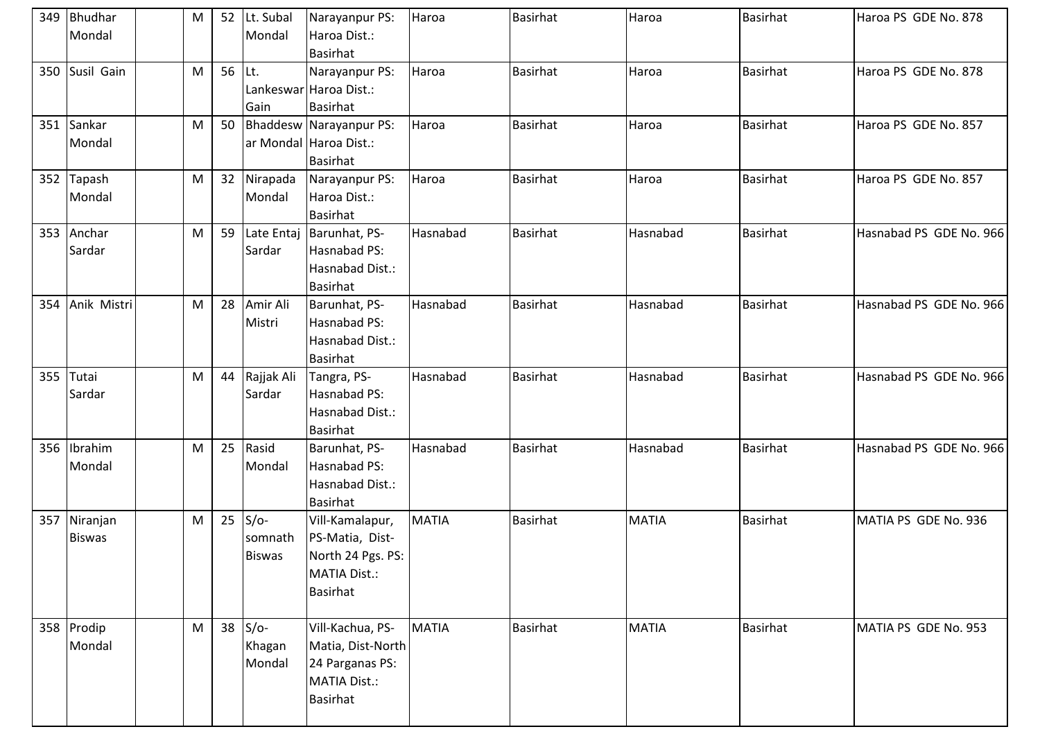| 349 | Bhudhar Mondal | | M | 52 | Lt. Subal Mondal | Narayanpur PS: Haroa Dist.: Basirhat | Haroa | Basirhat | Haroa | Basirhat | Haroa PS GDE No. 878 |
|---|---|---|---|---|---|---|---|---|---|---|---|
| 350 | Susil Gain | | M | 56 | Lt. Lankeswar Gain | Narayanpur PS: Haroa Dist.: Basirhat | Haroa | Basirhat | Haroa | Basirhat | Haroa PS GDE No. 878 |
| 351 | Sankar Mondal | | M | 50 | Bhaddeswar Mondal | Narayanpur PS: Haroa Dist.: Basirhat | Haroa | Basirhat | Haroa | Basirhat | Haroa PS GDE No. 857 |
| 352 | Tapash Mondal | | M | 32 | Nirapada Mondal | Narayanpur PS: Haroa Dist.: Basirhat | Haroa | Basirhat | Haroa | Basirhat | Haroa PS GDE No. 857 |
| 353 | Anchar Sardar | | M | 59 | Late Entaj Sardar | Barunhat, PS-Hasnabad PS: Hasnabad Dist.: Basirhat | Hasnabad | Basirhat | Hasnabad | Basirhat | Hasnabad PS GDE No. 966 |
| 354 | Anik Mistri | | M | 28 | Amir Ali Mistri | Barunhat, PS-Hasnabad PS: Hasnabad Dist.: Basirhat | Hasnabad | Basirhat | Hasnabad | Basirhat | Hasnabad PS GDE No. 966 |
| 355 | Tutai Sardar | | M | 44 | Rajjak Ali Sardar | Tangra, PS-Hasnabad PS: Hasnabad Dist.: Basirhat | Hasnabad | Basirhat | Hasnabad | Basirhat | Hasnabad PS GDE No. 966 |
| 356 | Ibrahim Mondal | | M | 25 | Rasid Mondal | Barunhat, PS-Hasnabad PS: Hasnabad Dist.: Basirhat | Hasnabad | Basirhat | Hasnabad | Basirhat | Hasnabad PS GDE No. 966 |
| 357 | Niranjan Biswas | | M | 25 | S/o-somnath Biswas | Vill-Kamalapur, PS-Matia, Dist-North 24 Pgs. PS: MATIA Dist.: Basirhat | MATIA | Basirhat | MATIA | Basirhat | MATIA PS GDE No. 936 |
| 358 | Prodip Mondal | | M | 38 | S/o-Khagan Mondal | Vill-Kachua, PS-Matia, Dist-North 24 Parganas PS: MATIA Dist.: Basirhat | MATIA | Basirhat | MATIA | Basirhat | MATIA PS GDE No. 953 |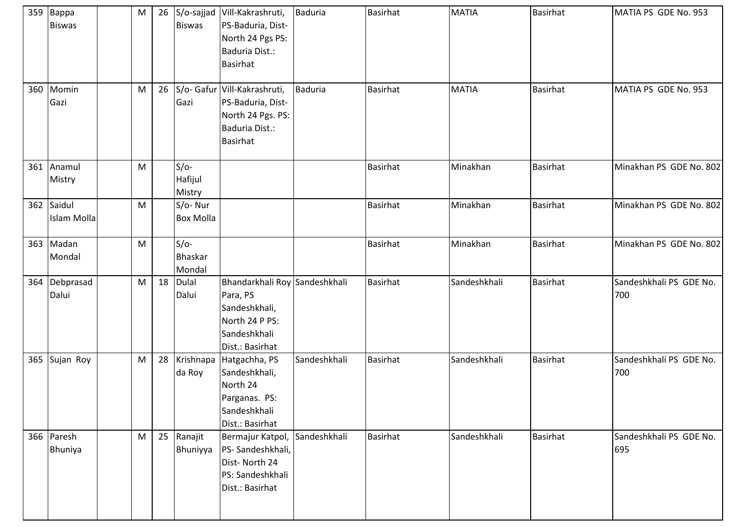| 359 | Bappa Biswas | | M | 26 | S/o-sajjad Biswas | Vill-Kakrashruti, PS-Baduria, Dist-North 24 Pgs PS: Baduria Dist.: Basirhat | Baduria | Basirhat | MATIA | Basirhat | MATIA PS GDE No. 953 |
|---|---|---|---|---|---|---|---|---|---|---|---|
| 360 | Momin Gazi | | M | 26 | S/o- Gafur Gazi | Vill-Kakrashruti, PS-Baduria, Dist-North 24 Pgs. PS: Baduria Dist.: Basirhat | Baduria | Basirhat | MATIA | Basirhat | MATIA PS GDE No. 953 |
| 361 | Anamul Mistry | | M | | S/o- Hafijul Mistry | | | Basirhat | Minakhan | Basirhat | Minakhan PS GDE No. 802 |
| 362 | Saidul Islam Molla | | M | | S/o- Nur Box Molla | | | Basirhat | Minakhan | Basirhat | Minakhan PS GDE No. 802 |
| 363 | Madan Mondal | | M | | S/o- Bhaskar Mondal | | | Basirhat | Minakhan | Basirhat | Minakhan PS GDE No. 802 |
| 364 | Debprasad Dalui | | M | 18 | Dulal Dalui | Bhandarkhali Roy Para, PS Sandeshkhali, North 24 P PS: Sandeshkhali Dist.: Basirhat | Sandeshkhali | Basirhat | Sandeshkhali | Basirhat | Sandeshkhali PS GDE No. 700 |
| 365 | Sujan Roy | | M | 28 | Krishnapada Roy | Hatgachha, PS Sandeshkhali, North 24 Parganas. PS: Sandeshkhali Dist.: Basirhat | Sandeshkhali | Basirhat | Sandeshkhali | Basirhat | Sandeshkhali PS GDE No. 700 |
| 366 | Paresh Bhuniya | | M | 25 | Ranajit Bhuniyya | Bermajur Katpol, PS- Sandeshkhali, Dist- North 24 PS: Sandeshkhali Dist.: Basirhat | Sandeshkhali | Basirhat | Sandeshkhali | Basirhat | Sandeshkhali PS GDE No. 695 |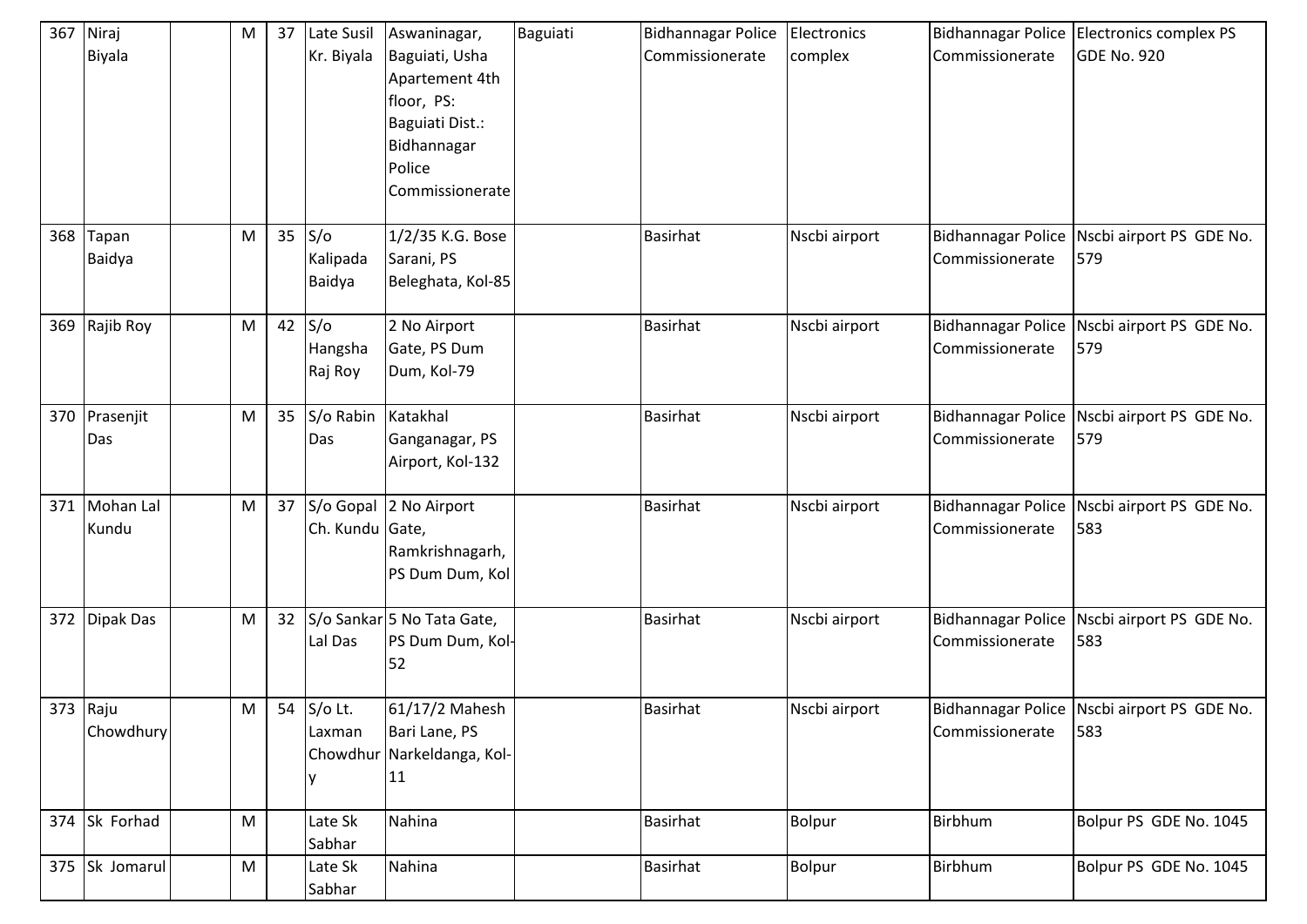| 367 | Niraj Biyala | | M | 37 | Late Susil Kr. Biyala | Aswaninagar, Baguiati, Usha Apartement 4th floor, PS: Baguiati Dist.: Bidhannagar Police Commissionerate | Baguiati | Bidhannagar Police Commissionerate | Electronics complex | Bidhannagar Police Commissionerate | Electronics complex PS GDE No. 920 |
|---|---|---|---|---|---|---|---|---|---|---|---|
| 368 | Tapan Baidya | | M | 35 | S/o Kalipada Baidya | 1/2/35 K.G. Bose Sarani, PS Beleghata, Kol-85 | | Basirhat | Nscbi airport | Bidhannagar Police Commissionerate | Nscbi airport PS GDE No. 579 |
| 369 | Rajib Roy | | M | 42 | S/o Hangsha Raj Roy | 2 No Airport Gate, PS Dum Dum, Kol-79 | | Basirhat | Nscbi airport | Bidhannagar Police Commissionerate | Nscbi airport PS GDE No. 579 |
| 370 | Prasenjit Das | | M | 35 | S/o Rabin Das | Katakhal Ganganagar, PS Airport, Kol-132 | | Basirhat | Nscbi airport | Bidhannagar Police Commissionerate | Nscbi airport PS GDE No. 579 |
| 371 | Mohan Lal Kundu | | M | 37 | S/o Gopal Ch. Kundu | 2 No Airport Gate, Ramkrishnagarh, PS Dum Dum, Kol | | Basirhat | Nscbi airport | Bidhannagar Police Commissionerate | Nscbi airport PS GDE No. 583 |
| 372 | Dipak Das | | M | 32 | S/o Sankar Lal Das | 5 No Tata Gate, PS Dum Dum, Kol-52 | | Basirhat | Nscbi airport | Bidhannagar Police Commissionerate | Nscbi airport PS GDE No. 583 |
| 373 | Raju Chowdhury | | M | 54 | S/o Lt. Laxman Chowdhury | 61/17/2 Mahesh Bari Lane, PS Narkeldanga, Kol-11 | | Basirhat | Nscbi airport | Bidhannagar Police Commissionerate | Nscbi airport PS GDE No. 583 |
| 374 | Sk Forhad | | M | | Late Sk Sabhar | Nahina | | Basirhat | Bolpur | Birbhum | Bolpur PS GDE No. 1045 |
| 375 | Sk Jomarul | | M | | Late Sk Sabhar | Nahina | | Basirhat | Bolpur | Birbhum | Bolpur PS GDE No. 1045 |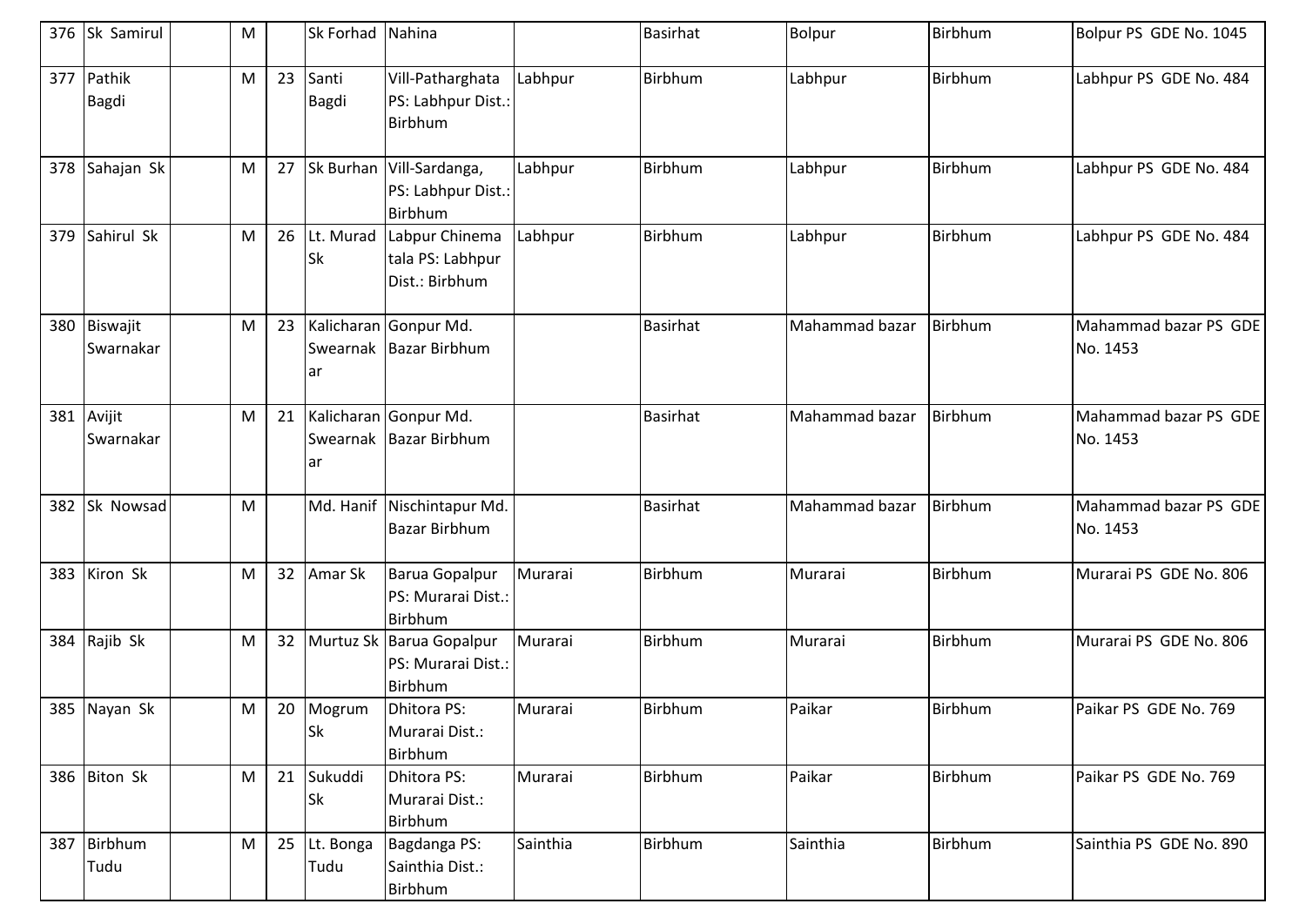| 376 | Sk Samirul | | M | | Sk Forhad | Nahina | | Basirhat | Bolpur | Birbhum | Bolpur PS GDE No. 1045 |
|---|---|---|---|---|---|---|---|---|---|---|---|
| 377 | Pathik Bagdi | | M | 23 | Santi Bagdi | Vill-Patharghata PS: Labhpur Dist.: Birbhum | Labhpur | Birbhum | Labhpur | Birbhum | Labhpur PS GDE No. 484 |
| 378 | Sahajan Sk | | M | 27 | Sk Burhan | Vill-Sardanga, PS: Labhpur Dist.: Birbhum | Labhpur | Birbhum | Labhpur | Birbhum | Labhpur PS GDE No. 484 |
| 379 | Sahirul Sk | | M | 26 | Lt. Murad Sk | Labpur Chinema tala PS: Labhpur Dist.: Birbhum | Labhpur | Birbhum | Labhpur | Birbhum | Labhpur PS GDE No. 484 |
| 380 | Biswajit Swarnakar | | M | 23 | Kalicharan Swearnakar | Gonpur Md. Bazar Birbhum | | Basirhat | Mahammad bazar | Birbhum | Mahammad bazar PS GDE No. 1453 |
| 381 | Avijit Swarnakar | | M | 21 | Kalicharan Swearnakar | Gonpur Md. Bazar Birbhum | | Basirhat | Mahammad bazar | Birbhum | Mahammad bazar PS GDE No. 1453 |
| 382 | Sk Nowsad | | M | | Md. Hanif | Nischintapur Md. Bazar Birbhum | | Basirhat | Mahammad bazar | Birbhum | Mahammad bazar PS GDE No. 1453 |
| 383 | Kiron Sk | | M | 32 | Amar Sk | Barua Gopalpur PS: Murarai Dist.: Birbhum | Murarai | Birbhum | Murarai | Birbhum | Murarai PS GDE No. 806 |
| 384 | Rajib Sk | | M | 32 | Murtuz Sk | Barua Gopalpur PS: Murarai Dist.: Birbhum | Murarai | Birbhum | Murarai | Birbhum | Murarai PS GDE No. 806 |
| 385 | Nayan Sk | | M | 20 | Mogrum Sk | Dhitora PS: Murarai Dist.: Birbhum | Murarai | Birbhum | Paikar | Birbhum | Paikar PS GDE No. 769 |
| 386 | Biton Sk | | M | 21 | Sukuddi Sk | Dhitora PS: Murarai Dist.: Birbhum | Murarai | Birbhum | Paikar | Birbhum | Paikar PS GDE No. 769 |
| 387 | Birbhum Tudu | | M | 25 | Lt. Bonga Tudu | Bagdanga PS: Sainthia Dist.: Birbhum | Sainthia | Birbhum | Sainthia | Birbhum | Sainthia PS GDE No. 890 |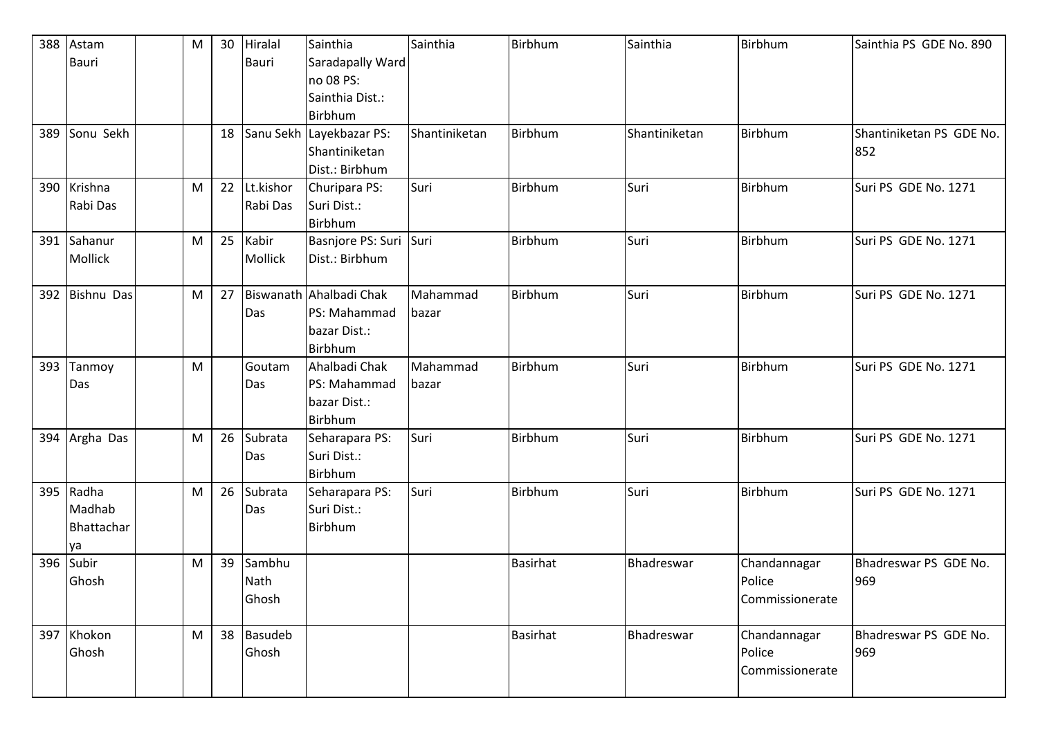| 388 | Astam Bauri | | M | 30 | Hiralal Bauri | Sainthia Saradapally Ward no 08 PS: Sainthia Dist.: Birbhum | Sainthia | Birbhum | Sainthia | Birbhum | Sainthia PS GDE No. 890 |
|---|---|---|---|---|---|---|---|---|---|---|---|
| 389 | Sonu Sekh | | | 18 | Sanu Sekh | Layekbazar PS: Shantiniketan Dist.: Birbhum | Shantiniketan | Birbhum | Shantiniketan | Birbhum | Shantiniketan PS GDE No. 852 |
| 390 | Krishna Rabi Das | | M | 22 | Lt.kishor Rabi Das | Churipara PS: Suri Dist.: Birbhum | Suri | Birbhum | Suri | Birbhum | Suri PS GDE No. 1271 |
| 391 | Sahanur Mollick | | M | 25 | Kabir Mollick | Basnjore PS: Suri Dist.: Birbhum | Suri | Birbhum | Suri | Birbhum | Suri PS GDE No. 1271 |
| 392 | Bishnu Das | | M | 27 | Biswanath Das | Ahalbadi Chak PS: Mahammad bazar Dist.: Birbhum | Mahammad bazar | Birbhum | Suri | Birbhum | Suri PS GDE No. 1271 |
| 393 | Tanmoy Das | | M | | Goutam Das | Ahalbadi Chak PS: Mahammad bazar Dist.: Birbhum | Mahammad bazar | Birbhum | Suri | Birbhum | Suri PS GDE No. 1271 |
| 394 | Argha Das | | M | 26 | Subrata Das | Seharapara PS: Suri Dist.: Birbhum | Suri | Birbhum | Suri | Birbhum | Suri PS GDE No. 1271 |
| 395 | Radha Madhab Bhattacharya | | M | 26 | Subrata Das | Seharapara PS: Suri Dist.: Birbhum | Suri | Birbhum | Suri | Birbhum | Suri PS GDE No. 1271 |
| 396 | Subir Ghosh | | M | 39 | Sambhu Nath Ghosh | | | Basirhat | Bhadreswar | Chandannagar Police Commissionerate | Bhadreswar PS GDE No. 969 |
| 397 | Khokon Ghosh | | M | 38 | Basudeb Ghosh | | | Basirhat | Bhadreswar | Chandannagar Police Commissionerate | Bhadreswar PS GDE No. 969 |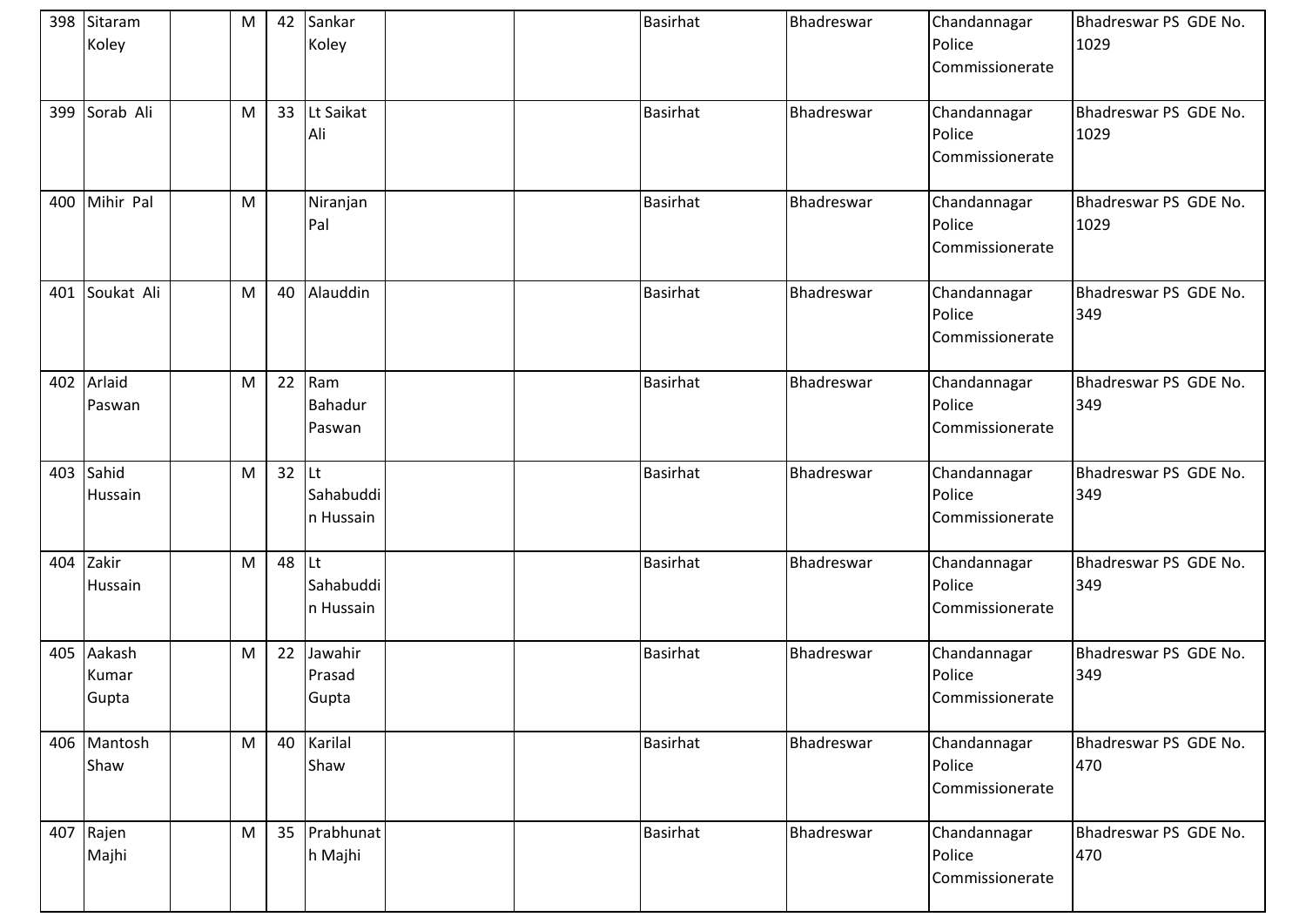| 398 | Sitaram Koley | | M | 42 | Sankar Koley | | | Basirhat | Bhadreswar | Chandannagar Police Commissionerate | Bhadreswar PS GDE No. 1029 |
|---|---|---|---|---|---|---|---|---|---|---|---|
| 399 | Sorab Ali | | M | 33 | Lt Saikat Ali | | | Basirhat | Bhadreswar | Chandannagar Police Commissionerate | Bhadreswar PS GDE No. 1029 |
| 400 | Mihir Pal | | M | | Niranjan Pal | | | Basirhat | Bhadreswar | Chandannagar Police Commissionerate | Bhadreswar PS GDE No. 1029 |
| 401 | Soukat Ali | | M | 40 | Alauddin | | | Basirhat | Bhadreswar | Chandannagar Police Commissionerate | Bhadreswar PS GDE No. 349 |
| 402 | Arlaid Paswan | | M | 22 | Ram Bahadur Paswan | | | Basirhat | Bhadreswar | Chandannagar Police Commissionerate | Bhadreswar PS GDE No. 349 |
| 403 | Sahid Hussain | | M | 32 | Lt Sahabuddin Hussain | | | Basirhat | Bhadreswar | Chandannagar Police Commissionerate | Bhadreswar PS GDE No. 349 |
| 404 | Zakir Hussain | | M | 48 | Lt Sahabuddin Hussain | | | Basirhat | Bhadreswar | Chandannagar Police Commissionerate | Bhadreswar PS GDE No. 349 |
| 405 | Aakash Kumar Gupta | | M | 22 | Jawahir Prasad Gupta | | | Basirhat | Bhadreswar | Chandannagar Police Commissionerate | Bhadreswar PS GDE No. 349 |
| 406 | Mantosh Shaw | | M | 40 | Karilal Shaw | | | Basirhat | Bhadreswar | Chandannagar Police Commissionerate | Bhadreswar PS GDE No. 470 |
| 407 | Rajen Majhi | | M | 35 | Prabhunath Majhi | | | Basirhat | Bhadreswar | Chandannagar Police Commissionerate | Bhadreswar PS GDE No. 470 |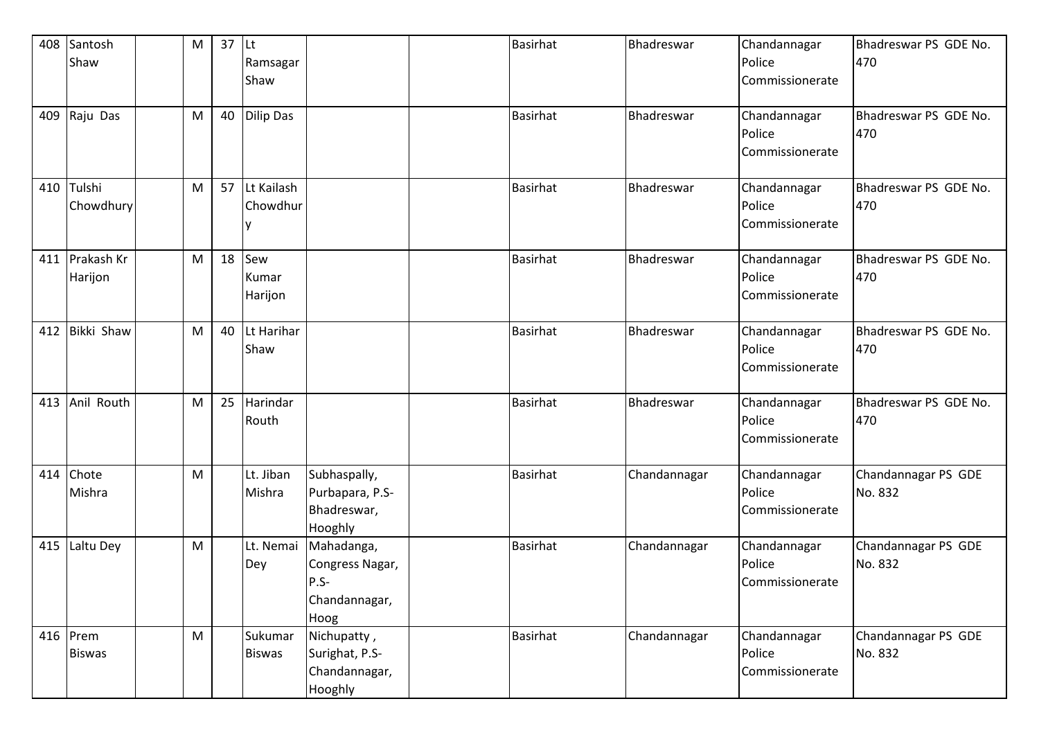| 408 | Santosh Shaw | | M | 37 | Lt Ramsagar Shaw | | | Basirhat | Bhadreswar | Chandannagar Police Commissionerate | Bhadreswar PS GDE No. 470 |
|---|---|---|---|---|---|---|---|---|---|---|---|
| 409 | Raju Das | | M | 40 | Dilip Das | | | Basirhat | Bhadreswar | Chandannagar Police Commissionerate | Bhadreswar PS GDE No. 470 |
| 410 | Tulshi Chowdhury | | M | 57 | Lt Kailash Chowdhury | | | Basirhat | Bhadreswar | Chandannagar Police Commissionerate | Bhadreswar PS GDE No. 470 |
| 411 | Prakash Kr Harijon | | M | 18 | Sew Kumar Harijon | | | Basirhat | Bhadreswar | Chandannagar Police Commissionerate | Bhadreswar PS GDE No. 470 |
| 412 | Bikki Shaw | | M | 40 | Lt Harihar Shaw | | | Basirhat | Bhadreswar | Chandannagar Police Commissionerate | Bhadreswar PS GDE No. 470 |
| 413 | Anil Routh | | M | 25 | Harindar Routh | | | Basirhat | Bhadreswar | Chandannagar Police Commissionerate | Bhadreswar PS GDE No. 470 |
| 414 | Chote Mishra | | M | | Lt. Jiban Mishra | Subhaspally, Purbapara, P.S-Bhadreswar, Hooghly | | Basirhat | Chandannagar | Chandannagar Police Commissionerate | Chandannagar PS GDE No. 832 |
| 415 | Laltu Dey | | M | | Lt. Nemai Dey | Mahadanga, Congress Nagar, P.S-Chandannagar, Hoog | | Basirhat | Chandannagar | Chandannagar Police Commissionerate | Chandannagar PS GDE No. 832 |
| 416 | Prem Biswas | | M | | Sukumar Biswas | Nichupatty , Surighat, P.S-Chandannagar, Hooghly | | Basirhat | Chandannagar | Chandannagar Police Commissionerate | Chandannagar PS GDE No. 832 |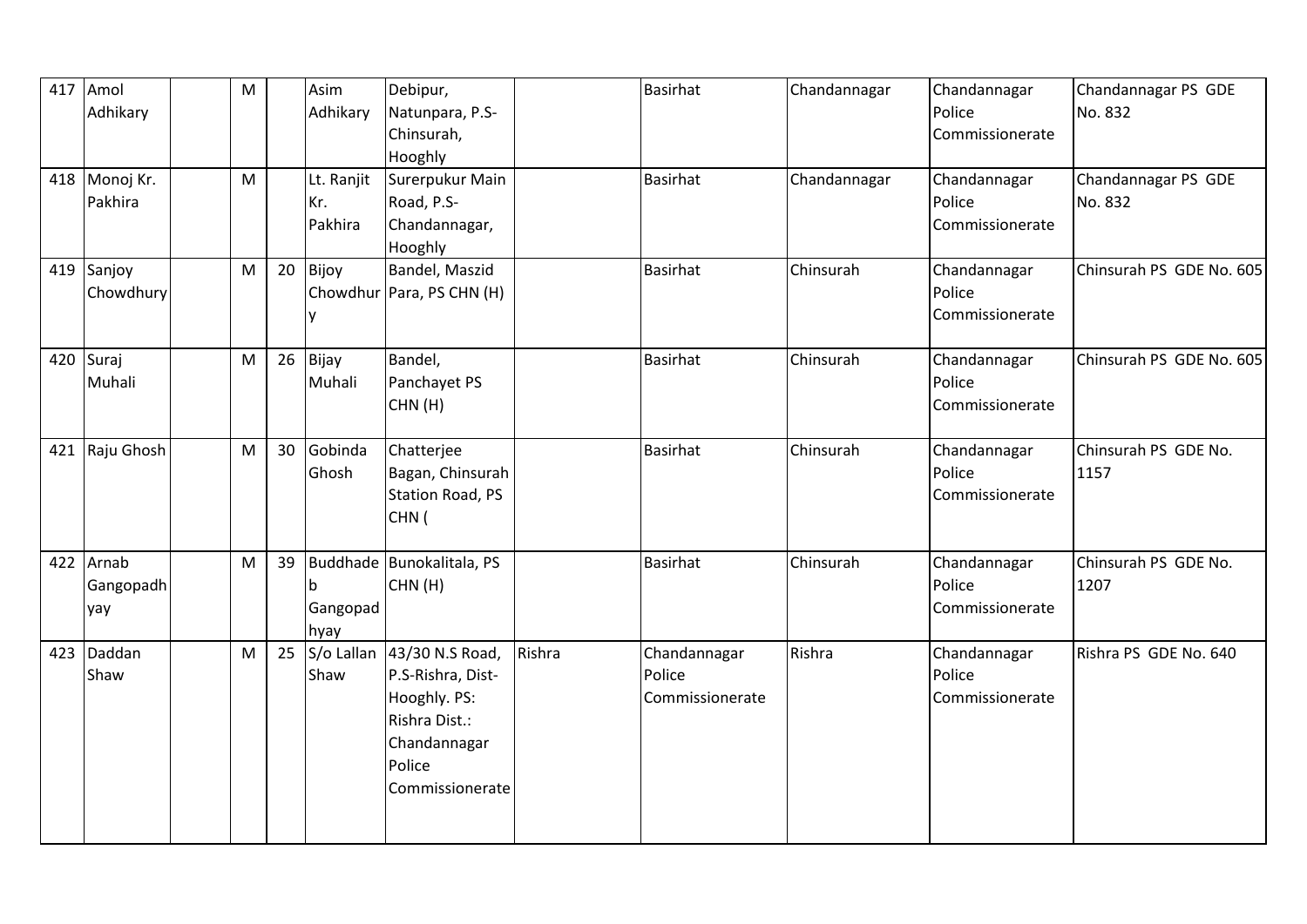| 417 | Amol Adhikary | | M | | Asim Adhikary | Debipur, Natunpara, P.S- Chinsurah, Hooghly | | Basirhat | Chandannagar | Chandannagar Police Commissionerate | Chandannagar PS GDE No. 832 |
|---|---|---|---|---|---|---|---|---|---|---|---|
| 418 | Monoj Kr. Pakhira | | M | | Lt. Ranjit Kr. Pakhira | Surerpukur Main Road, P.S- Chandannagar, Hooghly | | Basirhat | Chandannagar | Chandannagar Police Commissionerate | Chandannagar PS GDE No. 832 |
| 419 | Sanjoy Chowdhury | | M | 20 | Bijoy Chowdhury | Bandel, Maszid Para, PS CHN (H) | | Basirhat | Chinsurah | Chandannagar Police Commissionerate | Chinsurah PS GDE No. 605 |
| 420 | Suraj Muhali | | M | 26 | Bijay Muhali | Bandel, Panchayet PS CHN (H) | | Basirhat | Chinsurah | Chandannagar Police Commissionerate | Chinsurah PS GDE No. 605 |
| 421 | Raju Ghosh | | M | 30 | Gobinda Ghosh | Chatterjee Bagan, Chinsurah Station Road, PS CHN ( | | Basirhat | Chinsurah | Chandannagar Police Commissionerate | Chinsurah PS GDE No. 1157 |
| 422 | Arnab Gangopadhyay | | M | 39 | Buddhadeb Gangopadhyay | Bunokalitala, PS CHN (H) | | Basirhat | Chinsurah | Chandannagar Police Commissionerate | Chinsurah PS GDE No. 1207 |
| 423 | Daddan Shaw | | M | 25 | S/o Lallan Shaw | 43/30 N.S Road, P.S-Rishra, Dist- Hooghly. PS: Rishra Dist.: Chandannagar Police Commissionerate | Rishra | Chandannagar Police Commissionerate | Rishra | Chandannagar Police Commissionerate | Rishra PS GDE No. 640 |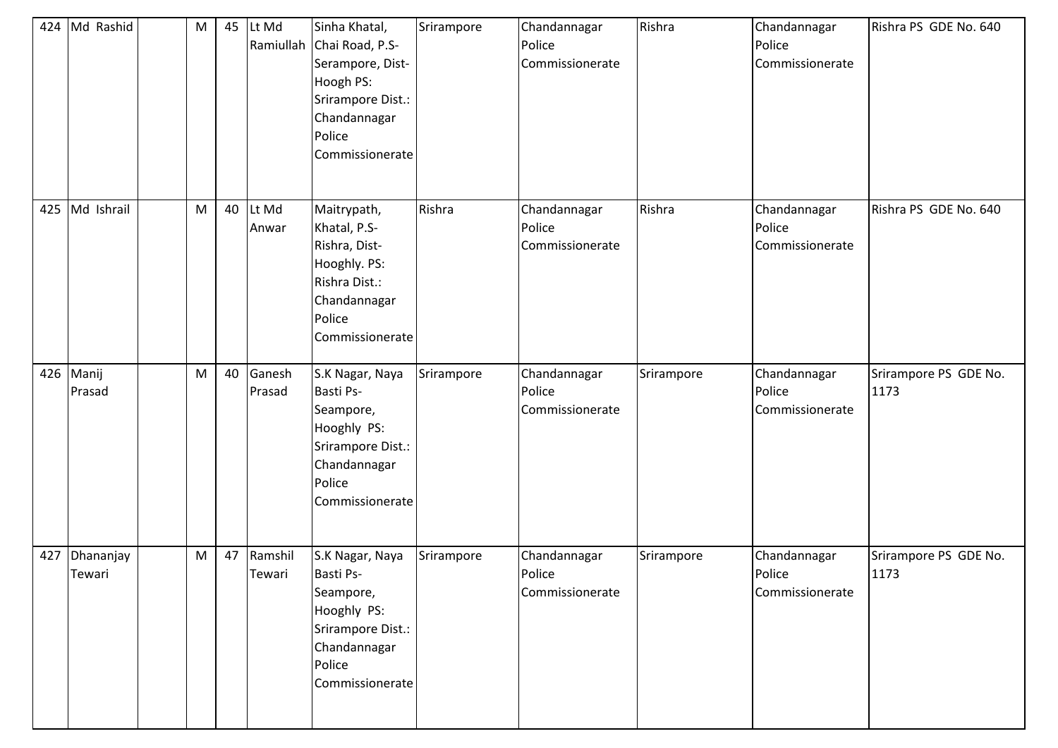| 424 | Md Rashid | | M | 45 | Lt Md Ramiullah | Sinha Khatal, Chai Road, P.S-Serampore, Dist-Hoogh PS: Srirampore Dist.: Chandannagar Police Commissionerate | Srirampore | Chandannagar Police Commissionerate | Rishra | Chandannagar Police Commissionerate | Rishra PS GDE No. 640 |
|---|---|---|---|---|---|---|---|---|---|---|---|
| 425 | Md Ishrail | | M | 40 | Lt Md Anwar | Maitrypath, Khatal, P.S-Rishra, Dist-Hooghly. PS: Rishra Dist.: Chandannagar Police Commissionerate | Rishra | Chandannagar Police Commissionerate | Rishra | Chandannagar Police Commissionerate | Rishra PS GDE No. 640 |
| 426 | Manij Prasad | | M | 40 | Ganesh Prasad | S.K Nagar, Naya Basti Ps-Seampore, Hooghly PS: Srirampore Dist.: Chandannagar Police Commissionerate | Srirampore | Chandannagar Police Commissionerate | Srirampore | Chandannagar Police Commissionerate | Srirampore PS GDE No. 1173 |
| 427 | Dhananjay Tewari | | M | 47 | Ramshil Tewari | S.K Nagar, Naya Basti Ps-Seampore, Hooghly PS: Srirampore Dist.: Chandannagar Police Commissionerate | Srirampore | Chandannagar Police Commissionerate | Srirampore | Chandannagar Police Commissionerate | Srirampore PS GDE No. 1173 |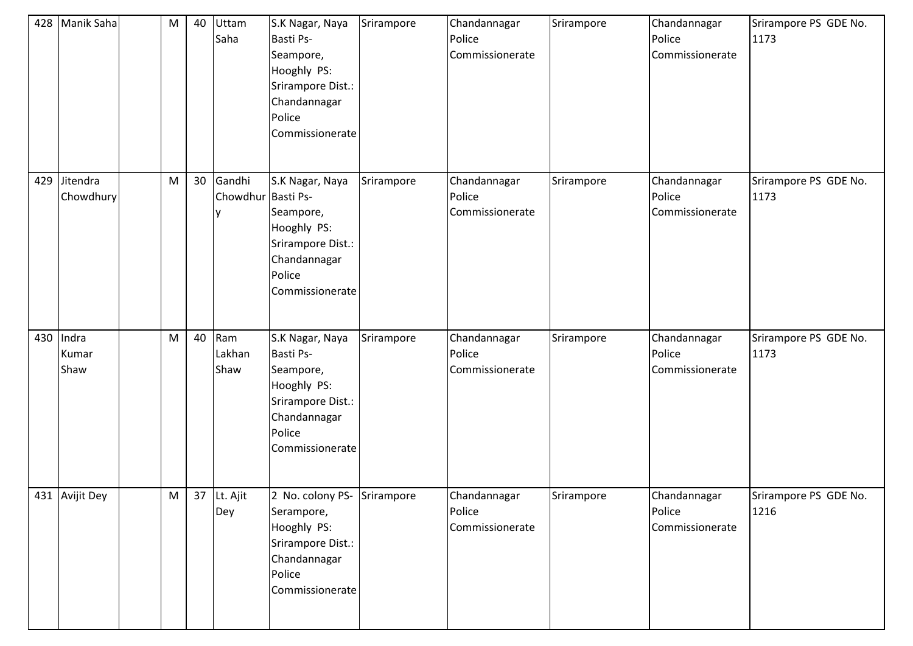| 428 | Manik Saha | | M | 40 | Uttam Saha | S.K Nagar, Naya Basti Ps- Seampore, Hooghly PS: Srirampore Dist.: Chandannagar Police Commissionerate | Srirampore | Chandannagar Police Commissionerate | Srirampore | Chandannagar Police Commissionerate | Srirampore PS GDE No. 1173 |
|---|---|---|---|---|---|---|---|---|---|---|---|
| 429 | Jitendra Chowdhury | | M | 30 | Gandhi Chowdhury | S.K Nagar, Naya Basti Ps- Seampore, Hooghly PS: Srirampore Dist.: Chandannagar Police Commissionerate | Srirampore | Chandannagar Police Commissionerate | Srirampore | Chandannagar Police Commissionerate | Srirampore PS GDE No. 1173 |
| 430 | Indra Kumar Shaw | | M | 40 | Ram Lakhan Shaw | S.K Nagar, Naya Basti Ps- Seampore, Hooghly PS: Srirampore Dist.: Chandannagar Police Commissionerate | Srirampore | Chandannagar Police Commissionerate | Srirampore | Chandannagar Police Commissionerate | Srirampore PS GDE No. 1173 |
| 431 | Avijit Dey | | M | 37 | Lt. Ajit Dey | 2 No. colony PS- Serampore, Hooghly PS: Srirampore Dist.: Chandannagar Police Commissionerate | Srirampore | Chandannagar Police Commissionerate | Srirampore | Chandannagar Police Commissionerate | Srirampore PS GDE No. 1216 |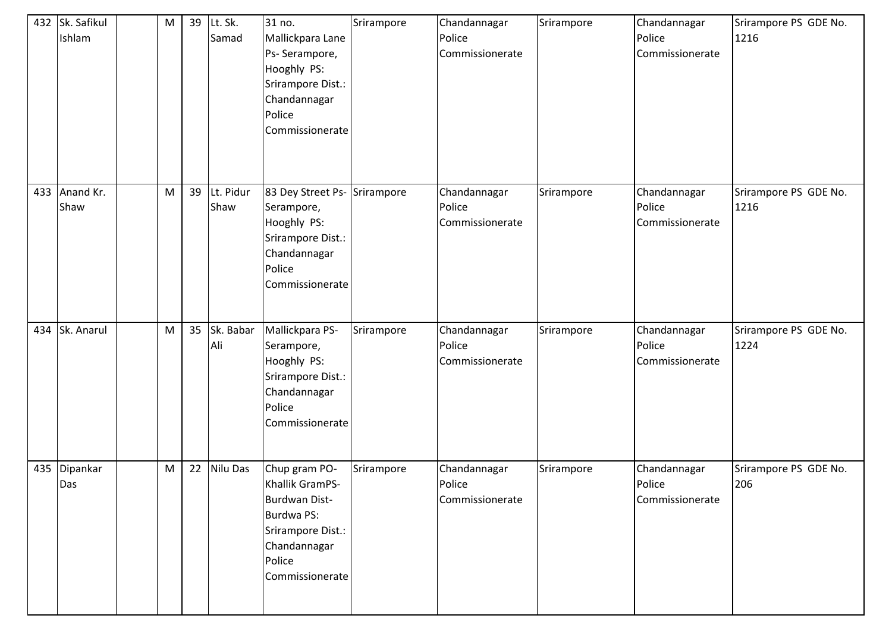| 432 | Sk. Safikul Ishlam | | M | 39 | Lt. Sk. Samad | 31 no. Mallickpara Lane Ps- Serampore, Hooghly PS: Srirampore Dist.: Chandannagar Police Commissionerate | Srirampore | Chandannagar Police Commissionerate | Srirampore | Chandannagar Police Commissionerate | Srirampore PS GDE No. 1216 |
|---|---|---|---|---|---|---|---|---|---|---|---|
| 433 | Anand Kr. Shaw | | M | 39 | Lt. Pidur Shaw | 83 Dey Street Ps- Serampore, Hooghly PS: Srirampore Dist.: Chandannagar Police Commissionerate | Srirampore | Chandannagar Police Commissionerate | Srirampore | Chandannagar Police Commissionerate | Srirampore PS GDE No. 1216 |
| 434 | Sk. Anarul | | M | 35 | Sk. Babar Ali | Mallickpara PS- Serampore, Hooghly PS: Srirampore Dist.: Chandannagar Police Commissionerate | Srirampore | Chandannagar Police Commissionerate | Srirampore | Chandannagar Police Commissionerate | Srirampore PS GDE No. 1224 |
| 435 | Dipankar Das | | M | 22 | Nilu Das | Chup gram PO- Khallik GramPS- Burdwan Dist- Burdwa PS: Srirampore Dist.: Chandannagar Police Commissionerate | Srirampore | Chandannagar Police Commissionerate | Srirampore | Chandannagar Police Commissionerate | Srirampore PS GDE No. 206 |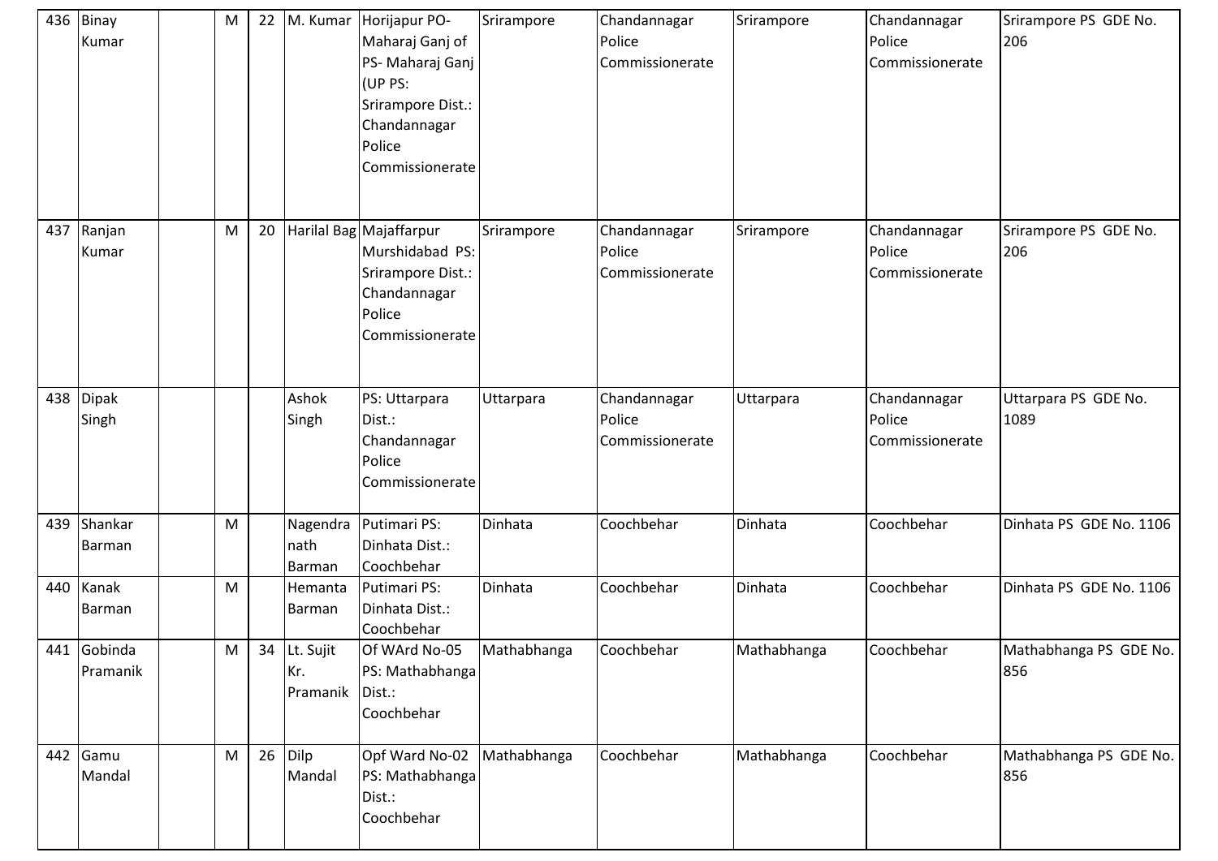| 436 | Binay Kumar | | M | 22 | M. Kumar | Horijapur PO- Maharaj Ganj of PS- Maharaj Ganj (UP PS: Srirampore Dist.: Chandannagar Police Commissionerate | Srirampore | Chandannagar Police Commissionerate | Srirampore | Chandannagar Police Commissionerate | Srirampore PS GDE No. 206 |
|---|---|---|---|---|---|---|---|---|---|---|---|
| 437 | Ranjan Kumar | | M | 20 | Harilal Bag | Majaffarpur Murshidabad PS: Srirampore Dist.: Chandannagar Police Commissionerate | Srirampore | Chandannagar Police Commissionerate | Srirampore | Chandannagar Police Commissionerate | Srirampore PS GDE No. 206 |
| 438 | Dipak Singh | | | | Ashok Singh | PS: Uttarpara Dist.: Chandannagar Police Commissionerate | Uttarpara | Chandannagar Police Commissionerate | Uttarpara | Chandannagar Police Commissionerate | Uttarpara PS GDE No. 1089 |
| 439 | Shankar Barman | | M | | Nagendra nath Barman | Putimari PS: Dinhata Dist.: Coochbehar | Dinhata | Coochbehar | Dinhata | Coochbehar | Dinhata PS GDE No. 1106 |
| 440 | Kanak Barman | | M | | Hemanta Barman | Putimari PS: Dinhata Dist.: Coochbehar | Dinhata | Coochbehar | Dinhata | Coochbehar | Dinhata PS GDE No. 1106 |
| 441 | Gobinda Pramanik | | M | 34 | Lt. Sujit Kr. Pramanik | Of WArd No-05 PS: Mathabhanga Dist.: Coochbehar | Mathabhanga | Coochbehar | Mathabhanga | Coochbehar | Mathabhanga PS GDE No. 856 |
| 442 | Gamu Mandal | | M | 26 | Dilp Mandal | Opf Ward No-02 PS: Mathabhanga Dist.: Coochbehar | Mathabhanga | Coochbehar | Mathabhanga | Coochbehar | Mathabhanga PS GDE No. 856 |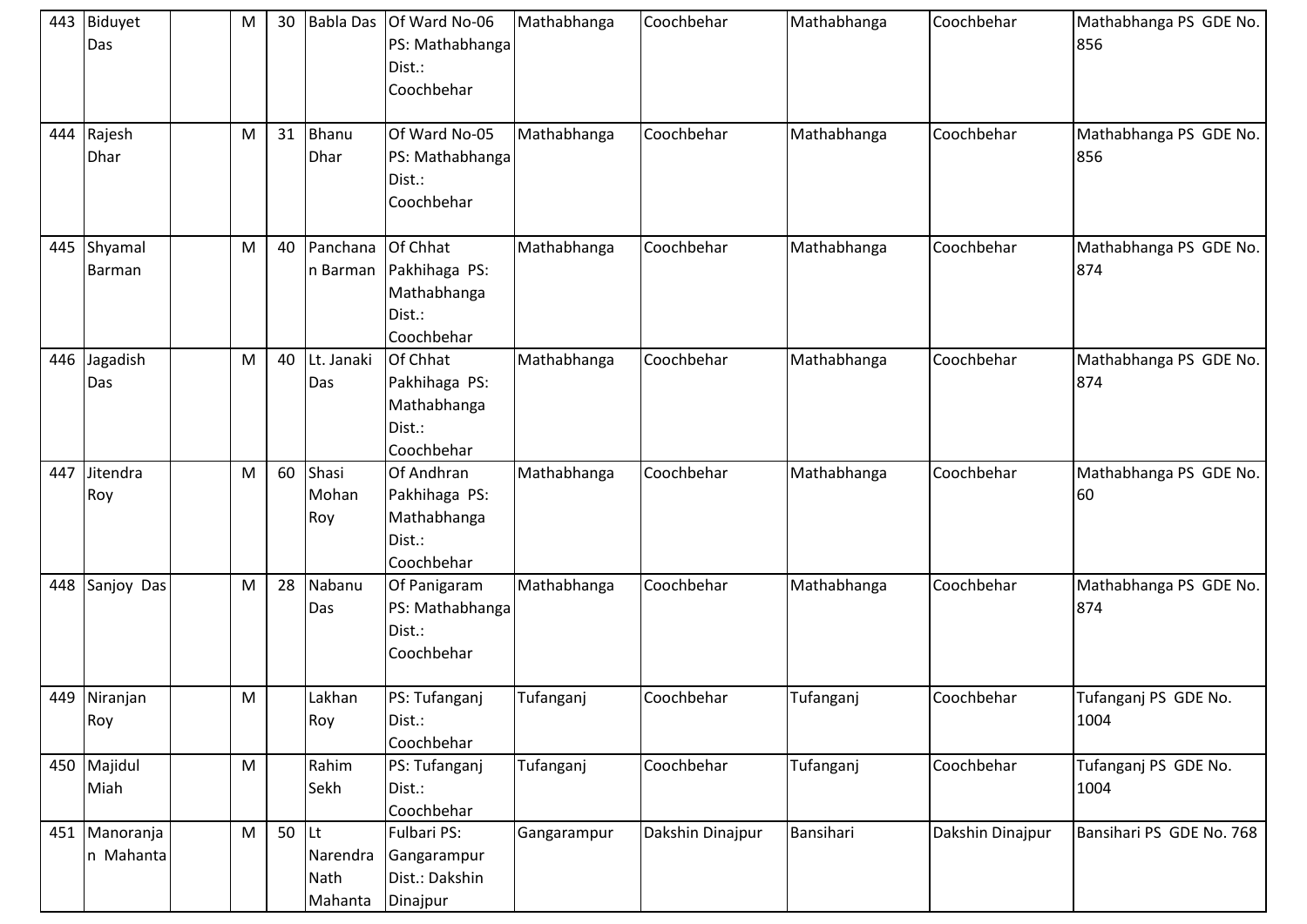| 443 | Biduyet Das | | M | 30 | Babla Das | Of Ward No-06 PS: Mathabhanga Dist.: Coochbehar | Mathabhanga | Coochbehar | Mathabhanga | Coochbehar | Mathabhanga PS GDE No. 856 |
|---|---|---|---|---|---|---|---|---|---|---|---|
| 444 | Rajesh Dhar | | M | 31 | Bhanu Dhar | Of Ward No-05 PS: Mathabhanga Dist.: Coochbehar | Mathabhanga | Coochbehar | Mathabhanga | Coochbehar | Mathabhanga PS GDE No. 856 |
| 445 | Shyamal Barman | | M | 40 | Panchanan Barman | Of Chhat Pakhihaga PS: Mathabhanga Dist.: Coochbehar | Mathabhanga | Coochbehar | Mathabhanga | Coochbehar | Mathabhanga PS GDE No. 874 |
| 446 | Jagadish Das | | M | 40 | Lt. Janaki Das | Of Chhat Pakhihaga PS: Mathabhanga Dist.: Coochbehar | Mathabhanga | Coochbehar | Mathabhanga | Coochbehar | Mathabhanga PS GDE No. 874 |
| 447 | Jitendra Roy | | M | 60 | Shasi Mohan Roy | Of Andhran Pakhihaga PS: Mathabhanga Dist.: Coochbehar | Mathabhanga | Coochbehar | Mathabhanga | Coochbehar | Mathabhanga PS GDE No. 60 |
| 448 | Sanjoy Das | | M | 28 | Nabanu Das | Of Panigaram PS: Mathabhanga Dist.: Coochbehar | Mathabhanga | Coochbehar | Mathabhanga | Coochbehar | Mathabhanga PS GDE No. 874 |
| 449 | Niranjan Roy | | M | | Lakhan Roy | PS: Tufanganj Dist.: Coochbehar | Tufanganj | Coochbehar | Tufanganj | Coochbehar | Tufanganj PS GDE No. 1004 |
| 450 | Majidul Miah | | M | | Rahim Sekh | PS: Tufanganj Dist.: Coochbehar | Tufanganj | Coochbehar | Tufanganj | Coochbehar | Tufanganj PS GDE No. 1004 |
| 451 | Manoranjan Mahanta | | M | 50 | Lt Narendra Nath Mahanta | Fulbari PS: Gangarampur Dist.: Dakshin Dinajpur | Gangarampur | Dakshin Dinajpur | Bansihari | Dakshin Dinajpur | Bansihari PS GDE No. 768 |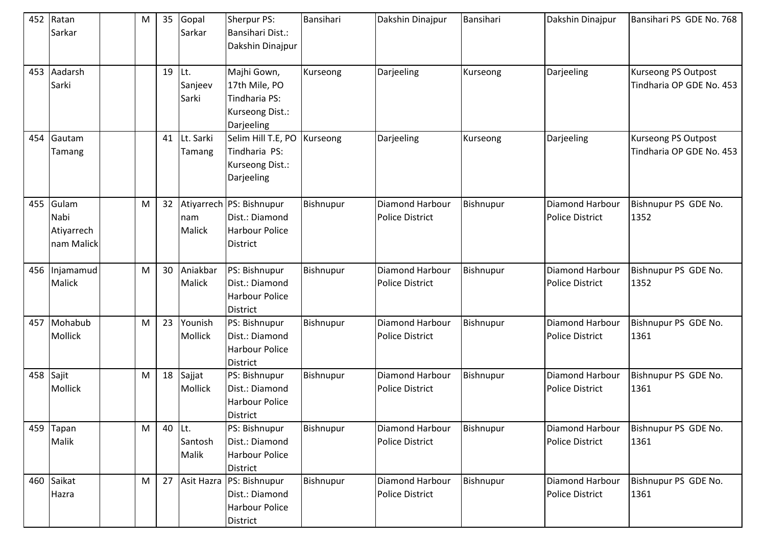| 452 | Ratan Sarkar | | M | 35 | Gopal Sarkar | Sherpur PS: Bansihari Dist.: Dakshin Dinajpur | Bansihari | Dakshin Dinajpur | Bansihari | Dakshin Dinajpur | Bansihari PS GDE No. 768 |
|---|---|---|---|---|---|---|---|---|---|---|---|
| 453 | Aadarsh Sarki | | | 19 | Lt. Sanjeev Sarki | Majhi Gown, 17th Mile, PO Tindharia PS: Kurseong Dist.: Darjeeling | Kurseong | Darjeeling | Kurseong | Darjeeling | Kurseong PS Outpost Tindharia OP GDE No. 453 |
| 454 | Gautam Tamang | | | 41 | Lt. Sarki Tamang | Selim Hill T.E, PO Tindharia PS: Kurseong Dist.: Darjeeling | Kurseong | Darjeeling | Kurseong | Darjeeling | Kurseong PS Outpost Tindharia OP GDE No. 453 |
| 455 | Gulam Nabi Atiyarrech nam Malick | | M | 32 | Atiyarrech nam Malick | PS: Bishnupur Dist.: Diamond Harbour Police District | Bishnupur | Diamond Harbour Police District | Bishnupur | Diamond Harbour Police District | Bishnupur PS GDE No. 1352 |
| 456 | Injamamud Malick | | M | 30 | Aniakbar Malick | PS: Bishnupur Dist.: Diamond Harbour Police District | Bishnupur | Diamond Harbour Police District | Bishnupur | Diamond Harbour Police District | Bishnupur PS GDE No. 1352 |
| 457 | Mohabub Mollick | | M | 23 | Younish Mollick | PS: Bishnupur Dist.: Diamond Harbour Police District | Bishnupur | Diamond Harbour Police District | Bishnupur | Diamond Harbour Police District | Bishnupur PS GDE No. 1361 |
| 458 | Sajit Mollick | | M | 18 | Sajjat Mollick | PS: Bishnupur Dist.: Diamond Harbour Police District | Bishnupur | Diamond Harbour Police District | Bishnupur | Diamond Harbour Police District | Bishnupur PS GDE No. 1361 |
| 459 | Tapan Malik | | M | 40 | Lt. Santosh Malik | PS: Bishnupur Dist.: Diamond Harbour Police District | Bishnupur | Diamond Harbour Police District | Bishnupur | Diamond Harbour Police District | Bishnupur PS GDE No. 1361 |
| 460 | Saikat Hazra | | M | 27 | Asit Hazra | PS: Bishnupur Dist.: Diamond Harbour Police District | Bishnupur | Diamond Harbour Police District | Bishnupur | Diamond Harbour Police District | Bishnupur PS GDE No. 1361 |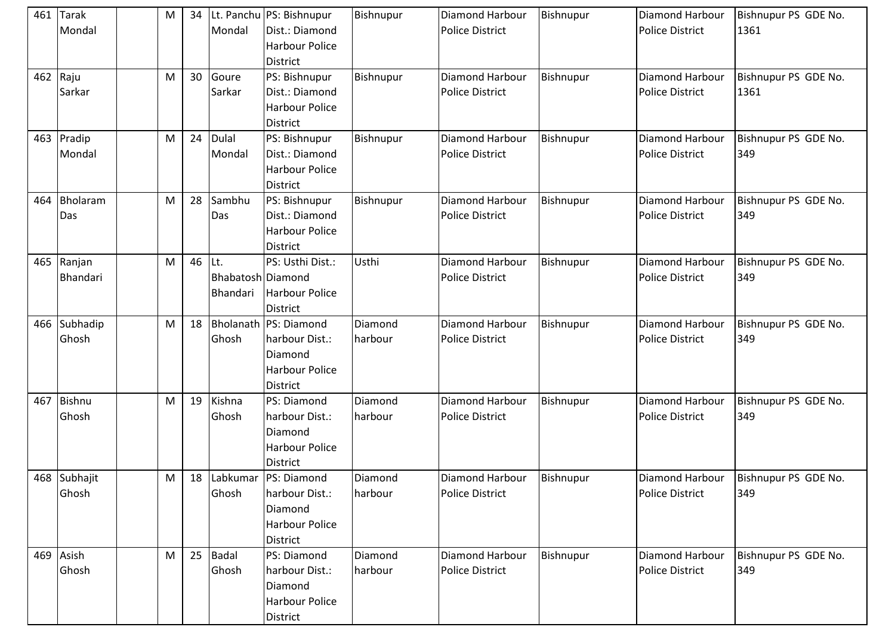| 461 | Tarak Mondal | | M | 34 | Lt. Panchu Mondal | PS: Bishnupur Dist.: Diamond Harbour Police District | Bishnupur | Diamond Harbour Police District | Bishnupur | Diamond Harbour Police District | Bishnupur PS GDE No. 1361 |
|---|---|---|---|---|---|---|---|---|---|---|---|
| 462 | Raju Sarkar | | M | 30 | Goure Sarkar | PS: Bishnupur Dist.: Diamond Harbour Police District | Bishnupur | Diamond Harbour Police District | Bishnupur | Diamond Harbour Police District | Bishnupur PS GDE No. 1361 |
| 463 | Pradip Mondal | | M | 24 | Dulal Mondal | PS: Bishnupur Dist.: Diamond Harbour Police District | Bishnupur | Diamond Harbour Police District | Bishnupur | Diamond Harbour Police District | Bishnupur PS GDE No. 349 |
| 464 | Bholaram Das | | M | 28 | Sambhu Das | PS: Bishnupur Dist.: Diamond Harbour Police District | Bishnupur | Diamond Harbour Police District | Bishnupur | Diamond Harbour Police District | Bishnupur PS GDE No. 349 |
| 465 | Ranjan Bhandari | | M | 46 | Lt. Bhabatosh Bhandari | PS: Usthi Dist.: Diamond Harbour Police District | Usthi | Diamond Harbour Police District | Bishnupur | Diamond Harbour Police District | Bishnupur PS GDE No. 349 |
| 466 | Subhadip Ghosh | | M | 18 | Bholanath Ghosh | PS: Diamond harbour Dist.: Diamond Harbour Police District | Diamond harbour | Diamond Harbour Police District | Bishnupur | Diamond Harbour Police District | Bishnupur PS GDE No. 349 |
| 467 | Bishnu Ghosh | | M | 19 | Kishna Ghosh | PS: Diamond harbour Dist.: Diamond Harbour Police District | Diamond harbour | Diamond Harbour Police District | Bishnupur | Diamond Harbour Police District | Bishnupur PS GDE No. 349 |
| 468 | Subhajit Ghosh | | M | 18 | Labkumar Ghosh | PS: Diamond harbour Dist.: Diamond Harbour Police District | Diamond harbour | Diamond Harbour Police District | Bishnupur | Diamond Harbour Police District | Bishnupur PS GDE No. 349 |
| 469 | Asish Ghosh | | M | 25 | Badal Ghosh | PS: Diamond harbour Dist.: Diamond Harbour Police District | Diamond harbour | Diamond Harbour Police District | Bishnupur | Diamond Harbour Police District | Bishnupur PS GDE No. 349 |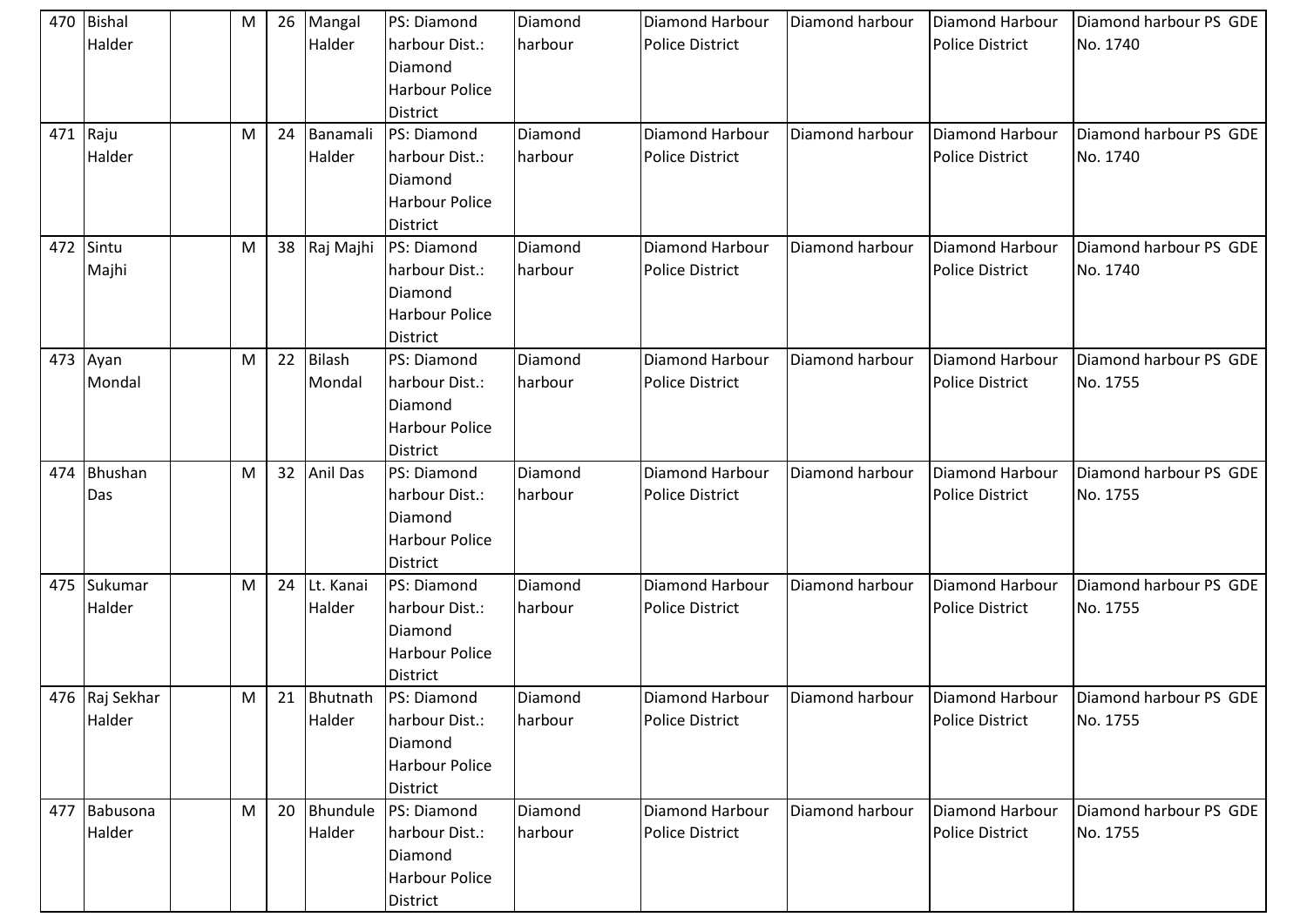| 470 | Bishal Halder | | M | 26 | Mangal Halder | PS: Diamond harbour Dist.: Diamond Harbour Police District | Diamond harbour | Diamond Harbour Police District | Diamond harbour | Diamond Harbour Police District | Diamond harbour PS GDE No. 1740 |
|---|---|---|---|---|---|---|---|---|---|---|---|
| 471 | Raju Halder | | M | 24 | Banamali Halder | PS: Diamond harbour Dist.: Diamond Harbour Police District | Diamond harbour | Diamond Harbour Police District | Diamond harbour | Diamond Harbour Police District | Diamond harbour PS GDE No. 1740 |
| 472 | Sintu Majhi | | M | 38 | Raj Majhi | PS: Diamond harbour Dist.: Diamond Harbour Police District | Diamond harbour | Diamond Harbour Police District | Diamond harbour | Diamond Harbour Police District | Diamond harbour PS GDE No. 1740 |
| 473 | Ayan Mondal | | M | 22 | Bilash Mondal | PS: Diamond harbour Dist.: Diamond Harbour Police District | Diamond harbour | Diamond Harbour Police District | Diamond harbour | Diamond Harbour Police District | Diamond harbour PS GDE No. 1755 |
| 474 | Bhushan Das | | M | 32 | Anil Das | PS: Diamond harbour Dist.: Diamond Harbour Police District | Diamond harbour | Diamond Harbour Police District | Diamond harbour | Diamond Harbour Police District | Diamond harbour PS GDE No. 1755 |
| 475 | Sukumar Halder | | M | 24 | Lt. Kanai Halder | PS: Diamond harbour Dist.: Diamond Harbour Police District | Diamond harbour | Diamond Harbour Police District | Diamond harbour | Diamond Harbour Police District | Diamond harbour PS GDE No. 1755 |
| 476 | Raj Sekhar Halder | | M | 21 | Bhutnath Halder | PS: Diamond harbour Dist.: Diamond Harbour Police District | Diamond harbour | Diamond Harbour Police District | Diamond harbour | Diamond Harbour Police District | Diamond harbour PS GDE No. 1755 |
| 477 | Babusona Halder | | M | 20 | Bhundule Halder | PS: Diamond harbour Dist.: Diamond Harbour Police District | Diamond harbour | Diamond Harbour Police District | Diamond harbour | Diamond Harbour Police District | Diamond harbour PS GDE No. 1755 |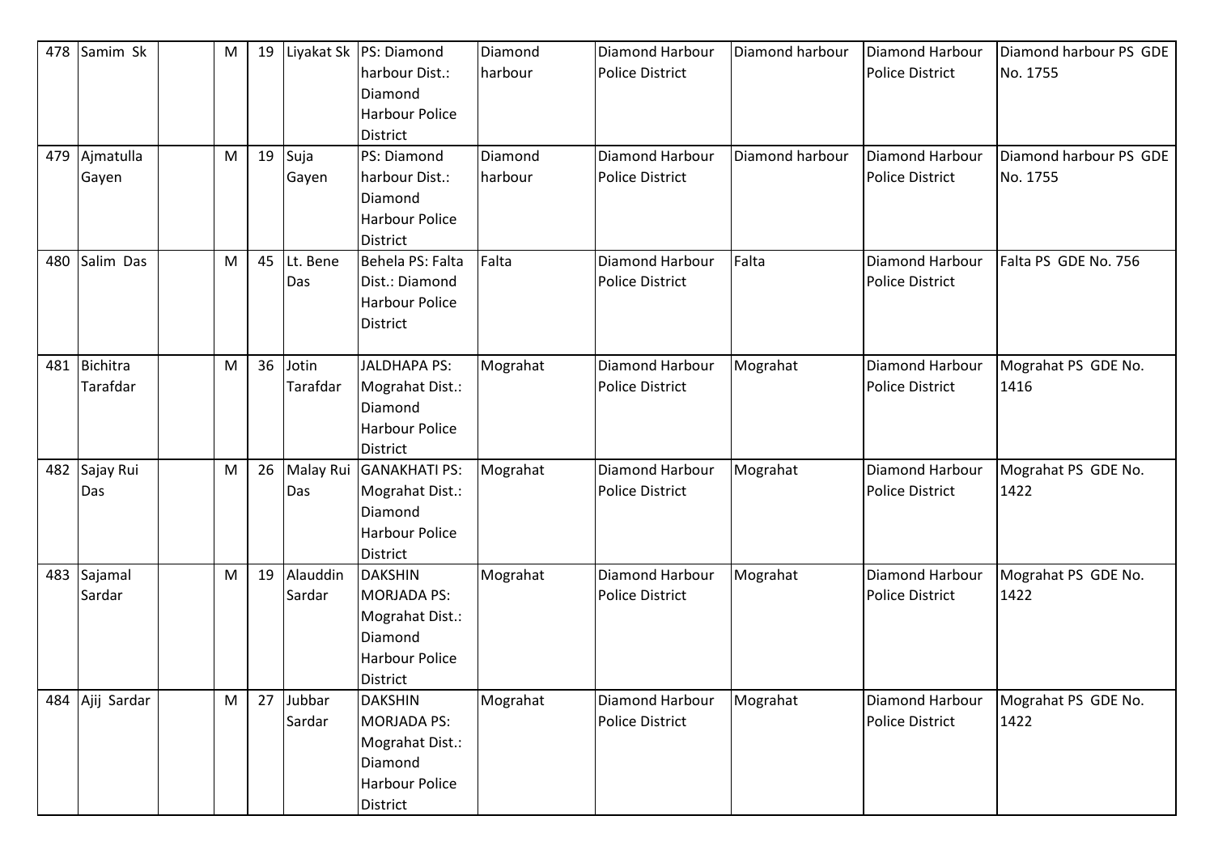| 478 | Samim Sk | | M | 19 | Liyakat Sk | PS: Diamond harbour Dist.: Diamond Harbour Police District | Diamond harbour | Diamond Harbour Police District | Diamond harbour | Diamond Harbour Police District | Diamond harbour PS GDE No. 1755 |
|---|---|---|---|---|---|---|---|---|---|---|---|
| 479 | Ajmatulla Gayen | | M | 19 | Suja Gayen | PS: Diamond harbour Dist.: Diamond Harbour Police District | Diamond harbour | Diamond Harbour Police District | Diamond harbour | Diamond Harbour Police District | Diamond harbour PS GDE No. 1755 |
| 480 | Salim Das | | M | 45 | Lt. Bene Das | Behela PS: Falta Dist.: Diamond Harbour Police District | Falta | Diamond Harbour Police District | Falta | Diamond Harbour Police District | Falta PS GDE No. 756 |
| 481 | Bichitra Tarafdar | | M | 36 | Jotin Tarafdar | JALDHAPA PS: Mograhat Dist.: Diamond Harbour Police District | Mograhat | Diamond Harbour Police District | Mograhat | Diamond Harbour Police District | Mograhat PS GDE No. 1416 |
| 482 | Sajay Rui Das | | M | 26 | Malay Rui Das | GANAKHATI PS: Mograhat Dist.: Diamond Harbour Police District | Mograhat | Diamond Harbour Police District | Mograhat | Diamond Harbour Police District | Mograhat PS GDE No. 1422 |
| 483 | Sajamal Sardar | | M | 19 | Alauddin Sardar | DAKSHIN MORJADA PS: Mograhat Dist.: Diamond Harbour Police District | Mograhat | Diamond Harbour Police District | Mograhat | Diamond Harbour Police District | Mograhat PS GDE No. 1422 |
| 484 | Ajij Sardar | | M | 27 | Jubbar Sardar | DAKSHIN MORJADA PS: Mograhat Dist.: Diamond Harbour Police District | Mograhat | Diamond Harbour Police District | Mograhat | Diamond Harbour Police District | Mograhat PS GDE No. 1422 |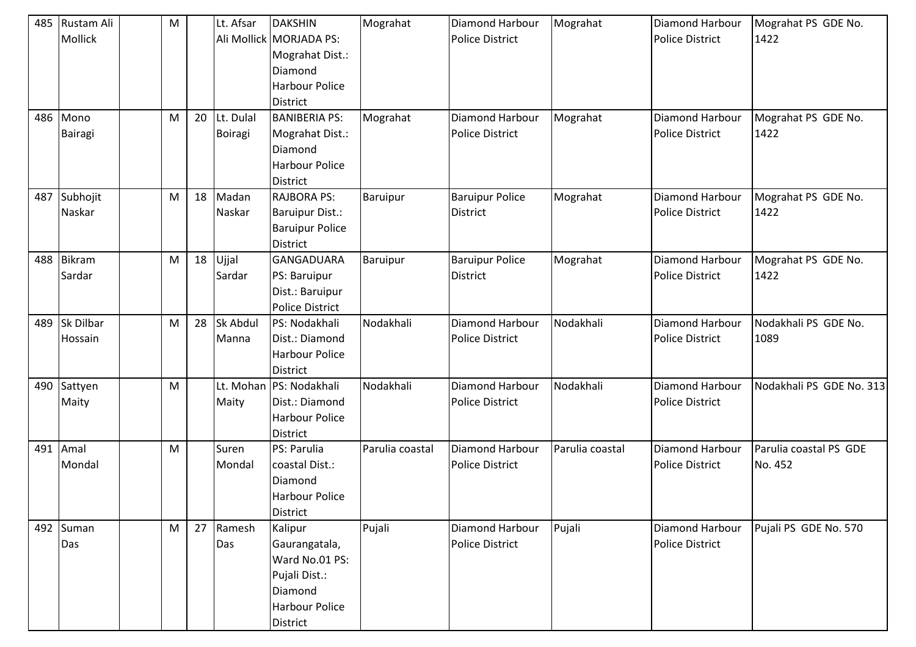| 485 | Rustam Ali Mollick | | M | | Lt. Afsar Ali Mollick | DAKSHIN MORJADA PS: Mograhat Dist.: Diamond Harbour Police District | Mograhat | Diamond Harbour Police District | Mograhat | Diamond Harbour Police District | Mograhat PS GDE No. 1422 |
|---|---|---|---|---|---|---|---|---|---|---|---|
| 486 | Mono Bairagi | | M | 20 | Lt. Dulal Boiragi | BANIBERIA PS: Mograhat Dist.: Diamond Harbour Police District | Mograhat | Diamond Harbour Police District | Mograhat | Diamond Harbour Police District | Mograhat PS GDE No. 1422 |
| 487 | Subhojit Naskar | | M | 18 | Madan Naskar | RAJBORA PS: Baruipur Dist.: Baruipur Police District | Baruipur | Baruipur Police District | Mograhat | Diamond Harbour Police District | Mograhat PS GDE No. 1422 |
| 488 | Bikram Sardar | | M | 18 | Ujjal Sardar | GANGADUARA PS: Baruipur Dist.: Baruipur Police District | Baruipur | Baruipur Police District | Mograhat | Diamond Harbour Police District | Mograhat PS GDE No. 1422 |
| 489 | Sk Dilbar Hossain | | M | 28 | Sk Abdul Manna | PS: Nodakhali Dist.: Diamond Harbour Police District | Nodakhali | Diamond Harbour Police District | Nodakhali | Diamond Harbour Police District | Nodakhali PS GDE No. 1089 |
| 490 | Sattyen Maity | | M | | Lt. Mohan Maity | PS: Nodakhali Dist.: Diamond Harbour Police District | Nodakhali | Diamond Harbour Police District | Nodakhali | Diamond Harbour Police District | Nodakhali PS GDE No. 313 |
| 491 | Amal Mondal | | M | | Suren Mondal | PS: Parulia coastal Dist.: Diamond Harbour Police District | Parulia coastal | Diamond Harbour Police District | Parulia coastal | Diamond Harbour Police District | Parulia coastal PS GDE No. 452 |
| 492 | Suman Das | | M | 27 | Ramesh Das | Kalipur Gaurangatala, Ward No.01 PS: Pujali Dist.: Diamond Harbour Police District | Pujali | Diamond Harbour Police District | Pujali | Diamond Harbour Police District | Pujali PS GDE No. 570 |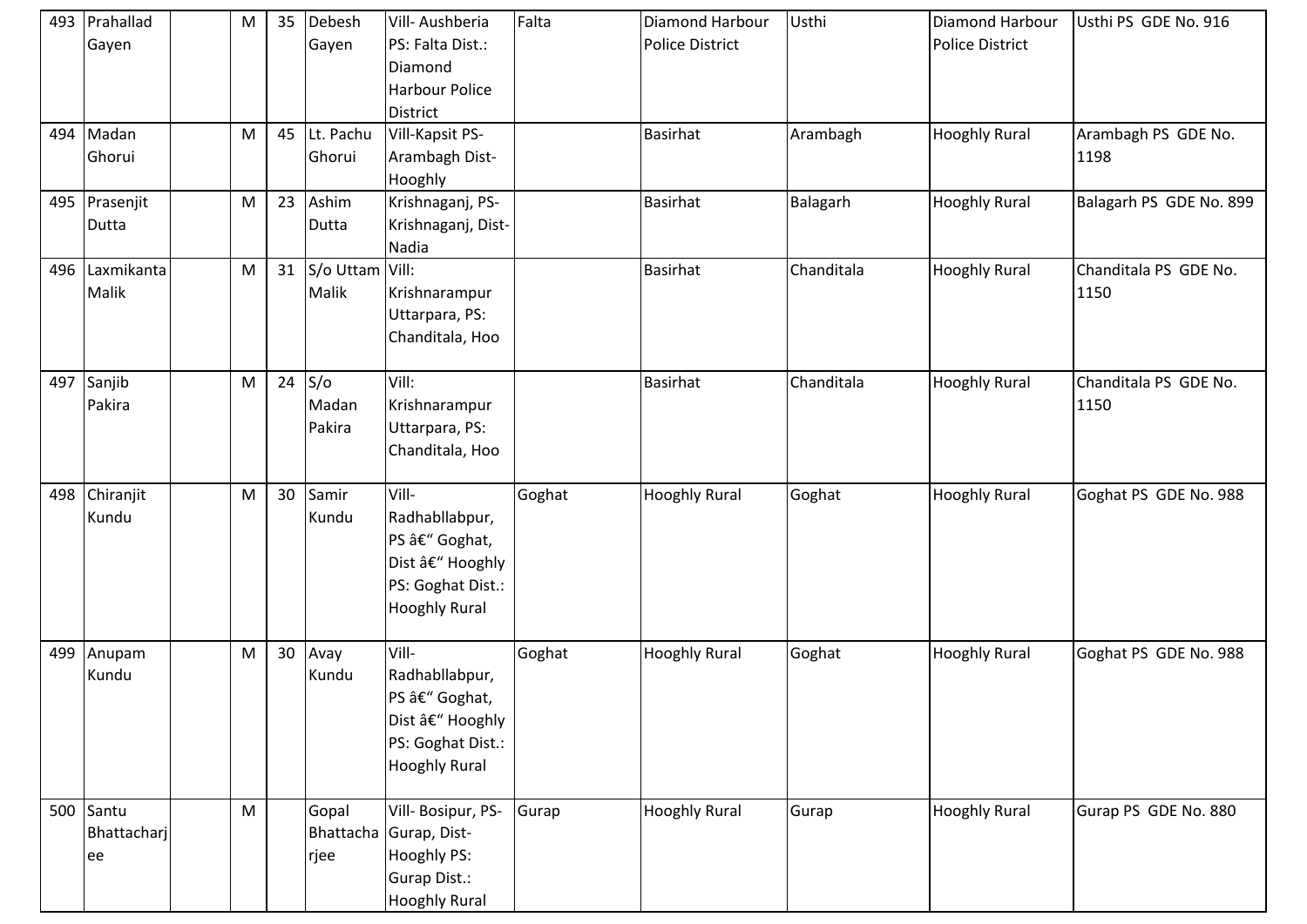| 493 | Prahallad Gayen | | M | 35 | Debesh Gayen | Vill- Aushberia PS: Falta Dist.: Diamond Harbour Police District | Falta | Diamond Harbour Police District | Usthi | Diamond Harbour Police District | Usthi PS GDE No. 916 |
|---|---|---|---|---|---|---|---|---|---|---|---|
| 494 | Madan Ghorui | | M | 45 | Lt. Pachu Ghorui | Vill-Kapsit PS-Arambagh Dist-Hooghly | | Basirhat | Arambagh | Hooghly Rural | Arambagh PS GDE No. 1198 |
| 495 | Prasenjit Dutta | | M | 23 | Ashim Dutta | Krishnaganj, PS-Krishnaganj, Dist-Nadia | | Basirhat | Balagarh | Hooghly Rural | Balagarh PS GDE No. 899 |
| 496 | Laxmikanta Malik | | M | 31 | S/o Uttam Malik | Vill: Krishnarampur Uttarpara, PS: Chanditala, Hoo | | Basirhat | Chanditala | Hooghly Rural | Chanditala PS GDE No. 1150 |
| 497 | Sanjib Pakira | | M | 24 | S/o Madan Pakira | Vill: Krishnarampur Uttarpara, PS: Chanditala, Hoo | | Basirhat | Chanditala | Hooghly Rural | Chanditala PS GDE No. 1150 |
| 498 | Chiranjit Kundu | | M | 30 | Samir Kundu | Vill-Radhabllabpur, PS â€“ Goghat, Dist â€“ Hooghly PS: Goghat Dist.: Hooghly Rural | Goghat | Hooghly Rural | Goghat | Hooghly Rural | Goghat PS GDE No. 988 |
| 499 | Anupam Kundu | | M | 30 | Avay Kundu | Vill-Radhabllabpur, PS â€“ Goghat, Dist â€“ Hooghly PS: Goghat Dist.: Hooghly Rural | Goghat | Hooghly Rural | Goghat | Hooghly Rural | Goghat PS GDE No. 988 |
| 500 | Santu Bhattacharjee | | M | | Gopal Bhattacharjee | Vill- Bosipur, PS-Gurap, Dist-Hooghly PS: Gurap Dist.: Hooghly Rural | Gurap | Hooghly Rural | Gurap | Hooghly Rural | Gurap PS GDE No. 880 |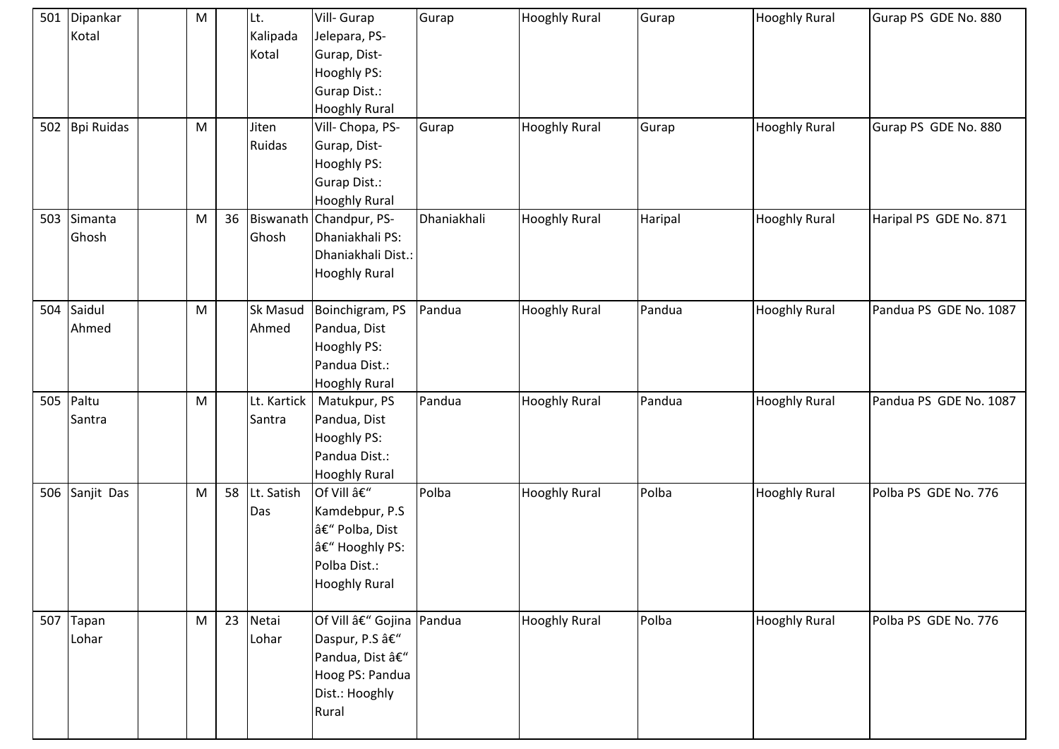| 501 | Dipankar Kotal | | M | | Lt. Kalipada Kotal | Vill- Gurap Jelepara, PS- Gurap, Dist- Hooghly PS: Gurap Dist.: Hooghly Rural | Gurap | Hooghly Rural | Gurap | Hooghly Rural | Gurap PS GDE No. 880 |
|---|---|---|---|---|---|---|---|---|---|---|---|
| 502 | Bpi Ruidas | | M | | Jiten Ruidas | Vill- Chopa, PS- Gurap, Dist- Hooghly PS: Gurap Dist.: Hooghly Rural | Gurap | Hooghly Rural | Gurap | Hooghly Rural | Gurap PS GDE No. 880 |
| 503 | Simanta Ghosh | | M | 36 | Biswanath Ghosh | Chandpur, PS- Dhaniakhali PS: Dhaniakhali Dist.: Hooghly Rural | Dhaniakhali | Hooghly Rural | Haripal | Hooghly Rural | Haripal PS GDE No. 871 |
| 504 | Saidul Ahmed | | M | | Sk Masud Ahmed | Boinchigram, PS Pandua, Dist Hooghly PS: Pandua Dist.: Hooghly Rural | Pandua | Hooghly Rural | Pandua | Hooghly Rural | Pandua PS GDE No. 1087 |
| 505 | Paltu Santra | | M | | Lt. Kartick Santra | Matukpur, PS Pandua, Dist Hooghly PS: Pandua Dist.: Hooghly Rural | Pandua | Hooghly Rural | Pandua | Hooghly Rural | Pandua PS GDE No. 1087 |
| 506 | Sanjit Das | | M | 58 | Lt. Satish Das | Of Vill â€" Kamdebpur, P.S â€" Polba, Dist â€" Hooghly PS: Polba Dist.: Hooghly Rural | Polba | Hooghly Rural | Polba | Hooghly Rural | Polba PS GDE No. 776 |
| 507 | Tapan Lohar | | M | 23 | Netai Lohar | Of Vill â€" Gojina Daspur, P.S â€" Pandua, Dist â€" Hoog PS: Pandua Dist.: Hooghly Rural | Pandua | Hooghly Rural | Polba | Hooghly Rural | Polba PS GDE No. 776 |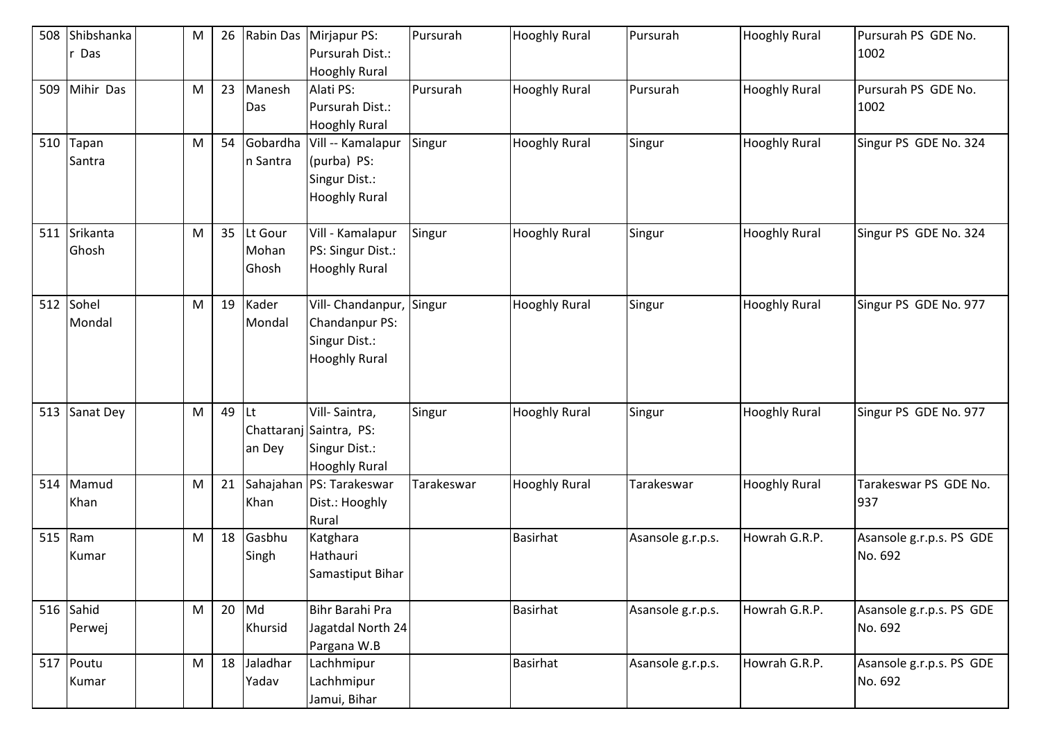| 508 | Shibshankar Das | | M | 26 | Rabin Das | Mirjapur PS: Pursurah Dist.: Hooghly Rural | Pursurah | Hooghly Rural | Pursurah | Hooghly Rural | Pursurah PS GDE No. 1002 |
|---|---|---|---|---|---|---|---|---|---|---|---|
| 509 | Mihir Das | | M | 23 | Manesh Das | Alati PS: Pursurah Dist.: Hooghly Rural | Pursurah | Hooghly Rural | Pursurah | Hooghly Rural | Pursurah PS GDE No. 1002 |
| 510 | Tapan Santra | | M | 54 | Gobardhan Santra | Vill -- Kamalapur (purba) PS: Singur Dist.: Hooghly Rural | Singur | Hooghly Rural | Singur | Hooghly Rural | Singur PS GDE No. 324 |
| 511 | Srikanta Ghosh | | M | 35 | Lt Gour Mohan Ghosh | Vill - Kamalapur PS: Singur Dist.: Hooghly Rural | Singur | Hooghly Rural | Singur | Hooghly Rural | Singur PS GDE No. 324 |
| 512 | Sohel Mondal | | M | 19 | Kader Mondal | Vill- Chandanpur, Chandanpur PS: Singur Dist.: Hooghly Rural | Singur | Hooghly Rural | Singur | Hooghly Rural | Singur PS GDE No. 977 |
| 513 | Sanat Dey | | M | 49 | Lt Chattaranjan Dey | Vill- Saintra, Saintra, PS: Singur Dist.: Hooghly Rural | Singur | Hooghly Rural | Singur | Hooghly Rural | Singur PS GDE No. 977 |
| 514 | Mamud Khan | | M | 21 | Sahajahan Khan | PS: Tarakeswar Dist.: Hooghly Rural | Tarakeswar | Hooghly Rural | Tarakeswar | Hooghly Rural | Tarakeswar PS GDE No. 937 |
| 515 | Ram Kumar | | M | 18 | Gasbhu Singh | Katghara Hathauri Samastiput Bihar | | Basirhat | Asansole g.r.p.s. | Howrah G.R.P. | Asansole g.r.p.s. PS GDE No. 692 |
| 516 | Sahid Perwej | | M | 20 | Md Khursid | Bihr Barahi Pra Jagatdal North 24 Pargana W.B | | Basirhat | Asansole g.r.p.s. | Howrah G.R.P. | Asansole g.r.p.s. PS GDE No. 692 |
| 517 | Poutu Kumar | | M | 18 | Jaladhar Yadav | Lachhmipur Lachhmipur Jamui, Bihar | | Basirhat | Asansole g.r.p.s. | Howrah G.R.P. | Asansole g.r.p.s. PS GDE No. 692 |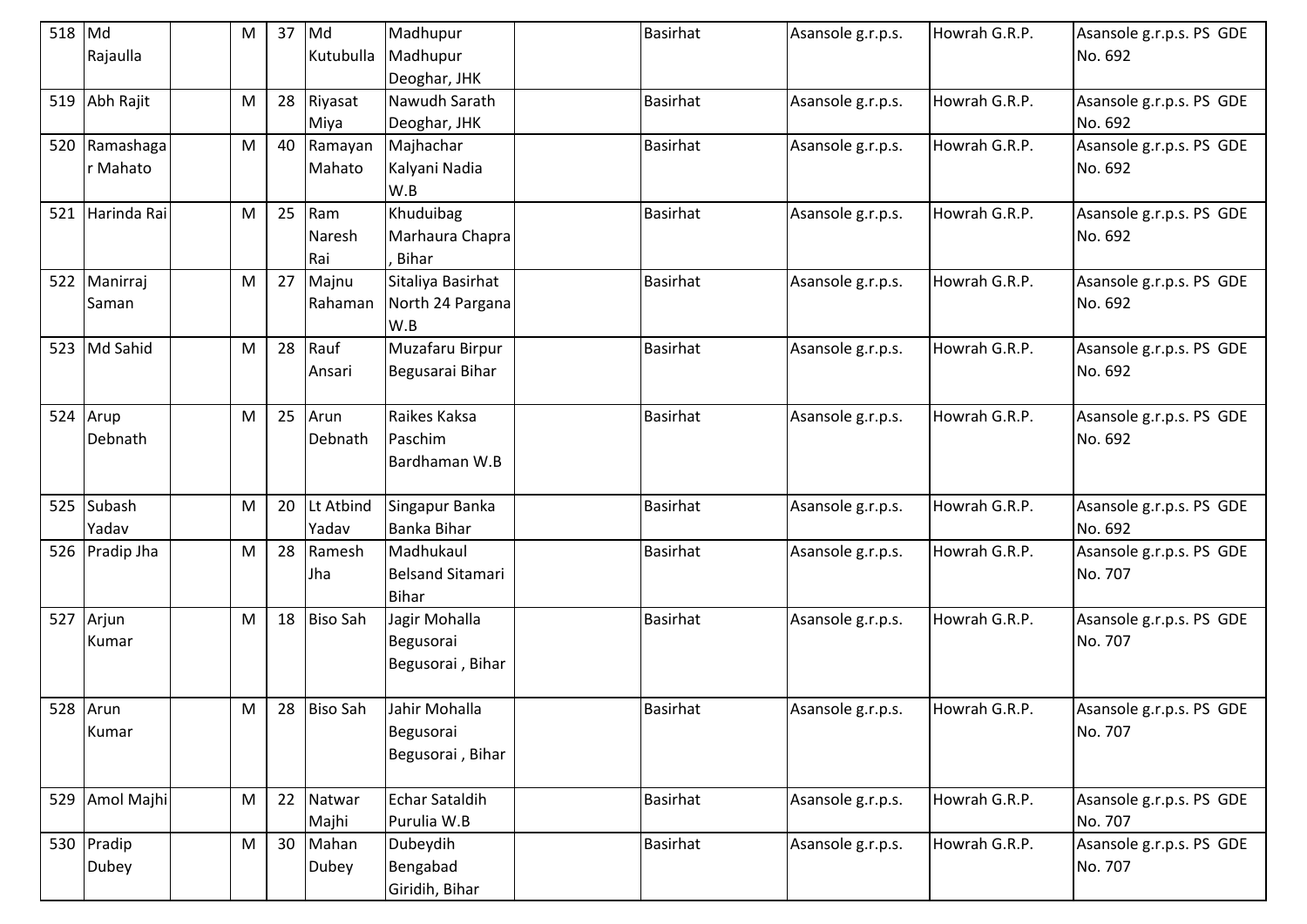| 518 | Md Rajaulla | | M | 37 | Md Kutubulla | Madhupur Madhupur Deoghar, JHK | | Basirhat | Asansole g.r.p.s. | Howrah G.R.P. | Asansole g.r.p.s. PS GDE No. 692 |
|---|---|---|---|---|---|---|---|---|---|---|---|
| 519 | Abh Rajit | | M | 28 | Riyasat Miya | Nawudh Sarath Deoghar, JHK | | Basirhat | Asansole g.r.p.s. | Howrah G.R.P. | Asansole g.r.p.s. PS GDE No. 692 |
| 520 | Ramashagar Mahato | | M | 40 | Ramayan Mahato | Majhachar Kalyani Nadia W.B | | Basirhat | Asansole g.r.p.s. | Howrah G.R.P. | Asansole g.r.p.s. PS GDE No. 692 |
| 521 | Harinda Rai | | M | 25 | Ram Naresh Rai | Khuduibag Marhaura Chapra , Bihar | | Basirhat | Asansole g.r.p.s. | Howrah G.R.P. | Asansole g.r.p.s. PS GDE No. 692 |
| 522 | Manirraj Saman | | M | 27 | Majnu Rahaman | Sitaliya Basirhat North 24 Pargana W.B | | Basirhat | Asansole g.r.p.s. | Howrah G.R.P. | Asansole g.r.p.s. PS GDE No. 692 |
| 523 | Md Sahid | | M | 28 | Rauf Ansari | Muzafaru Birpur Begusarai Bihar | | Basirhat | Asansole g.r.p.s. | Howrah G.R.P. | Asansole g.r.p.s. PS GDE No. 692 |
| 524 | Arup Debnath | | M | 25 | Arun Debnath | Raikes Kaksa Paschim Bardhaman W.B | | Basirhat | Asansole g.r.p.s. | Howrah G.R.P. | Asansole g.r.p.s. PS GDE No. 692 |
| 525 | Subash Yadav | | M | 20 | Lt Atbind Yadav | Singapur Banka Banka Bihar | | Basirhat | Asansole g.r.p.s. | Howrah G.R.P. | Asansole g.r.p.s. PS GDE No. 692 |
| 526 | Pradip Jha | | M | 28 | Ramesh Jha | Madhukaul Belsand Sitamari Bihar | | Basirhat | Asansole g.r.p.s. | Howrah G.R.P. | Asansole g.r.p.s. PS GDE No. 707 |
| 527 | Arjun Kumar | | M | 18 | Biso Sah | Jagir Mohalla Begusorai Begusorai , Bihar | | Basirhat | Asansole g.r.p.s. | Howrah G.R.P. | Asansole g.r.p.s. PS GDE No. 707 |
| 528 | Arun Kumar | | M | 28 | Biso Sah | Jahir Mohalla Begusorai Begusorai , Bihar | | Basirhat | Asansole g.r.p.s. | Howrah G.R.P. | Asansole g.r.p.s. PS GDE No. 707 |
| 529 | Amol Majhi | | M | 22 | Natwar Majhi | Echar Sataldih Purulia W.B | | Basirhat | Asansole g.r.p.s. | Howrah G.R.P. | Asansole g.r.p.s. PS GDE No. 707 |
| 530 | Pradip Dubey | | M | 30 | Mahan Dubey | Dubeydih Bengabad Giridih, Bihar | | Basirhat | Asansole g.r.p.s. | Howrah G.R.P. | Asansole g.r.p.s. PS GDE No. 707 |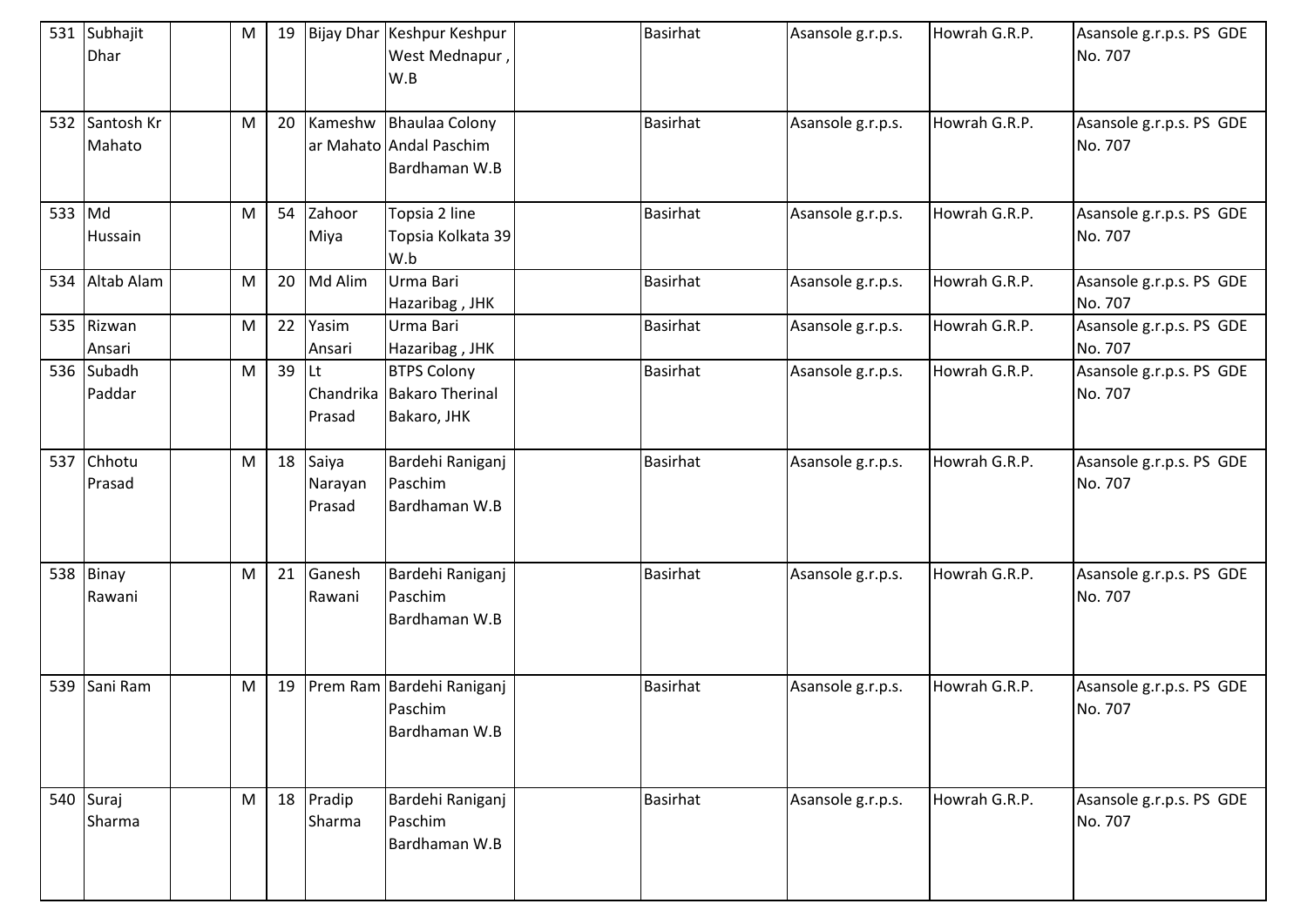| 531 | Subhajit Dhar | | M | 19 | Bijay Dhar | Keshpur Keshpur West Mednapur , W.B | | Basirhat | Asansole g.r.p.s. | Howrah G.R.P. | Asansole g.r.p.s. PS GDE No. 707 |
|---|---|---|---|---|---|---|---|---|---|---|---|
| 532 | Santosh Kr Mahato | | M | 20 | Kameshwar Mahato | Bhaulaa Colony Andal Paschim Bardhaman W.B | | Basirhat | Asansole g.r.p.s. | Howrah G.R.P. | Asansole g.r.p.s. PS GDE No. 707 |
| 533 | Md Hussain | | M | 54 | Zahoor Miya | Topsia 2 line Topsia Kolkata 39 W.b | | Basirhat | Asansole g.r.p.s. | Howrah G.R.P. | Asansole g.r.p.s. PS GDE No. 707 |
| 534 | Altab Alam | | M | 20 | Md Alim | Urma Bari Hazaribag , JHK | | Basirhat | Asansole g.r.p.s. | Howrah G.R.P. | Asansole g.r.p.s. PS GDE No. 707 |
| 535 | Rizwan Ansari | | M | 22 | Yasim Ansari | Urma Bari Hazaribag , JHK | | Basirhat | Asansole g.r.p.s. | Howrah G.R.P. | Asansole g.r.p.s. PS GDE No. 707 |
| 536 | Subadh Paddar | | M | 39 | Lt Chandrika Prasad | BTPS Colony Bakaro Therinal Bakaro, JHK | | Basirhat | Asansole g.r.p.s. | Howrah G.R.P. | Asansole g.r.p.s. PS GDE No. 707 |
| 537 | Chhotu Prasad | | M | 18 | Saiya Narayan Prasad | Bardehi Raniganj Paschim Bardhaman W.B | | Basirhat | Asansole g.r.p.s. | Howrah G.R.P. | Asansole g.r.p.s. PS GDE No. 707 |
| 538 | Binay Rawani | | M | 21 | Ganesh Rawani | Bardehi Raniganj Paschim Bardhaman W.B | | Basirhat | Asansole g.r.p.s. | Howrah G.R.P. | Asansole g.r.p.s. PS GDE No. 707 |
| 539 | Sani Ram | | M | 19 | Prem Ram | Bardehi Raniganj Paschim Bardhaman W.B | | Basirhat | Asansole g.r.p.s. | Howrah G.R.P. | Asansole g.r.p.s. PS GDE No. 707 |
| 540 | Suraj Sharma | | M | 18 | Pradip Sharma | Bardehi Raniganj Paschim Bardhaman W.B | | Basirhat | Asansole g.r.p.s. | Howrah G.R.P. | Asansole g.r.p.s. PS GDE No. 707 |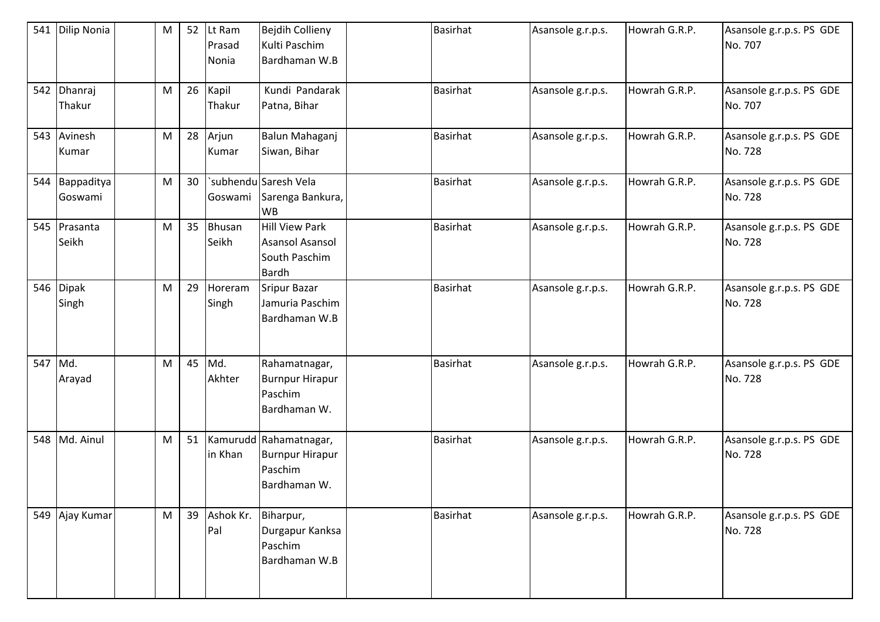| 541 | Dilip Nonia | | M | 52 | Lt Ram Prasad Nonia | Bejdih Collieny Kulti Paschim Bardhaman W.B | | Basirhat | Asansole g.r.p.s. | Howrah G.R.P. | Asansole g.r.p.s. PS GDE No. 707 |
|---|---|---|---|---|---|---|---|---|---|---|---|
| 542 | Dhanraj Thakur | | M | 26 | Kapil Thakur | Kundi Pandarak Patna, Bihar | | Basirhat | Asansole g.r.p.s. | Howrah G.R.P. | Asansole g.r.p.s. PS GDE No. 707 |
| 543 | Avinesh Kumar | | M | 28 | Arjun Kumar | Balun Mahaganj Siwan, Bihar | | Basirhat | Asansole g.r.p.s. | Howrah G.R.P. | Asansole g.r.p.s. PS GDE No. 728 |
| 544 | Bappaditya Goswami | | M | 30 | `subhendu Goswami | Saresh Vela Sarenga Bankura, WB | | Basirhat | Asansole g.r.p.s. | Howrah G.R.P. | Asansole g.r.p.s. PS GDE No. 728 |
| 545 | Prasanta Seikh | | M | 35 | Bhusan Seikh | Hill View Park Asansol Asansol South Paschim Bardh | | Basirhat | Asansole g.r.p.s. | Howrah G.R.P. | Asansole g.r.p.s. PS GDE No. 728 |
| 546 | Dipak Singh | | M | 29 | Horeram Singh | Sripur Bazar Jamuria Paschim Bardhaman W.B | | Basirhat | Asansole g.r.p.s. | Howrah G.R.P. | Asansole g.r.p.s. PS GDE No. 728 |
| 547 | Md. Arayad | | M | 45 | Md. Akhter | Rahamatnagar, Burnpur Hirapur Paschim Bardhaman W. | | Basirhat | Asansole g.r.p.s. | Howrah G.R.P. | Asansole g.r.p.s. PS GDE No. 728 |
| 548 | Md. Ainul | | M | 51 | Kamuruddin Khan | Rahamatnagar, Burnpur Hirapur Paschim Bardhaman W. | | Basirhat | Asansole g.r.p.s. | Howrah G.R.P. | Asansole g.r.p.s. PS GDE No. 728 |
| 549 | Ajay Kumar | | M | 39 | Ashok Kr. Pal | Biharpur, Durgapur Kanksa Paschim Bardhaman W.B | | Basirhat | Asansole g.r.p.s. | Howrah G.R.P. | Asansole g.r.p.s. PS GDE No. 728 |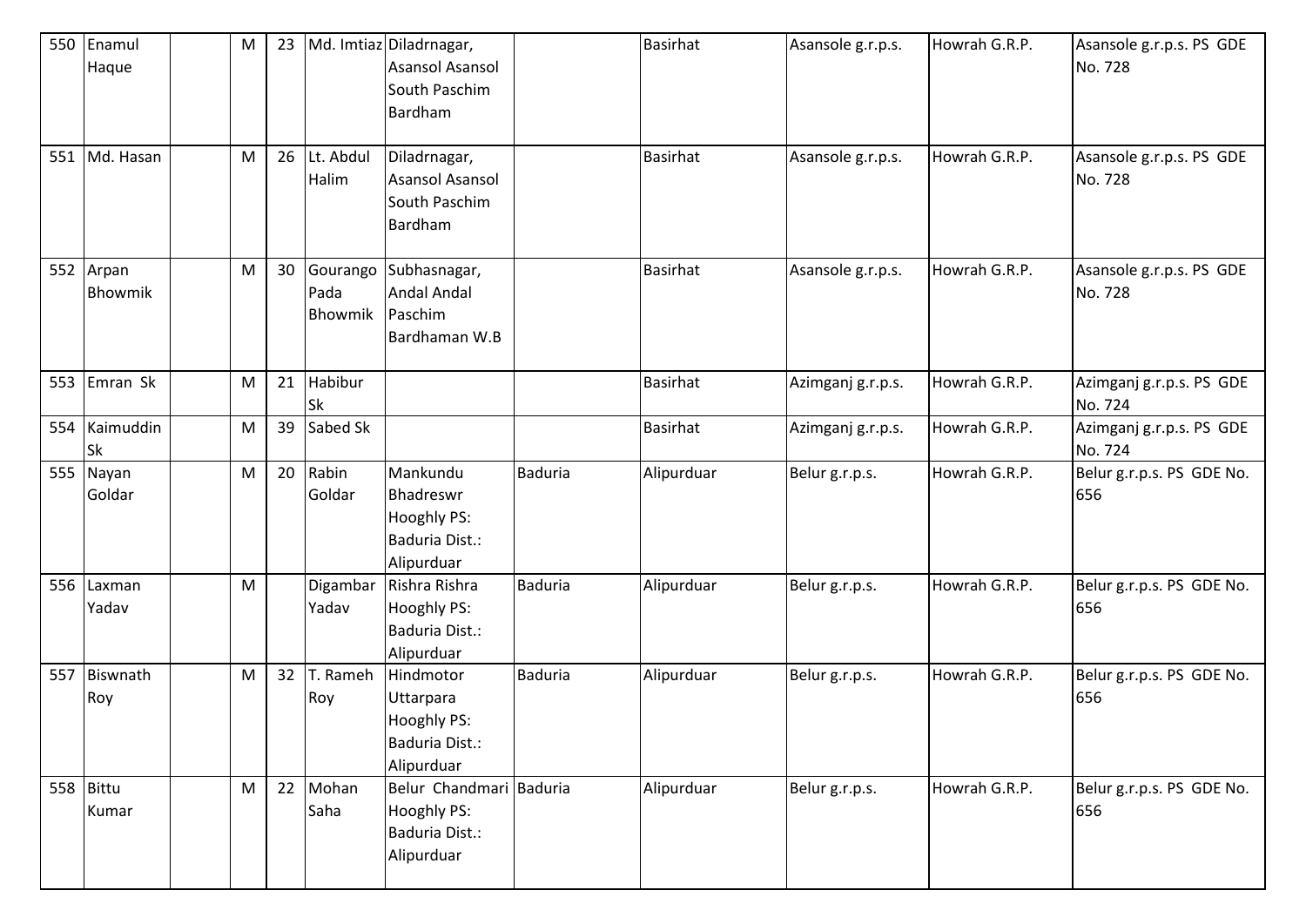| | | | | | | | | | | | |
|---|---|---|---|---|---|---|---|---|---|---|---|
| 550 | Enamul Haque | | M | 23 | Md. Imtiaz | Diladrnagar, Asansol Asansol South Paschim Bardham | | Basirhat | Asansole g.r.p.s. | Howrah G.R.P. | Asansole g.r.p.s. PS GDE No. 728 |
| 551 | Md. Hasan | | M | 26 | Lt. Abdul Halim | Diladrnagar, Asansol Asansol South Paschim Bardham | | Basirhat | Asansole g.r.p.s. | Howrah G.R.P. | Asansole g.r.p.s. PS GDE No. 728 |
| 552 | Arpan Bhowmik | | M | 30 | Gourango Pada Bhowmik | Subhasnagar, Andal Andal Paschim Bardhaman W.B | | Basirhat | Asansole g.r.p.s. | Howrah G.R.P. | Asansole g.r.p.s. PS GDE No. 728 |
| 553 | Emran Sk | | M | 21 | Habibur Sk | | | Basirhat | Azimganj g.r.p.s. | Howrah G.R.P. | Azimganj g.r.p.s. PS GDE No. 724 |
| 554 | Kaimuddin Sk | | M | 39 | Sabed Sk | | | Basirhat | Azimganj g.r.p.s. | Howrah G.R.P. | Azimganj g.r.p.s. PS GDE No. 724 |
| 555 | Nayan Goldar | | M | 20 | Rabin Goldar | Mankundu Bhadreswr Hooghly PS: Baduria Dist.: Alipurduar | Baduria | Alipurduar | Belur g.r.p.s. | Howrah G.R.P. | Belur g.r.p.s. PS GDE No. 656 |
| 556 | Laxman Yadav | | M | | Digambar Yadav | Rishra Rishra Hooghly PS: Baduria Dist.: Alipurduar | Baduria | Alipurduar | Belur g.r.p.s. | Howrah G.R.P. | Belur g.r.p.s. PS GDE No. 656 |
| 557 | Biswnath Roy | | M | 32 | T. Rameh Roy | Hindmotor Uttarpara Hooghly PS: Baduria Dist.: Alipurduar | Baduria | Alipurduar | Belur g.r.p.s. | Howrah G.R.P. | Belur g.r.p.s. PS GDE No. 656 |
| 558 | Bittu Kumar | | M | 22 | Mohan Saha | Belur Chandmari Hooghly PS: Baduria Dist.: Alipurduar | Baduria | Alipurduar | Belur g.r.p.s. | Howrah G.R.P. | Belur g.r.p.s. PS GDE No. 656 |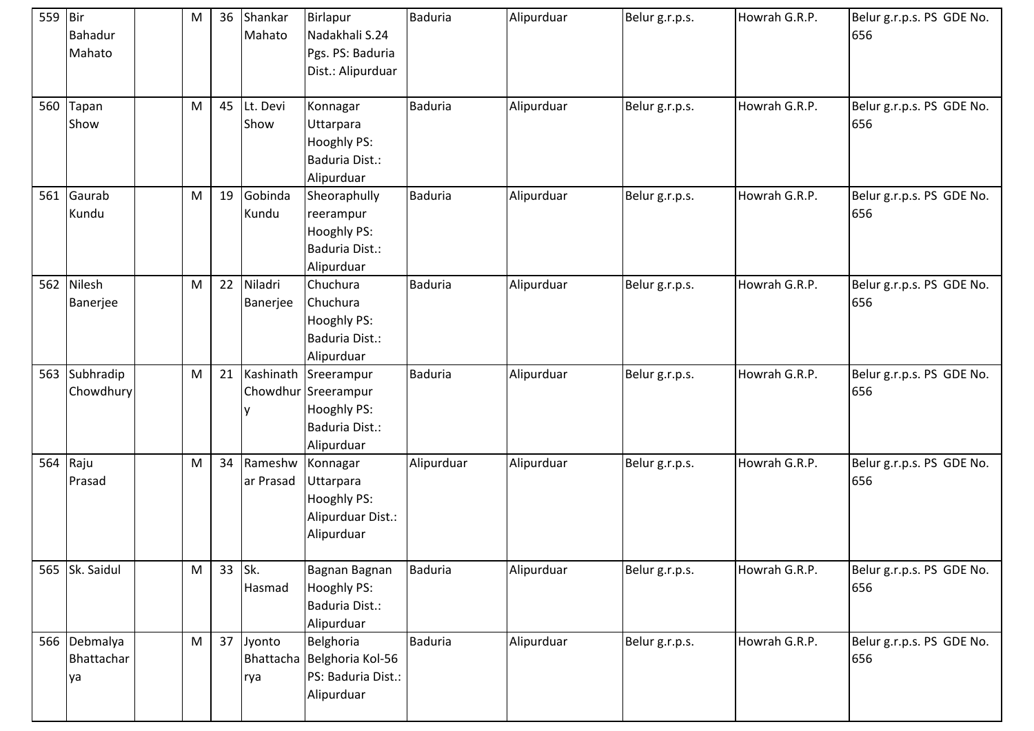| 559 | Bir Bahadur Mahato | | M | 36 | Shankar Mahato | Birlapur Nadakhali S.24 Pgs. PS: Baduria Dist.: Alipurduar | Baduria | Alipurduar | Belur g.r.p.s. | Howrah G.R.P. | Belur g.r.p.s. PS GDE No. 656 |
|---|---|---|---|---|---|---|---|---|---|---|---|
| 560 | Tapan Show | | M | 45 | Lt. Devi Show | Konnagar Uttarpara Hooghly PS: Baduria Dist.: Alipurduar | Baduria | Alipurduar | Belur g.r.p.s. | Howrah G.R.P. | Belur g.r.p.s. PS GDE No. 656 |
| 561 | Gaurab Kundu | | M | 19 | Gobinda Kundu | Sheoraphully reerampur Hooghly PS: Baduria Dist.: Alipurduar | Baduria | Alipurduar | Belur g.r.p.s. | Howrah G.R.P. | Belur g.r.p.s. PS GDE No. 656 |
| 562 | Nilesh Banerjee | | M | 22 | Niladri Banerjee | Chuchura Chuchura Hooghly PS: Baduria Dist.: Alipurduar | Baduria | Alipurduar | Belur g.r.p.s. | Howrah G.R.P. | Belur g.r.p.s. PS GDE No. 656 |
| 563 | Subhradip Chowdhury | | M | 21 | Kashinath Chowdhury | Sreerampur Sreerampur Hooghly PS: Baduria Dist.: Alipurduar | Baduria | Alipurduar | Belur g.r.p.s. | Howrah G.R.P. | Belur g.r.p.s. PS GDE No. 656 |
| 564 | Raju Prasad | | M | 34 | Rameshwar Prasad | Konnagar Uttarpara Hooghly PS: Alipurduar Dist.: Alipurduar | Alipurduar | Alipurduar | Belur g.r.p.s. | Howrah G.R.P. | Belur g.r.p.s. PS GDE No. 656 |
| 565 | Sk. Saidul | | M | 33 | Sk. Hasmad | Bagnan Bagnan Hooghly PS: Baduria Dist.: Alipurduar | Baduria | Alipurduar | Belur g.r.p.s. | Howrah G.R.P. | Belur g.r.p.s. PS GDE No. 656 |
| 566 | Debmalya Bhattacharya | | M | 37 | Jyonto Bhattacharya | Belghoria Belghoria Kol-56 PS: Baduria Dist.: Alipurduar | Baduria | Alipurduar | Belur g.r.p.s. | Howrah G.R.P. | Belur g.r.p.s. PS GDE No. 656 |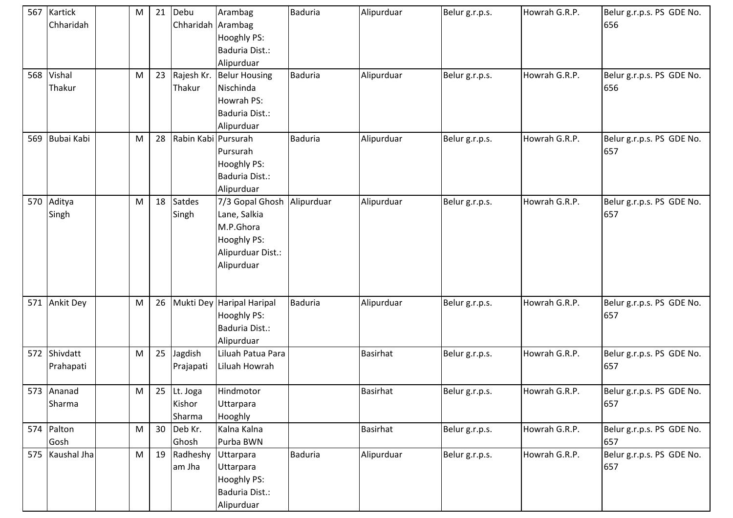| 567 | Kartick Chharidah | | M | 21 | Debu Chharidah | Arambag Arambag Hooghly PS: Baduria Dist.: Alipurduar | Baduria | Alipurduar | Belur g.r.p.s. | Howrah G.R.P. | Belur g.r.p.s. PS GDE No. 656 |
|---|---|---|---|---|---|---|---|---|---|---|---|
| 568 | Vishal Thakur | | M | 23 | Rajesh Kr. Thakur | Belur Housing Nischinda Howrah PS: Baduria Dist.: Alipurduar | Baduria | Alipurduar | Belur g.r.p.s. | Howrah G.R.P. | Belur g.r.p.s. PS GDE No. 656 |
| 569 | Bubai Kabi | | M | 28 | Rabin Kabi | Pursurah Pursurah Hooghly PS: Baduria Dist.: Alipurduar | Baduria | Alipurduar | Belur g.r.p.s. | Howrah G.R.P. | Belur g.r.p.s. PS GDE No. 657 |
| 570 | Aditya Singh | | M | 18 | Satdes Singh | 7/3 Gopal Ghosh Lane, Salkia M.P.Ghora Hooghly PS: Alipurduar Dist.: Alipurduar | Alipurduar | Alipurduar | Belur g.r.p.s. | Howrah G.R.P. | Belur g.r.p.s. PS GDE No. 657 |
| 571 | Ankit Dey | | M | 26 | Mukti Dey | Haripal Haripal Hooghly PS: Baduria Dist.: Alipurduar | Baduria | Alipurduar | Belur g.r.p.s. | Howrah G.R.P. | Belur g.r.p.s. PS GDE No. 657 |
| 572 | Shivdatt Prahapati | | M | 25 | Jagdish Prajapati | Liluah Patua Para Liluah Howrah | | Basirhat | Belur g.r.p.s. | Howrah G.R.P. | Belur g.r.p.s. PS GDE No. 657 |
| 573 | Ananad Sharma | | M | 25 | Lt. Joga Kishor Sharma | Hindmotor Uttarpara Hooghly | | Basirhat | Belur g.r.p.s. | Howrah G.R.P. | Belur g.r.p.s. PS GDE No. 657 |
| 574 | Palton Gosh | | M | 30 | Deb Kr. Ghosh | Kalna Kalna Purba BWN | | Basirhat | Belur g.r.p.s. | Howrah G.R.P. | Belur g.r.p.s. PS GDE No. 657 |
| 575 | Kaushal Jha | | M | 19 | Radheshyam Jha | Uttarpara Uttarpara Hooghly PS: Baduria Dist.: Alipurduar | Baduria | Alipurduar | Belur g.r.p.s. | Howrah G.R.P. | Belur g.r.p.s. PS GDE No. 657 |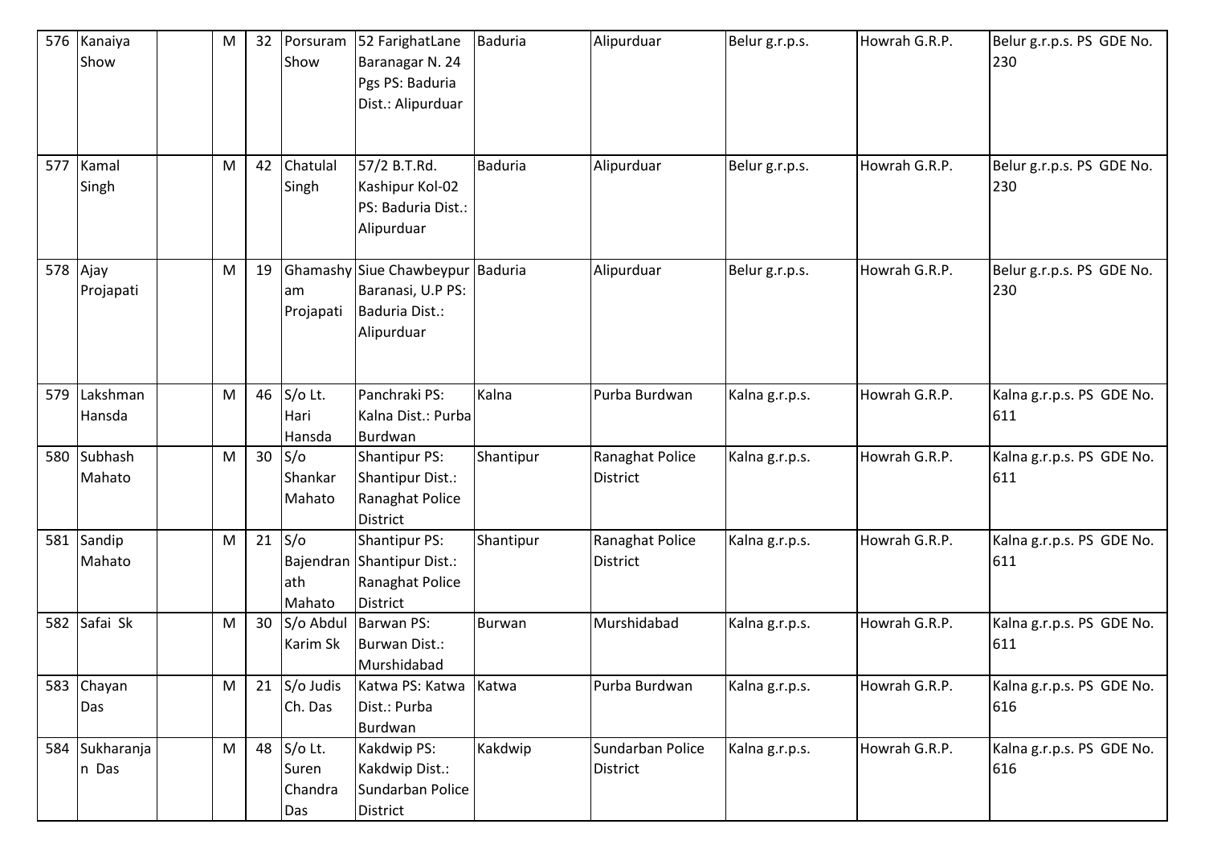| 576 | Kanaiya Show | | M | 32 | Porsuram Show | 52 FarighatLane Baranagar N. 24 Pgs PS: Baduria Dist.: Alipurduar | Baduria | Alipurduar | Belur g.r.p.s. | Howrah G.R.P. | Belur g.r.p.s. PS GDE No. 230 |
|---|---|---|---|---|---|---|---|---|---|---|---|
| 577 | Kamal Singh | | M | 42 | Chatulal Singh | 57/2 B.T.Rd. Kashipur Kol-02 PS: Baduria Dist.: Alipurduar | Baduria | Alipurduar | Belur g.r.p.s. | Howrah G.R.P. | Belur g.r.p.s. PS GDE No. 230 |
| 578 | Ajay Projapati | | M | 19 | Ghamashyam Projapati | Siue Chawbeypur Baranasi, U.P PS: Baduria Dist.: Alipurduar | Baduria | Alipurduar | Belur g.r.p.s. | Howrah G.R.P. | Belur g.r.p.s. PS GDE No. 230 |
| 579 | Lakshman Hansda | | M | 46 | S/o Lt. Hari Hansda | Panchraki PS: Kalna Dist.: Purba Burdwan | Kalna | Purba Burdwan | Kalna g.r.p.s. | Howrah G.R.P. | Kalna g.r.p.s. PS GDE No. 611 |
| 580 | Subhash Mahato | | M | 30 | S/o Shankar Mahato | Shantipur PS: Shantipur Dist.: Ranaghat Police District | Shantipur | Ranaghat Police District | Kalna g.r.p.s. | Howrah G.R.P. | Kalna g.r.p.s. PS GDE No. 611 |
| 581 | Sandip Mahato | | M | 21 | S/o Bajendranath Mahato | Shantipur PS: Shantipur Dist.: Ranaghat Police District | Shantipur | Ranaghat Police District | Kalna g.r.p.s. | Howrah G.R.P. | Kalna g.r.p.s. PS GDE No. 611 |
| 582 | Safai Sk | | M | 30 | S/o Abdul Karim Sk | Barwan PS: Burwan Dist.: Murshidabad | Burwan | Murshidabad | Kalna g.r.p.s. | Howrah G.R.P. | Kalna g.r.p.s. PS GDE No. 611 |
| 583 | Chayan Das | | M | 21 | S/o Judis Ch. Das | Katwa PS: Katwa Dist.: Purba Burdwan | Katwa | Purba Burdwan | Kalna g.r.p.s. | Howrah G.R.P. | Kalna g.r.p.s. PS GDE No. 616 |
| 584 | Sukharanjan Das | | M | 48 | S/o Lt. Suren Chandra Das | Kakdwip PS: Kakdwip Dist.: Sundarban Police District | Kakdwip | Sundarban Police District | Kalna g.r.p.s. | Howrah G.R.P. | Kalna g.r.p.s. PS GDE No. 616 |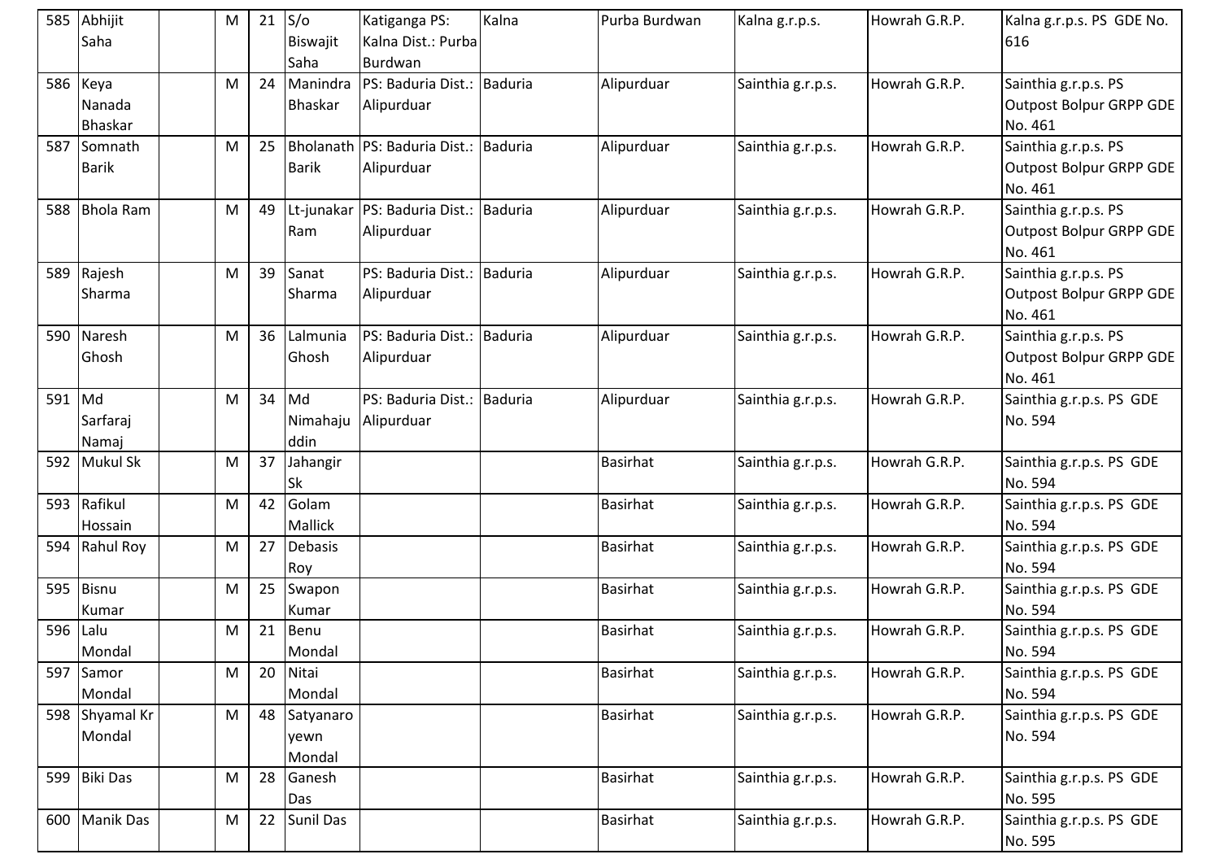| 585 | Abhijit Saha | | M | 21 | S/o Biswajit Saha | Katiganga PS: Kalna Dist.: Purba Burdwan | Kalna | Purba Burdwan | Kalna g.r.p.s. | Howrah G.R.P. | Kalna g.r.p.s. PS GDE No. 616 |
|---|---|---|---|---|---|---|---|---|---|---|---|
| 586 | Keya Nanada Bhaskar | | M | 24 | Manindra Bhaskar | PS: Baduria Dist.: Alipurduar | Baduria | Alipurduar | Sainthia g.r.p.s. | Howrah G.R.P. | Sainthia g.r.p.s. PS Outpost Bolpur GRPP GDE No. 461 |
| 587 | Somnath Barik | | M | 25 | Bholanath Barik | PS: Baduria Dist.: Alipurduar | Baduria | Alipurduar | Sainthia g.r.p.s. | Howrah G.R.P. | Sainthia g.r.p.s. PS Outpost Bolpur GRPP GDE No. 461 |
| 588 | Bhola Ram | | M | 49 | Lt-junakar Ram | PS: Baduria Dist.: Alipurduar | Baduria | Alipurduar | Sainthia g.r.p.s. | Howrah G.R.P. | Sainthia g.r.p.s. PS Outpost Bolpur GRPP GDE No. 461 |
| 589 | Rajesh Sharma | | M | 39 | Sanat Sharma | PS: Baduria Dist.: Alipurduar | Baduria | Alipurduar | Sainthia g.r.p.s. | Howrah G.R.P. | Sainthia g.r.p.s. PS Outpost Bolpur GRPP GDE No. 461 |
| 590 | Naresh Ghosh | | M | 36 | Lalmunia Ghosh | PS: Baduria Dist.: Alipurduar | Baduria | Alipurduar | Sainthia g.r.p.s. | Howrah G.R.P. | Sainthia g.r.p.s. PS Outpost Bolpur GRPP GDE No. 461 |
| 591 | Md Sarfaraj Namaj | | M | 34 | Md Nimahajuddin | PS: Baduria Dist.: Alipurduar | Baduria | Alipurduar | Sainthia g.r.p.s. | Howrah G.R.P. | Sainthia g.r.p.s. PS GDE No. 594 |
| 592 | Mukul Sk | | M | 37 | Jahangir Sk | | | Basirhat | Sainthia g.r.p.s. | Howrah G.R.P. | Sainthia g.r.p.s. PS GDE No. 594 |
| 593 | Rafikul Hossain | | M | 42 | Golam Mallick | | | Basirhat | Sainthia g.r.p.s. | Howrah G.R.P. | Sainthia g.r.p.s. PS GDE No. 594 |
| 594 | Rahul Roy | | M | 27 | Debasis Roy | | | Basirhat | Sainthia g.r.p.s. | Howrah G.R.P. | Sainthia g.r.p.s. PS GDE No. 594 |
| 595 | Bisnu Kumar | | M | 25 | Swapon Kumar | | | Basirhat | Sainthia g.r.p.s. | Howrah G.R.P. | Sainthia g.r.p.s. PS GDE No. 594 |
| 596 | Lalu Mondal | | M | 21 | Benu Mondal | | | Basirhat | Sainthia g.r.p.s. | Howrah G.R.P. | Sainthia g.r.p.s. PS GDE No. 594 |
| 597 | Samor Mondal | | M | 20 | Nitai Mondal | | | Basirhat | Sainthia g.r.p.s. | Howrah G.R.P. | Sainthia g.r.p.s. PS GDE No. 594 |
| 598 | Shyamal Kr Mondal | | M | 48 | Satyanaroyewn Mondal | | | Basirhat | Sainthia g.r.p.s. | Howrah G.R.P. | Sainthia g.r.p.s. PS GDE No. 594 |
| 599 | Biki Das | | M | 28 | Ganesh Das | | | Basirhat | Sainthia g.r.p.s. | Howrah G.R.P. | Sainthia g.r.p.s. PS GDE No. 595 |
| 600 | Manik Das | | M | 22 | Sunil Das | | | Basirhat | Sainthia g.r.p.s. | Howrah G.R.P. | Sainthia g.r.p.s. PS GDE No. 595 |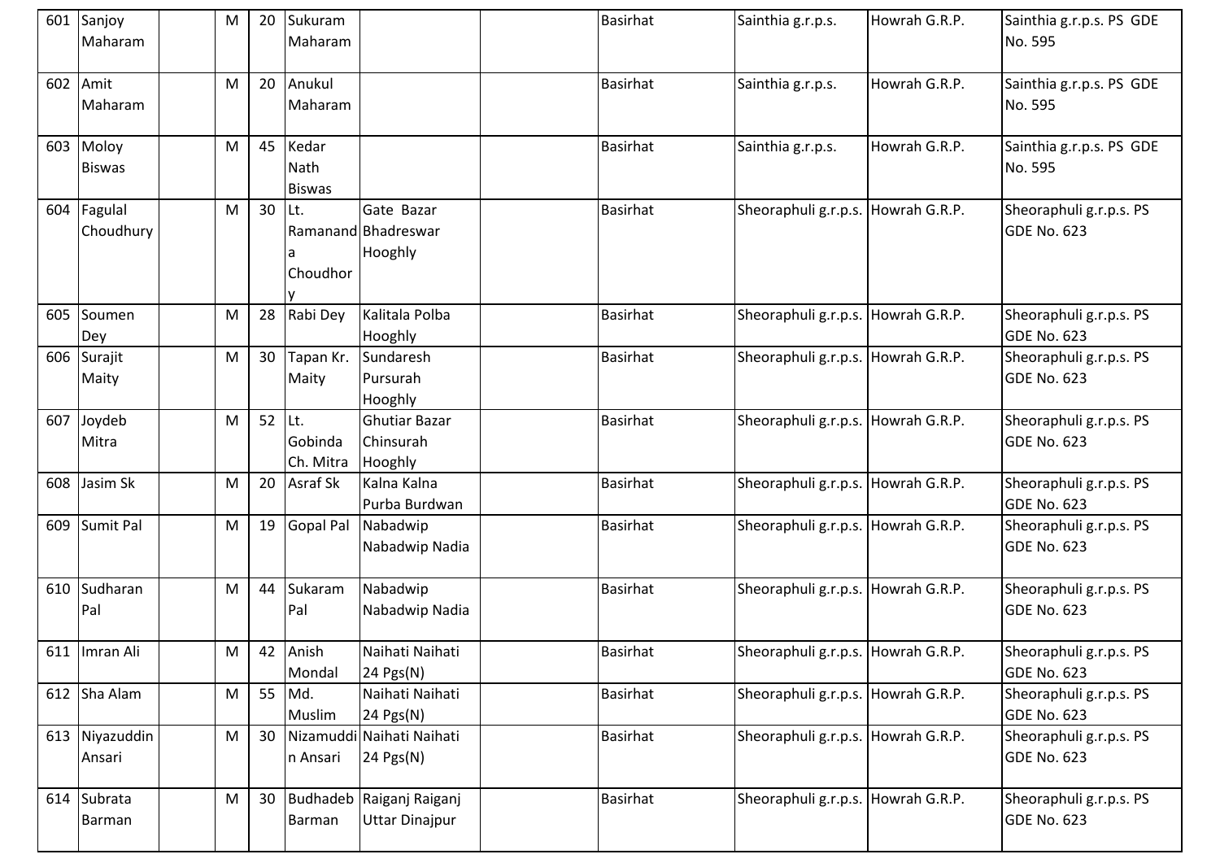| 601 | Sanjoy Maharam | | M | 20 | Sukuram Maharam | | | Basirhat | Sainthia g.r.p.s. | Howrah G.R.P. | Sainthia g.r.p.s. PS GDE No. 595 |
|---|---|---|---|---|---|---|---|---|---|---|---|
| 602 | Amit Maharam | | M | 20 | Anukul Maharam | | | Basirhat | Sainthia g.r.p.s. | Howrah G.R.P. | Sainthia g.r.p.s. PS GDE No. 595 |
| 603 | Moloy Biswas | | M | 45 | Kedar Nath Biswas | | | Basirhat | Sainthia g.r.p.s. | Howrah G.R.P. | Sainthia g.r.p.s. PS GDE No. 595 |
| 604 | Fagulal Choudhury | | M | 30 | Lt. Ramananda Choudhory | Gate Bazar Bhadreswar Hooghly | | Basirhat | Sheoraphuli g.r.p.s. | Howrah G.R.P. | Sheoraphuli g.r.p.s. PS GDE No. 623 |
| 605 | Soumen Dey | | M | 28 | Rabi Dey | Kalitala Polba Hooghly | | Basirhat | Sheoraphuli g.r.p.s. | Howrah G.R.P. | Sheoraphuli g.r.p.s. PS GDE No. 623 |
| 606 | Surajit Maity | | M | 30 | Tapan Kr. Maity | Sundaresh Pursurah Hooghly | | Basirhat | Sheoraphuli g.r.p.s. | Howrah G.R.P. | Sheoraphuli g.r.p.s. PS GDE No. 623 |
| 607 | Joydeb Mitra | | M | 52 | Lt. Gobinda Ch. Mitra | Ghutiar Bazar Chinsurah Hooghly | | Basirhat | Sheoraphuli g.r.p.s. | Howrah G.R.P. | Sheoraphuli g.r.p.s. PS GDE No. 623 |
| 608 | Jasim Sk | | M | 20 | Asraf Sk | Kalna Kalna Purba Burdwan | | Basirhat | Sheoraphuli g.r.p.s. | Howrah G.R.P. | Sheoraphuli g.r.p.s. PS GDE No. 623 |
| 609 | Sumit Pal | | M | 19 | Gopal Pal | Nabadwip Nabadwip Nadia | | Basirhat | Sheoraphuli g.r.p.s. | Howrah G.R.P. | Sheoraphuli g.r.p.s. PS GDE No. 623 |
| 610 | Sudharan Pal | | M | 44 | Sukaram Pal | Nabadwip Nabadwip Nadia | | Basirhat | Sheoraphuli g.r.p.s. | Howrah G.R.P. | Sheoraphuli g.r.p.s. PS GDE No. 623 |
| 611 | Imran Ali | | M | 42 | Anish Mondal | Naihati Naihati 24 Pgs(N) | | Basirhat | Sheoraphuli g.r.p.s. | Howrah G.R.P. | Sheoraphuli g.r.p.s. PS GDE No. 623 |
| 612 | Sha Alam | | M | 55 | Md. Muslim | Naihati Naihati 24 Pgs(N) | | Basirhat | Sheoraphuli g.r.p.s. | Howrah G.R.P. | Sheoraphuli g.r.p.s. PS GDE No. 623 |
| 613 | Niyazuddin Ansari | | M | 30 | Nizamuddin Ansari | Naihati Naihati 24 Pgs(N) | | Basirhat | Sheoraphuli g.r.p.s. | Howrah G.R.P. | Sheoraphuli g.r.p.s. PS GDE No. 623 |
| 614 | Subrata Barman | | M | 30 | Budhadeb Barman | Raiganj Raiganj Uttar Dinajpur | | Basirhat | Sheoraphuli g.r.p.s. | Howrah G.R.P. | Sheoraphuli g.r.p.s. PS GDE No. 623 |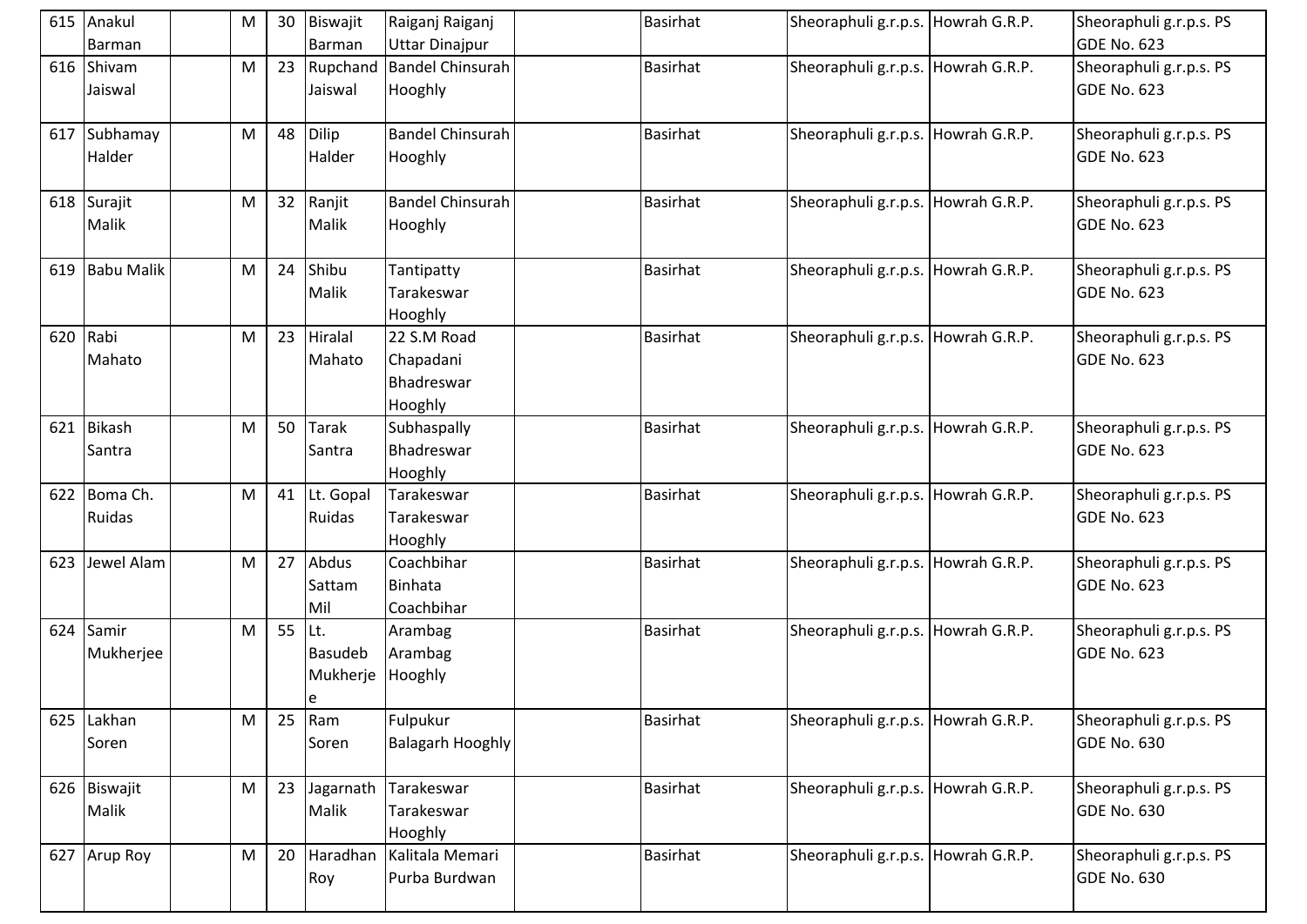| 615 | Anakul Barman | | M | 30 | Biswajit Barman | Raiganj Raiganj Uttar Dinajpur | | Basirhat | Sheoraphuli g.r.p.s. | Howrah G.R.P. | Sheoraphuli g.r.p.s. PS GDE No. 623 |
|---|---|---|---|---|---|---|---|---|---|---|---|
| 616 | Shivam Jaiswal | | M | 23 | Rupchand Jaiswal | Bandel Chinsurah Hooghly | | Basirhat | Sheoraphuli g.r.p.s. | Howrah G.R.P. | Sheoraphuli g.r.p.s. PS GDE No. 623 |
| 617 | Subhamay Halder | | M | 48 | Dilip Halder | Bandel Chinsurah Hooghly | | Basirhat | Sheoraphuli g.r.p.s. | Howrah G.R.P. | Sheoraphuli g.r.p.s. PS GDE No. 623 |
| 618 | Surajit Malik | | M | 32 | Ranjit Malik | Bandel Chinsurah Hooghly | | Basirhat | Sheoraphuli g.r.p.s. | Howrah G.R.P. | Sheoraphuli g.r.p.s. PS GDE No. 623 |
| 619 | Babu Malik | | M | 24 | Shibu Malik | Tantipatty Tarakeswar Hooghly | | Basirhat | Sheoraphuli g.r.p.s. | Howrah G.R.P. | Sheoraphuli g.r.p.s. PS GDE No. 623 |
| 620 | Rabi Mahato | | M | 23 | Hiralal Mahato | 22 S.M Road Chapadani Bhadreswar Hooghly | | Basirhat | Sheoraphuli g.r.p.s. | Howrah G.R.P. | Sheoraphuli g.r.p.s. PS GDE No. 623 |
| 621 | Bikash Santra | | M | 50 | Tarak Santra | Subhaspally Bhadreswar Hooghly | | Basirhat | Sheoraphuli g.r.p.s. | Howrah G.R.P. | Sheoraphuli g.r.p.s. PS GDE No. 623 |
| 622 | Boma Ch. Ruidas | | M | 41 | Lt. Gopal Ruidas | Tarakeswar Tarakeswar Hooghly | | Basirhat | Sheoraphuli g.r.p.s. | Howrah G.R.P. | Sheoraphuli g.r.p.s. PS GDE No. 623 |
| 623 | Jewel Alam | | M | 27 | Abdus Sattam Mil | Coachbihar Binhata Coachbihar | | Basirhat | Sheoraphuli g.r.p.s. | Howrah G.R.P. | Sheoraphuli g.r.p.s. PS GDE No. 623 |
| 624 | Samir Mukherjee | | M | 55 | Lt. Basudeb Mukherjee | Arambag Arambag Hooghly | | Basirhat | Sheoraphuli g.r.p.s. | Howrah G.R.P. | Sheoraphuli g.r.p.s. PS GDE No. 623 |
| 625 | Lakhan Soren | | M | 25 | Ram Soren | Fulpukur Balagarh Hooghly | | Basirhat | Sheoraphuli g.r.p.s. | Howrah G.R.P. | Sheoraphuli g.r.p.s. PS GDE No. 630 |
| 626 | Biswajit Malik | | M | 23 | Jagarnath Malik | Tarakeswar Tarakeswar Hooghly | | Basirhat | Sheoraphuli g.r.p.s. | Howrah G.R.P. | Sheoraphuli g.r.p.s. PS GDE No. 630 |
| 627 | Arup Roy | | M | 20 | Haradhan Roy | Kalitala Memari Purba Burdwan | | Basirhat | Sheoraphuli g.r.p.s. | Howrah G.R.P. | Sheoraphuli g.r.p.s. PS GDE No. 630 |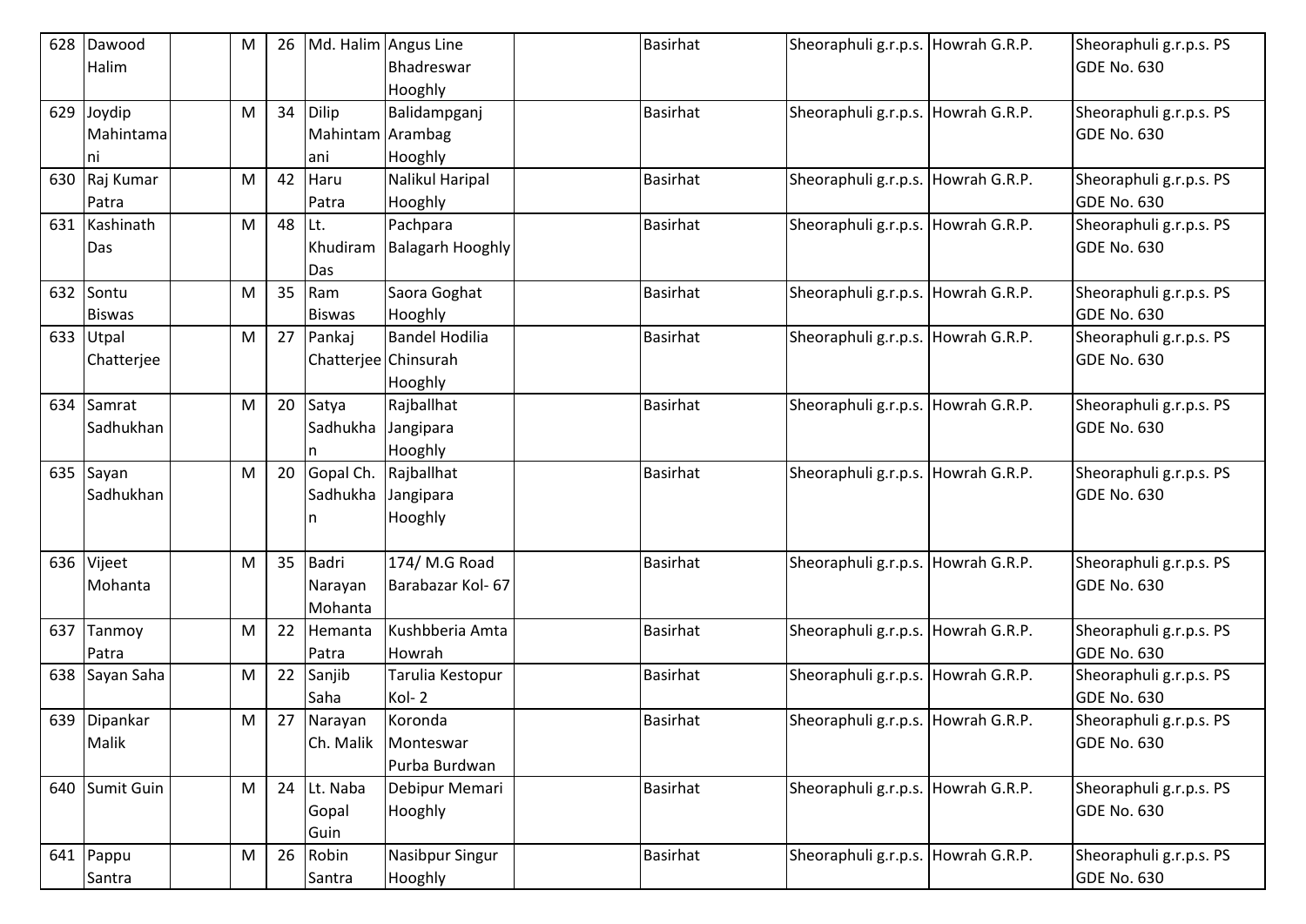| 628 | Dawood Halim | | M | 26 | Md. Halim | Angus Line Bhadreswar Hooghly | | Basirhat | Sheoraphuli g.r.p.s. | Howrah G.R.P. | Sheoraphuli g.r.p.s. PS GDE No. 630 |
|---|---|---|---|---|---|---|---|---|---|---|---|
| 629 | Joydip Mahintamani | | M | 34 | Dilip Mahintamani | Balidampganj Arambag Hooghly | | Basirhat | Sheoraphuli g.r.p.s. | Howrah G.R.P. | Sheoraphuli g.r.p.s. PS GDE No. 630 |
| 630 | Raj Kumar Patra | | M | 42 | Haru Patra | Nalikul Haripal Hooghly | | Basirhat | Sheoraphuli g.r.p.s. | Howrah G.R.P. | Sheoraphuli g.r.p.s. PS GDE No. 630 |
| 631 | Kashinath Das | | M | 48 | Lt. Khudiram Das | Pachpara Balagarh Hooghly | | Basirhat | Sheoraphuli g.r.p.s. | Howrah G.R.P. | Sheoraphuli g.r.p.s. PS GDE No. 630 |
| 632 | Sontu Biswas | | M | 35 | Ram Biswas | Saora Goghat Hooghly | | Basirhat | Sheoraphuli g.r.p.s. | Howrah G.R.P. | Sheoraphuli g.r.p.s. PS GDE No. 630 |
| 633 | Utpal Chatterjee | | M | 27 | Pankaj Chatterjee | Bandel Hodilia Chinsurah Hooghly | | Basirhat | Sheoraphuli g.r.p.s. | Howrah G.R.P. | Sheoraphuli g.r.p.s. PS GDE No. 630 |
| 634 | Samrat Sadhukhan | | M | 20 | Satya Sadhukhan | Rajballhat Jangipara Hooghly | | Basirhat | Sheoraphuli g.r.p.s. | Howrah G.R.P. | Sheoraphuli g.r.p.s. PS GDE No. 630 |
| 635 | Sayan Sadhukhan | | M | 20 | Gopal Ch. Sadhukhan | Rajballhat Jangipara Hooghly | | Basirhat | Sheoraphuli g.r.p.s. | Howrah G.R.P. | Sheoraphuli g.r.p.s. PS GDE No. 630 |
| 636 | Vijeet Mohanta | | M | 35 | Badri Narayan Mohanta | 174/ M.G Road Barabazar Kol- 67 | | Basirhat | Sheoraphuli g.r.p.s. | Howrah G.R.P. | Sheoraphuli g.r.p.s. PS GDE No. 630 |
| 637 | Tanmoy Patra | | M | 22 | Hemanta Patra | Kushbberia Amta Howrah | | Basirhat | Sheoraphuli g.r.p.s. | Howrah G.R.P. | Sheoraphuli g.r.p.s. PS GDE No. 630 |
| 638 | Sayan Saha | | M | 22 | Sanjib Saha | Tarulia Kestopur Kol- 2 | | Basirhat | Sheoraphuli g.r.p.s. | Howrah G.R.P. | Sheoraphuli g.r.p.s. PS GDE No. 630 |
| 639 | Dipankar Malik | | M | 27 | Narayan Ch. Malik | Koronda Monteswar Purba Burdwan | | Basirhat | Sheoraphuli g.r.p.s. | Howrah G.R.P. | Sheoraphuli g.r.p.s. PS GDE No. 630 |
| 640 | Sumit Guin | | M | 24 | Lt. Naba Gopal Guin | Debipur Memari Hooghly | | Basirhat | Sheoraphuli g.r.p.s. | Howrah G.R.P. | Sheoraphuli g.r.p.s. PS GDE No. 630 |
| 641 | Pappu Santra | | M | 26 | Robin Santra | Nasibpur Singur Hooghly | | Basirhat | Sheoraphuli g.r.p.s. | Howrah G.R.P. | Sheoraphuli g.r.p.s. PS GDE No. 630 |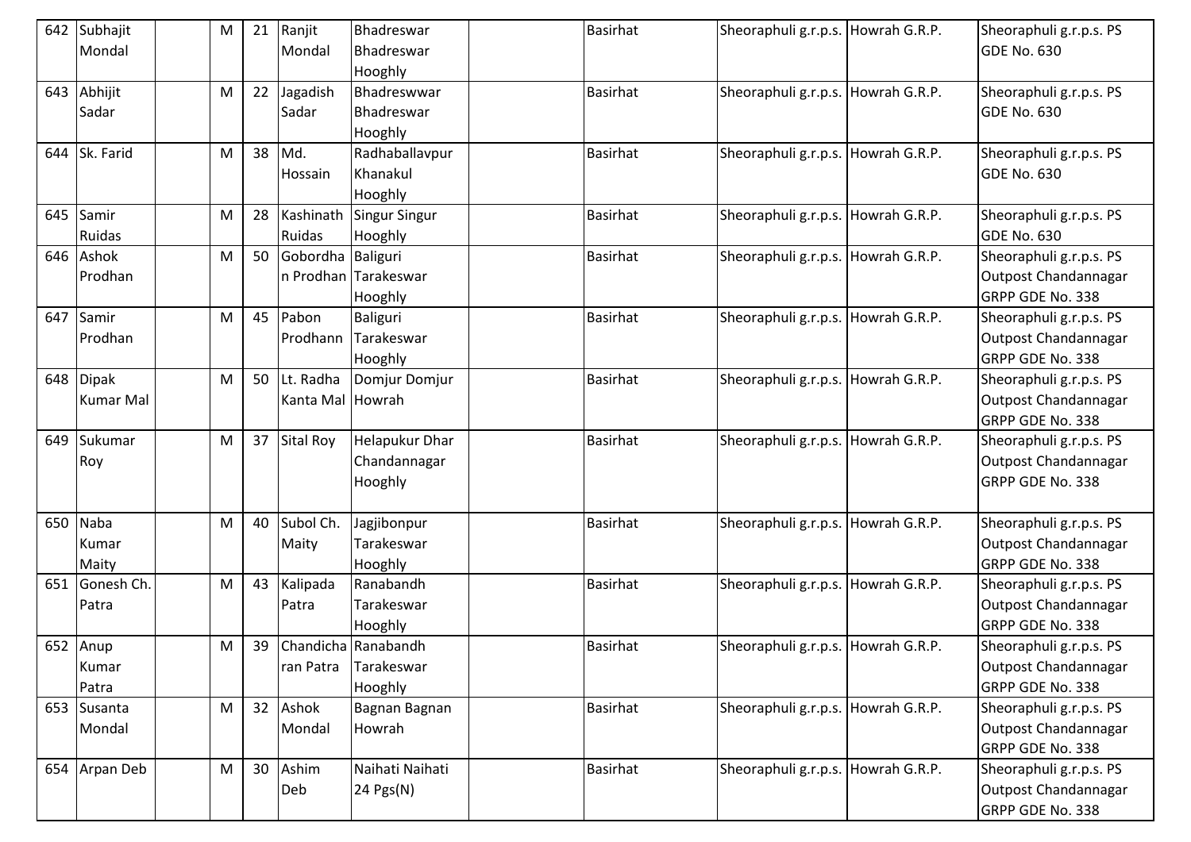| 642 | Subhajit Mondal | | M | 21 | Ranjit Mondal | Bhadreswar Bhadreswar Hooghly | | Basirhat | Sheoraphuli g.r.p.s. | Howrah G.R.P. | Sheoraphuli g.r.p.s. PS GDE No. 630 |
|---|---|---|---|---|---|---|---|---|---|---|---|
| 643 | Abhijit Sadar | | M | 22 | Jagadish Sadar | Bhadreswwar Bhadreswar Hooghly | | Basirhat | Sheoraphuli g.r.p.s. | Howrah G.R.P. | Sheoraphuli g.r.p.s. PS GDE No. 630 |
| 644 | Sk. Farid | | M | 38 | Md. Hossain | Radhaballavpur Khanakul Hooghly | | Basirhat | Sheoraphuli g.r.p.s. | Howrah G.R.P. | Sheoraphuli g.r.p.s. PS GDE No. 630 |
| 645 | Samir Ruidas | | M | 28 | Kashinath Ruidas | Singur Singur Hooghly | | Basirhat | Sheoraphuli g.r.p.s. | Howrah G.R.P. | Sheoraphuli g.r.p.s. PS GDE No. 630 |
| 646 | Ashok Prodhan | | M | 50 | Gobordhan Prodhan | Baliguri Tarakeswar Hooghly | | Basirhat | Sheoraphuli g.r.p.s. | Howrah G.R.P. | Sheoraphuli g.r.p.s. PS Outpost Chandannagar GRPP GDE No. 338 |
| 647 | Samir Prodhan | | M | 45 | Pabon Prodhann | Baliguri Tarakeswar Hooghly | | Basirhat | Sheoraphuli g.r.p.s. | Howrah G.R.P. | Sheoraphuli g.r.p.s. PS Outpost Chandannagar GRPP GDE No. 338 |
| 648 | Dipak Kumar Mal | | M | 50 | Lt. Radha Kanta Mal | Domjur Domjur Howrah | | Basirhat | Sheoraphuli g.r.p.s. | Howrah G.R.P. | Sheoraphuli g.r.p.s. PS Outpost Chandannagar GRPP GDE No. 338 |
| 649 | Sukumar Roy | | M | 37 | Sital Roy | Helapukur Dhar Chandannagar Hooghly | | Basirhat | Sheoraphuli g.r.p.s. | Howrah G.R.P. | Sheoraphuli g.r.p.s. PS Outpost Chandannagar GRPP GDE No. 338 |
| 650 | Naba Kumar Maity | | M | 40 | Subol Ch. Maity | Jagjibonpur Tarakeswar Hooghly | | Basirhat | Sheoraphuli g.r.p.s. | Howrah G.R.P. | Sheoraphuli g.r.p.s. PS Outpost Chandannagar GRPP GDE No. 338 |
| 651 | Gonesh Ch. Patra | | M | 43 | Kalipada Patra | Ranabandh Tarakeswar Hooghly | | Basirhat | Sheoraphuli g.r.p.s. | Howrah G.R.P. | Sheoraphuli g.r.p.s. PS Outpost Chandannagar GRPP GDE No. 338 |
| 652 | Anup Kumar Patra | | M | 39 | Chandicharan Patra | Ranabandh Tarakeswar Hooghly | | Basirhat | Sheoraphuli g.r.p.s. | Howrah G.R.P. | Sheoraphuli g.r.p.s. PS Outpost Chandannagar GRPP GDE No. 338 |
| 653 | Susanta Mondal | | M | 32 | Ashok Mondal | Bagnan Bagnan Howrah | | Basirhat | Sheoraphuli g.r.p.s. | Howrah G.R.P. | Sheoraphuli g.r.p.s. PS Outpost Chandannagar GRPP GDE No. 338 |
| 654 | Arpan Deb | | M | 30 | Ashim Deb | Naihati Naihati 24 Pgs(N) | | Basirhat | Sheoraphuli g.r.p.s. | Howrah G.R.P. | Sheoraphuli g.r.p.s. PS Outpost Chandannagar GRPP GDE No. 338 |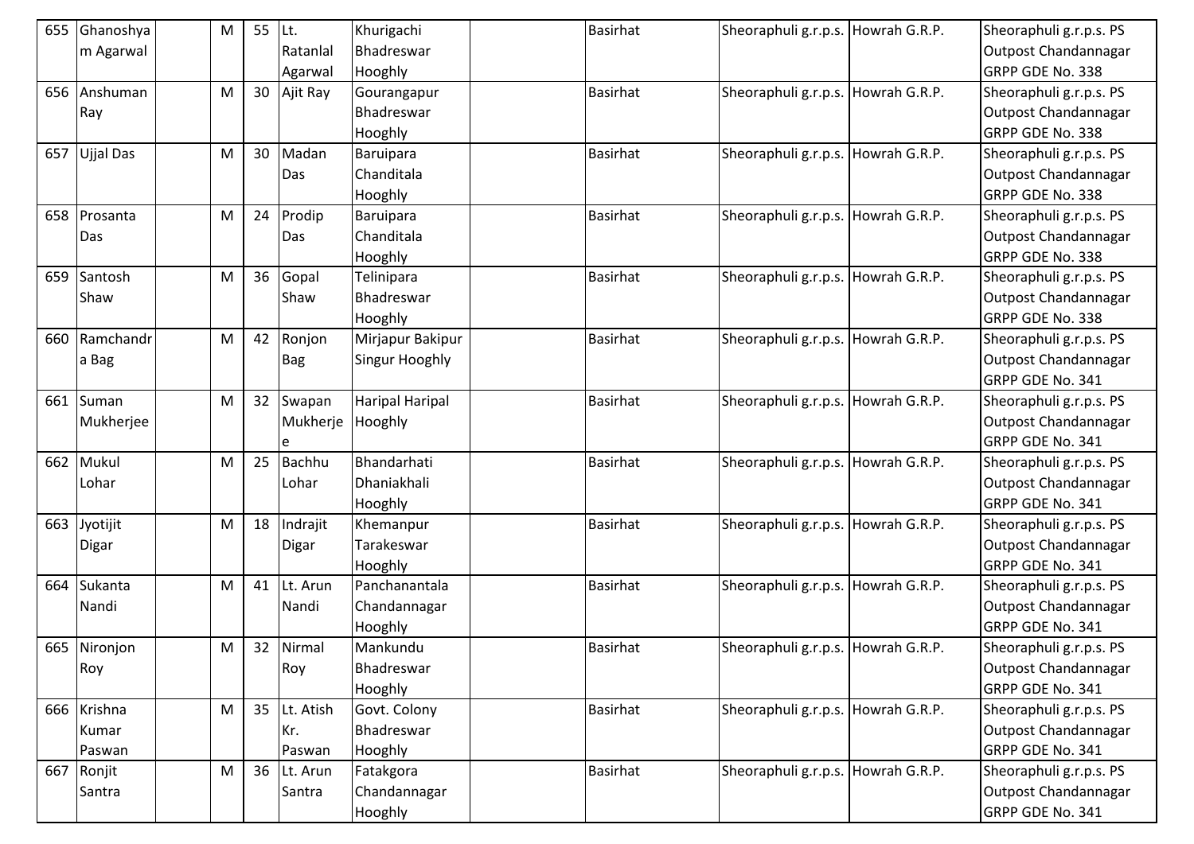| 655 | Ghanoshyam Agarwal | | M | 55 | Lt. Ratanlal Agarwal | Khurigachi Bhadreswar Hooghly | | Basirhat | Sheoraphuli g.r.p.s. | Howrah G.R.P. | Sheoraphuli g.r.p.s. PS Outpost Chandannagar GRPP GDE No. 338 |
|---|---|---|---|---|---|---|---|---|---|---|---|
| 656 | Anshuman Ray | | M | 30 | Ajit Ray | Gourangapur Bhadreswar Hooghly | | Basirhat | Sheoraphuli g.r.p.s. | Howrah G.R.P. | Sheoraphuli g.r.p.s. PS Outpost Chandannagar GRPP GDE No. 338 |
| 657 | Ujjal Das | | M | 30 | Madan Das | Baruipara Chanditala Hooghly | | Basirhat | Sheoraphuli g.r.p.s. | Howrah G.R.P. | Sheoraphuli g.r.p.s. PS Outpost Chandannagar GRPP GDE No. 338 |
| 658 | Prosanta Das | | M | 24 | Prodip Das | Baruipara Chanditala Hooghly | | Basirhat | Sheoraphuli g.r.p.s. | Howrah G.R.P. | Sheoraphuli g.r.p.s. PS Outpost Chandannagar GRPP GDE No. 338 |
| 659 | Santosh Shaw | | M | 36 | Gopal Shaw | Telinipara Bhadreswar Hooghly | | Basirhat | Sheoraphuli g.r.p.s. | Howrah G.R.P. | Sheoraphuli g.r.p.s. PS Outpost Chandannagar GRPP GDE No. 338 |
| 660 | Ramchandra Bag | | M | 42 | Ronjon Bag | Mirjapur Bakipur Singur Hooghly | | Basirhat | Sheoraphuli g.r.p.s. | Howrah G.R.P. | Sheoraphuli g.r.p.s. PS Outpost Chandannagar GRPP GDE No. 341 |
| 661 | Suman Mukherjee | | M | 32 | Swapan Mukherjee | Haripal Haripal Hooghly | | Basirhat | Sheoraphuli g.r.p.s. | Howrah G.R.P. | Sheoraphuli g.r.p.s. PS Outpost Chandannagar GRPP GDE No. 341 |
| 662 | Mukul Lohar | | M | 25 | Bachhu Lohar | Bhandarhati Dhaniakhali Hooghly | | Basirhat | Sheoraphuli g.r.p.s. | Howrah G.R.P. | Sheoraphuli g.r.p.s. PS Outpost Chandannagar GRPP GDE No. 341 |
| 663 | Jyotijit Digar | | M | 18 | Indrajit Digar | Khemanpur Tarakeswar Hooghly | | Basirhat | Sheoraphuli g.r.p.s. | Howrah G.R.P. | Sheoraphuli g.r.p.s. PS Outpost Chandannagar GRPP GDE No. 341 |
| 664 | Sukanta Nandi | | M | 41 | Lt. Arun Nandi | Panchanantala Chandannagar Hooghly | | Basirhat | Sheoraphuli g.r.p.s. | Howrah G.R.P. | Sheoraphuli g.r.p.s. PS Outpost Chandannagar GRPP GDE No. 341 |
| 665 | Nironjon Roy | | M | 32 | Nirmal Roy | Mankundu Bhadreswar Hooghly | | Basirhat | Sheoraphuli g.r.p.s. | Howrah G.R.P. | Sheoraphuli g.r.p.s. PS Outpost Chandannagar GRPP GDE No. 341 |
| 666 | Krishna Kumar Paswan | | M | 35 | Lt. Atish Kr. Paswan | Govt. Colony Bhadreswar Hooghly | | Basirhat | Sheoraphuli g.r.p.s. | Howrah G.R.P. | Sheoraphuli g.r.p.s. PS Outpost Chandannagar GRPP GDE No. 341 |
| 667 | Ronjit Santra | | M | 36 | Lt. Arun Santra | Fatakgora Chandannagar Hooghly | | Basirhat | Sheoraphuli g.r.p.s. | Howrah G.R.P. | Sheoraphuli g.r.p.s. PS Outpost Chandannagar GRPP GDE No. 341 |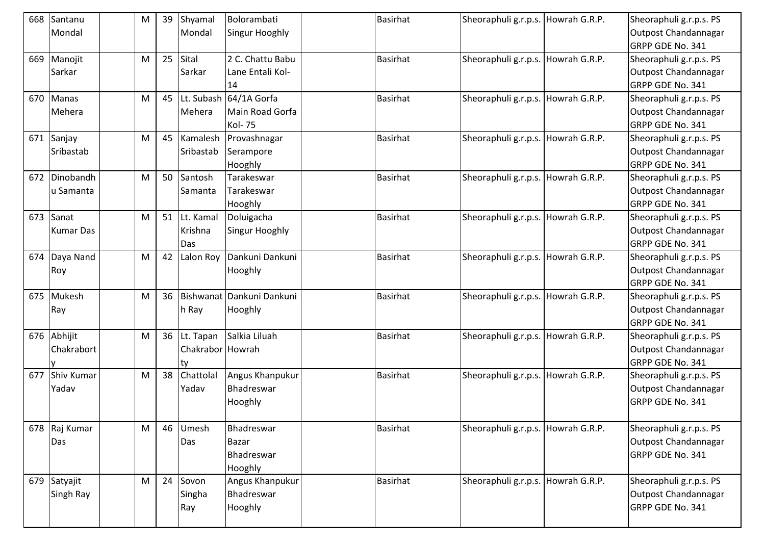| 668 | Santanu Mondal | | M | 39 | Shyamal Mondal | Bolorambati Singur Hooghly | | Basirhat | Sheoraphuli g.r.p.s. | Howrah G.R.P. | Sheoraphuli g.r.p.s. PS Outpost Chandannagar GRPP GDE No. 341 |
|---|---|---|---|---|---|---|---|---|---|---|---|
| 669 | Manojit Sarkar | | M | 25 | Sital Sarkar | 2 C. Chattu Babu Lane Entali Kol-14 | | Basirhat | Sheoraphuli g.r.p.s. | Howrah G.R.P. | Sheoraphuli g.r.p.s. PS Outpost Chandannagar GRPP GDE No. 341 |
| 670 | Manas Mehera | | M | 45 | Lt. Subash Mehera | 64/1A Gorfa Main Road Gorfa Kol- 75 | | Basirhat | Sheoraphuli g.r.p.s. | Howrah G.R.P. | Sheoraphuli g.r.p.s. PS Outpost Chandannagar GRPP GDE No. 341 |
| 671 | Sanjay Sribastab | | M | 45 | Kamalesh Sribastab | Provashnagar Serampore Hooghly | | Basirhat | Sheoraphuli g.r.p.s. | Howrah G.R.P. | Sheoraphuli g.r.p.s. PS Outpost Chandannagar GRPP GDE No. 341 |
| 672 | Dinobandhu Samanta | | M | 50 | Santosh Samanta | Tarakeswar Tarakeswar Hooghly | | Basirhat | Sheoraphuli g.r.p.s. | Howrah G.R.P. | Sheoraphuli g.r.p.s. PS Outpost Chandannagar GRPP GDE No. 341 |
| 673 | Sanat Kumar Das | | M | 51 | Lt. Kamal Krishna Das | Doluigacha Singur Hooghly | | Basirhat | Sheoraphuli g.r.p.s. | Howrah G.R.P. | Sheoraphuli g.r.p.s. PS Outpost Chandannagar GRPP GDE No. 341 |
| 674 | Daya Nand Roy | | M | 42 | Lalon Roy | Dankuni Dankuni Hooghly | | Basirhat | Sheoraphuli g.r.p.s. | Howrah G.R.P. | Sheoraphuli g.r.p.s. PS Outpost Chandannagar GRPP GDE No. 341 |
| 675 | Mukesh Ray | | M | 36 | Bishwanath Ray | Dankuni Dankuni Hooghly | | Basirhat | Sheoraphuli g.r.p.s. | Howrah G.R.P. | Sheoraphuli g.r.p.s. PS Outpost Chandannagar GRPP GDE No. 341 |
| 676 | Abhijit Chakraborty | | M | 36 | Lt. Tapan Chakraborty | Salkia Liluah Howrah | | Basirhat | Sheoraphuli g.r.p.s. | Howrah G.R.P. | Sheoraphuli g.r.p.s. PS Outpost Chandannagar GRPP GDE No. 341 |
| 677 | Shiv Kumar Yadav | | M | 38 | Chattolal Yadav | Angus Khanpukur Bhadreswar Hooghly | | Basirhat | Sheoraphuli g.r.p.s. | Howrah G.R.P. | Sheoraphuli g.r.p.s. PS Outpost Chandannagar GRPP GDE No. 341 |
| 678 | Raj Kumar Das | | M | 46 | Umesh Das | Bhadreswar Bazar Bhadreswar Hooghly | | Basirhat | Sheoraphuli g.r.p.s. | Howrah G.R.P. | Sheoraphuli g.r.p.s. PS Outpost Chandannagar GRPP GDE No. 341 |
| 679 | Satyajit Singh Ray | | M | 24 | Sovon Singha Ray | Angus Khanpukur Bhadreswar Hooghly | | Basirhat | Sheoraphuli g.r.p.s. | Howrah G.R.P. | Sheoraphuli g.r.p.s. PS Outpost Chandannagar GRPP GDE No. 341 |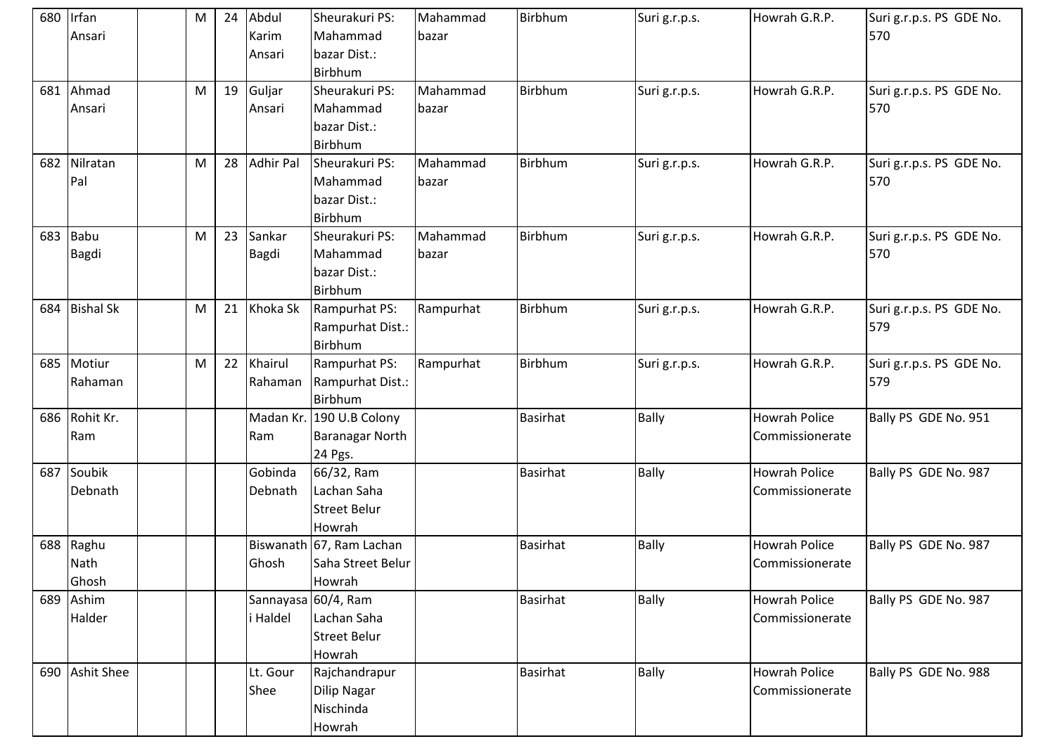| 680 | Irfan Ansari | | M | 24 | Abdul Karim Ansari | Sheurakuri PS: Mahammad bazar Dist.: Birbhum | Mahammad bazar | Birbhum | Suri g.r.p.s. | Howrah G.R.P. | Suri g.r.p.s. PS GDE No. 570 |
|---|---|---|---|---|---|---|---|---|---|---|---|
| 681 | Ahmad Ansari | | M | 19 | Guljar Ansari | Sheurakuri PS: Mahammad bazar Dist.: Birbhum | Mahammad bazar | Birbhum | Suri g.r.p.s. | Howrah G.R.P. | Suri g.r.p.s. PS GDE No. 570 |
| 682 | Nilratan Pal | | M | 28 | Adhir Pal | Sheurakuri PS: Mahammad bazar Dist.: Birbhum | Mahammad bazar | Birbhum | Suri g.r.p.s. | Howrah G.R.P. | Suri g.r.p.s. PS GDE No. 570 |
| 683 | Babu Bagdi | | M | 23 | Sankar Bagdi | Sheurakuri PS: Mahammad bazar Dist.: Birbhum | Mahammad bazar | Birbhum | Suri g.r.p.s. | Howrah G.R.P. | Suri g.r.p.s. PS GDE No. 570 |
| 684 | Bishal Sk | | M | 21 | Khoka Sk | Rampurhat PS: Rampurhat Dist.: Birbhum | Rampurhat | Birbhum | Suri g.r.p.s. | Howrah G.R.P. | Suri g.r.p.s. PS GDE No. 579 |
| 685 | Motiur Rahaman | | M | 22 | Khairul Rahaman | Rampurhat PS: Rampurhat Dist.: Birbhum | Rampurhat | Birbhum | Suri g.r.p.s. | Howrah G.R.P. | Suri g.r.p.s. PS GDE No. 579 |
| 686 | Rohit Kr. Ram | | | | Madan Kr. Ram | 190 U.B Colony Baranagar North 24 Pgs. | | Basirhat | Bally | Howrah Police Commissionerate | Bally PS GDE No. 951 |
| 687 | Soubik Debnath | | | | Gobinda Debnath | 66/32, Ram Lachan Saha Street Belur Howrah | | Basirhat | Bally | Howrah Police Commissionerate | Bally PS GDE No. 987 |
| 688 | Raghu Nath Ghosh | | | | Biswanath Ghosh | 67, Ram Lachan Saha Street Belur Howrah | | Basirhat | Bally | Howrah Police Commissionerate | Bally PS GDE No. 987 |
| 689 | Ashim Halder | | | | Sannayasai Haldel | 60/4, Ram Lachan Saha Street Belur Howrah | | Basirhat | Bally | Howrah Police Commissionerate | Bally PS GDE No. 987 |
| 690 | Ashit Shee | | | | Lt. Gour Shee | Rajchandrapur Dilip Nagar Nischinda Howrah | | Basirhat | Bally | Howrah Police Commissionerate | Bally PS GDE No. 988 |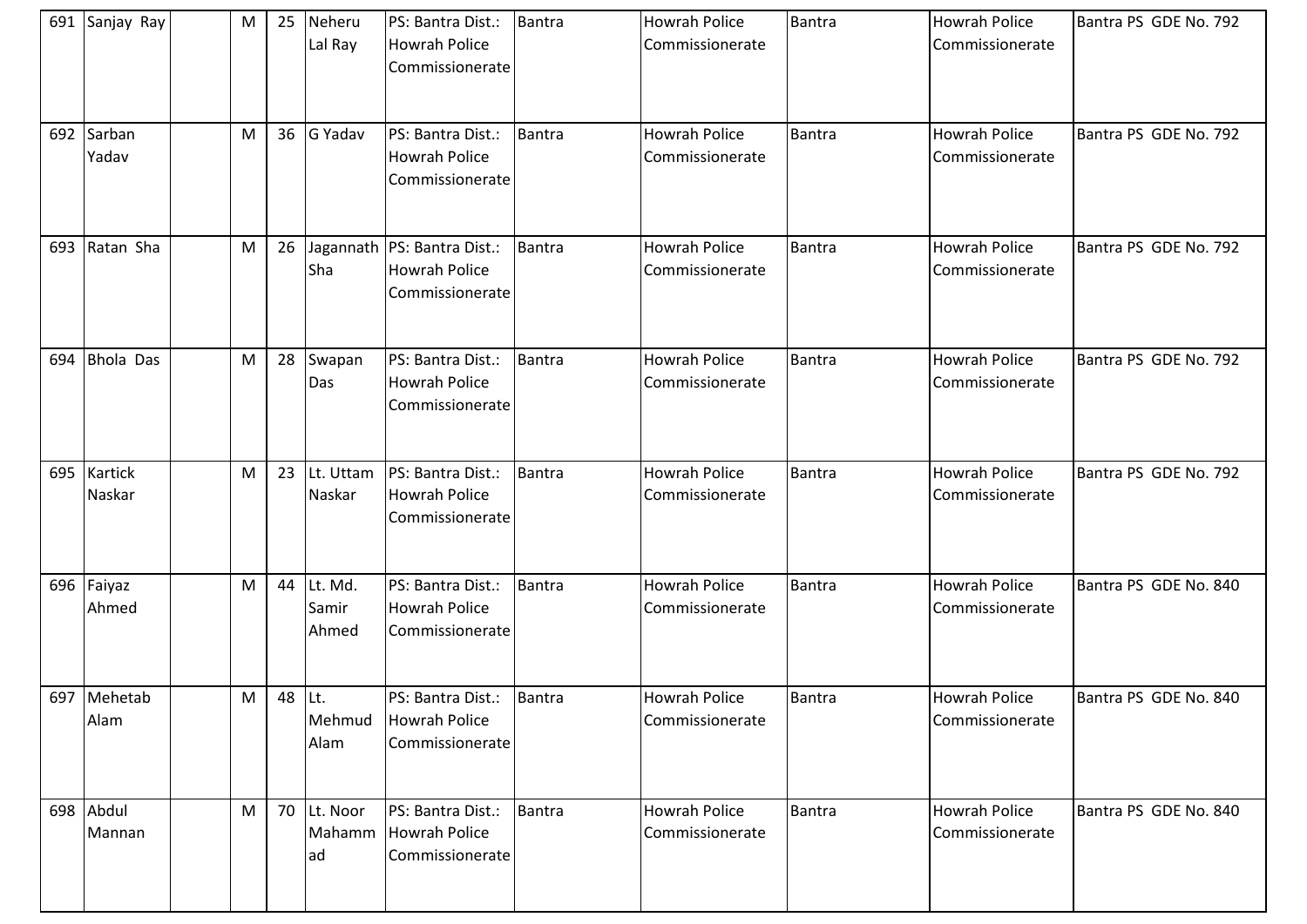| 691 | Sanjay Ray | | M | 25 | Neheru Lal Ray | PS: Bantra Dist.: Howrah Police Commissionerate | Bantra | Howrah Police Commissionerate | Bantra | Howrah Police Commissionerate | Bantra PS GDE No. 792 |
|---|---|---|---|---|---|---|---|---|---|---|---|
| 692 | Sarban Yadav | | M | 36 | G Yadav | PS: Bantra Dist.: Howrah Police Commissionerate | Bantra | Howrah Police Commissionerate | Bantra | Howrah Police Commissionerate | Bantra PS GDE No. 792 |
| 693 | Ratan Sha | | M | 26 | Jagannath Sha | PS: Bantra Dist.: Howrah Police Commissionerate | Bantra | Howrah Police Commissionerate | Bantra | Howrah Police Commissionerate | Bantra PS GDE No. 792 |
| 694 | Bhola Das | | M | 28 | Swapan Das | PS: Bantra Dist.: Howrah Police Commissionerate | Bantra | Howrah Police Commissionerate | Bantra | Howrah Police Commissionerate | Bantra PS GDE No. 792 |
| 695 | Kartick Naskar | | M | 23 | Lt. Uttam Naskar | PS: Bantra Dist.: Howrah Police Commissionerate | Bantra | Howrah Police Commissionerate | Bantra | Howrah Police Commissionerate | Bantra PS GDE No. 792 |
| 696 | Faiyaz Ahmed | | M | 44 | Lt. Md. Samir Ahmed | PS: Bantra Dist.: Howrah Police Commissionerate | Bantra | Howrah Police Commissionerate | Bantra | Howrah Police Commissionerate | Bantra PS GDE No. 840 |
| 697 | Mehetab Alam | | M | 48 | Lt. Mehmud Alam | PS: Bantra Dist.: Howrah Police Commissionerate | Bantra | Howrah Police Commissionerate | Bantra | Howrah Police Commissionerate | Bantra PS GDE No. 840 |
| 698 | Abdul Mannan | | M | 70 | Lt. Noor Mahammad | PS: Bantra Dist.: Howrah Police Commissionerate | Bantra | Howrah Police Commissionerate | Bantra | Howrah Police Commissionerate | Bantra PS GDE No. 840 |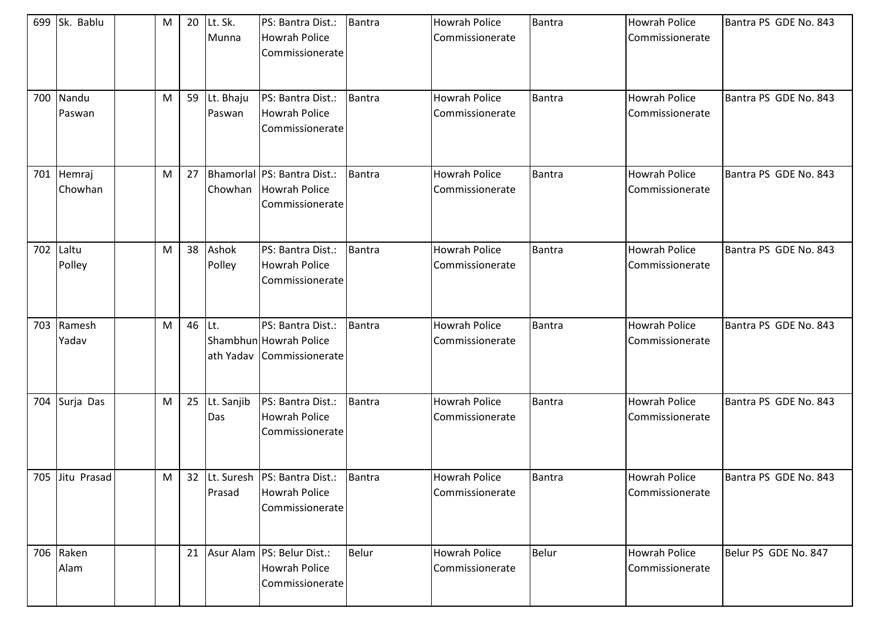| 699 | Sk. Bablu | | M | 20 | Lt. Sk. Munna | PS: Bantra Dist.: Howrah Police Commissionerate | Bantra | Howrah Police Commissionerate | Bantra | Howrah Police Commissionerate | Bantra PS GDE No. 843 |
|---|---|---|---|---|---|---|---|---|---|---|---|
| 700 | Nandu Paswan | | M | 59 | Lt. Bhaju Paswan | PS: Bantra Dist.: Howrah Police Commissionerate | Bantra | Howrah Police Commissionerate | Bantra | Howrah Police Commissionerate | Bantra PS GDE No. 843 |
| 701 | Hemraj Chowhan | | M | 27 | Bhamorlal Chowhan | PS: Bantra Dist.: Howrah Police Commissionerate | Bantra | Howrah Police Commissionerate | Bantra | Howrah Police Commissionerate | Bantra PS GDE No. 843 |
| 702 | Laltu Polley | | M | 38 | Ashok Polley | PS: Bantra Dist.: Howrah Police Commissionerate | Bantra | Howrah Police Commissionerate | Bantra | Howrah Police Commissionerate | Bantra PS GDE No. 843 |
| 703 | Ramesh Yadav | | M | 46 | Lt. Shambhunath Yadav | PS: Bantra Dist.: Howrah Police Commissionerate | Bantra | Howrah Police Commissionerate | Bantra | Howrah Police Commissionerate | Bantra PS GDE No. 843 |
| 704 | Surja Das | | M | 25 | Lt. Sanjib Das | PS: Bantra Dist.: Howrah Police Commissionerate | Bantra | Howrah Police Commissionerate | Bantra | Howrah Police Commissionerate | Bantra PS GDE No. 843 |
| 705 | Jitu Prasad | | M | 32 | Lt. Suresh Prasad | PS: Bantra Dist.: Howrah Police Commissionerate | Bantra | Howrah Police Commissionerate | Bantra | Howrah Police Commissionerate | Bantra PS GDE No. 843 |
| 706 | Raken Alam | | | 21 | Asur Alam | PS: Belur Dist.: Howrah Police Commissionerate | Belur | Howrah Police Commissionerate | Belur | Howrah Police Commissionerate | Belur PS GDE No. 847 |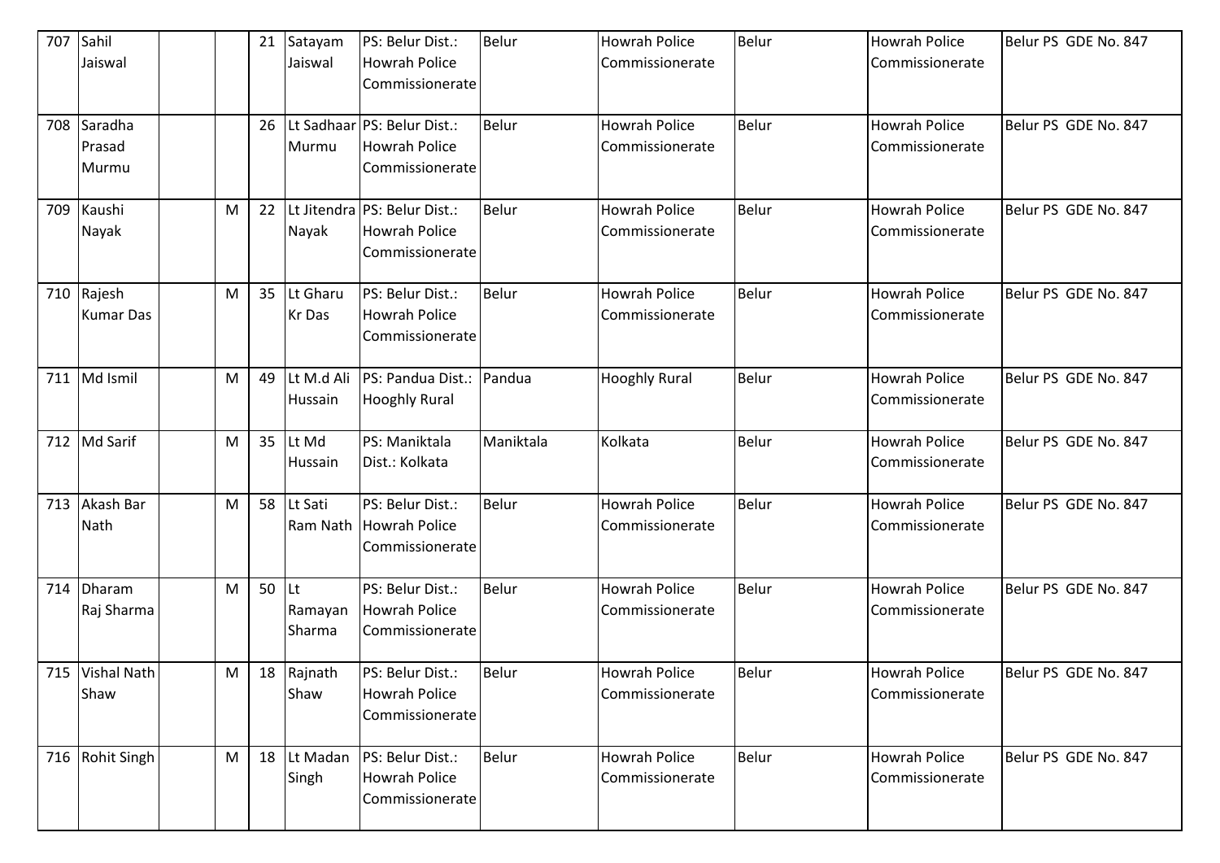| 707 | Sahil Jaiswal | | | 21 | Satayam Jaiswal | PS: Belur Dist.: Howrah Police Commissionerate | Belur | Howrah Police Commissionerate | Belur | Howrah Police Commissionerate | Belur PS GDE No. 847 |
|---|---|---|---|---|---|---|---|---|---|---|---|
| 708 | Saradha Prasad Murmu | | | 26 | Lt Sadhaar Murmu | PS: Belur Dist.: Howrah Police Commissionerate | Belur | Howrah Police Commissionerate | Belur | Howrah Police Commissionerate | Belur PS GDE No. 847 |
| 709 | Kaushi Nayak | | M | 22 | Lt Jitendra Nayak | PS: Belur Dist.: Howrah Police Commissionerate | Belur | Howrah Police Commissionerate | Belur | Howrah Police Commissionerate | Belur PS GDE No. 847 |
| 710 | Rajesh Kumar Das | | M | 35 | Lt Gharu Kr Das | PS: Belur Dist.: Howrah Police Commissionerate | Belur | Howrah Police Commissionerate | Belur | Howrah Police Commissionerate | Belur PS GDE No. 847 |
| 711 | Md Ismil | | M | 49 | Lt M.d Ali Hussain | PS: Pandua Dist.: Hooghly Rural | Pandua | Hooghly Rural | Belur | Howrah Police Commissionerate | Belur PS GDE No. 847 |
| 712 | Md Sarif | | M | 35 | Lt Md Hussain | PS: Maniktala Dist.: Kolkata | Maniktala | Kolkata | Belur | Howrah Police Commissionerate | Belur PS GDE No. 847 |
| 713 | Akash Bar Nath | | M | 58 | Lt Sati Ram Nath | PS: Belur Dist.: Howrah Police Commissionerate | Belur | Howrah Police Commissionerate | Belur | Howrah Police Commissionerate | Belur PS GDE No. 847 |
| 714 | Dharam Raj Sharma | | M | 50 | Lt Ramayan Sharma | PS: Belur Dist.: Howrah Police Commissionerate | Belur | Howrah Police Commissionerate | Belur | Howrah Police Commissionerate | Belur PS GDE No. 847 |
| 715 | Vishal Nath Shaw | | M | 18 | Rajnath Shaw | PS: Belur Dist.: Howrah Police Commissionerate | Belur | Howrah Police Commissionerate | Belur | Howrah Police Commissionerate | Belur PS GDE No. 847 |
| 716 | Rohit Singh | | M | 18 | Lt Madan Singh | PS: Belur Dist.: Howrah Police Commissionerate | Belur | Howrah Police Commissionerate | Belur | Howrah Police Commissionerate | Belur PS GDE No. 847 |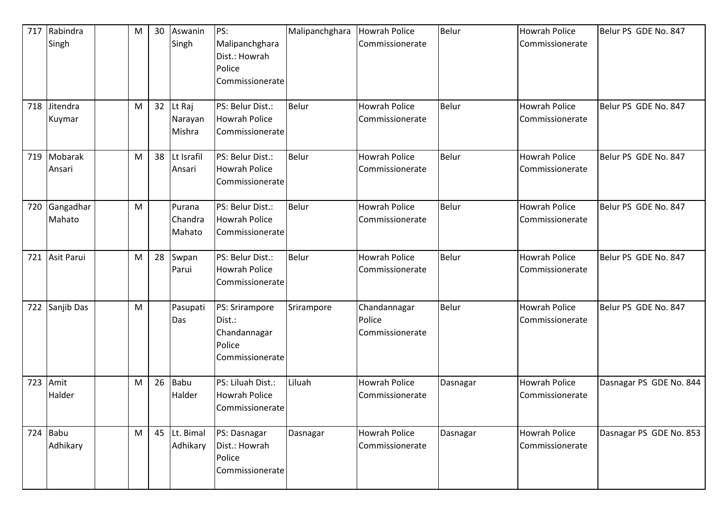| 717 | Rabindra Singh | | M | 30 | Aswanin Singh | PS: Malipanchghara Dist.: Howrah Police Commissionerate | Malipanchghara | Howrah Police Commissionerate | Belur | Howrah Police Commissionerate | Belur PS GDE No. 847 |
|---|---|---|---|---|---|---|---|---|---|---|---|
| 718 | Jitendra Kuymar | | M | 32 | Lt Raj Narayan Mishra | PS: Belur Dist.: Howrah Police Commissionerate | Belur | Howrah Police Commissionerate | Belur | Howrah Police Commissionerate | Belur PS GDE No. 847 |
| 719 | Mobarak Ansari | | M | 38 | Lt Israfil Ansari | PS: Belur Dist.: Howrah Police Commissionerate | Belur | Howrah Police Commissionerate | Belur | Howrah Police Commissionerate | Belur PS GDE No. 847 |
| 720 | Gangadhar Mahato | | M | | Purana Chandra Mahato | PS: Belur Dist.: Howrah Police Commissionerate | Belur | Howrah Police Commissionerate | Belur | Howrah Police Commissionerate | Belur PS GDE No. 847 |
| 721 | Asit Parui | | M | 28 | Swpan Parui | PS: Belur Dist.: Howrah Police Commissionerate | Belur | Howrah Police Commissionerate | Belur | Howrah Police Commissionerate | Belur PS GDE No. 847 |
| 722 | Sanjib Das | | M | | Pasupati Das | PS: Srirampore Dist.: Chandannagar Police Commissionerate | Srirampore | Chandannagar Police Commissionerate | Belur | Howrah Police Commissionerate | Belur PS GDE No. 847 |
| 723 | Amit Halder | | M | 26 | Babu Halder | PS: Liluah Dist.: Howrah Police Commissionerate | Liluah | Howrah Police Commissionerate | Dasnagar | Howrah Police Commissionerate | Dasnagar PS GDE No. 844 |
| 724 | Babu Adhikary | | M | 45 | Lt. Bimal Adhikary | PS: Dasnagar Dist.: Howrah Police Commissionerate | Dasnagar | Howrah Police Commissionerate | Dasnagar | Howrah Police Commissionerate | Dasnagar PS GDE No. 853 |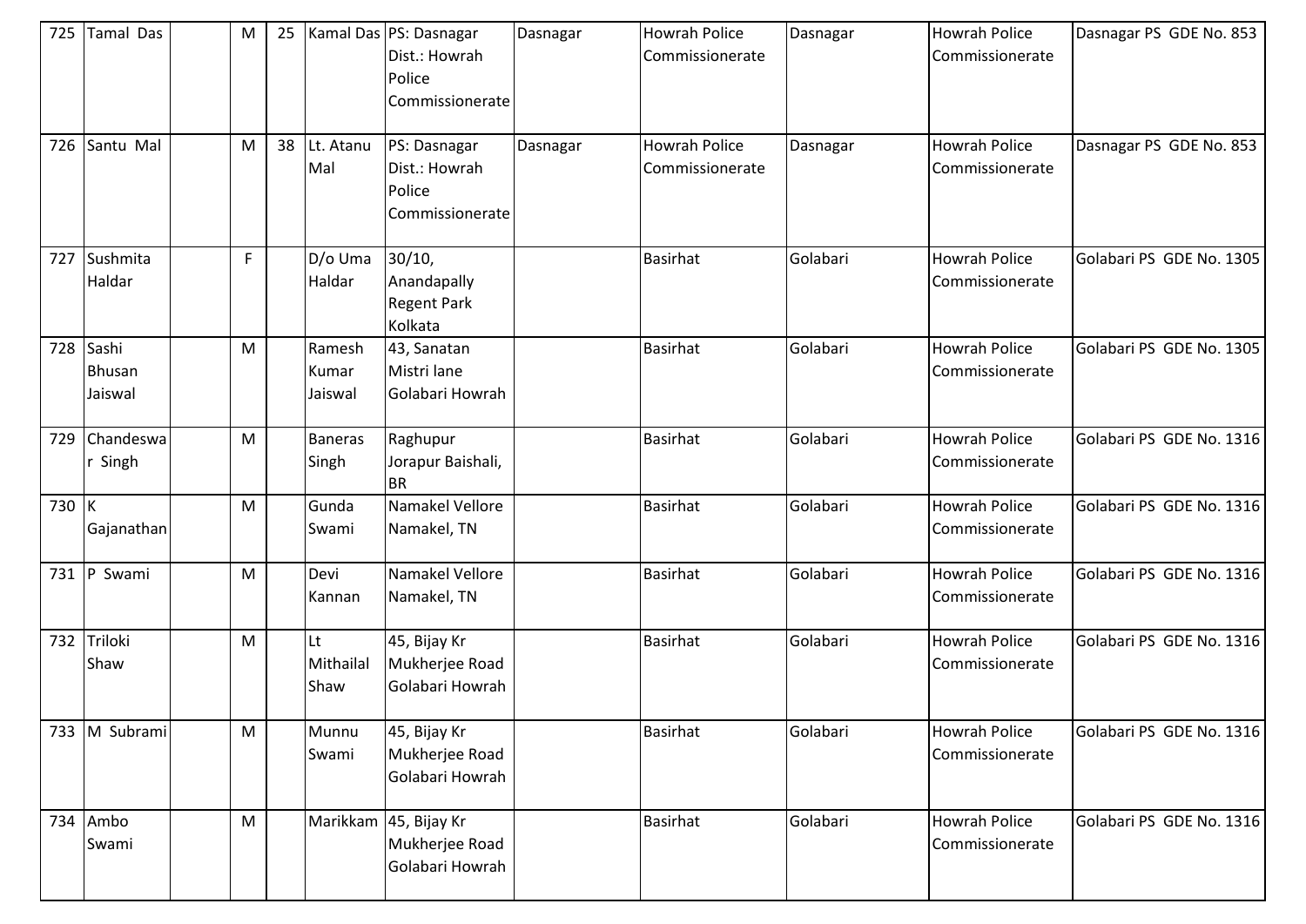| 725 | Tamal Das | | M | 25 | Kamal Das | PS: Dasnagar Dist.: Howrah Police Commissionerate | Dasnagar | Howrah Police Commissionerate | Dasnagar | Howrah Police Commissionerate | Dasnagar PS GDE No. 853 |
|---|---|---|---|---|---|---|---|---|---|---|---|
| 726 | Santu Mal | | M | 38 | Lt. Atanu Mal | PS: Dasnagar Dist.: Howrah Police Commissionerate | Dasnagar | Howrah Police Commissionerate | Dasnagar | Howrah Police Commissionerate | Dasnagar PS GDE No. 853 |
| 727 | Sushmita Haldar | | F | | D/o Uma Haldar | 30/10, Anandapally Regent Park Kolkata | | Basirhat | Golabari | Howrah Police Commissionerate | Golabari PS GDE No. 1305 |
| 728 | Sashi Bhusan Jaiswal | | M | | Ramesh Kumar Jaiswal | 43, Sanatan Mistri lane Golabari Howrah | | Basirhat | Golabari | Howrah Police Commissionerate | Golabari PS GDE No. 1305 |
| 729 | Chandeswar Singh | | M | | Baneras Singh | Raghupur Jorapur Baishali, BR | | Basirhat | Golabari | Howrah Police Commissionerate | Golabari PS GDE No. 1316 |
| 730 | K Gajanathan | | M | | Gunda Swami | Namakel Vellore Namakel, TN | | Basirhat | Golabari | Howrah Police Commissionerate | Golabari PS GDE No. 1316 |
| 731 | P Swami | | M | | Devi Kannan | Namakel Vellore Namakel, TN | | Basirhat | Golabari | Howrah Police Commissionerate | Golabari PS GDE No. 1316 |
| 732 | Triloki Shaw | | M | | Lt Mithailal Shaw | 45, Bijay Kr Mukherjee Road Golabari Howrah | | Basirhat | Golabari | Howrah Police Commissionerate | Golabari PS GDE No. 1316 |
| 733 | M Subrami | | M | | Munnu Swami | 45, Bijay Kr Mukherjee Road Golabari Howrah | | Basirhat | Golabari | Howrah Police Commissionerate | Golabari PS GDE No. 1316 |
| 734 | Ambo Swami | | M | | Marikkam | 45, Bijay Kr Mukherjee Road Golabari Howrah | | Basirhat | Golabari | Howrah Police Commissionerate | Golabari PS GDE No. 1316 |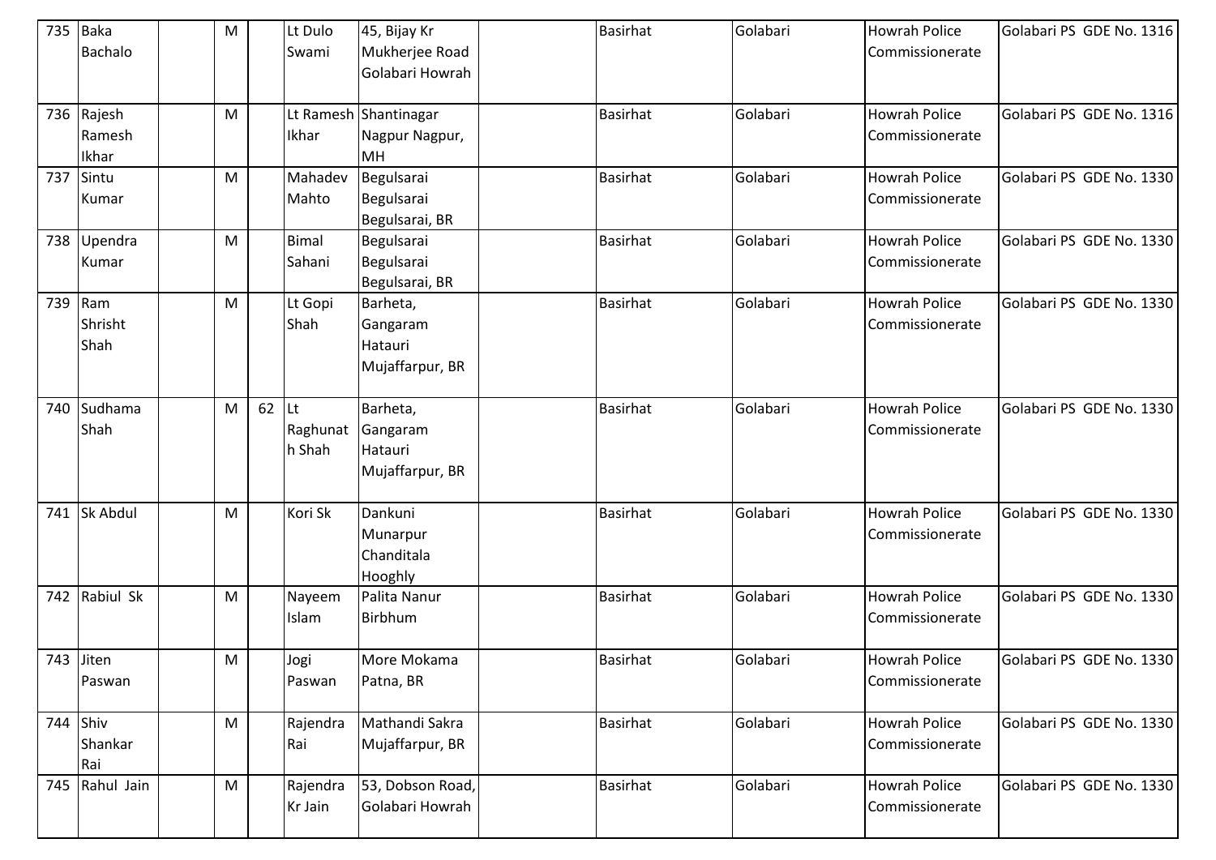| 735 | Baka Bachalo | | M | | Lt Dulo Swami | 45, Bijay Kr Mukherjee Road Golabari Howrah | | Basirhat | Golabari | Howrah Police Commissionerate | Golabari PS GDE No. 1316 |
|---|---|---|---|---|---|---|---|---|---|---|---|
| 736 | Rajesh Ramesh Ikhar | | M | | Lt Ramesh Ikhar | Shantinagar Nagpur Nagpur, MH | | Basirhat | Golabari | Howrah Police Commissionerate | Golabari PS GDE No. 1316 |
| 737 | Sintu Kumar | | M | | Mahadev Mahto | Begulsarai Begulsarai Begulsarai, BR | | Basirhat | Golabari | Howrah Police Commissionerate | Golabari PS GDE No. 1330 |
| 738 | Upendra Kumar | | M | | Bimal Sahani | Begulsarai Begulsarai Begulsarai, BR | | Basirhat | Golabari | Howrah Police Commissionerate | Golabari PS GDE No. 1330 |
| 739 | Ram Shrisht Shah | | M | | Lt Gopi Shah | Barheta, Gangaram Hatauri Mujaffarpur, BR | | Basirhat | Golabari | Howrah Police Commissionerate | Golabari PS GDE No. 1330 |
| 740 | Sudhama Shah | | M | 62 | Lt Raghunath Shah | Barheta, Gangaram Hatauri Mujaffarpur, BR | | Basirhat | Golabari | Howrah Police Commissionerate | Golabari PS GDE No. 1330 |
| 741 | Sk Abdul | | M | | Kori Sk | Dankuni Munarpur Chanditala Hooghly | | Basirhat | Golabari | Howrah Police Commissionerate | Golabari PS GDE No. 1330 |
| 742 | Rabiul Sk | | M | | Nayeem Islam | Palita Nanur Birbhum | | Basirhat | Golabari | Howrah Police Commissionerate | Golabari PS GDE No. 1330 |
| 743 | Jiten Paswan | | M | | Jogi Paswan | More Mokama Patna, BR | | Basirhat | Golabari | Howrah Police Commissionerate | Golabari PS GDE No. 1330 |
| 744 | Shiv Shankar Rai | | M | | Rajendra Rai | Mathandi Sakra Mujaffarpur, BR | | Basirhat | Golabari | Howrah Police Commissionerate | Golabari PS GDE No. 1330 |
| 745 | Rahul Jain | | M | | Rajendra Kr Jain | 53, Dobson Road, Golabari Howrah | | Basirhat | Golabari | Howrah Police Commissionerate | Golabari PS GDE No. 1330 |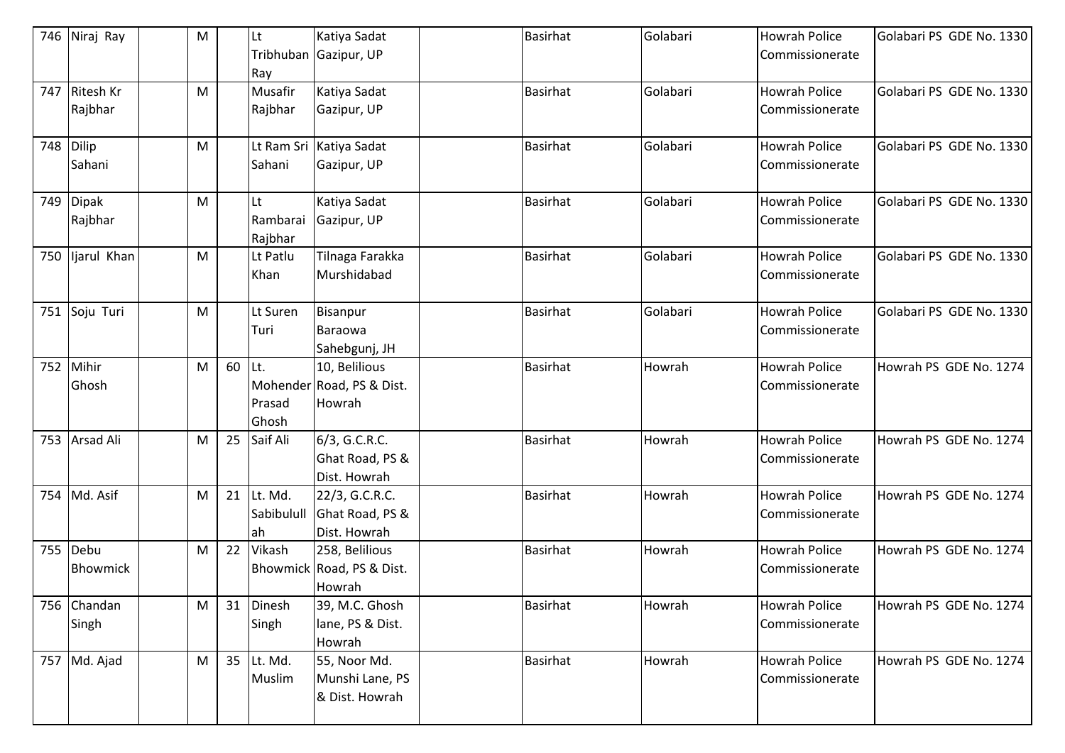| 746 | Niraj Ray | | M | | Lt Tribhuban Ray | Katiya Sadat Gazipur, UP | | Basirhat | Golabari | Howrah Police Commissionerate | Golabari PS GDE No. 1330 |
|---|---|---|---|---|---|---|---|---|---|---|---|
| 747 | Ritesh Kr Rajbhar | | M | | Musafir Rajbhar | Katiya Sadat Gazipur, UP | | Basirhat | Golabari | Howrah Police Commissionerate | Golabari PS GDE No. 1330 |
| 748 | Dilip Sahani | | M | | Lt Ram Sri Sahani | Katiya Sadat Gazipur, UP | | Basirhat | Golabari | Howrah Police Commissionerate | Golabari PS GDE No. 1330 |
| 749 | Dipak Rajbhar | | M | | Lt Rambarai Rajbhar | Katiya Sadat Gazipur, UP | | Basirhat | Golabari | Howrah Police Commissionerate | Golabari PS GDE No. 1330 |
| 750 | Ijarul Khan | | M | | Lt Patlu Khan | Tilnaga Farakka Murshidabad | | Basirhat | Golabari | Howrah Police Commissionerate | Golabari PS GDE No. 1330 |
| 751 | Soju Turi | | M | | Lt Suren Turi | Bisanpur Baraowa Sahebgunj, JH | | Basirhat | Golabari | Howrah Police Commissionerate | Golabari PS GDE No. 1330 |
| 752 | Mihir Ghosh | | M | 60 | Lt. Mohender Prasad Ghosh | 10, Belilious Road, PS & Dist. Howrah | | Basirhat | Howrah | Howrah Police Commissionerate | Howrah PS GDE No. 1274 |
| 753 | Arsad Ali | | M | 25 | Saif Ali | 6/3, G.C.R.C. Ghat Road, PS & Dist. Howrah | | Basirhat | Howrah | Howrah Police Commissionerate | Howrah PS GDE No. 1274 |
| 754 | Md. Asif | | M | 21 | Lt. Md. Sabibulullah | 22/3, G.C.R.C. Ghat Road, PS & Dist. Howrah | | Basirhat | Howrah | Howrah Police Commissionerate | Howrah PS GDE No. 1274 |
| 755 | Debu Bhowmick | | M | 22 | Vikash Bhowmick | 258, Belilious Road, PS & Dist. Howrah | | Basirhat | Howrah | Howrah Police Commissionerate | Howrah PS GDE No. 1274 |
| 756 | Chandan Singh | | M | 31 | Dinesh Singh | 39, M.C. Ghosh lane, PS & Dist. Howrah | | Basirhat | Howrah | Howrah Police Commissionerate | Howrah PS GDE No. 1274 |
| 757 | Md. Ajad | | M | 35 | Lt. Md. Muslim | 55, Noor Md. Munshi Lane, PS & Dist. Howrah | | Basirhat | Howrah | Howrah Police Commissionerate | Howrah PS GDE No. 1274 |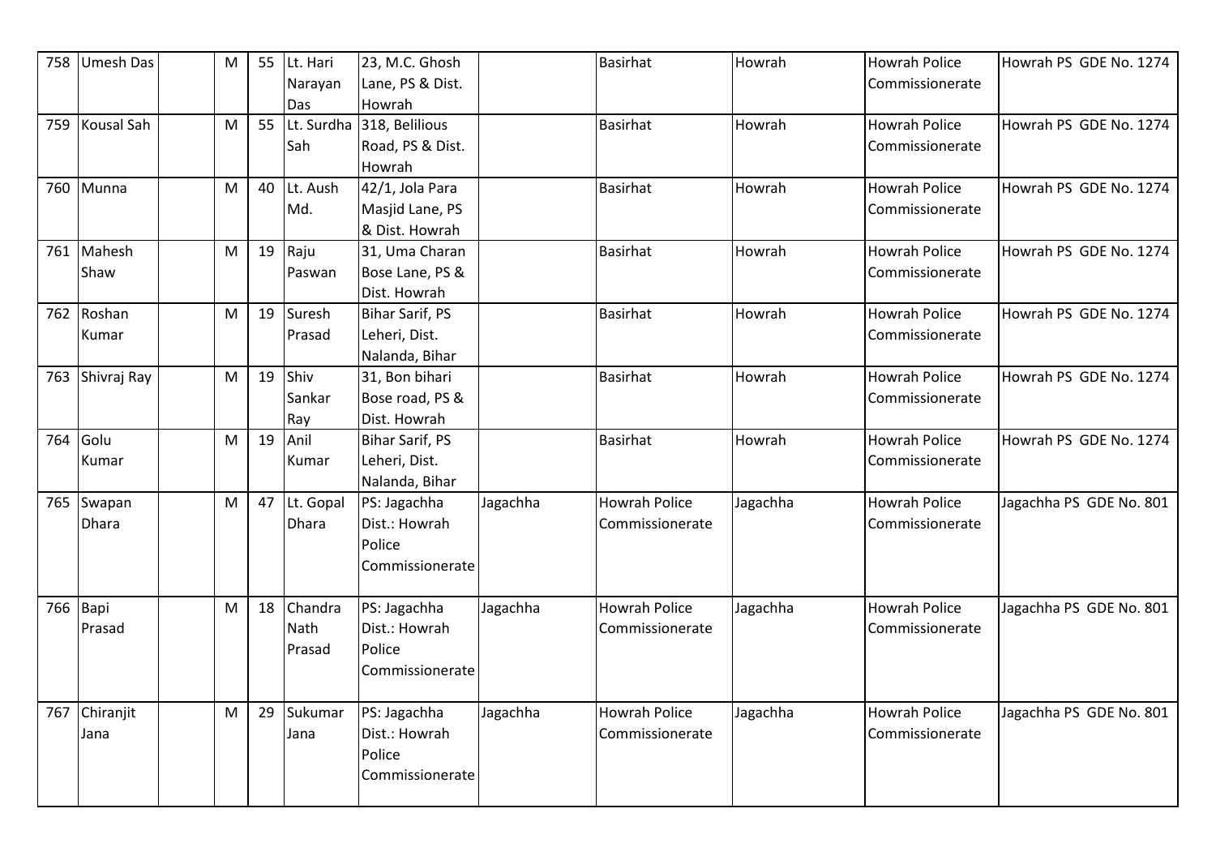| | | | | | | | | | | | |
|---|---|---|---|---|---|---|---|---|---|---|---|
| 758 | Umesh Das | | M | 55 | Lt. Hari Narayan Das | 23, M.C. Ghosh Lane, PS & Dist. Howrah | | Basirhat | Howrah | Howrah Police Commissionerate | Howrah PS GDE No. 1274 |
| 759 | Kousal Sah | | M | 55 | Lt. Surdha Sah | 318, Belilious Road, PS & Dist. Howrah | | Basirhat | Howrah | Howrah Police Commissionerate | Howrah PS GDE No. 1274 |
| 760 | Munna | | M | 40 | Lt. Aush Md. | 42/1, Jola Para Masjid Lane, PS & Dist. Howrah | | Basirhat | Howrah | Howrah Police Commissionerate | Howrah PS GDE No. 1274 |
| 761 | Mahesh Shaw | | M | 19 | Raju Paswan | 31, Uma Charan Bose Lane, PS & Dist. Howrah | | Basirhat | Howrah | Howrah Police Commissionerate | Howrah PS GDE No. 1274 |
| 762 | Roshan Kumar | | M | 19 | Suresh Prasad | Bihar Sarif, PS Leheri, Dist. Nalanda, Bihar | | Basirhat | Howrah | Howrah Police Commissionerate | Howrah PS GDE No. 1274 |
| 763 | Shivraj Ray | | M | 19 | Shiv Sankar Ray | 31, Bon bihari Bose road, PS & Dist. Howrah | | Basirhat | Howrah | Howrah Police Commissionerate | Howrah PS GDE No. 1274 |
| 764 | Golu Kumar | | M | 19 | Anil Kumar | Bihar Sarif, PS Leheri, Dist. Nalanda, Bihar | | Basirhat | Howrah | Howrah Police Commissionerate | Howrah PS GDE No. 1274 |
| 765 | Swapan Dhara | | M | 47 | Lt. Gopal Dhara | PS: Jagachha Dist.: Howrah Police Commissionerate | Jagachha | Howrah Police Commissionerate | Jagachha | Howrah Police Commissionerate | Jagachha PS GDE No. 801 |
| 766 | Bapi Prasad | | M | 18 | Chandra Nath Prasad | PS: Jagachha Dist.: Howrah Police Commissionerate | Jagachha | Howrah Police Commissionerate | Jagachha | Howrah Police Commissionerate | Jagachha PS GDE No. 801 |
| 767 | Chiranjit Jana | | M | 29 | Sukumar Jana | PS: Jagachha Dist.: Howrah Police Commissionerate | Jagachha | Howrah Police Commissionerate | Jagachha | Howrah Police Commissionerate | Jagachha PS GDE No. 801 |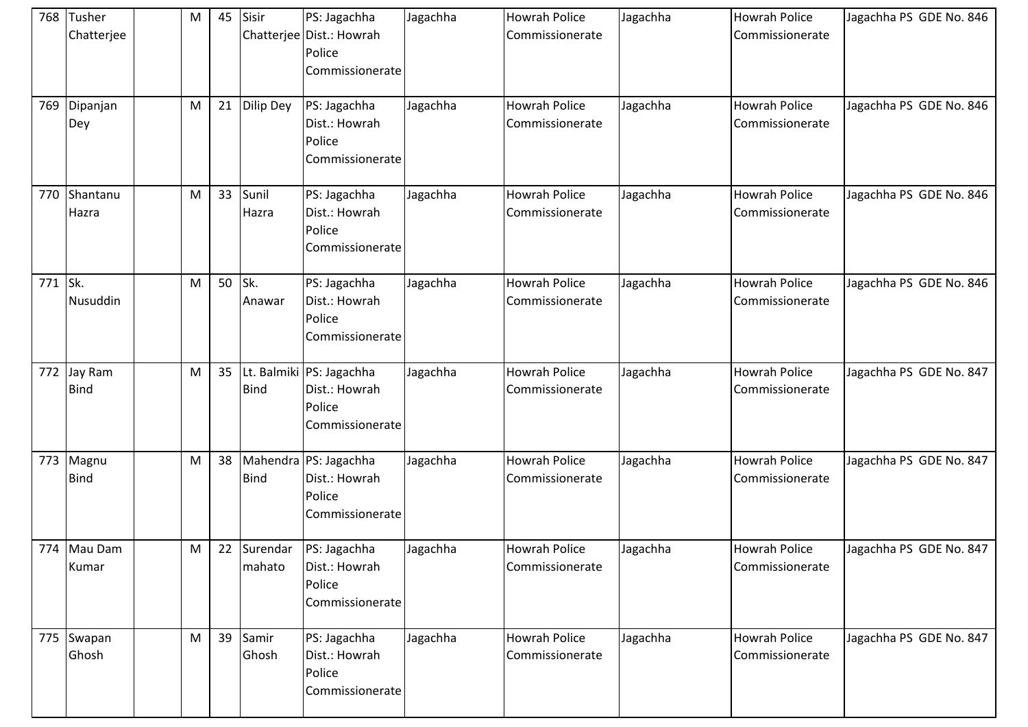| | | | | | | | | | | | |
|---|---|---|---|---|---|---|---|---|---|---|---|
| 768 | Tusher Chatterjee | | M | 45 | Sisir Chatterjee | PS: Jagachha Dist.: Howrah Police Commissionerate | Jagachha | Howrah Police Commissionerate | Jagachha | Howrah Police Commissionerate | Jagachha PS GDE No. 846 |
| 769 | Dipanjan Dey | | M | 21 | Dilip Dey | PS: Jagachha Dist.: Howrah Police Commissionerate | Jagachha | Howrah Police Commissionerate | Jagachha | Howrah Police Commissionerate | Jagachha PS GDE No. 846 |
| 770 | Shantanu Hazra | | M | 33 | Sunil Hazra | PS: Jagachha Dist.: Howrah Police Commissionerate | Jagachha | Howrah Police Commissionerate | Jagachha | Howrah Police Commissionerate | Jagachha PS GDE No. 846 |
| 771 | Sk. Nusuddin | | M | 50 | Sk. Anawar | PS: Jagachha Dist.: Howrah Police Commissionerate | Jagachha | Howrah Police Commissionerate | Jagachha | Howrah Police Commissionerate | Jagachha PS GDE No. 846 |
| 772 | Jay Ram Bind | | M | 35 | Lt. Balmiki Bind | PS: Jagachha Dist.: Howrah Police Commissionerate | Jagachha | Howrah Police Commissionerate | Jagachha | Howrah Police Commissionerate | Jagachha PS GDE No. 847 |
| 773 | Magnu Bind | | M | 38 | Mahendra Bind | PS: Jagachha Dist.: Howrah Police Commissionerate | Jagachha | Howrah Police Commissionerate | Jagachha | Howrah Police Commissionerate | Jagachha PS GDE No. 847 |
| 774 | Mau Dam Kumar | | M | 22 | Surendar mahato | PS: Jagachha Dist.: Howrah Police Commissionerate | Jagachha | Howrah Police Commissionerate | Jagachha | Howrah Police Commissionerate | Jagachha PS GDE No. 847 |
| 775 | Swapan Ghosh | | M | 39 | Samir Ghosh | PS: Jagachha Dist.: Howrah Police Commissionerate | Jagachha | Howrah Police Commissionerate | Jagachha | Howrah Police Commissionerate | Jagachha PS GDE No. 847 |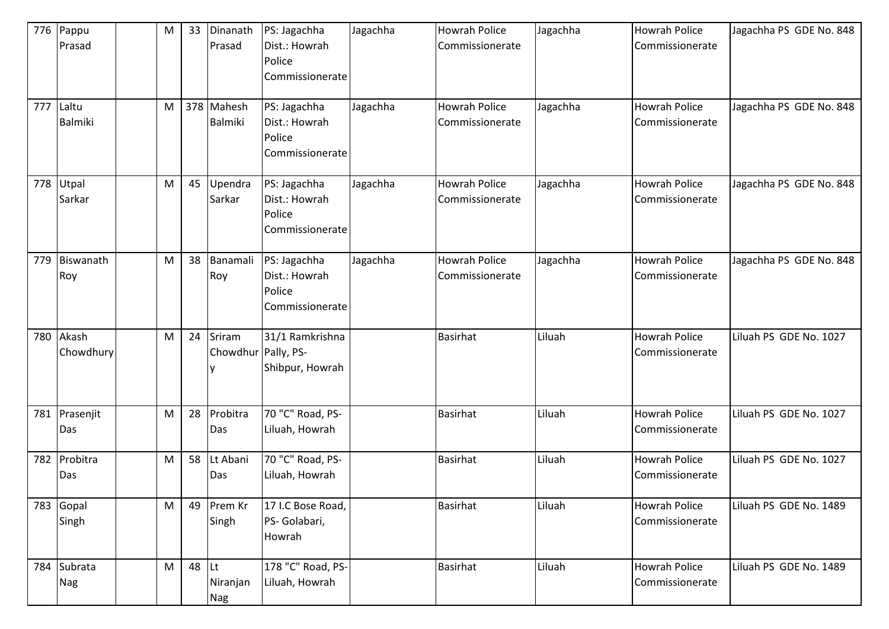| 776 | Pappu Prasad | | M | 33 | Dinanath Prasad | PS: Jagachha Dist.: Howrah Police Commissionerate | Jagachha | Howrah Police Commissionerate | Jagachha | Howrah Police Commissionerate | Jagachha PS GDE No. 848 |
|---|---|---|---|---|---|---|---|---|---|---|---|
| 777 | Laltu Balmiki | | M | 378 | Mahesh Balmiki | PS: Jagachha Dist.: Howrah Police Commissionerate | Jagachha | Howrah Police Commissionerate | Jagachha | Howrah Police Commissionerate | Jagachha PS GDE No. 848 |
| 778 | Utpal Sarkar | | M | 45 | Upendra Sarkar | PS: Jagachha Dist.: Howrah Police Commissionerate | Jagachha | Howrah Police Commissionerate | Jagachha | Howrah Police Commissionerate | Jagachha PS GDE No. 848 |
| 779 | Biswanath Roy | | M | 38 | Banamali Roy | PS: Jagachha Dist.: Howrah Police Commissionerate | Jagachha | Howrah Police Commissionerate | Jagachha | Howrah Police Commissionerate | Jagachha PS GDE No. 848 |
| 780 | Akash Chowdhury | | M | 24 | Sriram Chowdhury | 31/1 Ramkrishna Pally, PS-Shibpur, Howrah | | Basirhat | Liluah | Howrah Police Commissionerate | Liluah PS GDE No. 1027 |
| 781 | Prasenjit Das | | M | 28 | Probitra Das | 70 "C" Road, PS-Liluah, Howrah | | Basirhat | Liluah | Howrah Police Commissionerate | Liluah PS GDE No. 1027 |
| 782 | Probitra Das | | M | 58 | Lt Abani Das | 70 "C" Road, PS-Liluah, Howrah | | Basirhat | Liluah | Howrah Police Commissionerate | Liluah PS GDE No. 1027 |
| 783 | Gopal Singh | | M | 49 | Prem Kr Singh | 17 I.C Bose Road, PS- Golabari, Howrah | | Basirhat | Liluah | Howrah Police Commissionerate | Liluah PS GDE No. 1489 |
| 784 | Subrata Nag | | M | 48 | Lt Niranjan Nag | 178 "C" Road, PS-Liluah, Howrah | | Basirhat | Liluah | Howrah Police Commissionerate | Liluah PS GDE No. 1489 |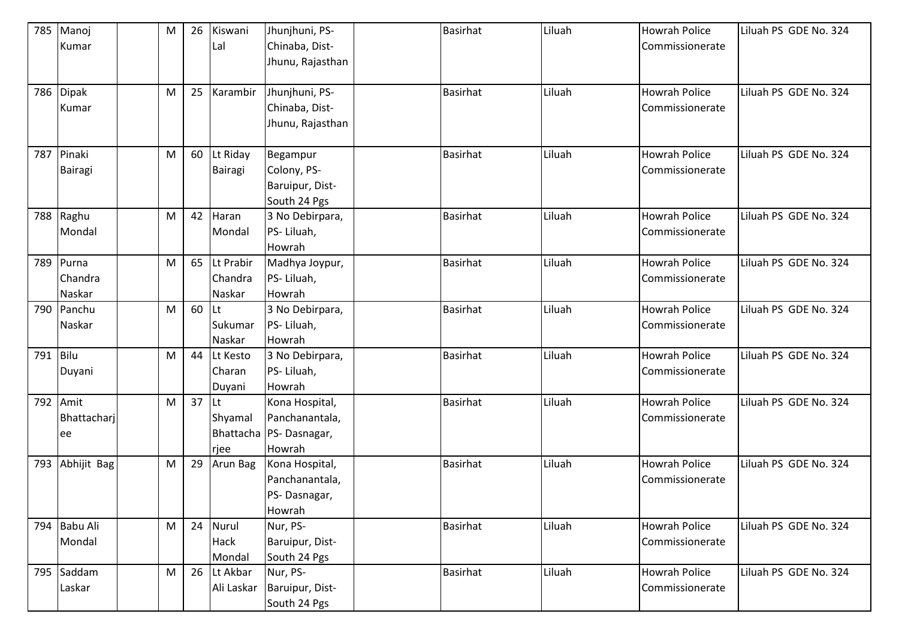| 785 | Manoj Kumar | | M | 26 | Kiswani Lal | Jhunjhuni, PS- Chinaba, Dist- Jhunu, Rajasthan | | Basirhat | Liluah | Howrah Police Commissionerate | Liluah PS GDE No. 324 |
|---|---|---|---|---|---|---|---|---|---|---|---|
| 786 | Dipak Kumar | | M | 25 | Karambir | Jhunjhuni, PS- Chinaba, Dist- Jhunu, Rajasthan | | Basirhat | Liluah | Howrah Police Commissionerate | Liluah PS GDE No. 324 |
| 787 | Pinaki Bairagi | | M | 60 | Lt Riday Bairagi | Begampur Colony, PS- Baruipur, Dist- South 24 Pgs | | Basirhat | Liluah | Howrah Police Commissionerate | Liluah PS GDE No. 324 |
| 788 | Raghu Mondal | | M | 42 | Haran Mondal | 3 No Debirpara, PS- Liluah, Howrah | | Basirhat | Liluah | Howrah Police Commissionerate | Liluah PS GDE No. 324 |
| 789 | Purna Chandra Naskar | | M | 65 | Lt Prabir Chandra Naskar | Madhya Joypur, PS- Liluah, Howrah | | Basirhat | Liluah | Howrah Police Commissionerate | Liluah PS GDE No. 324 |
| 790 | Panchu Naskar | | M | 60 | Lt Sukumar Naskar | 3 No Debirpara, PS- Liluah, Howrah | | Basirhat | Liluah | Howrah Police Commissionerate | Liluah PS GDE No. 324 |
| 791 | Bilu Duyani | | M | 44 | Lt Kesto Charan Duyani | 3 No Debirpara, PS- Liluah, Howrah | | Basirhat | Liluah | Howrah Police Commissionerate | Liluah PS GDE No. 324 |
| 792 | Amit Bhattacharjee | | M | 37 | Lt Shyamal Bhattacharjee | Kona Hospital, Panchanantala, PS- Dasnagar, Howrah | | Basirhat | Liluah | Howrah Police Commissionerate | Liluah PS GDE No. 324 |
| 793 | Abhijit Bag | | M | 29 | Arun Bag | Kona Hospital, Panchanantala, PS- Dasnagar, Howrah | | Basirhat | Liluah | Howrah Police Commissionerate | Liluah PS GDE No. 324 |
| 794 | Babu Ali Mondal | | M | 24 | Nurul Hack Mondal | Nur, PS- Baruipur, Dist- South 24 Pgs | | Basirhat | Liluah | Howrah Police Commissionerate | Liluah PS GDE No. 324 |
| 795 | Saddam Laskar | | M | 26 | Lt Akbar Ali Laskar | Nur, PS- Baruipur, Dist- South 24 Pgs | | Basirhat | Liluah | Howrah Police Commissionerate | Liluah PS GDE No. 324 |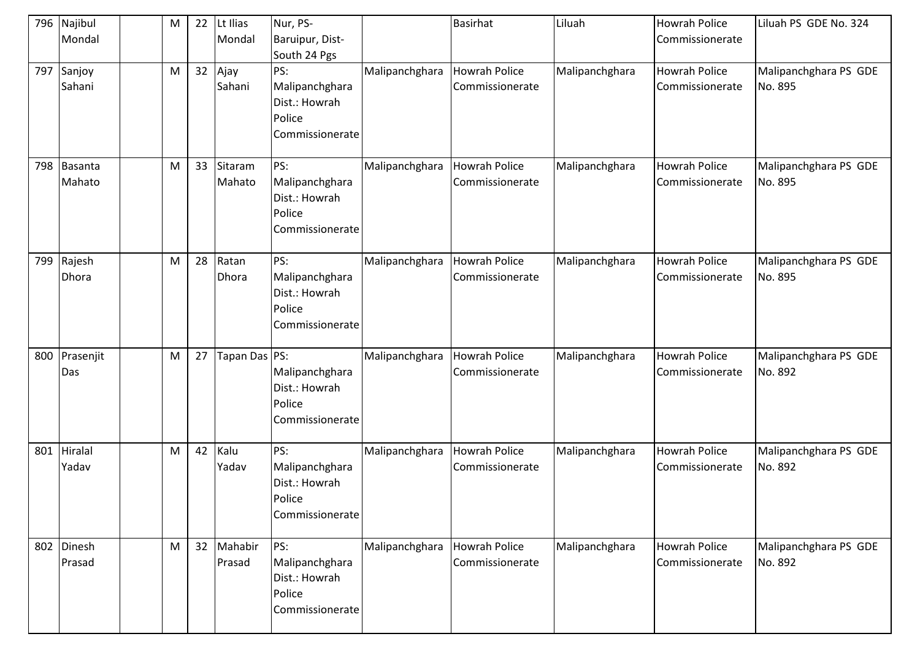| 796 | Najibul Mondal | | M | 22 | Lt Ilias Mondal | Nur, PS-Baruipur, Dist-South 24 Pgs | | Basirhat | Liluah | Howrah Police Commissionerate | Liluah PS GDE No. 324 |
|---|---|---|---|---|---|---|---|---|---|---|---|
| 797 | Sanjoy Sahani | | M | 32 | Ajay Sahani | PS: Malipanchghara Dist.: Howrah Police Commissionerate | Malipanchghara | Howrah Police Commissionerate | Malipanchghara | Howrah Police Commissionerate | Malipanchghara PS GDE No. 895 |
| 798 | Basanta Mahato | | M | 33 | Sitaram Mahato | PS: Malipanchghara Dist.: Howrah Police Commissionerate | Malipanchghara | Howrah Police Commissionerate | Malipanchghara | Howrah Police Commissionerate | Malipanchghara PS GDE No. 895 |
| 799 | Rajesh Dhora | | M | 28 | Ratan Dhora | PS: Malipanchghara Dist.: Howrah Police Commissionerate | Malipanchghara | Howrah Police Commissionerate | Malipanchghara | Howrah Police Commissionerate | Malipanchghara PS GDE No. 895 |
| 800 | Prasenjit Das | | M | 27 | Tapan Das | PS: Malipanchghara Dist.: Howrah Police Commissionerate | Malipanchghara | Howrah Police Commissionerate | Malipanchghara | Howrah Police Commissionerate | Malipanchghara PS GDE No. 892 |
| 801 | Hiralal Yadav | | M | 42 | Kalu Yadav | PS: Malipanchghara Dist.: Howrah Police Commissionerate | Malipanchghara | Howrah Police Commissionerate | Malipanchghara | Howrah Police Commissionerate | Malipanchghara PS GDE No. 892 |
| 802 | Dinesh Prasad | | M | 32 | Mahabir Prasad | PS: Malipanchghara Dist.: Howrah Police Commissionerate | Malipanchghara | Howrah Police Commissionerate | Malipanchghara | Howrah Police Commissionerate | Malipanchghara PS GDE No. 892 |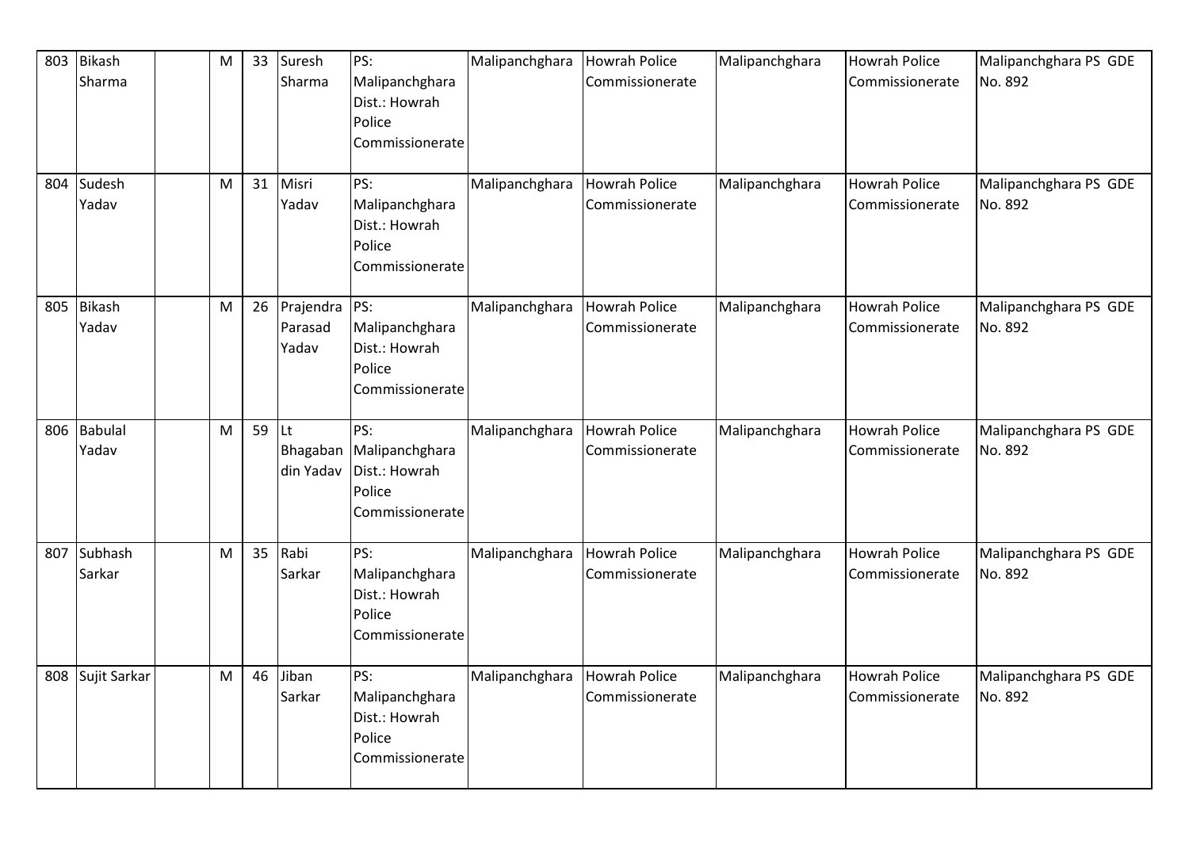| 803 | Bikash Sharma | | M | 33 | Suresh Sharma | PS: Malipanchghara Dist.: Howrah Police Commissionerate | Malipanchghara | Howrah Police Commissionerate | Malipanchghara | Howrah Police Commissionerate | Malipanchghara PS GDE No. 892 |
|---|---|---|---|---|---|---|---|---|---|---|---|
| 804 | Sudesh Yadav | | M | 31 | Misri Yadav | PS: Malipanchghara Dist.: Howrah Police Commissionerate | Malipanchghara | Howrah Police Commissionerate | Malipanchghara | Howrah Police Commissionerate | Malipanchghara PS GDE No. 892 |
| 805 | Bikash Yadav | | M | 26 | Prajendra Parasad Yadav | PS: Malipanchghara Dist.: Howrah Police Commissionerate | Malipanchghara | Howrah Police Commissionerate | Malipanchghara | Howrah Police Commissionerate | Malipanchghara PS GDE No. 892 |
| 806 | Babulal Yadav | | M | 59 | Lt Bhagaban din Yadav | PS: Malipanchghara Dist.: Howrah Police Commissionerate | Malipanchghara | Howrah Police Commissionerate | Malipanchghara | Howrah Police Commissionerate | Malipanchghara PS GDE No. 892 |
| 807 | Subhash Sarkar | | M | 35 | Rabi Sarkar | PS: Malipanchghara Dist.: Howrah Police Commissionerate | Malipanchghara | Howrah Police Commissionerate | Malipanchghara | Howrah Police Commissionerate | Malipanchghara PS GDE No. 892 |
| 808 | Sujit Sarkar | | M | 46 | Jiban Sarkar | PS: Malipanchghara Dist.: Howrah Police Commissionerate | Malipanchghara | Howrah Police Commissionerate | Malipanchghara | Howrah Police Commissionerate | Malipanchghara PS GDE No. 892 |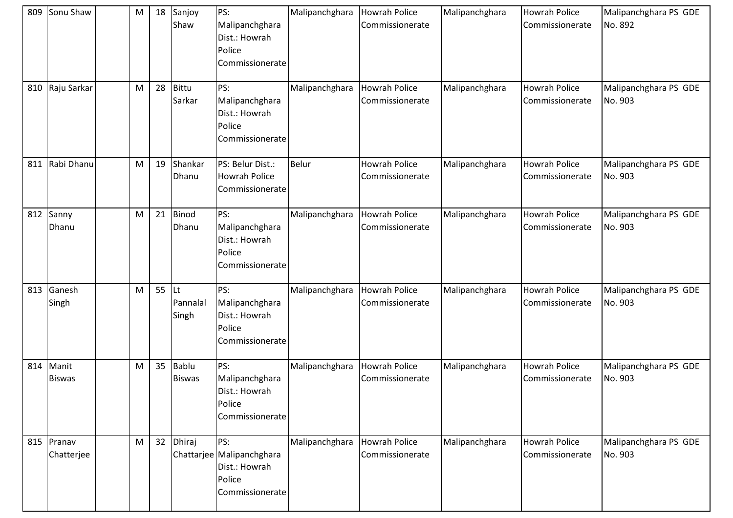| 809 | Sonu Shaw | | M | 18 | Sanjoy Shaw | PS: Malipanchghara Dist.: Howrah Police Commissionerate | Malipanchghara | Howrah Police Commissionerate | Malipanchghara | Howrah Police Commissionerate | Malipanchghara PS GDE No. 892 |
|---|---|---|---|---|---|---|---|---|---|---|---|
| 810 | Raju Sarkar | | M | 28 | Bittu Sarkar | PS: Malipanchghara Dist.: Howrah Police Commissionerate | Malipanchghara | Howrah Police Commissionerate | Malipanchghara | Howrah Police Commissionerate | Malipanchghara PS GDE No. 903 |
| 811 | Rabi Dhanu | | M | 19 | Shankar Dhanu | PS: Belur Dist.: Howrah Police Commissionerate | Belur | Howrah Police Commissionerate | Malipanchghara | Howrah Police Commissionerate | Malipanchghara PS GDE No. 903 |
| 812 | Sanny Dhanu | | M | 21 | Binod Dhanu | PS: Malipanchghara Dist.: Howrah Police Commissionerate | Malipanchghara | Howrah Police Commissionerate | Malipanchghara | Howrah Police Commissionerate | Malipanchghara PS GDE No. 903 |
| 813 | Ganesh Singh | | M | 55 | Lt Pannalal Singh | PS: Malipanchghara Dist.: Howrah Police Commissionerate | Malipanchghara | Howrah Police Commissionerate | Malipanchghara | Howrah Police Commissionerate | Malipanchghara PS GDE No. 903 |
| 814 | Manit Biswas | | M | 35 | Bablu Biswas | PS: Malipanchghara Dist.: Howrah Police Commissionerate | Malipanchghara | Howrah Police Commissionerate | Malipanchghara | Howrah Police Commissionerate | Malipanchghara PS GDE No. 903 |
| 815 | Pranav Chatterjee | | M | 32 | Dhiraj Chattarjee | PS: Malipanchghara Dist.: Howrah Police Commissionerate | Malipanchghara | Howrah Police Commissionerate | Malipanchghara | Howrah Police Commissionerate | Malipanchghara PS GDE No. 903 |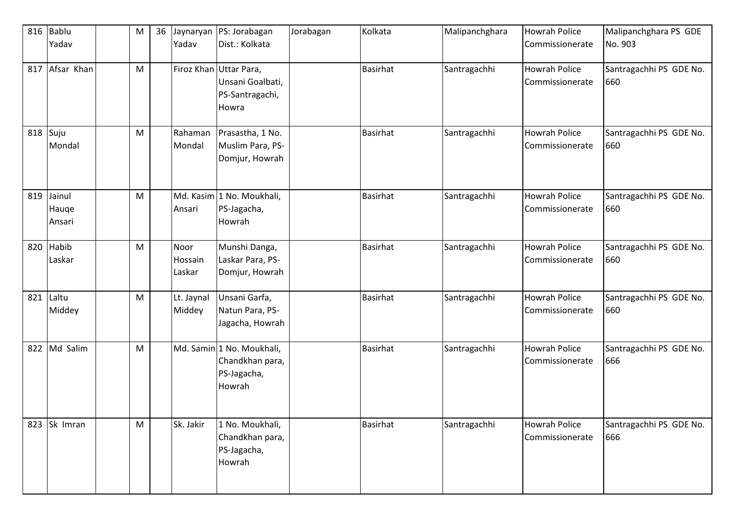| 816 | Bablu Yadav | | M | 36 | Jaynaryan Yadav | PS: Jorabagan Dist.: Kolkata | Jorabagan | Kolkata | Malipanchghara | Howrah Police Commissionerate | Malipanchghara PS GDE No. 903 |
|---|---|---|---|---|---|---|---|---|---|---|---|
| 817 | Afsar Khan | | M | | Firoz Khan | Uttar Para, Unsani Goalbati, PS-Santragachi, Howra | | Basirhat | Santragachhi | Howrah Police Commissionerate | Santragachhi PS GDE No. 660 |
| 818 | Suju Mondal | | M | | Rahaman Mondal | Prasastha, 1 No. Muslim Para, PS-Domjur, Howrah | | Basirhat | Santragachhi | Howrah Police Commissionerate | Santragachhi PS GDE No. 660 |
| 819 | Jainul Hauqe Ansari | | M | | Md. Kasim Ansari | 1 No. Moukhali, PS-Jagacha, Howrah | | Basirhat | Santragachhi | Howrah Police Commissionerate | Santragachhi PS GDE No. 660 |
| 820 | Habib Laskar | | M | | Noor Hossain Laskar | Munshi Danga, Laskar Para, PS-Domjur, Howrah | | Basirhat | Santragachhi | Howrah Police Commissionerate | Santragachhi PS GDE No. 660 |
| 821 | Laltu Middey | | M | | Lt. Jaynal Middey | Unsani Garfa, Natun Para, PS-Jagacha, Howrah | | Basirhat | Santragachhi | Howrah Police Commissionerate | Santragachhi PS GDE No. 660 |
| 822 | Md Salim | | M | | Md. Samin | 1 No. Moukhali, Chandkhan para, PS-Jagacha, Howrah | | Basirhat | Santragachhi | Howrah Police Commissionerate | Santragachhi PS GDE No. 666 |
| 823 | Sk Imran | | M | | Sk. Jakir | 1 No. Moukhali, Chandkhan para, PS-Jagacha, Howrah | | Basirhat | Santragachhi | Howrah Police Commissionerate | Santragachhi PS GDE No. 666 |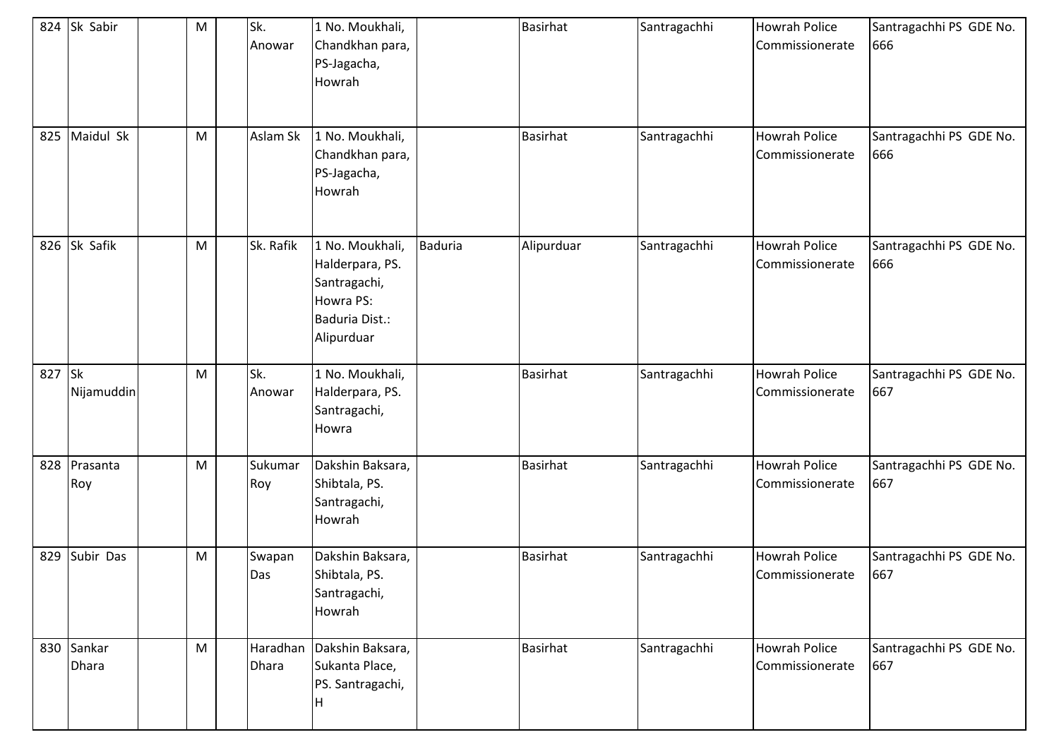| 824 | Sk Sabir | | M | | Sk. Anowar | 1 No. Moukhali, Chandkhan para, PS-Jagacha, Howrah | | Basirhat | Santragachhi | Howrah Police Commissionerate | Santragachhi PS GDE No. 666 |
|---|---|---|---|---|---|---|---|---|---|---|---|
| 825 | Maidul Sk | | M | | Aslam Sk | 1 No. Moukhali, Chandkhan para, PS-Jagacha, Howrah | | Basirhat | Santragachhi | Howrah Police Commissionerate | Santragachhi PS GDE No. 666 |
| 826 | Sk Safik | | M | | Sk. Rafik | 1 No. Moukhali, Halderpara, PS. Santragachi, Howra PS: Baduria Dist.: Alipurduar | Baduria | Alipurduar | Santragachhi | Howrah Police Commissionerate | Santragachhi PS GDE No. 666 |
| 827 | Sk Nijamuddin | | M | | Sk. Anowar | 1 No. Moukhali, Halderpara, PS. Santragachi, Howra | | Basirhat | Santragachhi | Howrah Police Commissionerate | Santragachhi PS GDE No. 667 |
| 828 | Prasanta Roy | | M | | Sukumar Roy | Dakshin Baksara, Shibtala, PS. Santragachi, Howrah | | Basirhat | Santragachhi | Howrah Police Commissionerate | Santragachhi PS GDE No. 667 |
| 829 | Subir Das | | M | | Swapan Das | Dakshin Baksara, Shibtala, PS. Santragachi, Howrah | | Basirhat | Santragachhi | Howrah Police Commissionerate | Santragachhi PS GDE No. 667 |
| 830 | Sankar Dhara | | M | | Haradhan Dhara | Dakshin Baksara, Sukanta Place, PS. Santragachi, H | | Basirhat | Santragachhi | Howrah Police Commissionerate | Santragachhi PS GDE No. 667 |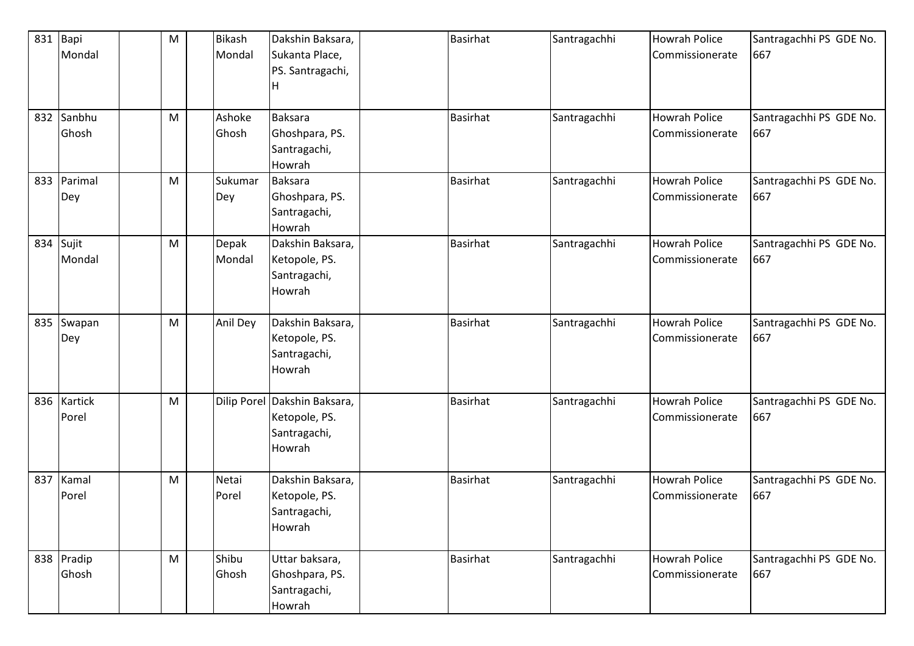| 831 | Bapi Mondal | | M | | Bikash Mondal | Dakshin Baksara, Sukanta Place, PS. Santragachi, H | | Basirhat | Santragachhi | Howrah Police Commissionerate | Santragachhi PS GDE No. 667 |
|---|---|---|---|---|---|---|---|---|---|---|---|
| 832 | Sanbhu Ghosh | | M | | Ashoke Ghosh | Baksara Ghoshpara, PS. Santragachi, Howrah | | Basirhat | Santragachhi | Howrah Police Commissionerate | Santragachhi PS GDE No. 667 |
| 833 | Parimal Dey | | M | | Sukumar Dey | Baksara Ghoshpara, PS. Santragachi, Howrah | | Basirhat | Santragachhi | Howrah Police Commissionerate | Santragachhi PS GDE No. 667 |
| 834 | Sujit Mondal | | M | | Depak Mondal | Dakshin Baksara, Ketopole, PS. Santragachi, Howrah | | Basirhat | Santragachhi | Howrah Police Commissionerate | Santragachhi PS GDE No. 667 |
| 835 | Swapan Dey | | M | | Anil Dey | Dakshin Baksara, Ketopole, PS. Santragachi, Howrah | | Basirhat | Santragachhi | Howrah Police Commissionerate | Santragachhi PS GDE No. 667 |
| 836 | Kartick Porel | | M | | Dilip Porel | Dakshin Baksara, Ketopole, PS. Santragachi, Howrah | | Basirhat | Santragachhi | Howrah Police Commissionerate | Santragachhi PS GDE No. 667 |
| 837 | Kamal Porel | | M | | Netai Porel | Dakshin Baksara, Ketopole, PS. Santragachi, Howrah | | Basirhat | Santragachhi | Howrah Police Commissionerate | Santragachhi PS GDE No. 667 |
| 838 | Pradip Ghosh | | M | | Shibu Ghosh | Uttar baksara, Ghoshpara, PS. Santragachi, Howrah | | Basirhat | Santragachhi | Howrah Police Commissionerate | Santragachhi PS GDE No. 667 |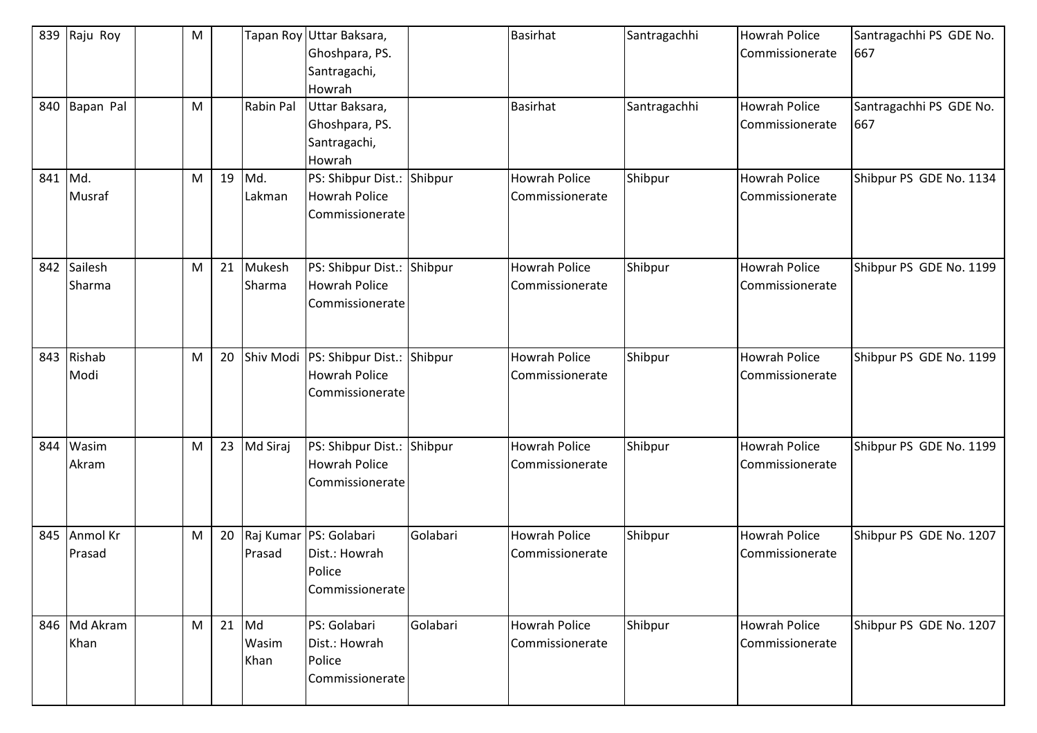| 839 | Raju Roy | | M | | Tapan Roy | Uttar Baksara, Ghoshpara, PS. Santragachi, Howrah | | Basirhat | Santragachhi | Howrah Police Commissionerate | Santragachhi PS GDE No. 667 |
|---|---|---|---|---|---|---|---|---|---|---|---|
| 840 | Bapan Pal | | M | | Rabin Pal | Uttar Baksara, Ghoshpara, PS. Santragachi, Howrah | | Basirhat | Santragachhi | Howrah Police Commissionerate | Santragachhi PS GDE No. 667 |
| 841 | Md. Musraf | | M | 19 | Md. Lakman | PS: Shibpur Dist.: Howrah Police Commissionerate | Shibpur | Howrah Police Commissionerate | Shibpur | Howrah Police Commissionerate | Shibpur PS GDE No. 1134 |
| 842 | Sailesh Sharma | | M | 21 | Mukesh Sharma | PS: Shibpur Dist.: Howrah Police Commissionerate | Shibpur | Howrah Police Commissionerate | Shibpur | Howrah Police Commissionerate | Shibpur PS GDE No. 1199 |
| 843 | Rishab Modi | | M | 20 | Shiv Modi | PS: Shibpur Dist.: Howrah Police Commissionerate | Shibpur | Howrah Police Commissionerate | Shibpur | Howrah Police Commissionerate | Shibpur PS GDE No. 1199 |
| 844 | Wasim Akram | | M | 23 | Md Siraj | PS: Shibpur Dist.: Howrah Police Commissionerate | Shibpur | Howrah Police Commissionerate | Shibpur | Howrah Police Commissionerate | Shibpur PS GDE No. 1199 |
| 845 | Anmol Kr Prasad | | M | 20 | Raj Kumar Prasad | PS: Golabari Dist.: Howrah Police Commissionerate | Golabari | Howrah Police Commissionerate | Shibpur | Howrah Police Commissionerate | Shibpur PS GDE No. 1207 |
| 846 | Md Akram Khan | | M | 21 | Md Wasim Khan | PS: Golabari Dist.: Howrah Police Commissionerate | Golabari | Howrah Police Commissionerate | Shibpur | Howrah Police Commissionerate | Shibpur PS GDE No. 1207 |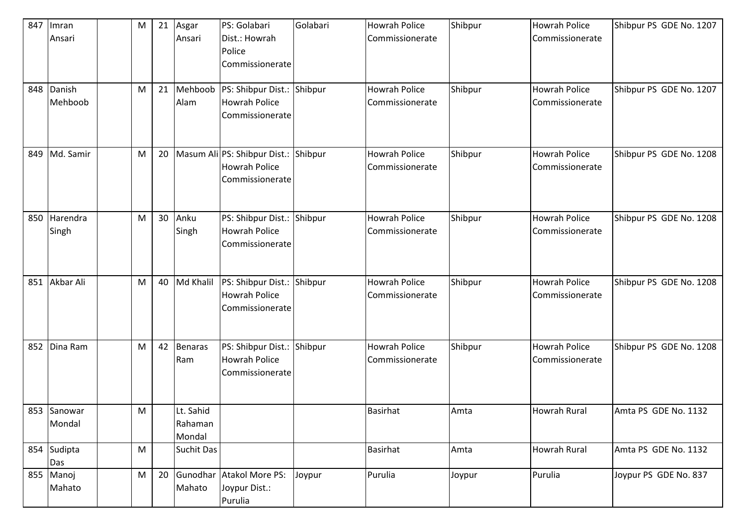| 847 | Imran Ansari | | M | 21 | Asgar Ansari | PS: Golabari Dist.: Howrah Police Commissionerate | Golabari | Howrah Police Commissionerate | Shibpur | Howrah Police Commissionerate | Shibpur PS GDE No. 1207 |
|---|---|---|---|---|---|---|---|---|---|---|---|
| 848 | Danish Mehboob | | M | 21 | Mehboob Alam | PS: Shibpur Dist.: Howrah Police Commissionerate | Shibpur | Howrah Police Commissionerate | Shibpur | Howrah Police Commissionerate | Shibpur PS GDE No. 1207 |
| 849 | Md. Samir | | M | 20 | Masum Ali | PS: Shibpur Dist.: Howrah Police Commissionerate | Shibpur | Howrah Police Commissionerate | Shibpur | Howrah Police Commissionerate | Shibpur PS GDE No. 1208 |
| 850 | Harendra Singh | | M | 30 | Anku Singh | PS: Shibpur Dist.: Howrah Police Commissionerate | Shibpur | Howrah Police Commissionerate | Shibpur | Howrah Police Commissionerate | Shibpur PS GDE No. 1208 |
| 851 | Akbar Ali | | M | 40 | Md Khalil | PS: Shibpur Dist.: Howrah Police Commissionerate | Shibpur | Howrah Police Commissionerate | Shibpur | Howrah Police Commissionerate | Shibpur PS GDE No. 1208 |
| 852 | Dina Ram | | M | 42 | Benaras Ram | PS: Shibpur Dist.: Howrah Police Commissionerate | Shibpur | Howrah Police Commissionerate | Shibpur | Howrah Police Commissionerate | Shibpur PS GDE No. 1208 |
| 853 | Sanowar Mondal | | M | | Lt. Sahid Rahaman Mondal | | | Basirhat | Amta | Howrah Rural | Amta PS GDE No. 1132 |
| 854 | Sudipta Das | | M | | Suchit Das | | | Basirhat | Amta | Howrah Rural | Amta PS GDE No. 1132 |
| 855 | Manoj Mahato | | M | 20 | Gunodhar Mahato | Atakol More PS: Joypur Dist.: Purulia | Joypur | Purulia | Joypur | Purulia | Joypur PS GDE No. 837 |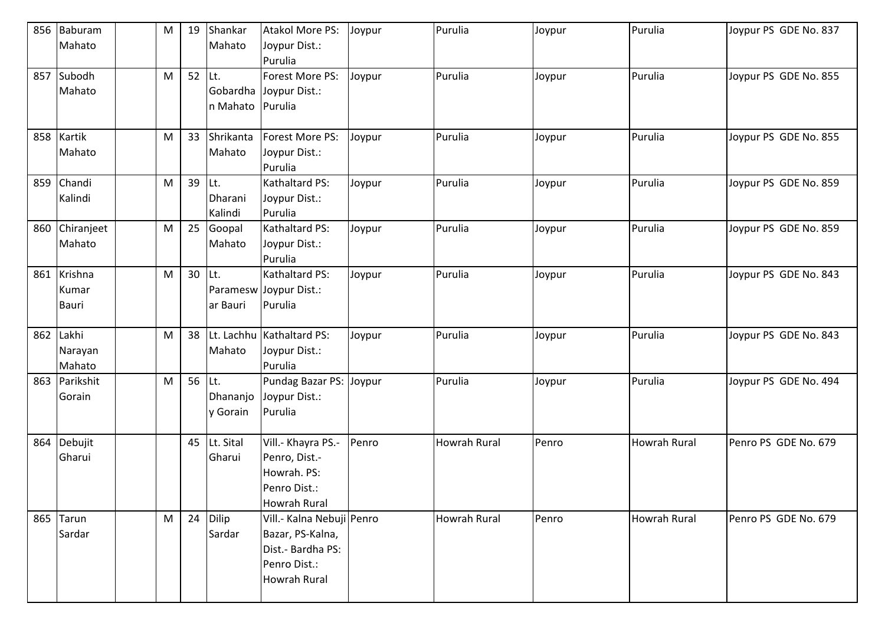| 856 | Baburam Mahato | | M | 19 | Shankar Mahato | Atakol More PS: Joypur Dist.: Purulia | Joypur | Purulia | Joypur | Purulia | Joypur PS GDE No. 837 |
|---|---|---|---|---|---|---|---|---|---|---|---|
| 857 | Subodh Mahato | | M | 52 | Lt. Gobardhan Mahato | Forest More PS: Joypur Dist.: Purulia | Joypur | Purulia | Joypur | Purulia | Joypur PS GDE No. 855 |
| 858 | Kartik Mahato | | M | 33 | Shrikanta Mahato | Forest More PS: Joypur Dist.: Purulia | Joypur | Purulia | Joypur | Purulia | Joypur PS GDE No. 855 |
| 859 | Chandi Kalindi | | M | 39 | Lt. Dharani Kalindi | Kathaltard PS: Joypur Dist.: Purulia | Joypur | Purulia | Joypur | Purulia | Joypur PS GDE No. 859 |
| 860 | Chiranjeet Mahato | | M | 25 | Goopal Mahato | Kathaltard PS: Joypur Dist.: Purulia | Joypur | Purulia | Joypur | Purulia | Joypur PS GDE No. 859 |
| 861 | Krishna Kumar Bauri | | M | 30 | Lt. Parameswar Bauri | Kathaltard PS: Joypur Dist.: Purulia | Joypur | Purulia | Joypur | Purulia | Joypur PS GDE No. 843 |
| 862 | Lakhi Narayan Mahato | | M | 38 | Lt. Lachhu Mahato | Kathaltard PS: Joypur Dist.: Purulia | Joypur | Purulia | Joypur | Purulia | Joypur PS GDE No. 843 |
| 863 | Parikshit Gorain | | M | 56 | Lt. Dhananjoy Gorain | Pundag Bazar PS: Joypur Dist.: Purulia | Joypur | Purulia | Joypur | Purulia | Joypur PS GDE No. 494 |
| 864 | Debujit Gharui | | | 45 | Lt. Sital Gharui | Vill.- Khayra PS.- Penro, Dist.- Howrah. PS: Penro Dist.: Howrah Rural | Penro | Howrah Rural | Penro | Howrah Rural | Penro PS GDE No. 679 |
| 865 | Tarun Sardar | | M | 24 | Dilip Sardar | Vill.- Kalna Nebuji Bazar, PS-Kalna, Dist.- Bardha PS: Penro Dist.: Howrah Rural | Penro | Howrah Rural | Penro | Howrah Rural | Penro PS GDE No. 679 |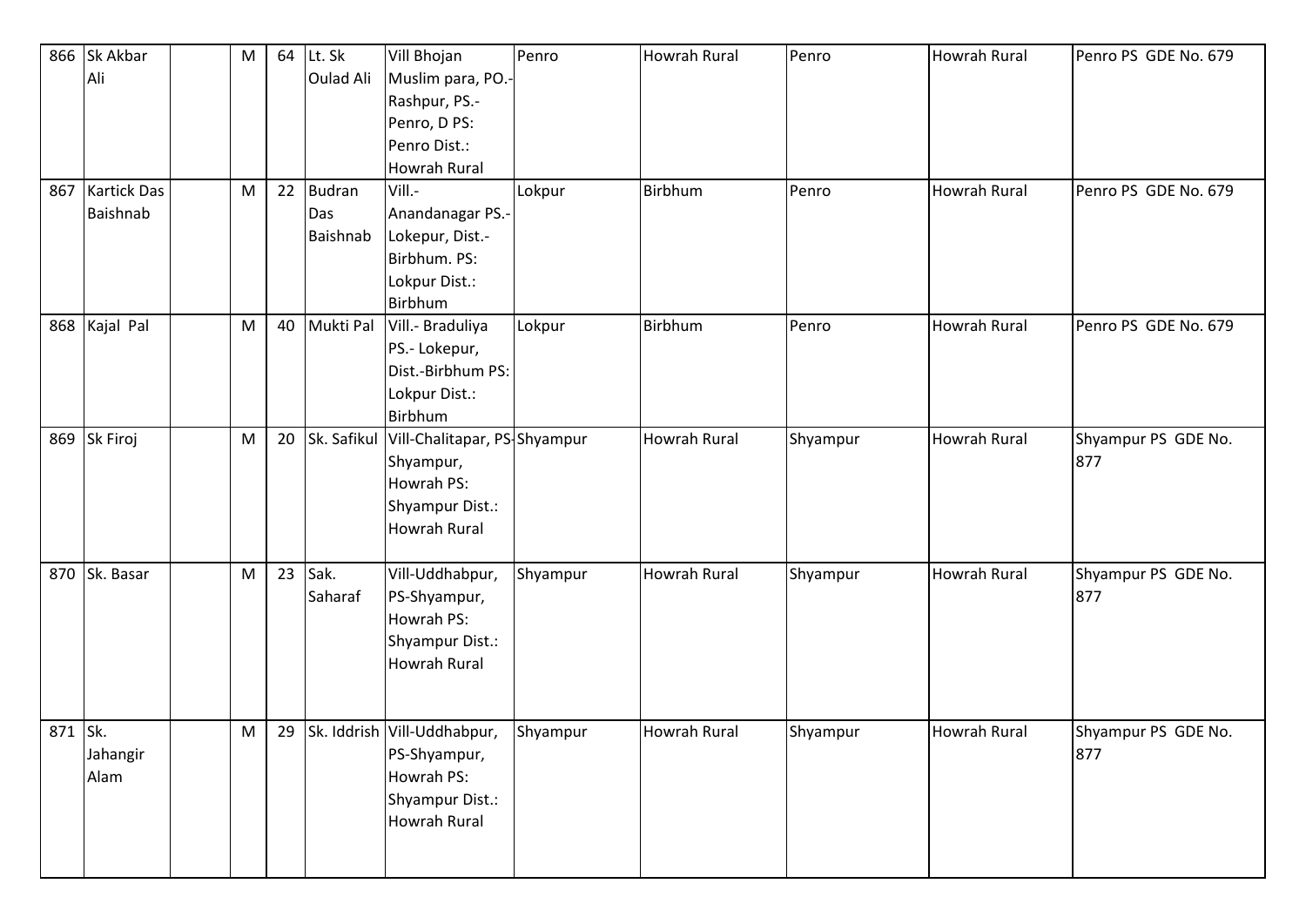| 866 | Sk Akbar Ali | | M | 64 | Lt. Sk Oulad Ali | Vill Bhojan Muslim para, PO.-Rashpur, PS.-Penro, D PS: Penro Dist.: Howrah Rural | Penro | Howrah Rural | Penro | Howrah Rural | Penro PS GDE No. 679 |
|---|---|---|---|---|---|---|---|---|---|---|---|
| 867 | Kartick Das Baishnab | | M | 22 | Budran Das Baishnab | Vill.-Anandanagar PS.-Lokepur, Dist.-Birbhum. PS: Lokpur Dist.: Birbhum | Lokpur | Birbhum | Penro | Howrah Rural | Penro PS GDE No. 679 |
| 868 | Kajal Pal | | M | 40 | Mukti Pal | Vill.- Braduliya PS.- Lokepur, Dist.-Birbhum PS: Lokpur Dist.: Birbhum | Lokpur | Birbhum | Penro | Howrah Rural | Penro PS GDE No. 679 |
| 869 | Sk Firoj | | M | 20 | Sk. Safikul | Vill-Chalitapar, PS-Shyampur, Howrah PS: Shyampur Dist.: Howrah Rural | Shyampur | Howrah Rural | Shyampur | Howrah Rural | Shyampur PS GDE No. 877 |
| 870 | Sk. Basar | | M | 23 | Sak. Saharaf | Vill-Uddhabpur, PS-Shyampur, Howrah PS: Shyampur Dist.: Howrah Rural | Shyampur | Howrah Rural | Shyampur | Howrah Rural | Shyampur PS GDE No. 877 |
| 871 | Sk. Jahangir Alam | | M | 29 | Sk. Iddrish | Vill-Uddhabpur, PS-Shyampur, Howrah PS: Shyampur Dist.: Howrah Rural | Shyampur | Howrah Rural | Shyampur | Howrah Rural | Shyampur PS GDE No. 877 |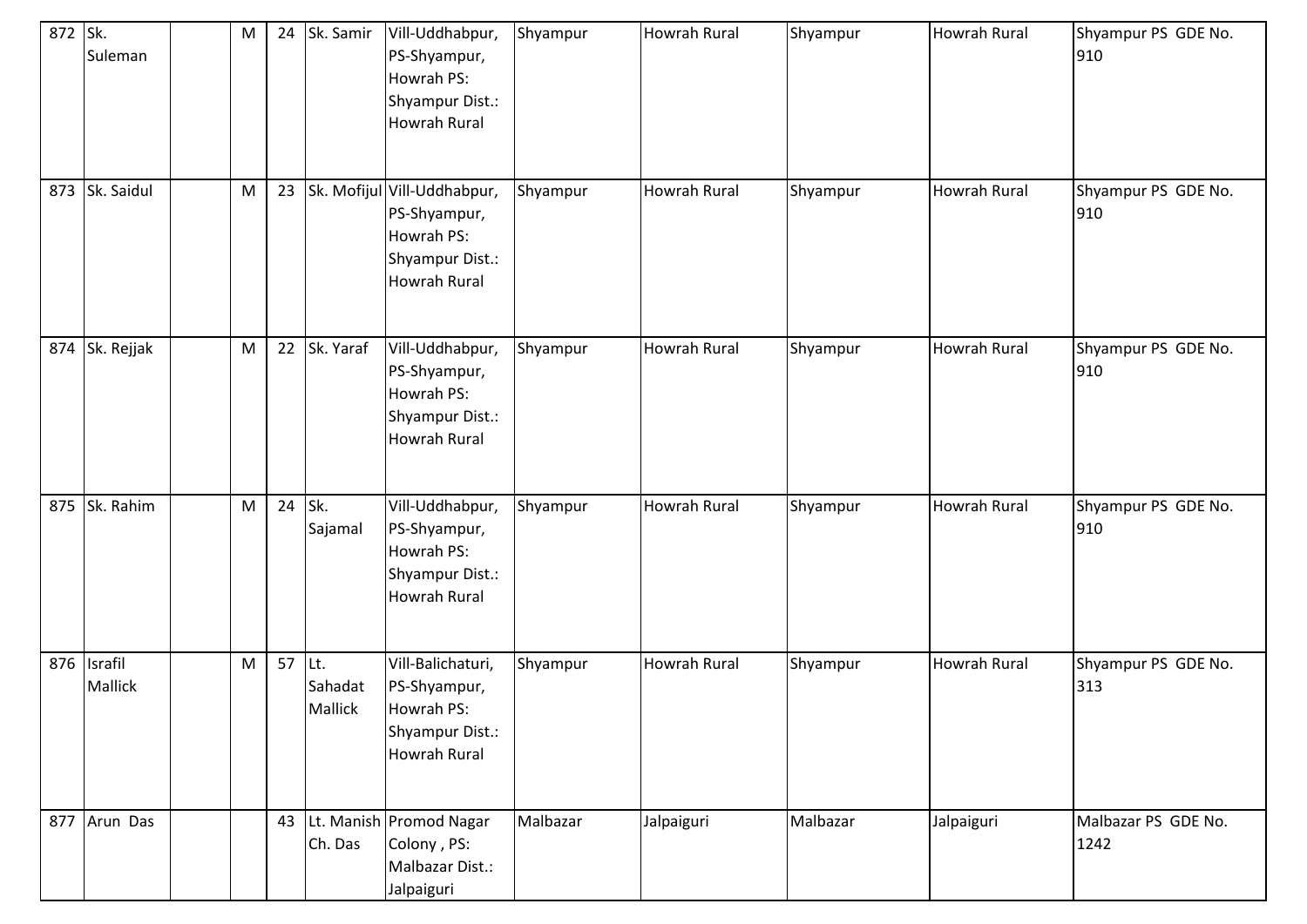| 872 | Sk. Suleman | | M | 24 | Sk. Samir | Vill-Uddhabpur, PS-Shyampur, Howrah PS: Shyampur Dist.: Howrah Rural | Shyampur | Howrah Rural | Shyampur | Howrah Rural | Shyampur PS GDE No. 910 |
|---|---|---|---|---|---|---|---|---|---|---|---|
| 873 | Sk. Saidul | | M | 23 | Sk. Mofijul | Vill-Uddhabpur, PS-Shyampur, Howrah PS: Shyampur Dist.: Howrah Rural | Shyampur | Howrah Rural | Shyampur | Howrah Rural | Shyampur PS GDE No. 910 |
| 874 | Sk. Rejjak | | M | 22 | Sk. Yaraf | Vill-Uddhabpur, PS-Shyampur, Howrah PS: Shyampur Dist.: Howrah Rural | Shyampur | Howrah Rural | Shyampur | Howrah Rural | Shyampur PS GDE No. 910 |
| 875 | Sk. Rahim | | M | 24 | Sk. Sajamal | Vill-Uddhabpur, PS-Shyampur, Howrah PS: Shyampur Dist.: Howrah Rural | Shyampur | Howrah Rural | Shyampur | Howrah Rural | Shyampur PS GDE No. 910 |
| 876 | Israfil Mallick | | M | 57 | Lt. Sahadat Mallick | Vill-Balichaturi, PS-Shyampur, Howrah PS: Shyampur Dist.: Howrah Rural | Shyampur | Howrah Rural | Shyampur | Howrah Rural | Shyampur PS GDE No. 313 |
| 877 | Arun Das | | | 43 | Lt. Manish Ch. Das | Promod Nagar Colony , PS: Malbazar Dist.: Jalpaiguri | Malbazar | Jalpaiguri | Malbazar | Jalpaiguri | Malbazar PS GDE No. 1242 |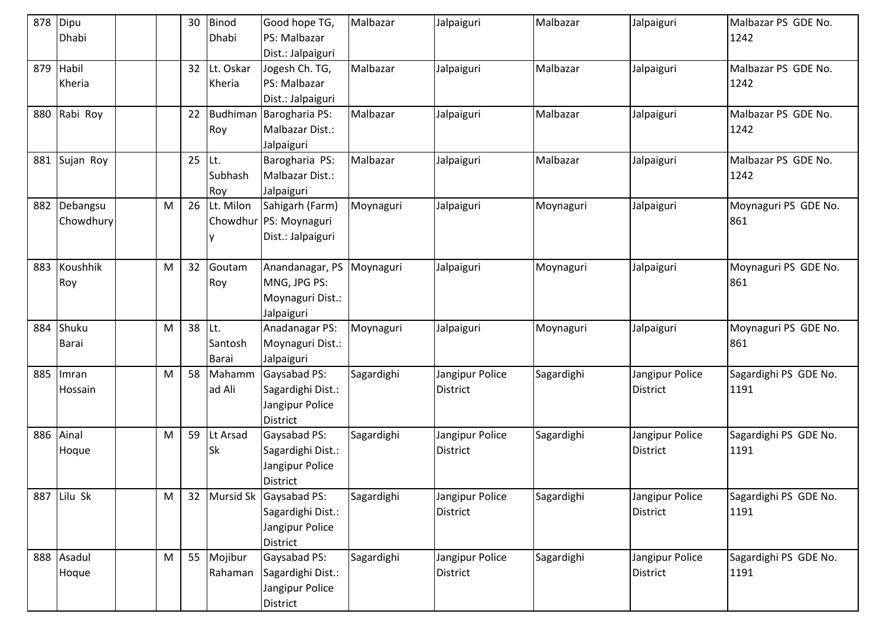| 878 | Dipu Dhabi | | | 30 | Binod Dhabi | Good hope TG, PS: Malbazar Dist.: Jalpaiguri | Malbazar | Jalpaiguri | Malbazar | Jalpaiguri | Malbazar PS GDE No. 1242 |
|---|---|---|---|---|---|---|---|---|---|---|---|
| 879 | Habil Kheria | | | 32 | Lt. Oskar Kheria | Jogesh Ch. TG, PS: Malbazar Dist.: Jalpaiguri | Malbazar | Jalpaiguri | Malbazar | Jalpaiguri | Malbazar PS GDE No. 1242 |
| 880 | Rabi Roy | | | 22 | Budhiman Roy | Barogharia PS: Malbazar Dist.: Jalpaiguri | Malbazar | Jalpaiguri | Malbazar | Jalpaiguri | Malbazar PS GDE No. 1242 |
| 881 | Sujan Roy | | | 25 | Lt. Subhash Roy | Barogharia PS: Malbazar Dist.: Jalpaiguri | Malbazar | Jalpaiguri | Malbazar | Jalpaiguri | Malbazar PS GDE No. 1242 |
| 882 | Debangsu Chowdhury | | M | 26 | Lt. Milon Chowdhury | Sahigarh (Farm) PS: Moynaguri Dist.: Jalpaiguri | Moynaguri | Jalpaiguri | Moynaguri | Jalpaiguri | Moynaguri PS GDE No. 861 |
| 883 | Koushhik Roy | | M | 32 | Goutam Roy | Anandanagar, PS MNG, JPG PS: Moynaguri Dist.: Jalpaiguri | Moynaguri | Jalpaiguri | Moynaguri | Jalpaiguri | Moynaguri PS GDE No. 861 |
| 884 | Shuku Barai | | M | 38 | Lt. Santosh Barai | Anadanagar PS: Moynaguri Dist.: Jalpaiguri | Moynaguri | Jalpaiguri | Moynaguri | Jalpaiguri | Moynaguri PS GDE No. 861 |
| 885 | Imran Hossain | | M | 58 | Mahammad Ali | Gaysabad PS: Sagardighi Dist.: Jangipur Police District | Sagardighi | Jangipur Police District | Sagardighi | Jangipur Police District | Sagardighi PS GDE No. 1191 |
| 886 | Ainal Hoque | | M | 59 | Lt Arsad Sk | Gaysabad PS: Sagardighi Dist.: Jangipur Police District | Sagardighi | Jangipur Police District | Sagardighi | Jangipur Police District | Sagardighi PS GDE No. 1191 |
| 887 | Lilu Sk | | M | 32 | Mursid Sk | Gaysabad PS: Sagardighi Dist.: Jangipur Police District | Sagardighi | Jangipur Police District | Sagardighi | Jangipur Police District | Sagardighi PS GDE No. 1191 |
| 888 | Asadul Hoque | | M | 55 | Mojibur Rahaman | Gaysabad PS: Sagardighi Dist.: Jangipur Police District | Sagardighi | Jangipur Police District | Sagardighi | Jangipur Police District | Sagardighi PS GDE No. 1191 |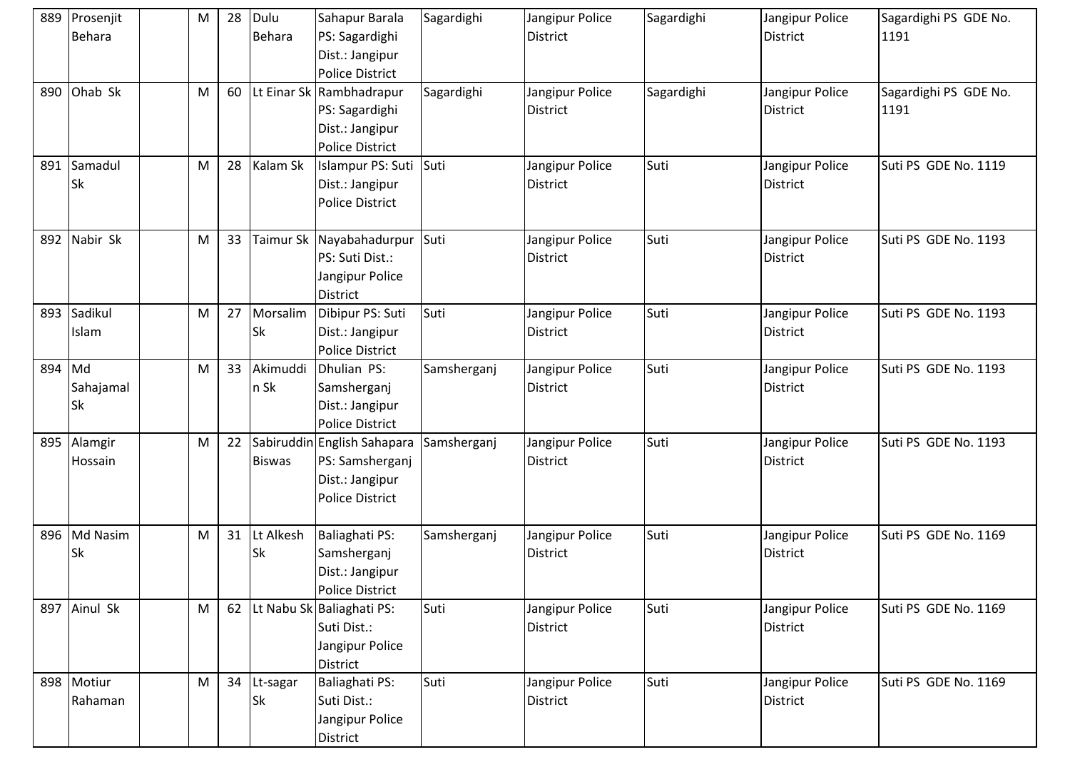| 889 | Prosenjit Behara | | M | 28 | Dulu Behara | Sahapur Barala PS: Sagardighi Dist.: Jangipur Police District | Sagardighi | Jangipur Police District | Sagardighi | Jangipur Police District | Sagardighi PS GDE No. 1191 |
|---|---|---|---|---|---|---|---|---|---|---|---|
| 890 | Ohab Sk | | M | 60 | Lt Einar Sk | Rambhadrapur PS: Sagardighi Dist.: Jangipur Police District | Sagardighi | Jangipur Police District | Sagardighi | Jangipur Police District | Sagardighi PS GDE No. 1191 |
| 891 | Samadul Sk | | M | 28 | Kalam Sk | Islampur PS: Suti Dist.: Jangipur Police District | Suti | Jangipur Police District | Suti | Jangipur Police District | Suti PS GDE No. 1119 |
| 892 | Nabir Sk | | M | 33 | Taimur Sk | Nayabahadurpur PS: Suti Dist.: Jangipur Police District | Suti | Jangipur Police District | Suti | Jangipur Police District | Suti PS GDE No. 1193 |
| 893 | Sadikul Islam | | M | 27 | Morsalim Sk | Dibipur PS: Suti Dist.: Jangipur Police District | Suti | Jangipur Police District | Suti | Jangipur Police District | Suti PS GDE No. 1193 |
| 894 | Md Sahajamal Sk | | M | 33 | Akimuddin Sk | Dhulian PS: Samsherganj Dist.: Jangipur Police District | Samsherganj | Jangipur Police District | Suti | Jangipur Police District | Suti PS GDE No. 1193 |
| 895 | Alamgir Hossain | | M | 22 | Sabiruddin Biswas | English Sahapara PS: Samsherganj Dist.: Jangipur Police District | Samsherganj | Jangipur Police District | Suti | Jangipur Police District | Suti PS GDE No. 1193 |
| 896 | Md Nasim Sk | | M | 31 | Lt Alkesh Sk | Baliaghati PS: Samsherganj Dist.: Jangipur Police District | Samsherganj | Jangipur Police District | Suti | Jangipur Police District | Suti PS GDE No. 1169 |
| 897 | Ainul Sk | | M | 62 | Lt Nabu Sk | Baliaghati PS: Suti Dist.: Jangipur Police District | Suti | Jangipur Police District | Suti | Jangipur Police District | Suti PS GDE No. 1169 |
| 898 | Motiur Rahaman | | M | 34 | Lt-sagar Sk | Baliaghati PS: Suti Dist.: Jangipur Police District | Suti | Jangipur Police District | Suti | Jangipur Police District | Suti PS GDE No. 1169 |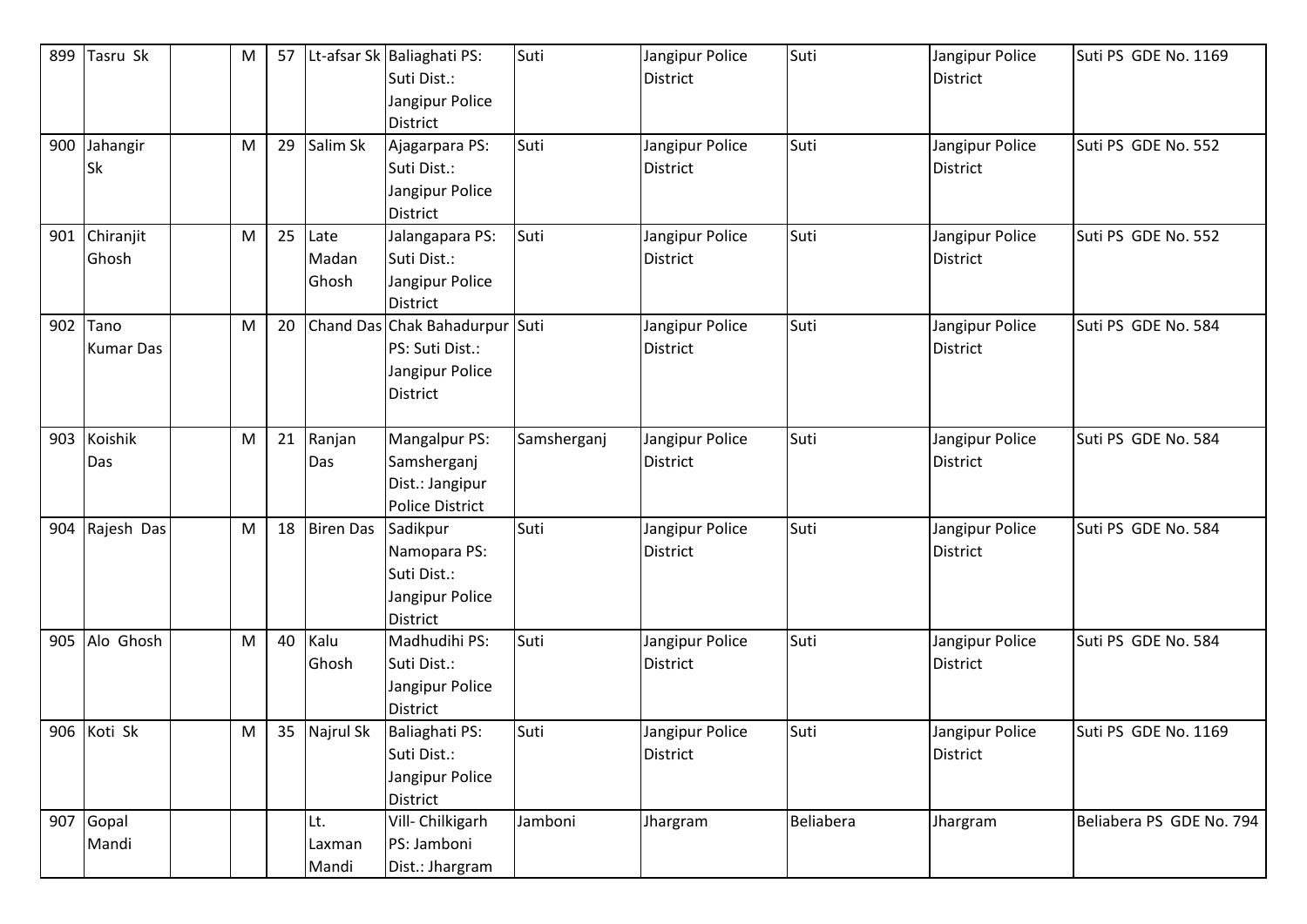| 899 | Tasru Sk | | M | 57 | Lt-afsar Sk | Baliaghati PS: Suti Dist.: Jangipur Police District | Suti | Jangipur Police District | Suti | Jangipur Police District | Suti PS GDE No. 1169 |
|---|---|---|---|---|---|---|---|---|---|---|---|
| 900 | Jahangir Sk | | M | 29 | Salim Sk | Ajagarpara PS: Suti Dist.: Jangipur Police District | Suti | Jangipur Police District | Suti | Jangipur Police District | Suti PS GDE No. 552 |
| 901 | Chiranjit Ghosh | | M | 25 | Late Madan Ghosh | Jalangapara PS: Suti Dist.: Jangipur Police District | Suti | Jangipur Police District | Suti | Jangipur Police District | Suti PS GDE No. 552 |
| 902 | Tano Kumar Das | | M | 20 | Chand Das | Chak Bahadurpur PS: Suti Dist.: Jangipur Police District | Suti | Jangipur Police District | Suti | Jangipur Police District | Suti PS GDE No. 584 |
| 903 | Koishik Das | | M | 21 | Ranjan Das | Mangalpur PS: Samsherganj Dist.: Jangipur Police District | Samsherganj | Jangipur Police District | Suti | Jangipur Police District | Suti PS GDE No. 584 |
| 904 | Rajesh Das | | M | 18 | Biren Das | Sadikpur Namopara PS: Suti Dist.: Jangipur Police District | Suti | Jangipur Police District | Suti | Jangipur Police District | Suti PS GDE No. 584 |
| 905 | Alo Ghosh | | M | 40 | Kalu Ghosh | Madhudihi PS: Suti Dist.: Jangipur Police District | Suti | Jangipur Police District | Suti | Jangipur Police District | Suti PS GDE No. 584 |
| 906 | Koti Sk | | M | 35 | Najrul Sk | Baliaghati PS: Suti Dist.: Jangipur Police District | Suti | Jangipur Police District | Suti | Jangipur Police District | Suti PS GDE No. 1169 |
| 907 | Gopal Mandi | | | | Lt. Laxman Mandi | Vill- Chilkigarh PS: Jamboni Dist.: Jhargram | Jamboni | Jhargram | Beliabera | Jhargram | Beliabera PS GDE No. 794 |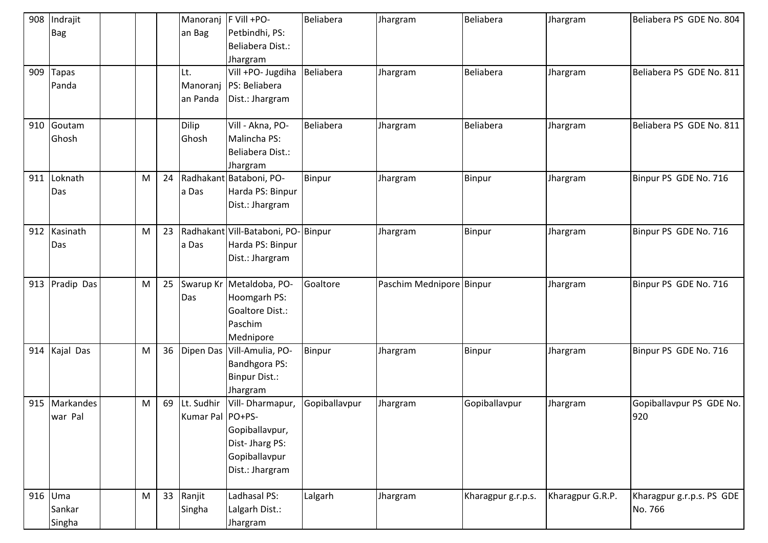| 908 | Indrajit Bag | | | | Manoranjan Bag | F Vill +PO- Petbindhi, PS: Beliabera Dist.: Jhargram | Beliabera | Jhargram | Beliabera | Jhargram | Beliabera PS GDE No. 804 |
|---|---|---|---|---|---|---|---|---|---|---|---|
| 909 | Tapas Panda | | | | Lt. Manoranjan Panda | Vill +PO- Jugdiha PS: Beliabera Dist.: Jhargram | Beliabera | Jhargram | Beliabera | Jhargram | Beliabera PS GDE No. 811 |
| 910 | Goutam Ghosh | | | | Dilip Ghosh | Vill - Akna, PO- Malincha PS: Beliabera Dist.: Jhargram | Beliabera | Jhargram | Beliabera | Jhargram | Beliabera PS GDE No. 811 |
| 911 | Loknath Das | | M | 24 | Radhakanta Das | Bataboni, PO- Harda PS: Binpur Dist.: Jhargram | Binpur | Jhargram | Binpur | Jhargram | Binpur PS GDE No. 716 |
| 912 | Kasinath Das | | M | 23 | Radhakanta Das | Vill-Bataboni, PO- Harda PS: Binpur Dist.: Jhargram | Binpur | Jhargram | Binpur | Jhargram | Binpur PS GDE No. 716 |
| 913 | Pradip Das | | M | 25 | Swarup Kr Das | Metaldoba, PO- Hoomgarh PS: Goaltore Dist.: Paschim Mednipore | Goaltore | Paschim Mednipore | Binpur | Jhargram | Binpur PS GDE No. 716 |
| 914 | Kajal Das | | M | 36 | Dipen Das | Vill-Amulia, PO- Bandhgora PS: Binpur Dist.: Jhargram | Binpur | Jhargram | Binpur | Jhargram | Binpur PS GDE No. 716 |
| 915 | Markandeswar Pal | | M | 69 | Lt. Sudhir Kumar Pal | Vill- Dharmapur, PO+PS- Gopiballavpur, Dist- Jharg PS: Gopiballavpur Dist.: Jhargram | Gopiballavpur | Jhargram | Gopiballavpur | Jhargram | Gopiballavpur PS GDE No. 920 |
| 916 | Uma Sankar Singha | | M | 33 | Ranjit Singha | Ladhasal PS: Lalgarh Dist.: Jhargram | Lalgarh | Jhargram | Kharagpur g.r.p.s. | Kharagpur G.R.P. | Kharagpur g.r.p.s. PS GDE No. 766 |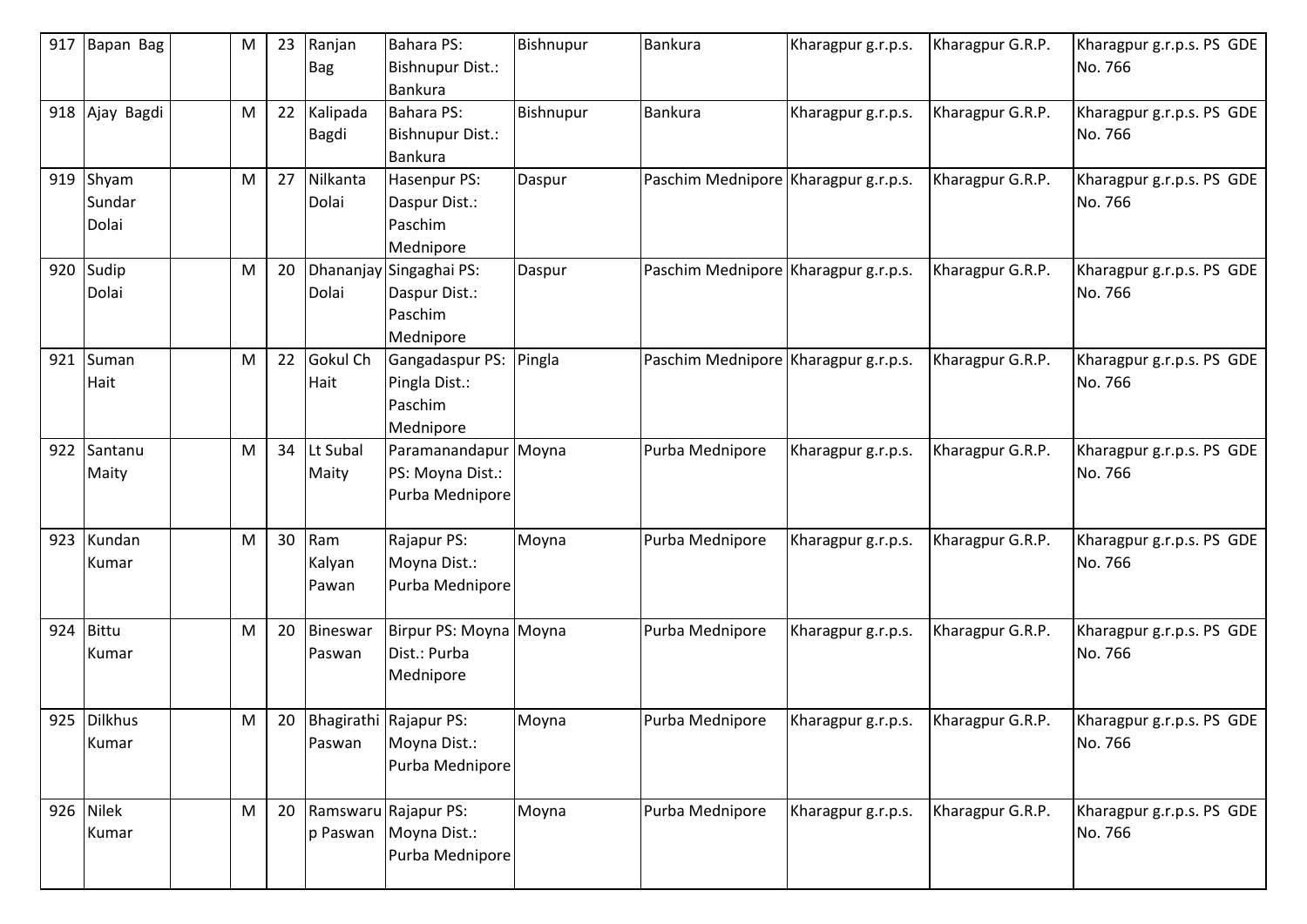| 917 | Bapan Bag | | M | 23 | Ranjan Bag | Bahara PS: Bishnupur Dist.: Bankura | Bishnupur | Bankura | Kharagpur g.r.p.s. | Kharagpur G.R.P. | Kharagpur g.r.p.s. PS GDE No. 766 |
|---|---|---|---|---|---|---|---|---|---|---|---|
| 918 | Ajay Bagdi | | M | 22 | Kalipada Bagdi | Bahara PS: Bishnupur Dist.: Bankura | Bishnupur | Bankura | Kharagpur g.r.p.s. | Kharagpur G.R.P. | Kharagpur g.r.p.s. PS GDE No. 766 |
| 919 | Shyam Sundar Dolai | | M | 27 | Nilkanta Dolai | Hasenpur PS: Daspur Dist.: Paschim Mednipore | Daspur | Paschim Mednipore | Kharagpur g.r.p.s. | Kharagpur G.R.P. | Kharagpur g.r.p.s. PS GDE No. 766 |
| 920 | Sudip Dolai | | M | 20 | Dhananjay Dolai | Singaghai PS: Daspur Dist.: Paschim Mednipore | Daspur | Paschim Mednipore | Kharagpur g.r.p.s. | Kharagpur G.R.P. | Kharagpur g.r.p.s. PS GDE No. 766 |
| 921 | Suman Hait | | M | 22 | Gokul Ch Hait | Gangadaspur PS: Pingla Dist.: Paschim Mednipore | Pingla | Paschim Mednipore | Kharagpur g.r.p.s. | Kharagpur G.R.P. | Kharagpur g.r.p.s. PS GDE No. 766 |
| 922 | Santanu Maity | | M | 34 | Lt Subal Maity | Paramanandapur PS: Moyna Dist.: Purba Mednipore | Moyna | Purba Mednipore | Kharagpur g.r.p.s. | Kharagpur G.R.P. | Kharagpur g.r.p.s. PS GDE No. 766 |
| 923 | Kundan Kumar | | M | 30 | Ram Kalyan Pawan | Rajapur PS: Moyna Dist.: Purba Mednipore | Moyna | Purba Mednipore | Kharagpur g.r.p.s. | Kharagpur G.R.P. | Kharagpur g.r.p.s. PS GDE No. 766 |
| 924 | Bittu Kumar | | M | 20 | Bineswar Paswan | Birpur PS: Moyna Dist.: Purba Mednipore | Moyna | Purba Mednipore | Kharagpur g.r.p.s. | Kharagpur G.R.P. | Kharagpur g.r.p.s. PS GDE No. 766 |
| 925 | Dilkhus Kumar | | M | 20 | Bhagirathi Paswan | Rajapur PS: Moyna Dist.: Purba Mednipore | Moyna | Purba Mednipore | Kharagpur g.r.p.s. | Kharagpur G.R.P. | Kharagpur g.r.p.s. PS GDE No. 766 |
| 926 | Nilek Kumar | | M | 20 | Ramswarup Paswan | Rajapur PS: Moyna Dist.: Purba Mednipore | Moyna | Purba Mednipore | Kharagpur g.r.p.s. | Kharagpur G.R.P. | Kharagpur g.r.p.s. PS GDE No. 766 |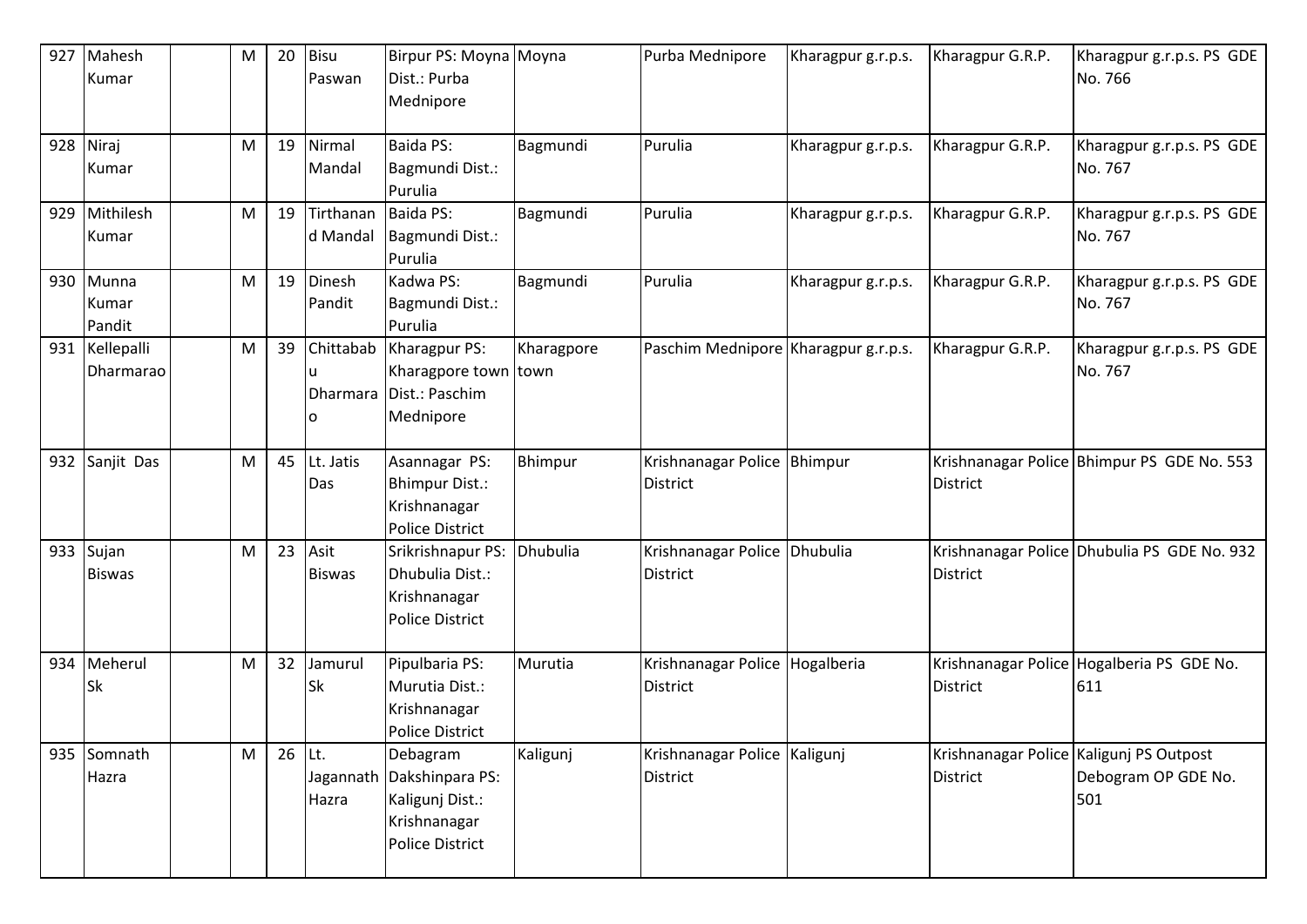| 927 | Mahesh Kumar | | M | 20 | Bisu Paswan | Birpur PS: Moyna Dist.: Purba Mednipore | Moyna | Purba Mednipore | Kharagpur g.r.p.s. | Kharagpur G.R.P. | Kharagpur g.r.p.s. PS GDE No. 766 |
|---|---|---|---|---|---|---|---|---|---|---|---|
| 928 | Niraj Kumar | | M | 19 | Nirmal Mandal | Baida PS: Bagmundi Dist.: Purulia | Bagmundi | Purulia | Kharagpur g.r.p.s. | Kharagpur G.R.P. | Kharagpur g.r.p.s. PS GDE No. 767 |
| 929 | Mithilesh Kumar | | M | 19 | Tirthanand Mandal | Baida PS: Bagmundi Dist.: Purulia | Bagmundi | Purulia | Kharagpur g.r.p.s. | Kharagpur G.R.P. | Kharagpur g.r.p.s. PS GDE No. 767 |
| 930 | Munna Kumar Pandit | | M | 19 | Dinesh Pandit | Kadwa PS: Bagmundi Dist.: Purulia | Bagmundi | Purulia | Kharagpur g.r.p.s. | Kharagpur G.R.P. | Kharagpur g.r.p.s. PS GDE No. 767 |
| 931 | Kellepalli Dharmarao | | M | 39 | Chittababu Dharmarao | Kharagpur PS: Kharagpore town Dist.: Paschim Mednipore | Kharagpore town | Paschim Mednipore | Kharagpur g.r.p.s. | Kharagpur G.R.P. | Kharagpur g.r.p.s. PS GDE No. 767 |
| 932 | Sanjit Das | | M | 45 | Lt. Jatis Das | Asannagar PS: Bhimpur Dist.: Krishnanagar Police District | Bhimpur | Krishnanagar Police District | Bhimpur | Krishnanagar Police District | Bhimpur PS GDE No. 553 |
| 933 | Sujan Biswas | | M | 23 | Asit Biswas | Srikrishnapur PS: Dhubulia Dist.: Krishnanagar Police District | Dhubulia | Krishnanagar Police District | Dhubulia | Krishnanagar Police District | Dhubulia PS GDE No. 932 |
| 934 | Meherul Sk | | M | 32 | Jamurul Sk | Pipulbaria PS: Murutia Dist.: Krishnanagar Police District | Murutia | Krishnanagar Police District | Hogalberia | Krishnanagar Police District | Hogalberia PS GDE No. 611 |
| 935 | Somnath Hazra | | M | 26 | Lt. Jagannath Hazra | Debagram Dakshinpara PS: Kaligunj Dist.: Krishnanagar Police District | Kaligunj | Krishnanagar Police District | Kaligunj | Krishnanagar Police District | Kaligunj PS Outpost Debogram OP GDE No. 501 |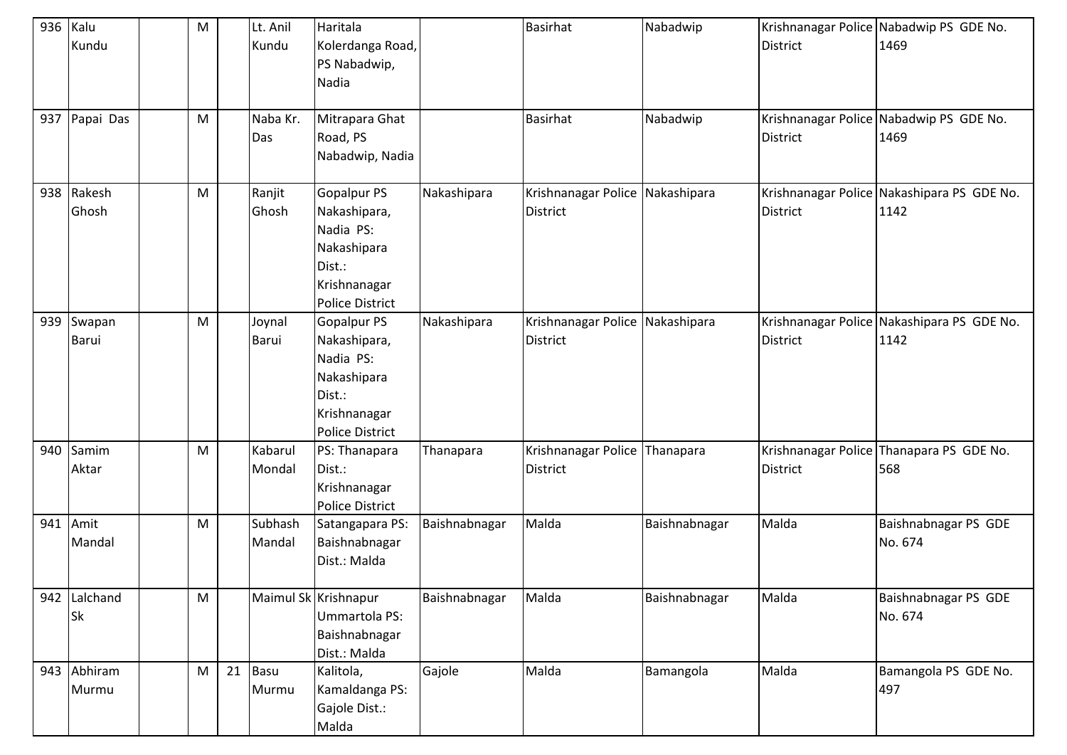| 936 | Kalu Kundu | | M | | Lt. Anil Kundu | Haritala Kolerdanga Road, PS Nabadwip, Nadia | | Basirhat | Nabadwip | Krishnanagar Police District | Nabadwip PS GDE No. 1469 |
|---|---|---|---|---|---|---|---|---|---|---|---|
| 937 | Papai Das | | M | | Naba Kr. Das | Mitrapara Ghat Road, PS Nabadwip, Nadia | | Basirhat | Nabadwip | Krishnanagar Police District | Nabadwip PS GDE No. 1469 |
| 938 | Rakesh Ghosh | | M | | Ranjit Ghosh | Gopalpur PS Nakashipara, Nadia PS: Nakashipara Dist.: Krishnanagar Police District | Nakashipara | Krishnanagar Police District | Nakashipara | Krishnanagar Police District | Nakashipara PS GDE No. 1142 |
| 939 | Swapan Barui | | M | | Joynal Barui | Gopalpur PS Nakashipara, Nadia PS: Nakashipara Dist.: Krishnanagar Police District | Nakashipara | Krishnanagar Police District | Nakashipara | Krishnanagar Police District | Nakashipara PS GDE No. 1142 |
| 940 | Samim Aktar | | M | | Kabarul Mondal | PS: Thanapara Dist.: Krishnanagar Police District | Thanapara | Krishnanagar Police District | Thanapara | Krishnanagar Police District | Thanapara PS GDE No. 568 |
| 941 | Amit Mandal | | M | | Subhash Mandal | Satangapara PS: Baishnabnagar Dist.: Malda | Baishnabnagar | Malda | Baishnabnagar | Malda | Baishnabnagar PS GDE No. 674 |
| 942 | Lalchand Sk | | M | | Maimul Sk | Krishnapur Ummartola PS: Baishnabnagar Dist.: Malda | Baishnabnagar | Malda | Baishnabnagar | Malda | Baishnabnagar PS GDE No. 674 |
| 943 | Abhiram Murmu | | M | 21 | Basu Murmu | Kalitola, Kamaldanga PS: Gajole Dist.: Malda | Gajole | Malda | Bamangola | Malda | Bamangola PS GDE No. 497 |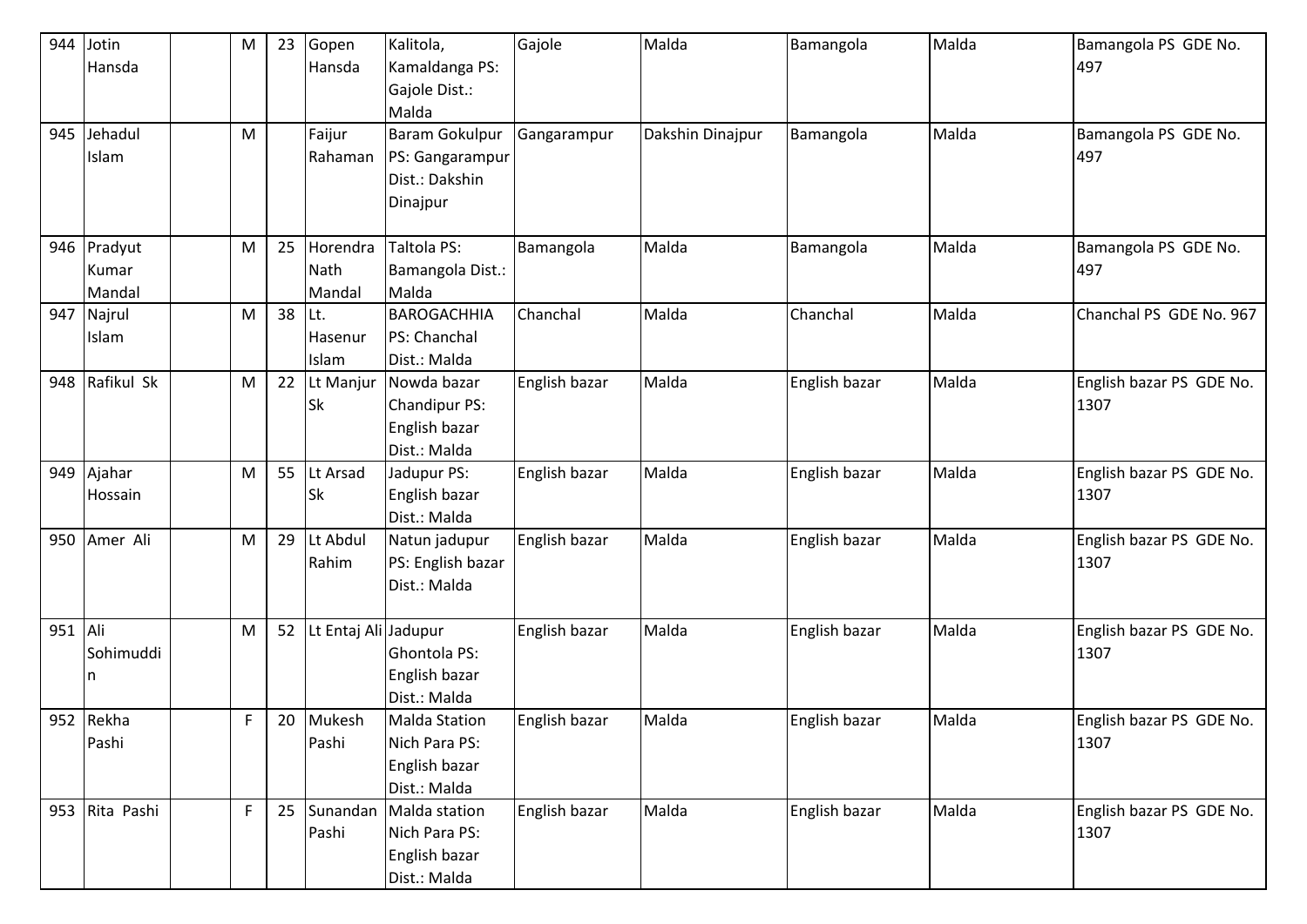| 944 | Jotin Hansda | | M | 23 | Gopen Hansda | Kalitola, Kamaldanga PS: Gajole Dist.: Malda | Gajole | Malda | Bamangola | Malda | Bamangola PS GDE No. 497 |
|---|---|---|---|---|---|---|---|---|---|---|---|
| 945 | Jehadul Islam | | M | | Faijur Rahaman | Baram Gokulpur PS: Gangarampur Dist.: Dakshin Dinajpur | Gangarampur | Dakshin Dinajpur | Bamangola | Malda | Bamangola PS GDE No. 497 |
| 946 | Pradyut Kumar Mandal | | M | 25 | Horendra Nath Mandal | Taltola PS: Bamangola Dist.: Malda | Bamangola | Malda | Bamangola | Malda | Bamangola PS GDE No. 497 |
| 947 | Najrul Islam | | M | 38 | Lt. Hasenur Islam | BAROGACHHIA PS: Chanchal Dist.: Malda | Chanchal | Malda | Chanchal | Malda | Chanchal PS GDE No. 967 |
| 948 | Rafikul Sk | | M | 22 | Lt Manjur Sk | Nowda bazar Chandipur PS: English bazar Dist.: Malda | English bazar | Malda | English bazar | Malda | English bazar PS GDE No. 1307 |
| 949 | Ajahar Hossain | | M | 55 | Lt Arsad Sk | Jadupur PS: English bazar Dist.: Malda | English bazar | Malda | English bazar | Malda | English bazar PS GDE No. 1307 |
| 950 | Amer Ali | | M | 29 | Lt Abdul Rahim | Natun jadupur PS: English bazar Dist.: Malda | English bazar | Malda | English bazar | Malda | English bazar PS GDE No. 1307 |
| 951 | Ali Sohimuddin | | M | 52 | Lt Entaj Ali | Jadupur Ghontola PS: English bazar Dist.: Malda | English bazar | Malda | English bazar | Malda | English bazar PS GDE No. 1307 |
| 952 | Rekha Pashi | | F | 20 | Mukesh Pashi | Malda Station Nich Para PS: English bazar Dist.: Malda | English bazar | Malda | English bazar | Malda | English bazar PS GDE No. 1307 |
| 953 | Rita Pashi | | F | 25 | Sunandan Pashi | Malda station Nich Para PS: English bazar Dist.: Malda | English bazar | Malda | English bazar | Malda | English bazar PS GDE No. 1307 |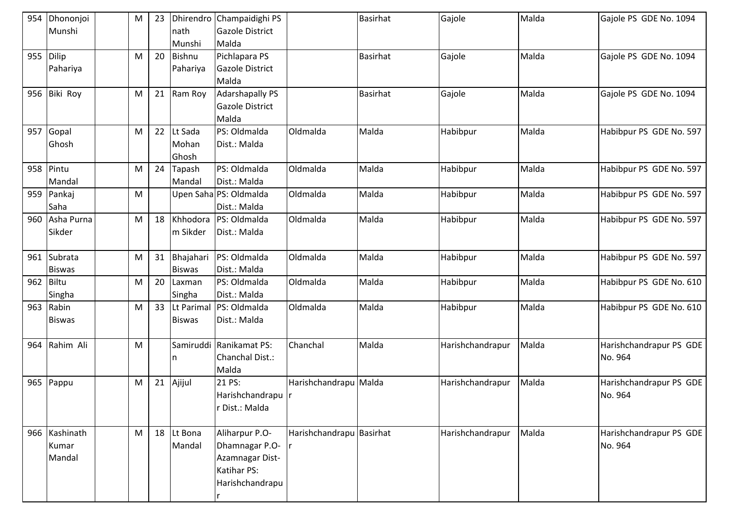| 954 | Dhononjoi Munshi | | M | 23 | Dhirendronath Munshi | Champaidighi PS Gazole District Malda | | Basirhat | Gajole | Malda | Gajole PS GDE No. 1094 |
|---|---|---|---|---|---|---|---|---|---|---|---|
| 955 | Dilip Pahariya | | M | 20 | Bishnu Pahariya | Pichlapara PS Gazole District Malda | | Basirhat | Gajole | Malda | Gajole PS GDE No. 1094 |
| 956 | Biki Roy | | M | 21 | Ram Roy | Adarshapally PS Gazole District Malda | | Basirhat | Gajole | Malda | Gajole PS GDE No. 1094 |
| 957 | Gopal Ghosh | | M | 22 | Lt Sada Mohan Ghosh | PS: Oldmalda Dist.: Malda | Oldmalda | Malda | Habibpur | Malda | Habibpur PS GDE No. 597 |
| 958 | Pintu Mandal | | M | 24 | Tapash Mandal | PS: Oldmalda Dist.: Malda | Oldmalda | Malda | Habibpur | Malda | Habibpur PS GDE No. 597 |
| 959 | Pankaj Saha | | M | | Upen Saha | PS: Oldmalda Dist.: Malda | Oldmalda | Malda | Habibpur | Malda | Habibpur PS GDE No. 597 |
| 960 | Asha Purna Sikder | | M | 18 | Khhodoram Sikder | PS: Oldmalda Dist.: Malda | Oldmalda | Malda | Habibpur | Malda | Habibpur PS GDE No. 597 |
| 961 | Subrata Biswas | | M | 31 | Bhajahari Biswas | PS: Oldmalda Dist.: Malda | Oldmalda | Malda | Habibpur | Malda | Habibpur PS GDE No. 597 |
| 962 | Biltu Singha | | M | 20 | Laxman Singha | PS: Oldmalda Dist.: Malda | Oldmalda | Malda | Habibpur | Malda | Habibpur PS GDE No. 610 |
| 963 | Rabin Biswas | | M | 33 | Lt Parimal Biswas | PS: Oldmalda Dist.: Malda | Oldmalda | Malda | Habibpur | Malda | Habibpur PS GDE No. 610 |
| 964 | Rahim Ali | | M | | Samiruddin | Ranikamat PS: Chanchal Dist.: Malda | Chanchal | Malda | Harishchandrapur | Malda | Harishchandrapur PS GDE No. 964 |
| 965 | Pappu | | M | 21 | Ajijul | 21 PS: Harishchandrapur Dist.: Malda | Harishchandrapur | Malda | Harishchandrapur | Malda | Harishchandrapur PS GDE No. 964 |
| 966 | Kashinath Kumar Mandal | | M | 18 | Lt Bona Mandal | Aliharpur P.O-Dhamnagar P.O-Azamnagar Dist-Katihar PS: Harishchandrapur | Harishchandrapur | Basirhat | Harishchandrapur | Malda | Harishchandrapur PS GDE No. 964 |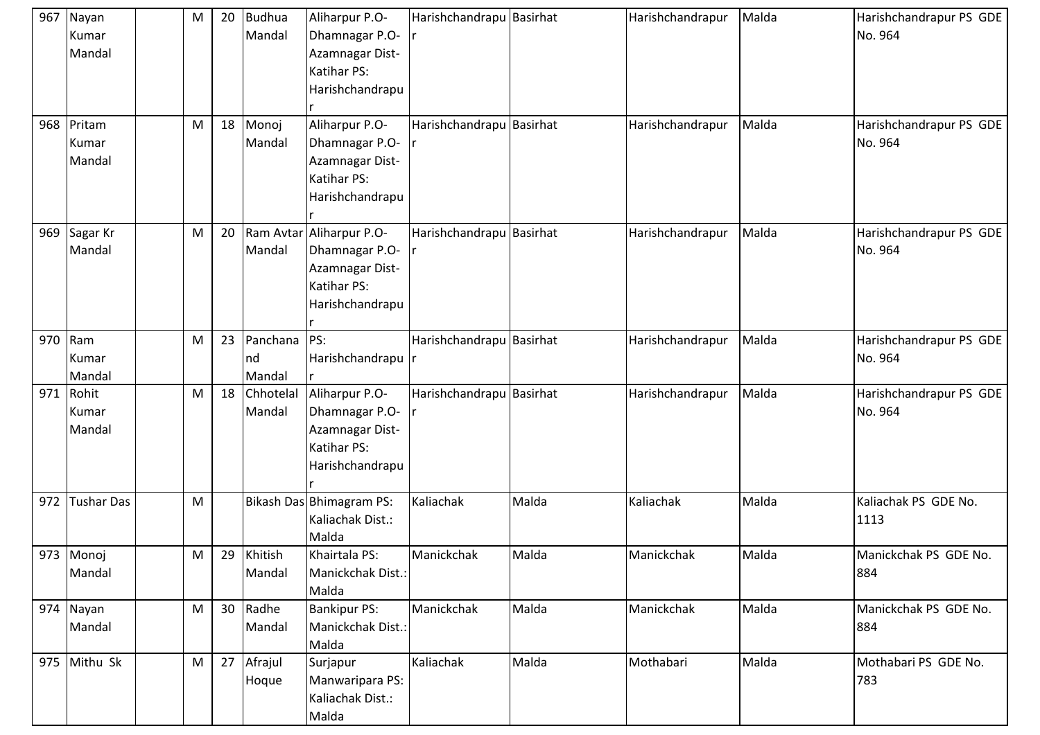| 967 | Nayan Kumar Mandal | | M | 20 | Budhua Mandal | Aliharpur P.O-Dhamnagar P.O-Azamnagar Dist-Katihar PS: Harishchandrapur | Harishchandrapur | Basirhat | Harishchandrapur | Malda | Harishchandrapur PS GDE No. 964 |
|---|---|---|---|---|---|---|---|---|---|---|---|
| 968 | Pritam Kumar Mandal | | M | 18 | Monoj Mandal | Aliharpur P.O-Dhamnagar P.O-Azamnagar Dist-Katihar PS: Harishchandrapur | Harishchandrapur | Basirhat | Harishchandrapur | Malda | Harishchandrapur PS GDE No. 964 |
| 969 | Sagar Kr Mandal | | M | 20 | Ram Avtar Mandal | Aliharpur P.O-Dhamnagar P.O-Azamnagar Dist-Katihar PS: Harishchandrapur | Harishchandrapur | Basirhat | Harishchandrapur | Malda | Harishchandrapur PS GDE No. 964 |
| 970 | Ram Kumar Mandal | | M | 23 | Panchanand Mandal | PS: Harishchandrapur | Harishchandrapur | Basirhat | Harishchandrapur | Malda | Harishchandrapur PS GDE No. 964 |
| 971 | Rohit Kumar Mandal | | M | 18 | Chhotelal Mandal | Aliharpur P.O-Dhamnagar P.O-Azamnagar Dist-Katihar PS: Harishchandrapur | Harishchandrapur | Basirhat | Harishchandrapur | Malda | Harishchandrapur PS GDE No. 964 |
| 972 | Tushar Das | | M | | Bikash Das | Bhimagram PS: Kaliachak Dist.: Malda | Kaliachak | Malda | Kaliachak | Malda | Kaliachak PS GDE No. 1113 |
| 973 | Monoj Mandal | | M | 29 | Khitish Mandal | Khairtala PS: Manickchak Dist.: Malda | Manickchak | Malda | Manickchak | Malda | Manickchak PS GDE No. 884 |
| 974 | Nayan Mandal | | M | 30 | Radhe Mandal | Bankipur PS: Manickchak Dist.: Malda | Manickchak | Malda | Manickchak | Malda | Manickchak PS GDE No. 884 |
| 975 | Mithu Sk | | M | 27 | Afrajul Hoque | Surjapur Manwaripara PS: Kaliachak Dist.: Malda | Kaliachak | Malda | Mothabari | Malda | Mothabari PS GDE No. 783 |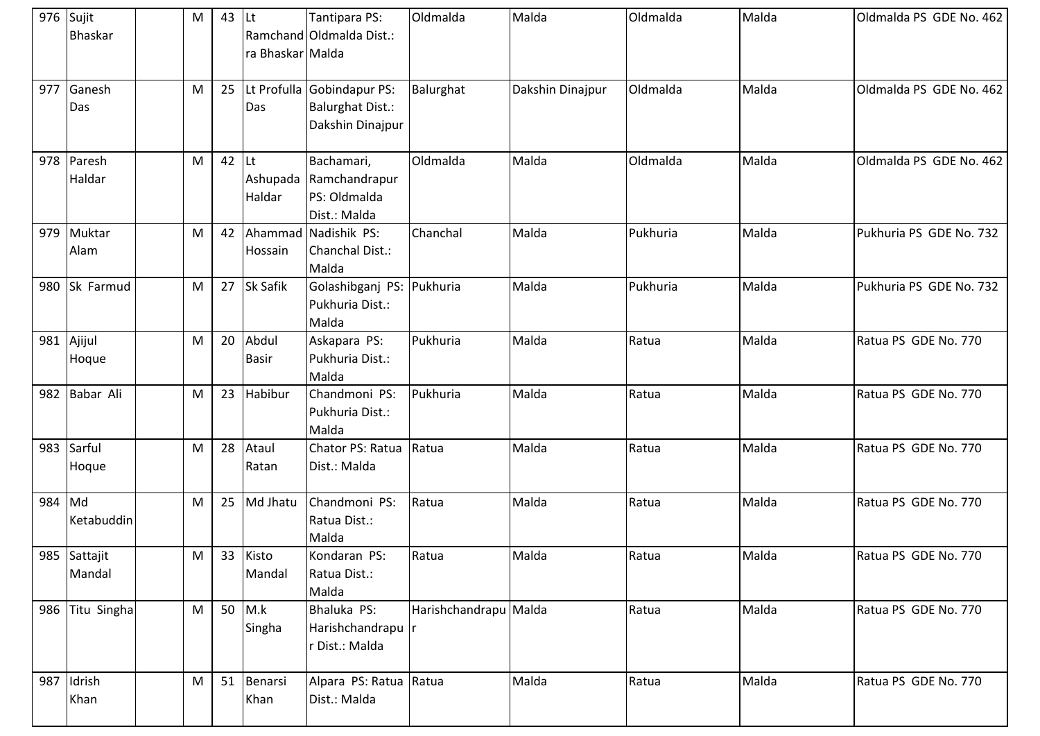| 976 | Sujit Bhaskar | | M | 43 | Lt Ramchandra Bhaskar | Tantipara PS: Oldmalda Dist.: Malda | Oldmalda | Malda | Oldmalda | Malda | Oldmalda PS GDE No. 462 |
|---|---|---|---|---|---|---|---|---|---|---|---|
| 977 | Ganesh Das | | M | 25 | Lt Profulla Das | Gobindapur PS: Balurghat Dist.: Dakshin Dinajpur | Balurghat | Dakshin Dinajpur | Oldmalda | Malda | Oldmalda PS GDE No. 462 |
| 978 | Paresh Haldar | | M | 42 | Lt Ashupada Haldar | Bachamari, Ramchandrapur PS: Oldmalda Dist.: Malda | Oldmalda | Malda | Oldmalda | Malda | Oldmalda PS GDE No. 462 |
| 979 | Muktar Alam | | M | 42 | Ahammad Hossain | Nadishik PS: Chanchal Dist.: Malda | Chanchal | Malda | Pukhuria | Malda | Pukhuria PS GDE No. 732 |
| 980 | Sk Farmud | | M | 27 | Sk Safik | Golashibganj PS: Pukhuria Dist.: Malda | Pukhuria | Malda | Pukhuria | Malda | Pukhuria PS GDE No. 732 |
| 981 | Ajijul Hoque | | M | 20 | Abdul Basir | Askapara PS: Pukhuria Dist.: Malda | Pukhuria | Malda | Ratua | Malda | Ratua PS GDE No. 770 |
| 982 | Babar Ali | | M | 23 | Habibur | Chandmoni PS: Pukhuria Dist.: Malda | Pukhuria | Malda | Ratua | Malda | Ratua PS GDE No. 770 |
| 983 | Sarful Hoque | | M | 28 | Ataul Ratan | Chator PS: Ratua Dist.: Malda | Ratua | Malda | Ratua | Malda | Ratua PS GDE No. 770 |
| 984 | Md Ketabuddin | | M | 25 | Md Jhatu | Chandmoni PS: Ratua Dist.: Malda | Ratua | Malda | Ratua | Malda | Ratua PS GDE No. 770 |
| 985 | Sattajit Mandal | | M | 33 | Kisto Mandal | Kondaran PS: Ratua Dist.: Malda | Ratua | Malda | Ratua | Malda | Ratua PS GDE No. 770 |
| 986 | Titu Singha | | M | 50 | M.k Singha | Bhaluka PS: Harishchandrapur Dist.: Malda | Harishchandrapur | Malda | Ratua | Malda | Ratua PS GDE No. 770 |
| 987 | Idrish Khan | | M | 51 | Benarsi Khan | Alpara PS: Ratua Dist.: Malda | Ratua | Malda | Ratua | Malda | Ratua PS GDE No. 770 |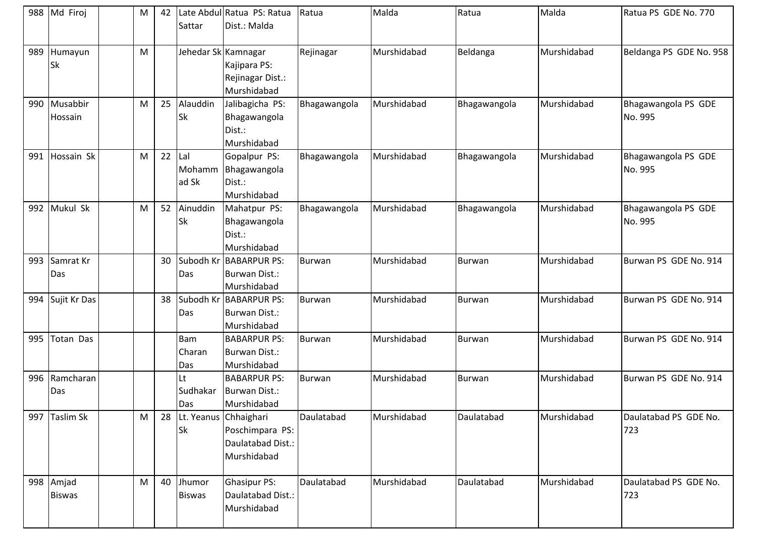| 988 | Md Firoj | | M | 42 | Late Abdul Sattar | Ratua PS: Ratua Dist.: Malda | Ratua | Malda | Ratua | Malda | Ratua PS GDE No. 770 |
|---|---|---|---|---|---|---|---|---|---|---|---|
| 989 | Humayun Sk | | M | | Jehedar Sk | Kamnagar Kajipara PS: Rejinagar Dist.: Murshidabad | Rejinagar | Murshidabad | Beldanga | Murshidabad | Beldanga PS GDE No. 958 |
| 990 | Musabbir Hossain | | M | 25 | Alauddin Sk | Jalibagicha PS: Bhagawangola Dist.: Murshidabad | Bhagawangola | Murshidabad | Bhagawangola | Murshidabad | Bhagawangola PS GDE No. 995 |
| 991 | Hossain Sk | | M | 22 | Lal Mohammad Sk | Gopalpur PS: Bhagawangola Dist.: Murshidabad | Bhagawangola | Murshidabad | Bhagawangola | Murshidabad | Bhagawangola PS GDE No. 995 |
| 992 | Mukul Sk | | M | 52 | Ainuddin Sk | Mahatpur PS: Bhagawangola Dist.: Murshidabad | Bhagawangola | Murshidabad | Bhagawangola | Murshidabad | Bhagawangola PS GDE No. 995 |
| 993 | Samrat Kr Das | | | 30 | Subodh Kr Das | BABARPUR PS: Burwan Dist.: Murshidabad | Burwan | Murshidabad | Burwan | Murshidabad | Burwan PS GDE No. 914 |
| 994 | Sujit Kr Das | | | 38 | Subodh Kr Das | BABARPUR PS: Burwan Dist.: Murshidabad | Burwan | Murshidabad | Burwan | Murshidabad | Burwan PS GDE No. 914 |
| 995 | Totan Das | | | | Bam Charan Das | BABARPUR PS: Burwan Dist.: Murshidabad | Burwan | Murshidabad | Burwan | Murshidabad | Burwan PS GDE No. 914 |
| 996 | Ramcharan Das | | | | Lt Sudhakar Das | BABARPUR PS: Burwan Dist.: Murshidabad | Burwan | Murshidabad | Burwan | Murshidabad | Burwan PS GDE No. 914 |
| 997 | Taslim Sk | | M | 28 | Lt. Yeanus Sk | Chhaighari Poschimpara PS: Daulatabad Dist.: Murshidabad | Daulatabad | Murshidabad | Daulatabad | Murshidabad | Daulatabad PS GDE No. 723 |
| 998 | Amjad Biswas | | M | 40 | Jhumor Biswas | Ghasipur PS: Daulatabad Dist.: Murshidabad | Daulatabad | Murshidabad | Daulatabad | Murshidabad | Daulatabad PS GDE No. 723 |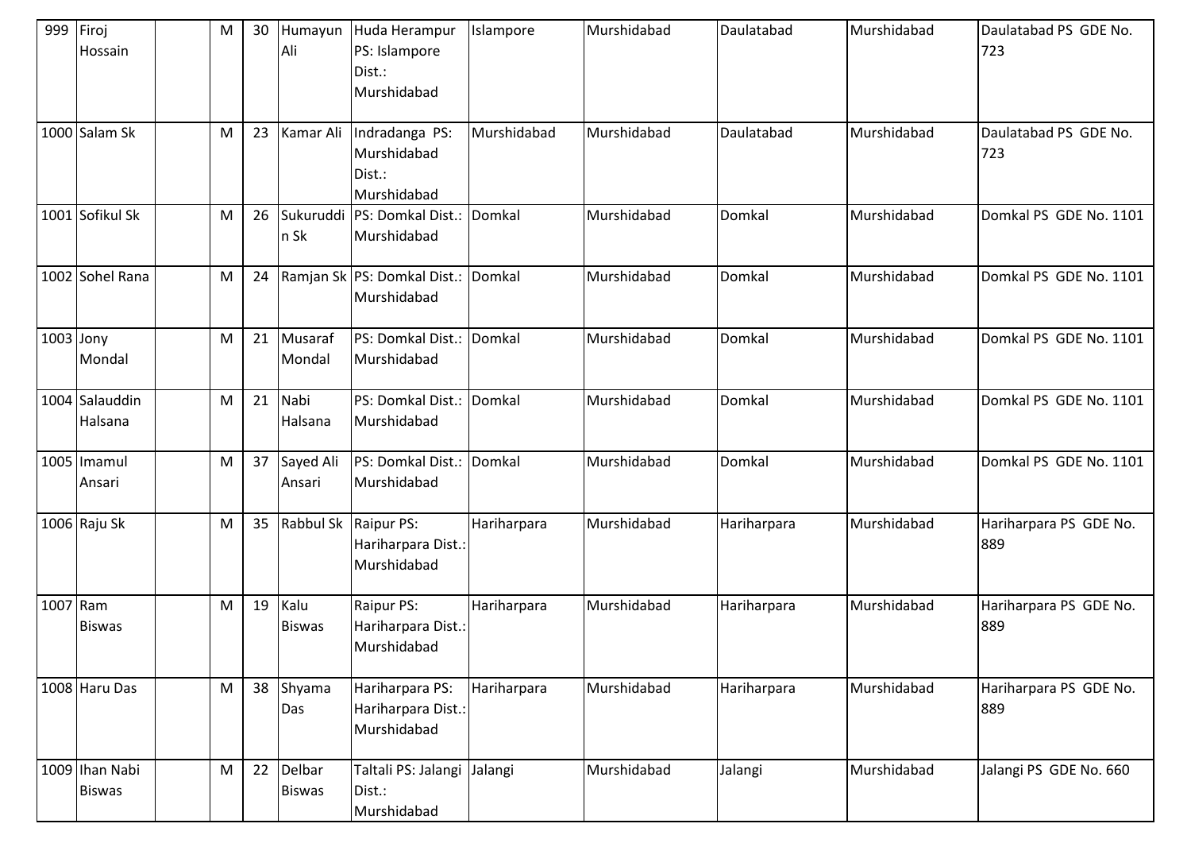| 999 | Firoj Hossain | | M | 30 | Humayun Ali | Huda Herampur PS: Islampore Dist.: Murshidabad | Islampore | Murshidabad | Daulatabad | Murshidabad | Daulatabad PS GDE No. 723 |
|---|---|---|---|---|---|---|---|---|---|---|---|
| 1000 | Salam Sk | | M | 23 | Kamar Ali | Indradanga PS: Murshidabad Dist.: Murshidabad | Murshidabad | Murshidabad | Daulatabad | Murshidabad | Daulatabad PS GDE No. 723 |
| 1001 | Sofikul Sk | | M | 26 | Sukuruddin Sk | PS: Domkal Dist.: Murshidabad | Domkal | Murshidabad | Domkal | Murshidabad | Domkal PS GDE No. 1101 |
| 1002 | Sohel Rana | | M | 24 | Ramjan Sk | PS: Domkal Dist.: Murshidabad | Domkal | Murshidabad | Domkal | Murshidabad | Domkal PS GDE No. 1101 |
| 1003 | Jony Mondal | | M | 21 | Musaraf Mondal | PS: Domkal Dist.: Murshidabad | Domkal | Murshidabad | Domkal | Murshidabad | Domkal PS GDE No. 1101 |
| 1004 | Salauddin Halsana | | M | 21 | Nabi Halsana | PS: Domkal Dist.: Murshidabad | Domkal | Murshidabad | Domkal | Murshidabad | Domkal PS GDE No. 1101 |
| 1005 | Imamul Ansari | | M | 37 | Sayed Ali Ansari | PS: Domkal Dist.: Murshidabad | Domkal | Murshidabad | Domkal | Murshidabad | Domkal PS GDE No. 1101 |
| 1006 | Raju Sk | | M | 35 | Rabbul Sk | Raipur PS: Hariharpara Dist.: Murshidabad | Hariharpara | Murshidabad | Hariharpara | Murshidabad | Hariharpara PS GDE No. 889 |
| 1007 | Ram Biswas | | M | 19 | Kalu Biswas | Raipur PS: Hariharpara Dist.: Murshidabad | Hariharpara | Murshidabad | Hariharpara | Murshidabad | Hariharpara PS GDE No. 889 |
| 1008 | Haru Das | | M | 38 | Shyama Das | Hariharpara PS: Hariharpara Dist.: Murshidabad | Hariharpara | Murshidabad | Hariharpara | Murshidabad | Hariharpara PS GDE No. 889 |
| 1009 | Ihan Nabi Biswas | | M | 22 | Delbar Biswas | Taltali PS: Jalangi Dist.: Murshidabad | Jalangi | Murshidabad | Jalangi | Murshidabad | Jalangi PS GDE No. 660 |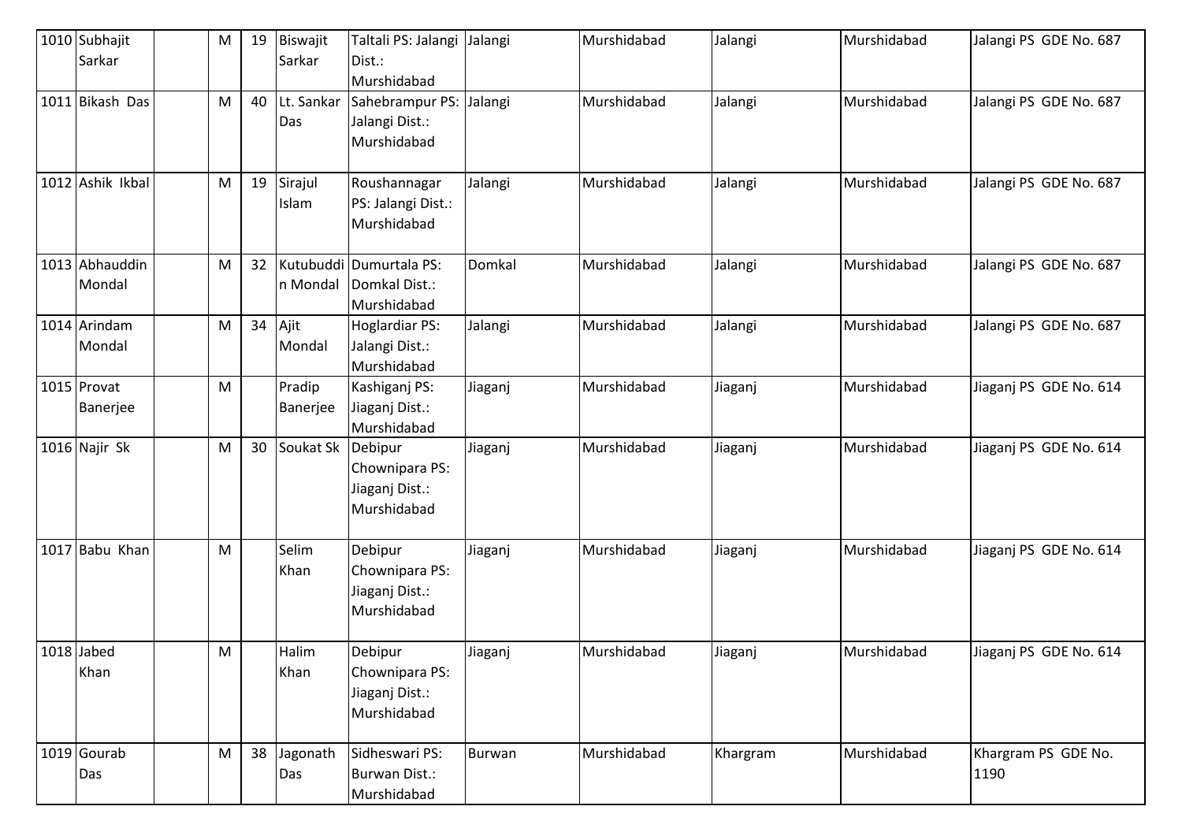| 1010 | Subhajit Sarkar | | M | 19 | Biswajit Sarkar | Taltali PS: Jalangi Dist.: Murshidabad | Jalangi | Murshidabad | Jalangi | Murshidabad | Jalangi PS GDE No. 687 |
|---|---|---|---|---|---|---|---|---|---|---|---|
| 1011 | Bikash Das | | M | 40 | Lt. Sankar Das | Sahebrampur PS: Jalangi Dist.: Murshidabad | Jalangi | Murshidabad | Jalangi | Murshidabad | Jalangi PS GDE No. 687 |
| 1012 | Ashik Ikbal | | M | 19 | Sirajul Islam | Roushannagar PS: Jalangi Dist.: Murshidabad | Jalangi | Murshidabad | Jalangi | Murshidabad | Jalangi PS GDE No. 687 |
| 1013 | Abhauddin Mondal | | M | 32 | Kutubuddin Mondal | Dumurtala PS: Domkal Dist.: Murshidabad | Domkal | Murshidabad | Jalangi | Murshidabad | Jalangi PS GDE No. 687 |
| 1014 | Arindam Mondal | | M | 34 | Ajit Mondal | Hoglardiar PS: Jalangi Dist.: Murshidabad | Jalangi | Murshidabad | Jalangi | Murshidabad | Jalangi PS GDE No. 687 |
| 1015 | Provat Banerjee | | M | | Pradip Banerjee | Kashiganj PS: Jiaganj Dist.: Murshidabad | Jiaganj | Murshidabad | Jiaganj | Murshidabad | Jiaganj PS GDE No. 614 |
| 1016 | Najir Sk | | M | 30 | Soukat Sk | Debipur Chownipara PS: Jiaganj Dist.: Murshidabad | Jiaganj | Murshidabad | Jiaganj | Murshidabad | Jiaganj PS GDE No. 614 |
| 1017 | Babu Khan | | M | | Selim Khan | Debipur Chownipara PS: Jiaganj Dist.: Murshidabad | Jiaganj | Murshidabad | Jiaganj | Murshidabad | Jiaganj PS GDE No. 614 |
| 1018 | Jabed Khan | | M | | Halim Khan | Debipur Chownipara PS: Jiaganj Dist.: Murshidabad | Jiaganj | Murshidabad | Jiaganj | Murshidabad | Jiaganj PS GDE No. 614 |
| 1019 | Gourab Das | | M | 38 | Jagonath Das | Sidheswari PS: Burwan Dist.: Murshidabad | Burwan | Murshidabad | Khargram | Murshidabad | Khargram PS GDE No. 1190 |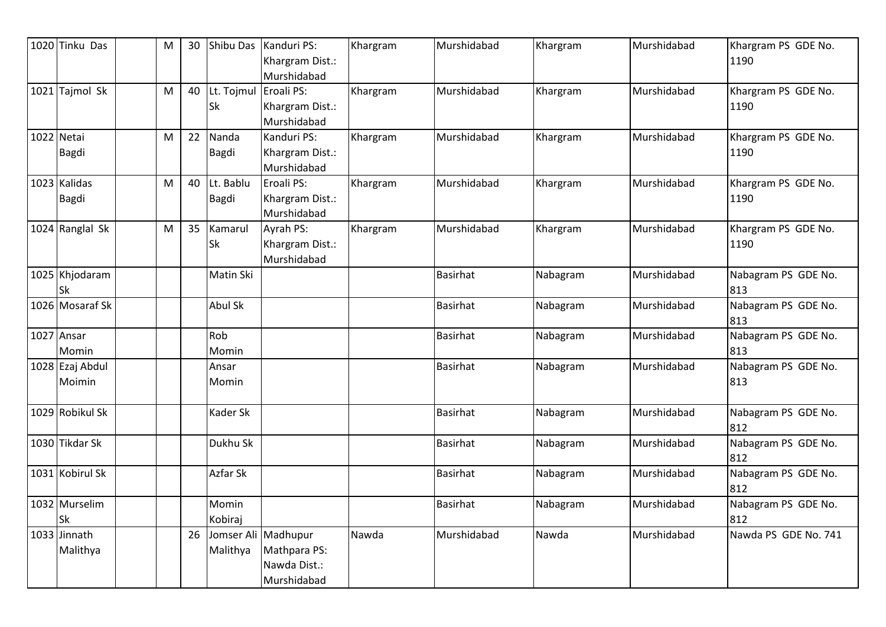| | | | | | | | | | | | |
|---|---|---|---|---|---|---|---|---|---|---|---|
| 1020 | Tinku Das | | M | 30 | Shibu Das | Kanduri PS: Khargram Dist.: Murshidabad | Khargram | Murshidabad | Khargram | Murshidabad | Khargram PS GDE No. 1190 |
| 1021 | Tajmol Sk | | M | 40 | Lt. Tojmul Sk | Eroali PS: Khargram Dist.: Murshidabad | Khargram | Murshidabad | Khargram | Murshidabad | Khargram PS GDE No. 1190 |
| 1022 | Netai Bagdi | | M | 22 | Nanda Bagdi | Kanduri PS: Khargram Dist.: Murshidabad | Khargram | Murshidabad | Khargram | Murshidabad | Khargram PS GDE No. 1190 |
| 1023 | Kalidas Bagdi | | M | 40 | Lt. Bablu Bagdi | Eroali PS: Khargram Dist.: Murshidabad | Khargram | Murshidabad | Khargram | Murshidabad | Khargram PS GDE No. 1190 |
| 1024 | Ranglal Sk | | M | 35 | Kamarul Sk | Ayrah PS: Khargram Dist.: Murshidabad | Khargram | Murshidabad | Khargram | Murshidabad | Khargram PS GDE No. 1190 |
| 1025 | Khjodaram Sk | | | | Matin Ski | | | Basirhat | Nabagram | Murshidabad | Nabagram PS GDE No. 813 |
| 1026 | Mosaraf Sk | | | | Abul Sk | | | Basirhat | Nabagram | Murshidabad | Nabagram PS GDE No. 813 |
| 1027 | Ansar Momin | | | | Rob Momin | | | Basirhat | Nabagram | Murshidabad | Nabagram PS GDE No. 813 |
| 1028 | Ezaj Abdul Moimin | | | | Ansar Momin | | | Basirhat | Nabagram | Murshidabad | Nabagram PS GDE No. 813 |
| 1029 | Robikul Sk | | | | Kader Sk | | | Basirhat | Nabagram | Murshidabad | Nabagram PS GDE No. 812 |
| 1030 | Tikdar Sk | | | | Dukhu Sk | | | Basirhat | Nabagram | Murshidabad | Nabagram PS GDE No. 812 |
| 1031 | Kobirul Sk | | | | Azfar Sk | | | Basirhat | Nabagram | Murshidabad | Nabagram PS GDE No. 812 |
| 1032 | Murselim Sk | | | | Momin Kobiraj | | | Basirhat | Nabagram | Murshidabad | Nabagram PS GDE No. 812 |
| 1033 | Jinnath Malithya | | | 26 | Jomser Ali Malithya | Madhupur Mathpara PS: Nawda Dist.: Murshidabad | Nawda | Murshidabad | Nawda | Murshidabad | Nawda PS GDE No. 741 |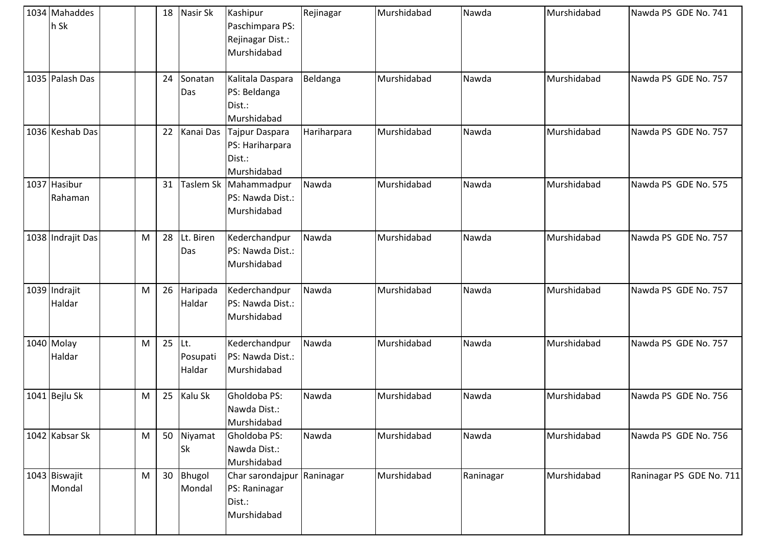| 1034 | Mahaddesh Sk | | | 18 | Nasir Sk | Kashipur Paschimpara PS: Rejinagar Dist.: Murshidabad | Rejinagar | Murshidabad | Nawda | Murshidabad | Nawda PS GDE No. 741 |
|---|---|---|---|---|---|---|---|---|---|---|---|
| 1035 | Palash Das | | | 24 | Sonatan Das | Kalitala Daspara PS: Beldanga Dist.: Murshidabad | Beldanga | Murshidabad | Nawda | Murshidabad | Nawda PS GDE No. 757 |
| 1036 | Keshab Das | | | 22 | Kanai Das | Tajpur Daspara PS: Hariharpara Dist.: Murshidabad | Hariharpara | Murshidabad | Nawda | Murshidabad | Nawda PS GDE No. 757 |
| 1037 | Hasibur Rahaman | | | 31 | Taslem Sk | Mahammadpur PS: Nawda Dist.: Murshidabad | Nawda | Murshidabad | Nawda | Murshidabad | Nawda PS GDE No. 575 |
| 1038 | Indrajit Das | | M | 28 | Lt. Biren Das | Kederchandpur PS: Nawda Dist.: Murshidabad | Nawda | Murshidabad | Nawda | Murshidabad | Nawda PS GDE No. 757 |
| 1039 | Indrajit Haldar | | M | 26 | Haripada Haldar | Kederchandpur PS: Nawda Dist.: Murshidabad | Nawda | Murshidabad | Nawda | Murshidabad | Nawda PS GDE No. 757 |
| 1040 | Molay Haldar | | M | 25 | Lt. Posupati Haldar | Kederchandpur PS: Nawda Dist.: Murshidabad | Nawda | Murshidabad | Nawda | Murshidabad | Nawda PS GDE No. 757 |
| 1041 | Bejlu Sk | | M | 25 | Kalu Sk | Gholdoba PS: Nawda Dist.: Murshidabad | Nawda | Murshidabad | Nawda | Murshidabad | Nawda PS GDE No. 756 |
| 1042 | Kabsar Sk | | M | 50 | Niyamat Sk | Gholdoba PS: Nawda Dist.: Murshidabad | Nawda | Murshidabad | Nawda | Murshidabad | Nawda PS GDE No. 756 |
| 1043 | Biswajit Mondal | | M | 30 | Bhugol Mondal | Char sarondajpur PS: Raninagar Dist.: Murshidabad | Raninagar | Murshidabad | Raninagar | Murshidabad | Raninagar PS GDE No. 711 |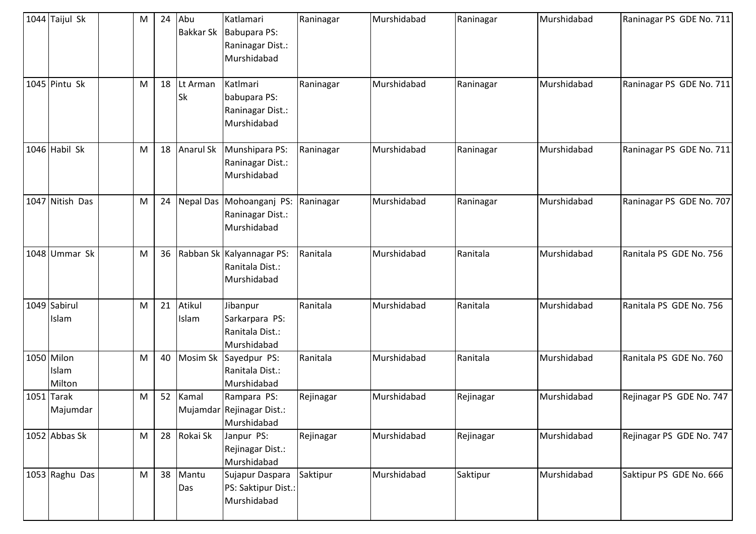| 1044 | Taijul Sk | | M | 24 | Abu Bakkar Sk | Katlamari Babupara PS: Raninagar Dist.: Murshidabad | Raninagar | Murshidabad | Raninagar | Murshidabad | Raninagar PS GDE No. 711 |
|---|---|---|---|---|---|---|---|---|---|---|---|
| 1045 | Pintu Sk | | M | 18 | Lt Arman Sk | Katlmari babupara PS: Raninagar Dist.: Murshidabad | Raninagar | Murshidabad | Raninagar | Murshidabad | Raninagar PS GDE No. 711 |
| 1046 | Habil Sk | | M | 18 | Anarul Sk | Munshipara PS: Raninagar Dist.: Murshidabad | Raninagar | Murshidabad | Raninagar | Murshidabad | Raninagar PS GDE No. 711 |
| 1047 | Nitish Das | | M | 24 | Nepal Das | Mohoanganj PS: Raninagar Dist.: Murshidabad | Raninagar | Murshidabad | Raninagar | Murshidabad | Raninagar PS GDE No. 707 |
| 1048 | Ummar Sk | | M | 36 | Rabban Sk | Kalyannagar PS: Ranitala Dist.: Murshidabad | Ranitala | Murshidabad | Ranitala | Murshidabad | Ranitala PS GDE No. 756 |
| 1049 | Sabirul Islam | | M | 21 | Atikul Islam | Jibanpur Sarkarpara PS: Ranitala Dist.: Murshidabad | Ranitala | Murshidabad | Ranitala | Murshidabad | Ranitala PS GDE No. 756 |
| 1050 | Milon Islam Milton | | M | 40 | Mosim Sk | Sayedpur PS: Ranitala Dist.: Murshidabad | Ranitala | Murshidabad | Ranitala | Murshidabad | Ranitala PS GDE No. 760 |
| 1051 | Tarak Majumdar | | M | 52 | Kamal Mujamdar | Rampara PS: Rejinagar Dist.: Murshidabad | Rejinagar | Murshidabad | Rejinagar | Murshidabad | Rejinagar PS GDE No. 747 |
| 1052 | Abbas Sk | | M | 28 | Rokai Sk | Janpur PS: Rejinagar Dist.: Murshidabad | Rejinagar | Murshidabad | Rejinagar | Murshidabad | Rejinagar PS GDE No. 747 |
| 1053 | Raghu Das | | M | 38 | Mantu Das | Sujapur Daspara PS: Saktipur Dist.: Murshidabad | Saktipur | Murshidabad | Saktipur | Murshidabad | Saktipur PS GDE No. 666 |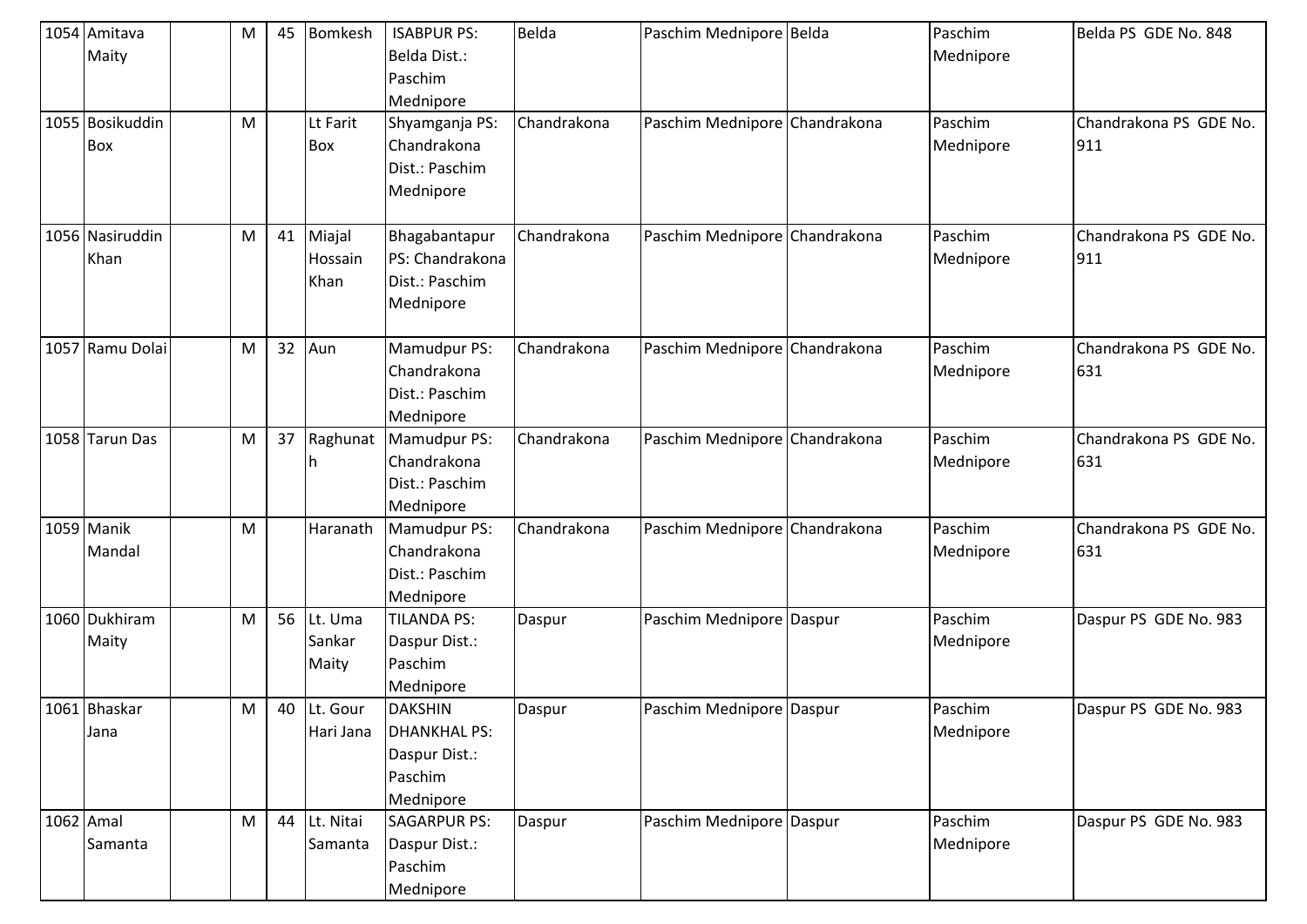| 1054 | Amitava Maity | | M | 45 | Bomkesh | ISABPUR PS: Belda Dist.: Paschim Mednipore | Belda | Paschim Mednipore | Belda | Paschim Mednipore | Belda PS GDE No. 848 |
|---|---|---|---|---|---|---|---|---|---|---|---|
| 1055 | Bosikuddin Box | | M | | Lt Farit Box | Shyamganja PS: Chandrakona Dist.: Paschim Mednipore | Chandrakona | Paschim Mednipore | Chandrakona | Paschim Mednipore | Chandrakona PS GDE No. 911 |
| 1056 | Nasiruddin Khan | | M | 41 | Miajal Hossain Khan | Bhagabantapur PS: Chandrakona Dist.: Paschim Mednipore | Chandrakona | Paschim Mednipore | Chandrakona | Paschim Mednipore | Chandrakona PS GDE No. 911 |
| 1057 | Ramu Dolai | | M | 32 | Aun | Mamudpur PS: Chandrakona Dist.: Paschim Mednipore | Chandrakona | Paschim Mednipore | Chandrakona | Paschim Mednipore | Chandrakona PS GDE No. 631 |
| 1058 | Tarun Das | | M | 37 | Raghunath | Mamudpur PS: Chandrakona Dist.: Paschim Mednipore | Chandrakona | Paschim Mednipore | Chandrakona | Paschim Mednipore | Chandrakona PS GDE No. 631 |
| 1059 | Manik Mandal | | M | | Haranath | Mamudpur PS: Chandrakona Dist.: Paschim Mednipore | Chandrakona | Paschim Mednipore | Chandrakona | Paschim Mednipore | Chandrakona PS GDE No. 631 |
| 1060 | Dukhiram Maity | | M | 56 | Lt. Uma Sankar Maity | TILANDA PS: Daspur Dist.: Paschim Mednipore | Daspur | Paschim Mednipore | Daspur | Paschim Mednipore | Daspur PS GDE No. 983 |
| 1061 | Bhaskar Jana | | M | 40 | Lt. Gour Hari Jana | DAKSHIN DHANKHAL PS: Daspur Dist.: Paschim Mednipore | Daspur | Paschim Mednipore | Daspur | Paschim Mednipore | Daspur PS GDE No. 983 |
| 1062 | Amal Samanta | | M | 44 | Lt. Nitai Samanta | SAGARPUR PS: Daspur Dist.: Paschim Mednipore | Daspur | Paschim Mednipore | Daspur | Paschim Mednipore | Daspur PS GDE No. 983 |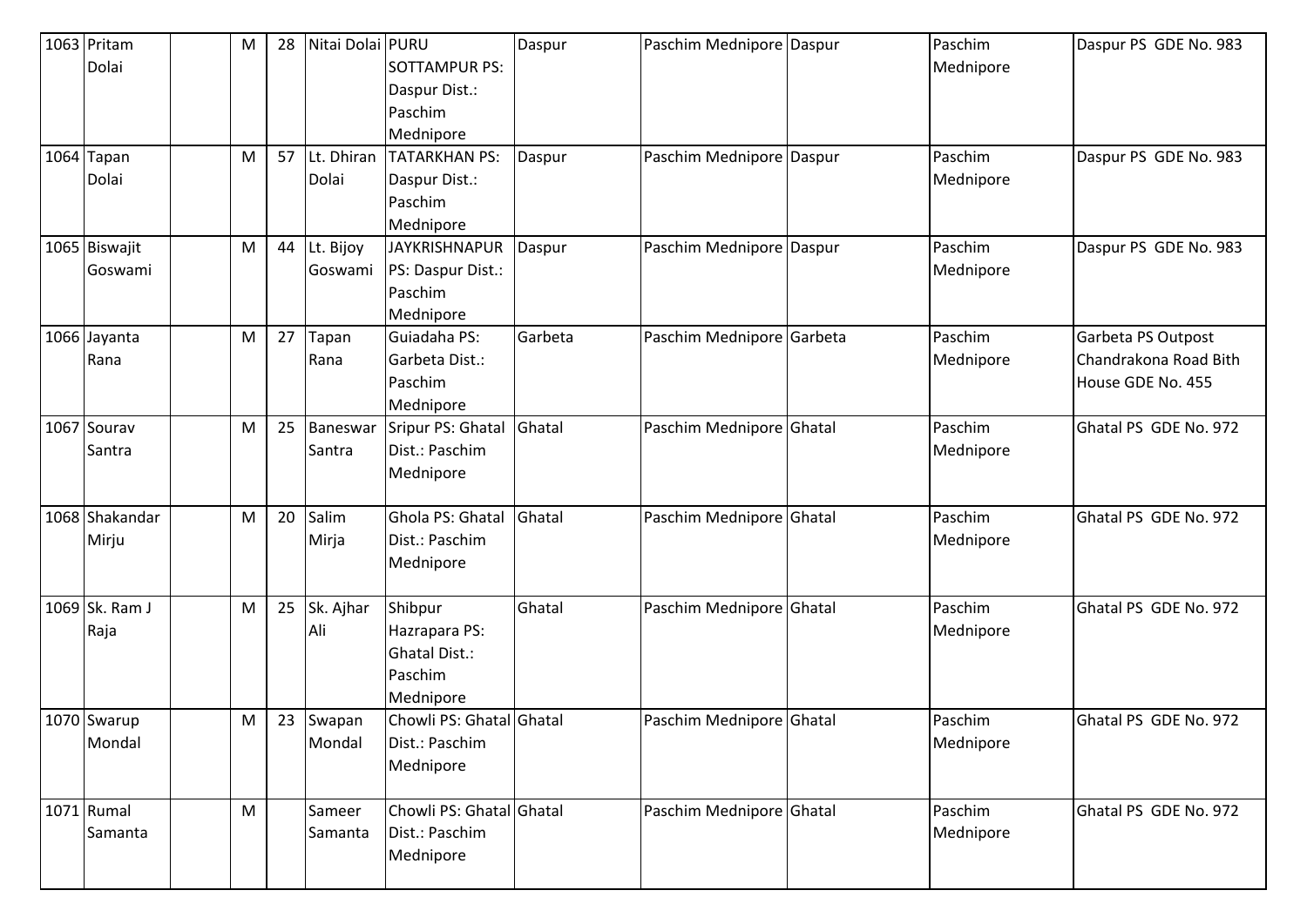| | | | | | | | | | | | |
|---|---|---|---|---|---|---|---|---|---|---|---|
| 1063 | Pritam Dolai | | M | 28 | Nitai Dolai | PURU SOTTAMPUR PS: Daspur Dist.: Paschim Mednipore | Daspur | Paschim Mednipore | Daspur | Paschim Mednipore | Daspur PS GDE No. 983 |
| 1064 | Tapan Dolai | | M | 57 | Lt. Dhiran Dolai | TATARKHAN PS: Daspur Dist.: Paschim Mednipore | Daspur | Paschim Mednipore | Daspur | Paschim Mednipore | Daspur PS GDE No. 983 |
| 1065 | Biswajit Goswami | | M | 44 | Lt. Bijoy Goswami | JAYKRISHNAPUR PS: Daspur Dist.: Paschim Mednipore | Daspur | Paschim Mednipore | Daspur | Paschim Mednipore | Daspur PS GDE No. 983 |
| 1066 | Jayanta Rana | | M | 27 | Tapan Rana | Guiadaha PS: Garbeta Dist.: Paschim Mednipore | Garbeta | Paschim Mednipore | Garbeta | Paschim Mednipore | Garbeta PS Outpost Chandrakona Road Bith House GDE No. 455 |
| 1067 | Sourav Santra | | M | 25 | Baneswar Santra | Sripur PS: Ghatal Dist.: Paschim Mednipore | Ghatal | Paschim Mednipore | Ghatal | Paschim Mednipore | Ghatal PS GDE No. 972 |
| 1068 | Shakandar Mirju | | M | 20 | Salim Mirja | Ghola PS: Ghatal Dist.: Paschim Mednipore | Ghatal | Paschim Mednipore | Ghatal | Paschim Mednipore | Ghatal PS GDE No. 972 |
| 1069 | Sk. Ram J Raja | | M | 25 | Sk. Ajhar Ali | Shibpur Hazrapara PS: Ghatal Dist.: Paschim Mednipore | Ghatal | Paschim Mednipore | Ghatal | Paschim Mednipore | Ghatal PS GDE No. 972 |
| 1070 | Swarup Mondal | | M | 23 | Swapan Mondal | Chowli PS: Ghatal Dist.: Paschim Mednipore | Ghatal | Paschim Mednipore | Ghatal | Paschim Mednipore | Ghatal PS GDE No. 972 |
| 1071 | Rumal Samanta | | M | | Sameer Samanta | Chowli PS: Ghatal Dist.: Paschim Mednipore | Ghatal | Paschim Mednipore | Ghatal | Paschim Mednipore | Ghatal PS GDE No. 972 |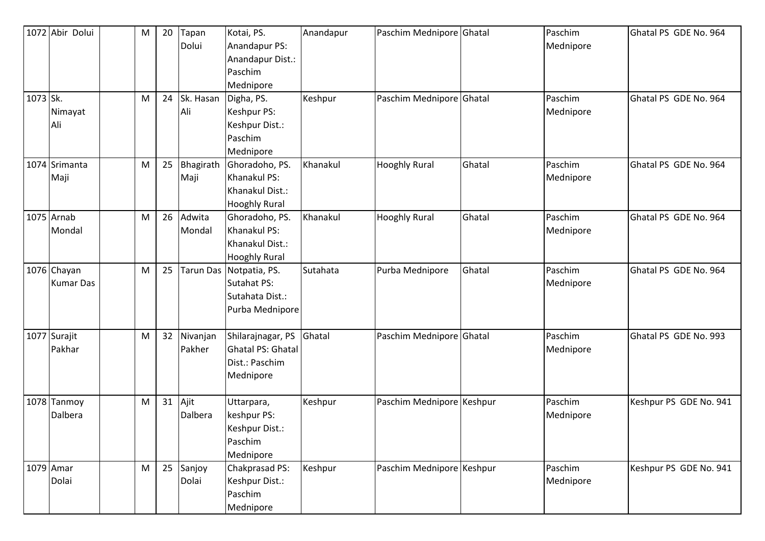| 1072 | Abir Dolui | | M | 20 | Tapan Dolui | Kotai, PS. Anandapur PS: Anandapur Dist.: Paschim Mednipore | Anandapur | Paschim Mednipore | Ghatal | Paschim Mednipore | Ghatal PS GDE No. 964 |
|---|---|---|---|---|---|---|---|---|---|---|---|
| 1073 | Sk. Nimayat Ali | | M | 24 | Sk. Hasan Ali | Digha, PS. Keshpur PS: Keshpur Dist.: Paschim Mednipore | Keshpur | Paschim Mednipore | Ghatal | Paschim Mednipore | Ghatal PS GDE No. 964 |
| 1074 | Srimanta Maji | | M | 25 | Bhagirath Maji | Ghoradoho, PS. Khanakul PS: Khanakul Dist.: Hooghly Rural | Khanakul | Hooghly Rural | Ghatal | Paschim Mednipore | Ghatal PS GDE No. 964 |
| 1075 | Arnab Mondal | | M | 26 | Adwita Mondal | Ghoradoho, PS. Khanakul PS: Khanakul Dist.: Hooghly Rural | Khanakul | Hooghly Rural | Ghatal | Paschim Mednipore | Ghatal PS GDE No. 964 |
| 1076 | Chayan Kumar Das | | M | 25 | Tarun Das | Notpatia, PS. Sutahat PS: Sutahata Dist.: Purba Mednipore | Sutahata | Purba Mednipore | Ghatal | Paschim Mednipore | Ghatal PS GDE No. 964 |
| 1077 | Surajit Pakhar | | M | 32 | Nivanjan Pakher | Shilarajnagar, PS Ghatal PS: Ghatal Dist.: Paschim Mednipore | Ghatal | Paschim Mednipore | Ghatal | Paschim Mednipore | Ghatal PS GDE No. 993 |
| 1078 | Tanmoy Dalbera | | M | 31 | Ajit Dalbera | Uttarpara, keshpur PS: Keshpur Dist.: Paschim Mednipore | Keshpur | Paschim Mednipore | Keshpur | Paschim Mednipore | Keshpur PS GDE No. 941 |
| 1079 | Amar Dolai | | M | 25 | Sanjoy Dolai | Chakprasad PS: Keshpur Dist.: Paschim Mednipore | Keshpur | Paschim Mednipore | Keshpur | Paschim Mednipore | Keshpur PS GDE No. 941 |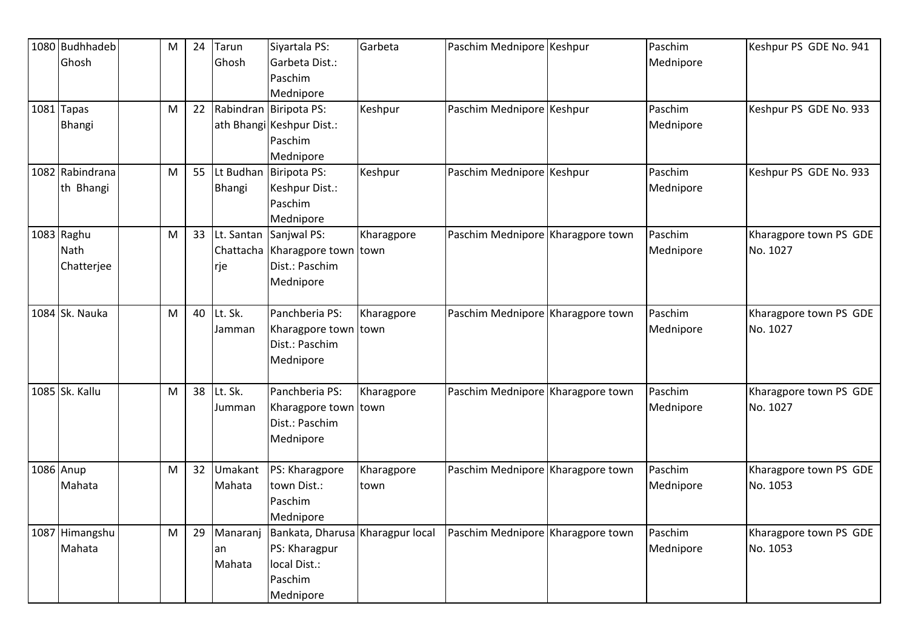| 1080 | Budhhadeb Ghosh | | M | 24 | Tarun Ghosh | Siyartala PS: Garbeta Dist.: Paschim Mednipore | Garbeta | Paschim Mednipore | Keshpur | Paschim Mednipore | Keshpur PS GDE No. 941 |
|---|---|---|---|---|---|---|---|---|---|---|---|
| 1081 | Tapas Bhangi | | M | 22 | Rabindranath Bhangi | Biripota PS: Keshpur Dist.: Paschim Mednipore | Keshpur | Paschim Mednipore | Keshpur | Paschim Mednipore | Keshpur PS GDE No. 933 |
| 1082 | Rabindranath Bhangi | | M | 55 | Lt Budhan Bhangi | Biripota PS: Keshpur Dist.: Paschim Mednipore | Keshpur | Paschim Mednipore | Keshpur | Paschim Mednipore | Keshpur PS GDE No. 933 |
| 1083 | Raghu Nath Chatterjee | | M | 33 | Lt. Santan Chattacharje | Sanjwal PS: Kharagpore town Dist.: Paschim Mednipore | Kharagpore town | Paschim Mednipore | Kharagpore town | Paschim Mednipore | Kharagpore town PS GDE No. 1027 |
| 1084 | Sk. Nauka | | M | 40 | Lt. Sk. Jamman | Panchberia PS: Kharagpore town Dist.: Paschim Mednipore | Kharagpore town | Paschim Mednipore | Kharagpore town | Paschim Mednipore | Kharagpore town PS GDE No. 1027 |
| 1085 | Sk. Kallu | | M | 38 | Lt. Sk. Jumman | Panchberia PS: Kharagpore town Dist.: Paschim Mednipore | Kharagpore town | Paschim Mednipore | Kharagpore town | Paschim Mednipore | Kharagpore town PS GDE No. 1027 |
| 1086 | Anup Mahata | | M | 32 | Umakant Mahata | PS: Kharagpore town Dist.: Paschim Mednipore | Kharagpore town | Paschim Mednipore | Kharagpore town | Paschim Mednipore | Kharagpore town PS GDE No. 1053 |
| 1087 | Himangshu Mahata | | M | 29 | Manaranjan Mahata | Bankata, Dharusa PS: Kharagpur local Dist.: Paschim Mednipore | Kharagpur local | Paschim Mednipore | Kharagpore town | Paschim Mednipore | Kharagpore town PS GDE No. 1053 |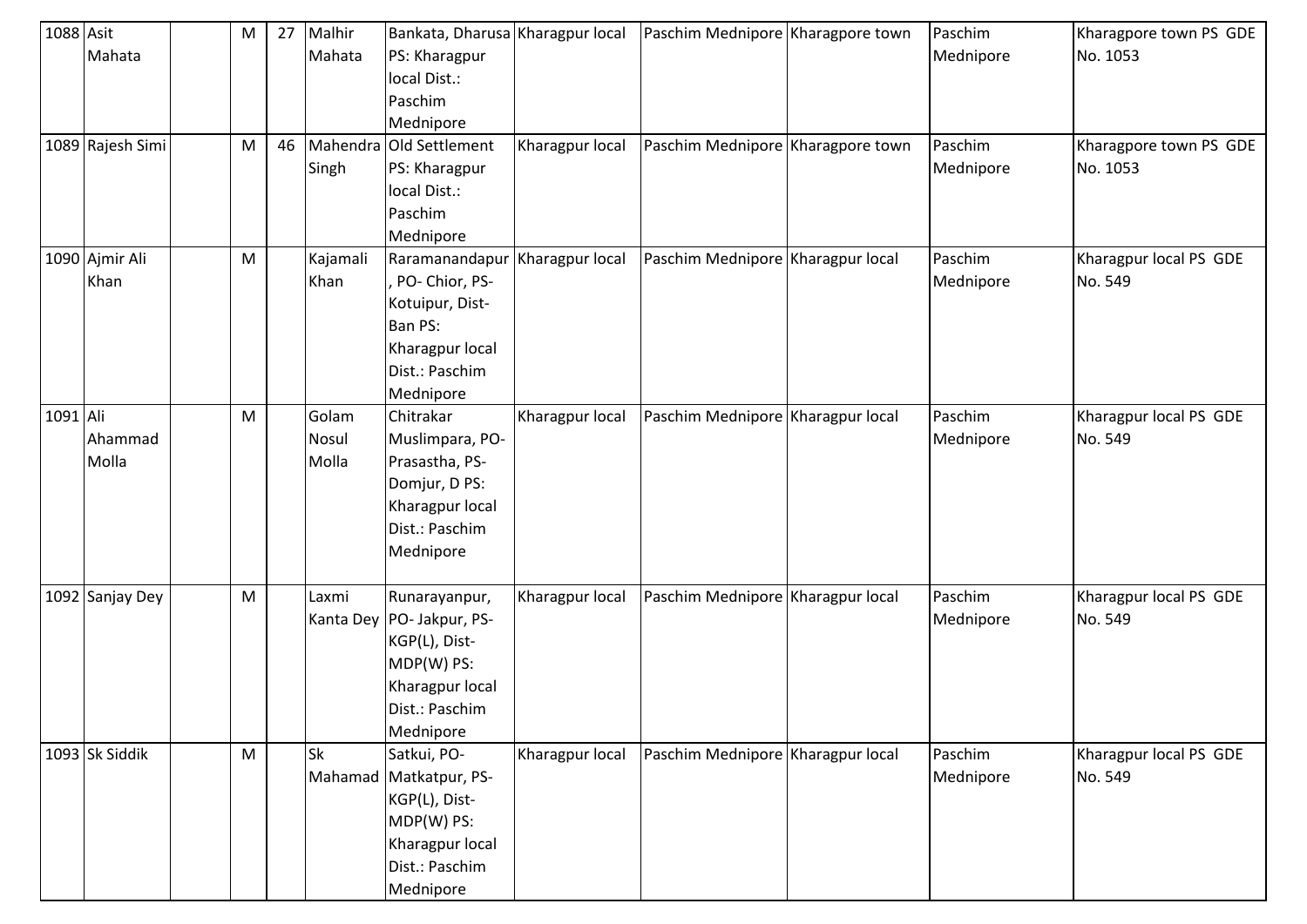| 1088 | Asit Mahata | | M | 27 | Malhir Mahata | Bankata, Dharusa PS: Kharagpur local Dist.: Paschim Mednipore | Kharagpur local | Paschim Mednipore | Kharagpore town | Paschim Mednipore | Kharagpore town PS GDE No. 1053 |
|---|---|---|---|---|---|---|---|---|---|---|---|
| 1089 | Rajesh Simi | | M | 46 | Mahendra Singh | Old Settlement PS: Kharagpur local Dist.: Paschim Mednipore | Kharagpur local | Paschim Mednipore | Kharagpore town | Paschim Mednipore | Kharagpore town PS GDE No. 1053 |
| 1090 | Ajmir Ali Khan | | M | | Kajamali Khan | Raramanandapur, PO- Chior, PS- Kotuipur, Dist- Ban PS: Kharagpur local Dist.: Paschim Mednipore | Kharagpur local | Paschim Mednipore | Kharagpur local | Paschim Mednipore | Kharagpur local PS GDE No. 549 |
| 1091 | Ali Ahammad Molla | | M | | Golam Nosul Molla | Chitrakar Muslimpara, PO- Prasastha, PS- Domjur, D PS: Kharagpur local Dist.: Paschim Mednipore | Kharagpur local | Paschim Mednipore | Kharagpur local | Paschim Mednipore | Kharagpur local PS GDE No. 549 |
| 1092 | Sanjay Dey | | M | | Laxmi Kanta Dey | Runarayanpur, PO- Jakpur, PS- KGP(L), Dist- MDP(W) PS: Kharagpur local Dist.: Paschim Mednipore | Kharagpur local | Paschim Mednipore | Kharagpur local | Paschim Mednipore | Kharagpur local PS GDE No. 549 |
| 1093 | Sk Siddik | | M | | Sk Mahamad | Satkui, PO- Matkatpur, PS- KGP(L), Dist- MDP(W) PS: Kharagpur local Dist.: Paschim Mednipore | Kharagpur local | Paschim Mednipore | Kharagpur local | Paschim Mednipore | Kharagpur local PS GDE No. 549 |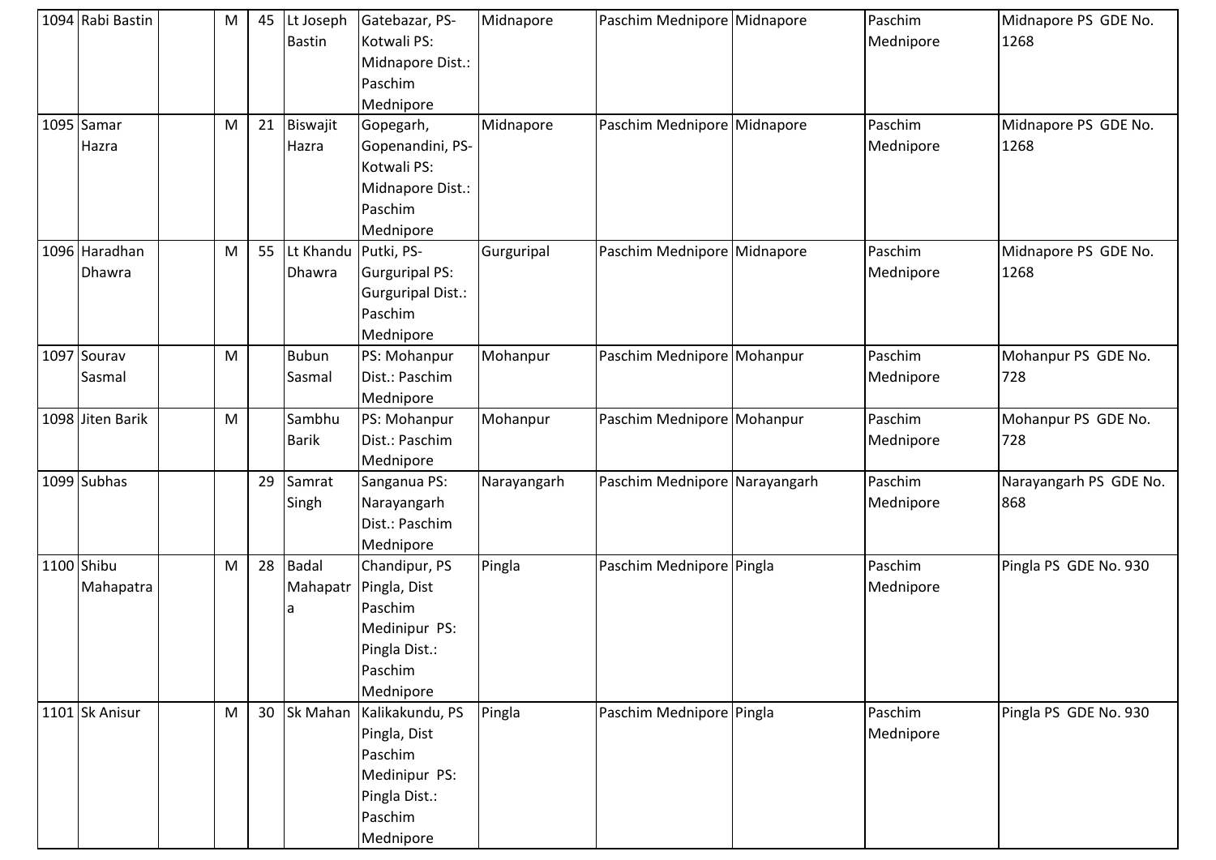| 1094 | Rabi Bastin | | M | 45 | Lt Joseph Bastin | Gatebazar, PS-Kotwali PS: Midnapore Dist.: Paschim Mednipore | Midnapore | Paschim Mednipore | Midnapore | Paschim Mednipore | Midnapore PS GDE No. 1268 |
|---|---|---|---|---|---|---|---|---|---|---|---|
| 1095 | Samar Hazra | | M | 21 | Biswajit Hazra | Gopegarh, Gopenandini, PS-Kotwali PS: Midnapore Dist.: Paschim Mednipore | Midnapore | Paschim Mednipore | Midnapore | Paschim Mednipore | Midnapore PS GDE No. 1268 |
| 1096 | Haradhan Dhawra | | M | 55 | Lt Khandu Dhawra | Putki, PS-Gurguripal PS: Gurguripal Dist.: Paschim Mednipore | Gurguripal | Paschim Mednipore | Midnapore | Paschim Mednipore | Midnapore PS GDE No. 1268 |
| 1097 | Sourav Sasmal | | M | | Bubun Sasmal | PS: Mohanpur Dist.: Paschim Mednipore | Mohanpur | Paschim Mednipore | Mohanpur | Paschim Mednipore | Mohanpur PS GDE No. 728 |
| 1098 | Jiten Barik | | M | | Sambhu Barik | PS: Mohanpur Dist.: Paschim Mednipore | Mohanpur | Paschim Mednipore | Mohanpur | Paschim Mednipore | Mohanpur PS GDE No. 728 |
| 1099 | Subhas | | | 29 | Samrat Singh | Sanganua PS: Narayangarh Dist.: Paschim Mednipore | Narayangarh | Paschim Mednipore | Narayangarh | Paschim Mednipore | Narayangarh PS GDE No. 868 |
| 1100 | Shibu Mahapatra | | M | 28 | Badal Mahapatra | Chandipur, PS Pingla, Dist Paschim Medinipur PS: Pingla Dist.: Paschim Mednipore | Pingla | Paschim Mednipore | Pingla | Paschim Mednipore | Pingla PS GDE No. 930 |
| 1101 | Sk Anisur | | M | 30 | Sk Mahan | Kalikakundu, PS Pingla, Dist Paschim Medinipur PS: Pingla Dist.: Paschim Mednipore | Pingla | Paschim Mednipore | Pingla | Paschim Mednipore | Pingla PS GDE No. 930 |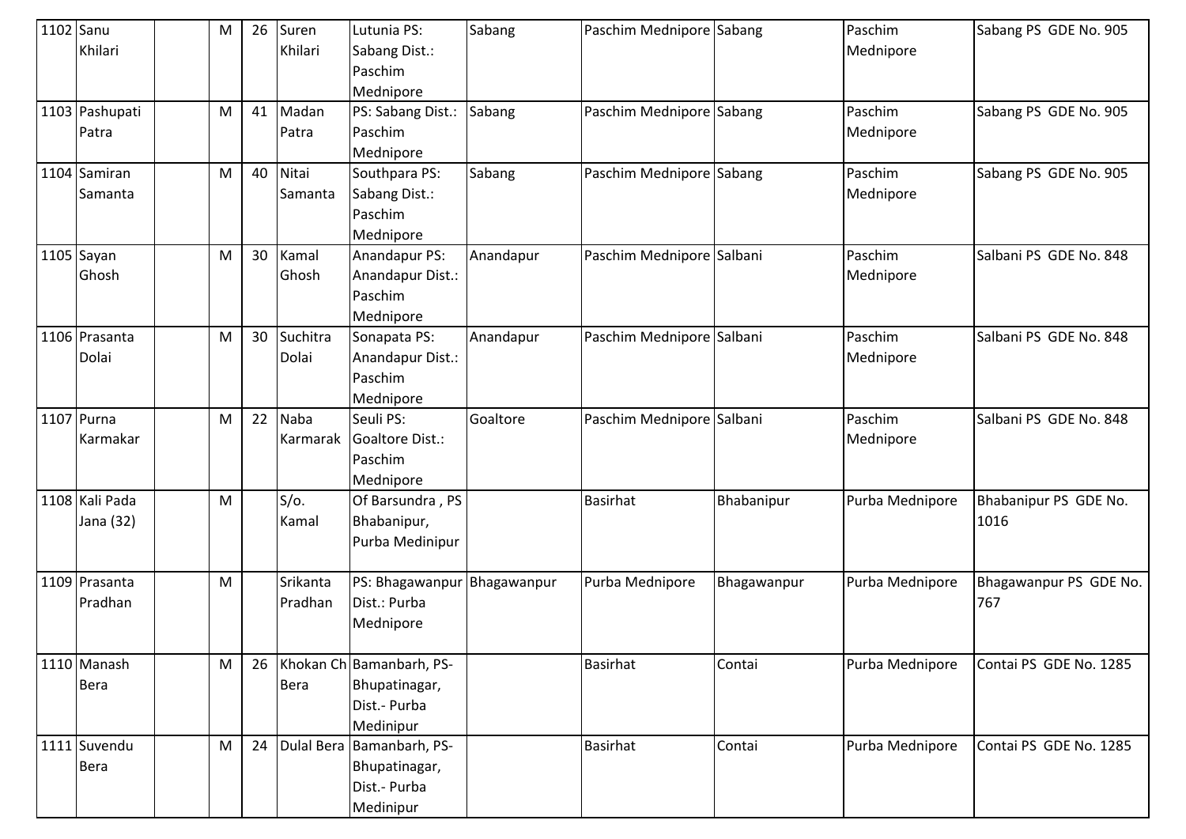| | | | | | | | | | | | |
|---|---|---|---|---|---|---|---|---|---|---|---|
| 1102 | Sanu Khilari | | M | 26 | Suren Khilari | Lutunia PS: Sabang Dist.: Paschim Mednipore | Sabang | Paschim Mednipore | Sabang | Paschim Mednipore | Sabang PS GDE No. 905 |
| 1103 | Pashupati Patra | | M | 41 | Madan Patra | PS: Sabang Dist.: Paschim Mednipore | Sabang | Paschim Mednipore | Sabang | Paschim Mednipore | Sabang PS GDE No. 905 |
| 1104 | Samiran Samanta | | M | 40 | Nitai Samanta | Southpara PS: Sabang Dist.: Paschim Mednipore | Sabang | Paschim Mednipore | Sabang | Paschim Mednipore | Sabang PS GDE No. 905 |
| 1105 | Sayan Ghosh | | M | 30 | Kamal Ghosh | Anandapur PS: Anandapur Dist.: Paschim Mednipore | Anandapur | Paschim Mednipore | Salbani | Paschim Mednipore | Salbani PS GDE No. 848 |
| 1106 | Prasanta Dolai | | M | 30 | Suchitra Dolai | Sonapata PS: Anandapur Dist.: Paschim Mednipore | Anandapur | Paschim Mednipore | Salbani | Paschim Mednipore | Salbani PS GDE No. 848 |
| 1107 | Purna Karmakar | | M | 22 | Naba Karmarak | Seuli PS: Goaltore Dist.: Paschim Mednipore | Goaltore | Paschim Mednipore | Salbani | Paschim Mednipore | Salbani PS GDE No. 848 |
| 1108 | Kali Pada Jana (32) | | M | | S/o. Kamal | Of Barsundra , PS Bhabanipur, Purba Medinipur | | Basirhat | Bhabanipur | Purba Mednipore | Bhabanipur PS GDE No. 1016 |
| 1109 | Prasanta Pradhan | | M | | Srikanta Pradhan | PS: Bhagawanpur Dist.: Purba Mednipore | Bhagawanpur | Purba Mednipore | Bhagawanpur | Purba Mednipore | Bhagawanpur PS GDE No. 767 |
| 1110 | Manash Bera | | M | 26 | Khokan Ch Bera | Bamanbarh, PS-Bhupatinagar, Dist.- Purba Medinipur | | Basirhat | Contai | Purba Mednipore | Contai PS GDE No. 1285 |
| 1111 | Suvendu Bera | | M | 24 | Dulal Bera | Bamanbarh, PS-Bhupatinagar, Dist.- Purba Medinipur | | Basirhat | Contai | Purba Mednipore | Contai PS GDE No. 1285 |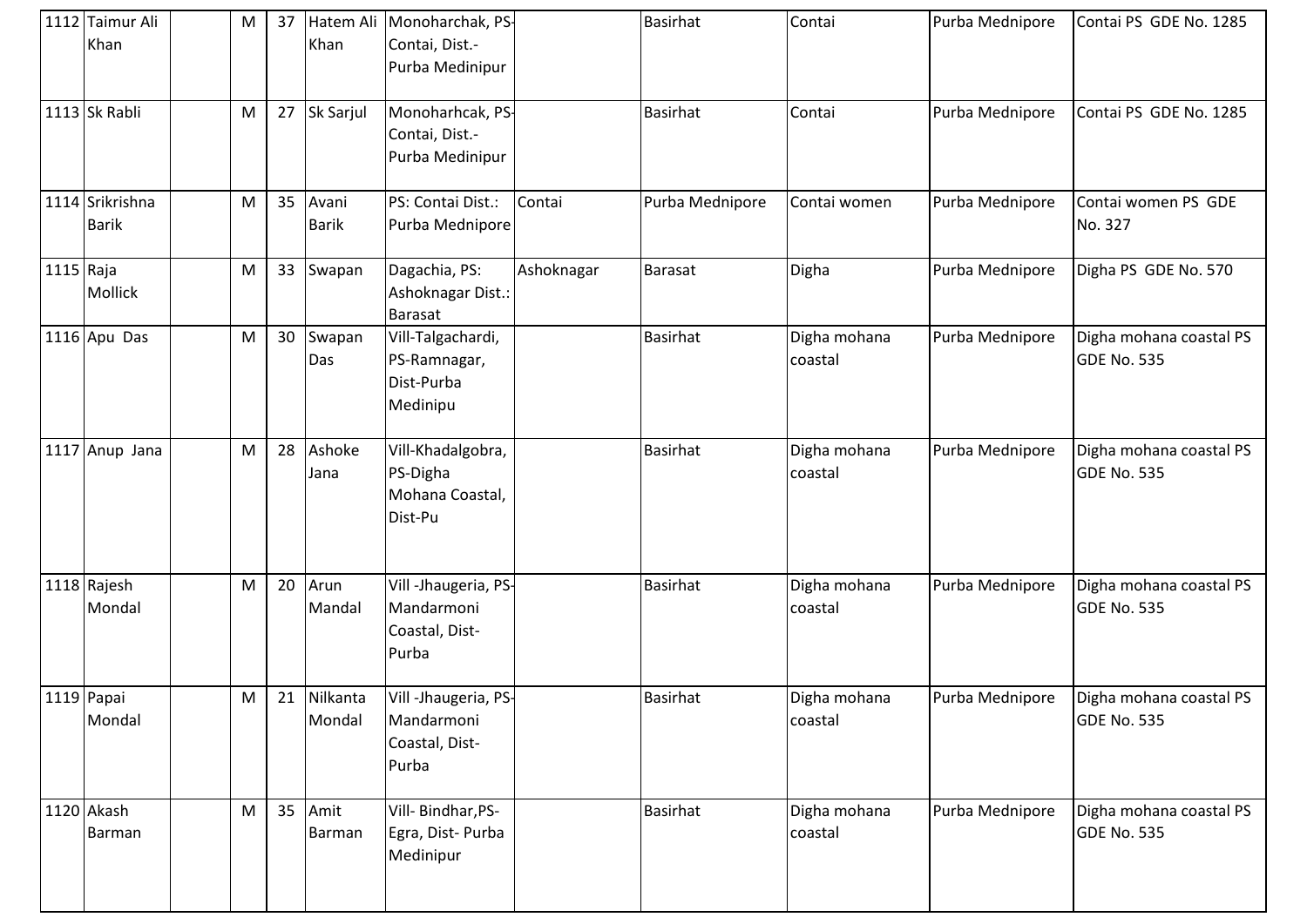| | | | | | | | | | | | |
|---|---|---|---|---|---|---|---|---|---|---|---|
| 1112 | Taimur Ali Khan | | M | 37 | Hatem Ali Khan | Monoharchak, PS-Contai, Dist.-Purba Medinipur | | Basirhat | Contai | Purba Mednipore | Contai PS GDE No. 1285 |
| 1113 | Sk Rabli | | M | 27 | Sk Sarjul | Monoharhcak, PS-Contai, Dist.-Purba Medinipur | | Basirhat | Contai | Purba Mednipore | Contai PS GDE No. 1285 |
| 1114 | Srikrishna Barik | | M | 35 | Avani Barik | PS: Contai Dist.: Purba Mednipore | Contai | Purba Mednipore | Contai women | Purba Mednipore | Contai women PS GDE No. 327 |
| 1115 | Raja Mollick | | M | 33 | Swapan | Dagachia, PS: Ashoknagar Dist.: Barasat | Ashoknagar | Barasat | Digha | Purba Mednipore | Digha PS GDE No. 570 |
| 1116 | Apu Das | | M | 30 | Swapan Das | Vill-Talgachardi, PS-Ramnagar, Dist-Purba Medinipu | | Basirhat | Digha mohana coastal | Purba Mednipore | Digha mohana coastal PS GDE No. 535 |
| 1117 | Anup Jana | | M | 28 | Ashoke Jana | Vill-Khadalgobra, PS-Digha Mohana Coastal, Dist-Pu | | Basirhat | Digha mohana coastal | Purba Mednipore | Digha mohana coastal PS GDE No. 535 |
| 1118 | Rajesh Mondal | | M | 20 | Arun Mandal | Vill -Jhaugeria, PS-Mandarmoni Coastal, Dist-Purba | | Basirhat | Digha mohana coastal | Purba Mednipore | Digha mohana coastal PS GDE No. 535 |
| 1119 | Papai Mondal | | M | 21 | Nilkanta Mondal | Vill -Jhaugeria, PS-Mandarmoni Coastal, Dist-Purba | | Basirhat | Digha mohana coastal | Purba Mednipore | Digha mohana coastal PS GDE No. 535 |
| 1120 | Akash Barman | | M | 35 | Amit Barman | Vill- Bindhar,PS-Egra, Dist- Purba Medinipur | | Basirhat | Digha mohana coastal | Purba Mednipore | Digha mohana coastal PS GDE No. 535 |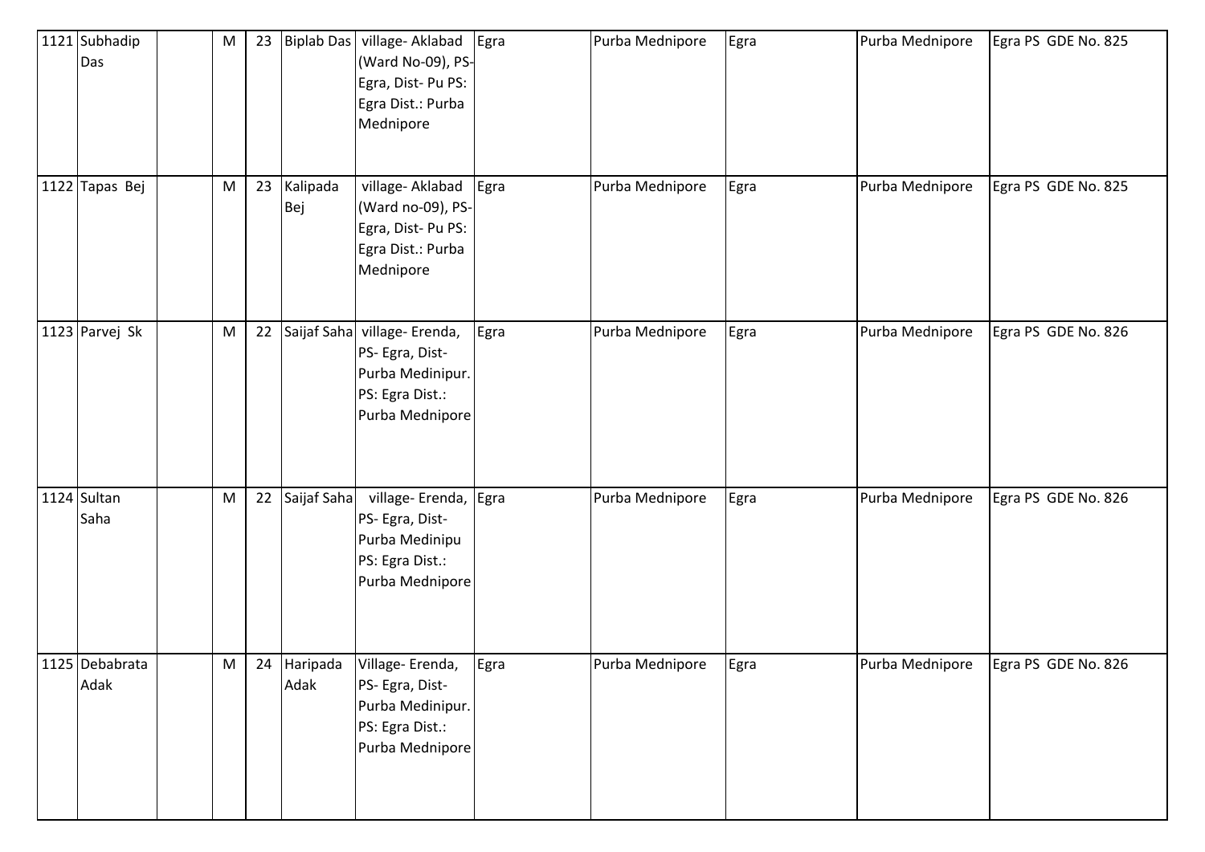| 1121 | Subhadip Das | | M | 23 | Biplab Das | village- Aklabad (Ward No-09), PS- Egra, Dist- Pu PS: Egra Dist.: Purba Mednipore | Egra | Purba Mednipore | Egra | Purba Mednipore | Egra PS GDE No. 825 |
|---|---|---|---|---|---|---|---|---|---|---|---|
| 1122 | Tapas Bej | | M | 23 | Kalipada Bej | village- Aklabad (Ward no-09), PS- Egra, Dist- Pu PS: Egra Dist.: Purba Mednipore | Egra | Purba Mednipore | Egra | Purba Mednipore | Egra PS GDE No. 825 |
| 1123 | Parvej Sk | | M | 22 | Saijaf Saha | village- Erenda, PS- Egra, Dist- Purba Medinipur. PS: Egra Dist.: Purba Mednipore | Egra | Purba Mednipore | Egra | Purba Mednipore | Egra PS GDE No. 826 |
| 1124 | Sultan Saha | | M | 22 | Saijaf Saha | village- Erenda, PS- Egra, Dist- Purba Medinipu PS: Egra Dist.: Purba Mednipore | Egra | Purba Mednipore | Egra | Purba Mednipore | Egra PS GDE No. 826 |
| 1125 | Debabrata Adak | | M | 24 | Haripada Adak | Village- Erenda, PS- Egra, Dist- Purba Medinipur. PS: Egra Dist.: Purba Mednipore | Egra | Purba Mednipore | Egra | Purba Mednipore | Egra PS GDE No. 826 |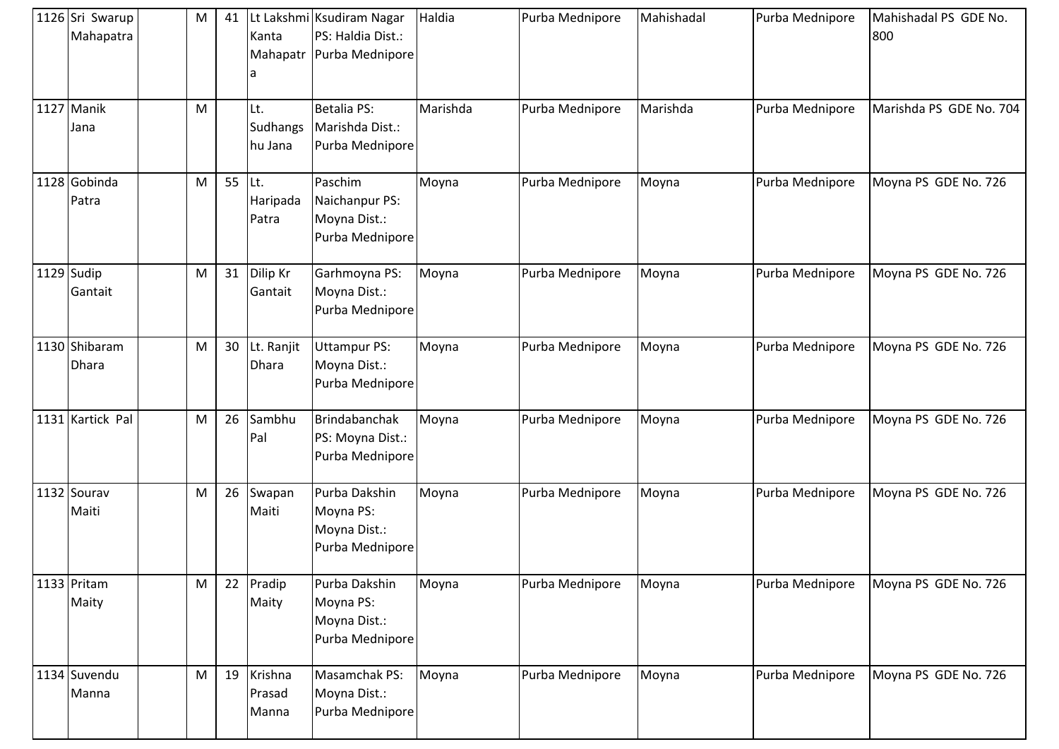| 1126 | Sri Swarup Mahapatra | | M | 41 | Lt Lakshmi Kanta Mahapatra | Ksudiram Nagar PS: Haldia Dist.: Purba Mednipore | Haldia | Purba Mednipore | Mahishadal | Purba Mednipore | Mahishadal PS GDE No. 800 |
|---|---|---|---|---|---|---|---|---|---|---|---|
| 1127 | Manik Jana | | M | | Lt. Sudhangshu Jana | Betalia PS: Marishda Dist.: Purba Mednipore | Marishda | Purba Mednipore | Marishda | Purba Mednipore | Marishda PS GDE No. 704 |
| 1128 | Gobinda Patra | | M | 55 | Lt. Haripada Patra | Paschim Naichanpur PS: Moyna Dist.: Purba Mednipore | Moyna | Purba Mednipore | Moyna | Purba Mednipore | Moyna PS GDE No. 726 |
| 1129 | Sudip Gantait | | M | 31 | Dilip Kr Gantait | Garhmoyna PS: Moyna Dist.: Purba Mednipore | Moyna | Purba Mednipore | Moyna | Purba Mednipore | Moyna PS GDE No. 726 |
| 1130 | Shibaram Dhara | | M | 30 | Lt. Ranjit Dhara | Uttampur PS: Moyna Dist.: Purba Mednipore | Moyna | Purba Mednipore | Moyna | Purba Mednipore | Moyna PS GDE No. 726 |
| 1131 | Kartick Pal | | M | 26 | Sambhu Pal | Brindabanchak PS: Moyna Dist.: Purba Mednipore | Moyna | Purba Mednipore | Moyna | Purba Mednipore | Moyna PS GDE No. 726 |
| 1132 | Sourav Maiti | | M | 26 | Swapan Maiti | Purba Dakshin Moyna PS: Moyna Dist.: Purba Mednipore | Moyna | Purba Mednipore | Moyna | Purba Mednipore | Moyna PS GDE No. 726 |
| 1133 | Pritam Maity | | M | 22 | Pradip Maity | Purba Dakshin Moyna PS: Moyna Dist.: Purba Mednipore | Moyna | Purba Mednipore | Moyna | Purba Mednipore | Moyna PS GDE No. 726 |
| 1134 | Suvendu Manna | | M | 19 | Krishna Prasad Manna | Masamchak PS: Moyna Dist.: Purba Mednipore | Moyna | Purba Mednipore | Moyna | Purba Mednipore | Moyna PS GDE No. 726 |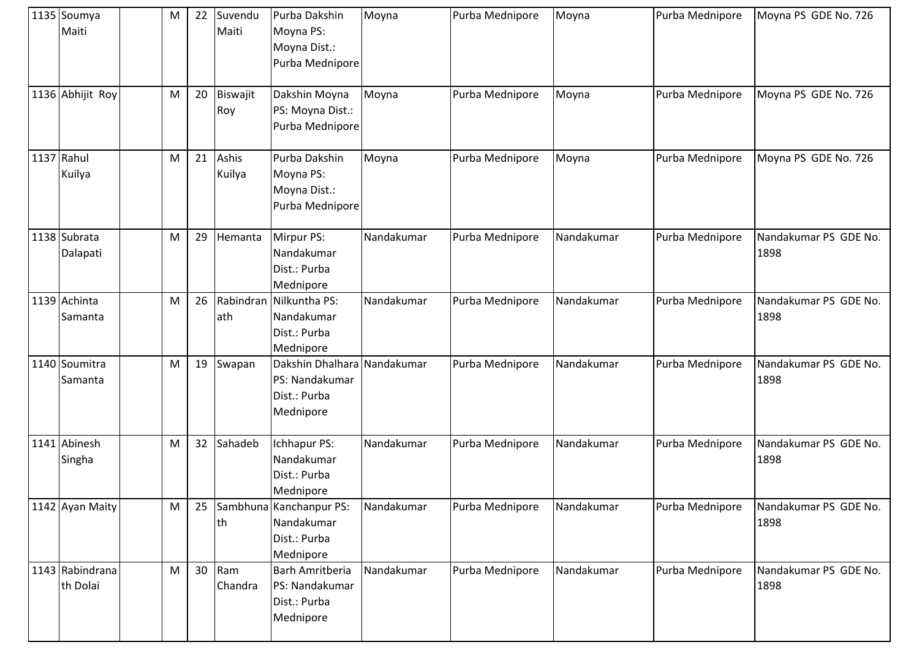| | | | | | | | | | | | |
|---|---|---|---|---|---|---|---|---|---|---|---|
| 1135 | Soumya Maiti | | M | 22 | Suvendu Maiti | Purba Dakshin Moyna PS: Moyna Dist.: Purba Mednipore | Moyna | Purba Mednipore | Moyna | Purba Mednipore | Moyna PS GDE No. 726 |
| 1136 | Abhijit Roy | | M | 20 | Biswajit Roy | Dakshin Moyna PS: Moyna Dist.: Purba Mednipore | Moyna | Purba Mednipore | Moyna | Purba Mednipore | Moyna PS GDE No. 726 |
| 1137 | Rahul Kuilya | | M | 21 | Ashis Kuilya | Purba Dakshin Moyna PS: Moyna Dist.: Purba Mednipore | Moyna | Purba Mednipore | Moyna | Purba Mednipore | Moyna PS GDE No. 726 |
| 1138 | Subrata Dalapati | | M | 29 | Hemanta | Mirpur PS: Nandakumar Dist.: Purba Mednipore | Nandakumar | Purba Mednipore | Nandakumar | Purba Mednipore | Nandakumar PS GDE No. 1898 |
| 1139 | Achinta Samanta | | M | 26 | Rabindranath | Nilkuntha PS: Nandakumar Dist.: Purba Mednipore | Nandakumar | Purba Mednipore | Nandakumar | Purba Mednipore | Nandakumar PS GDE No. 1898 |
| 1140 | Soumitra Samanta | | M | 19 | Swapan | Dakshin Dhalhara PS: Nandakumar Dist.: Purba Mednipore | Nandakumar | Purba Mednipore | Nandakumar | Purba Mednipore | Nandakumar PS GDE No. 1898 |
| 1141 | Abinesh Singha | | M | 32 | Sahadeb | Ichhapur PS: Nandakumar Dist.: Purba Mednipore | Nandakumar | Purba Mednipore | Nandakumar | Purba Mednipore | Nandakumar PS GDE No. 1898 |
| 1142 | Ayan Maity | | M | 25 | Sambhunath | Kanchanpur PS: Nandakumar Dist.: Purba Mednipore | Nandakumar | Purba Mednipore | Nandakumar | Purba Mednipore | Nandakumar PS GDE No. 1898 |
| 1143 | Rabindranath Dolai | | M | 30 | Ram Chandra | Barh Amritberia PS: Nandakumar Dist.: Purba Mednipore | Nandakumar | Purba Mednipore | Nandakumar | Purba Mednipore | Nandakumar PS GDE No. 1898 |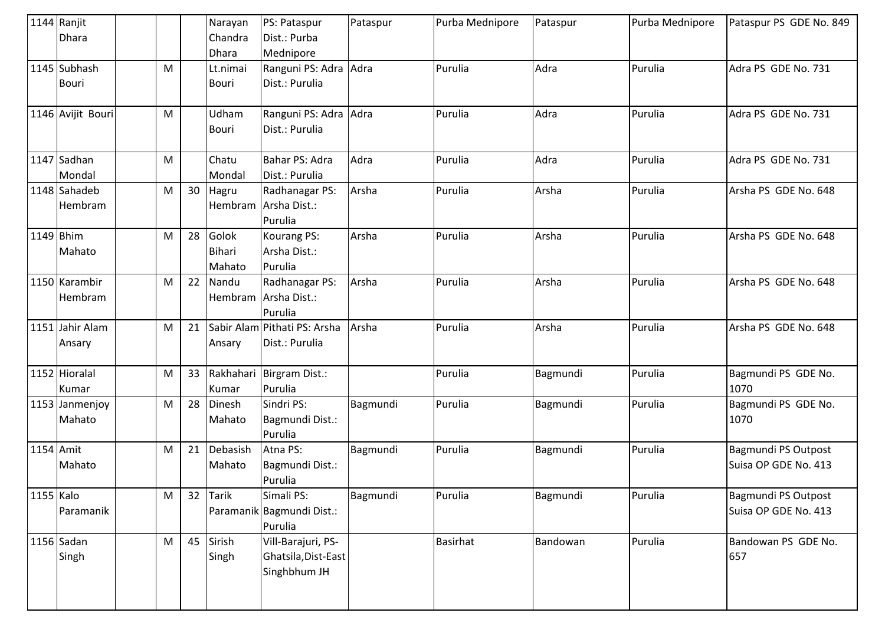| 1144 | Ranjit Dhara | | | | Narayan Chandra Dhara | PS: Pataspur Dist.: Purba Mednipore | Pataspur | Purba Mednipore | Pataspur | Purba Mednipore | Pataspur PS GDE No. 849 |
|---|---|---|---|---|---|---|---|---|---|---|---|
| 1145 | Subhash Bouri | | M | | Lt.nimai Bouri | Ranguni PS: Adra Dist.: Purulia | Adra | Purulia | Adra | Purulia | Adra PS GDE No. 731 |
| 1146 | Avijit Bouri | | M | | Udham Bouri | Ranguni PS: Adra Dist.: Purulia | Adra | Purulia | Adra | Purulia | Adra PS GDE No. 731 |
| 1147 | Sadhan Mondal | | M | | Chatu Mondal | Bahar PS: Adra Dist.: Purulia | Adra | Purulia | Adra | Purulia | Adra PS GDE No. 731 |
| 1148 | Sahadeb Hembram | | M | 30 | Hagru Hembram | Radhanagar PS: Arsha Dist.: Purulia | Arsha | Purulia | Arsha | Purulia | Arsha PS GDE No. 648 |
| 1149 | Bhim Mahato | | M | 28 | Golok Bihari Mahato | Kourang PS: Arsha Dist.: Purulia | Arsha | Purulia | Arsha | Purulia | Arsha PS GDE No. 648 |
| 1150 | Karambir Hembram | | M | 22 | Nandu Hembram | Radhanagar PS: Arsha Dist.: Purulia | Arsha | Purulia | Arsha | Purulia | Arsha PS GDE No. 648 |
| 1151 | Jahir Alam Ansary | | M | 21 | Sabir Alam Ansary | Pithati PS: Arsha Dist.: Purulia | Arsha | Purulia | Arsha | Purulia | Arsha PS GDE No. 648 |
| 1152 | Hioralal Kumar | | M | 33 | Rakhahari Kumar | Birgram Dist.: Purulia | | Purulia | Bagmundi | Purulia | Bagmundi PS GDE No. 1070 |
| 1153 | Janmenjoy Mahato | | M | 28 | Dinesh Mahato | Sindri PS: Bagmundi Dist.: Purulia | Bagmundi | Purulia | Bagmundi | Purulia | Bagmundi PS GDE No. 1070 |
| 1154 | Amit Mahato | | M | 21 | Debasish Mahato | Atna PS: Bagmundi Dist.: Purulia | Bagmundi | Purulia | Bagmundi | Purulia | Bagmundi PS Outpost Suisa OP GDE No. 413 |
| 1155 | Kalo Paramanik | | M | 32 | Tarik Paramanik | Simali PS: Bagmundi Dist.: Purulia | Bagmundi | Purulia | Bagmundi | Purulia | Bagmundi PS Outpost Suisa OP GDE No. 413 |
| 1156 | Sadan Singh | | M | 45 | Sirish Singh | Vill-Barajuri, PS-Ghatsila,Dist-East Singhbhum JH | | Basirhat | Bandowan | Purulia | Bandowan PS GDE No. 657 |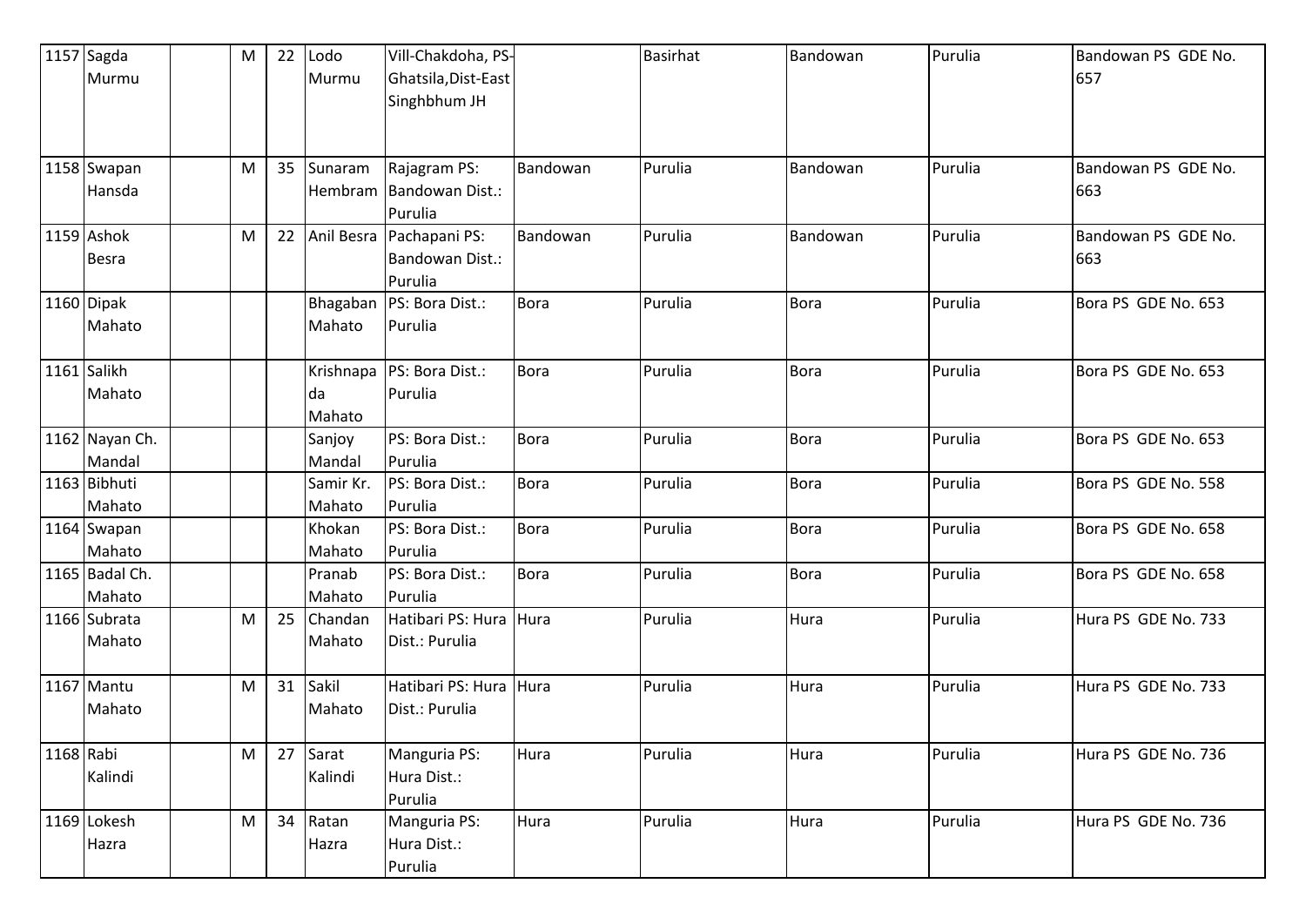| 1157 | Sagda Murmu | | M | 22 | Lodo Murmu | Vill-Chakdoha, PS-Ghatsila,Dist-East Singhbhum JH | | Basirhat | Bandowan | Purulia | Bandowan PS GDE No. 657 |
|---|---|---|---|---|---|---|---|---|---|---|---|
| 1158 | Swapan Hansda | | M | 35 | Sunaram Hembram | Rajagram PS: Bandowan Dist.: Purulia | Bandowan | Purulia | Bandowan | Purulia | Bandowan PS GDE No. 663 |
| 1159 | Ashok Besra | | M | 22 | Anil Besra | Pachapani PS: Bandowan Dist.: Purulia | Bandowan | Purulia | Bandowan | Purulia | Bandowan PS GDE No. 663 |
| 1160 | Dipak Mahato | | | | Bhagaban Mahato | PS: Bora Dist.: Purulia | Bora | Purulia | Bora | Purulia | Bora PS GDE No. 653 |
| 1161 | Salikh Mahato | | | | Krishnapada Mahato | PS: Bora Dist.: Purulia | Bora | Purulia | Bora | Purulia | Bora PS GDE No. 653 |
| 1162 | Nayan Ch. Mandal | | | | Sanjoy Mandal | PS: Bora Dist.: Purulia | Bora | Purulia | Bora | Purulia | Bora PS GDE No. 653 |
| 1163 | Bibhuti Mahato | | | | Samir Kr. Mahato | PS: Bora Dist.: Purulia | Bora | Purulia | Bora | Purulia | Bora PS GDE No. 558 |
| 1164 | Swapan Mahato | | | | Khokan Mahato | PS: Bora Dist.: Purulia | Bora | Purulia | Bora | Purulia | Bora PS GDE No. 658 |
| 1165 | Badal Ch. Mahato | | | | Pranab Mahato | PS: Bora Dist.: Purulia | Bora | Purulia | Bora | Purulia | Bora PS GDE No. 658 |
| 1166 | Subrata Mahato | | M | 25 | Chandan Mahato | Hatibari PS: Hura Dist.: Purulia | Hura | Purulia | Hura | Purulia | Hura PS GDE No. 733 |
| 1167 | Mantu Mahato | | M | 31 | Sakil Mahato | Hatibari PS: Hura Dist.: Purulia | Hura | Purulia | Hura | Purulia | Hura PS GDE No. 733 |
| 1168 | Rabi Kalindi | | M | 27 | Sarat Kalindi | Manguria PS: Hura Dist.: Purulia | Hura | Purulia | Hura | Purulia | Hura PS GDE No. 736 |
| 1169 | Lokesh Hazra | | M | 34 | Ratan Hazra | Manguria PS: Hura Dist.: Purulia | Hura | Purulia | Hura | Purulia | Hura PS GDE No. 736 |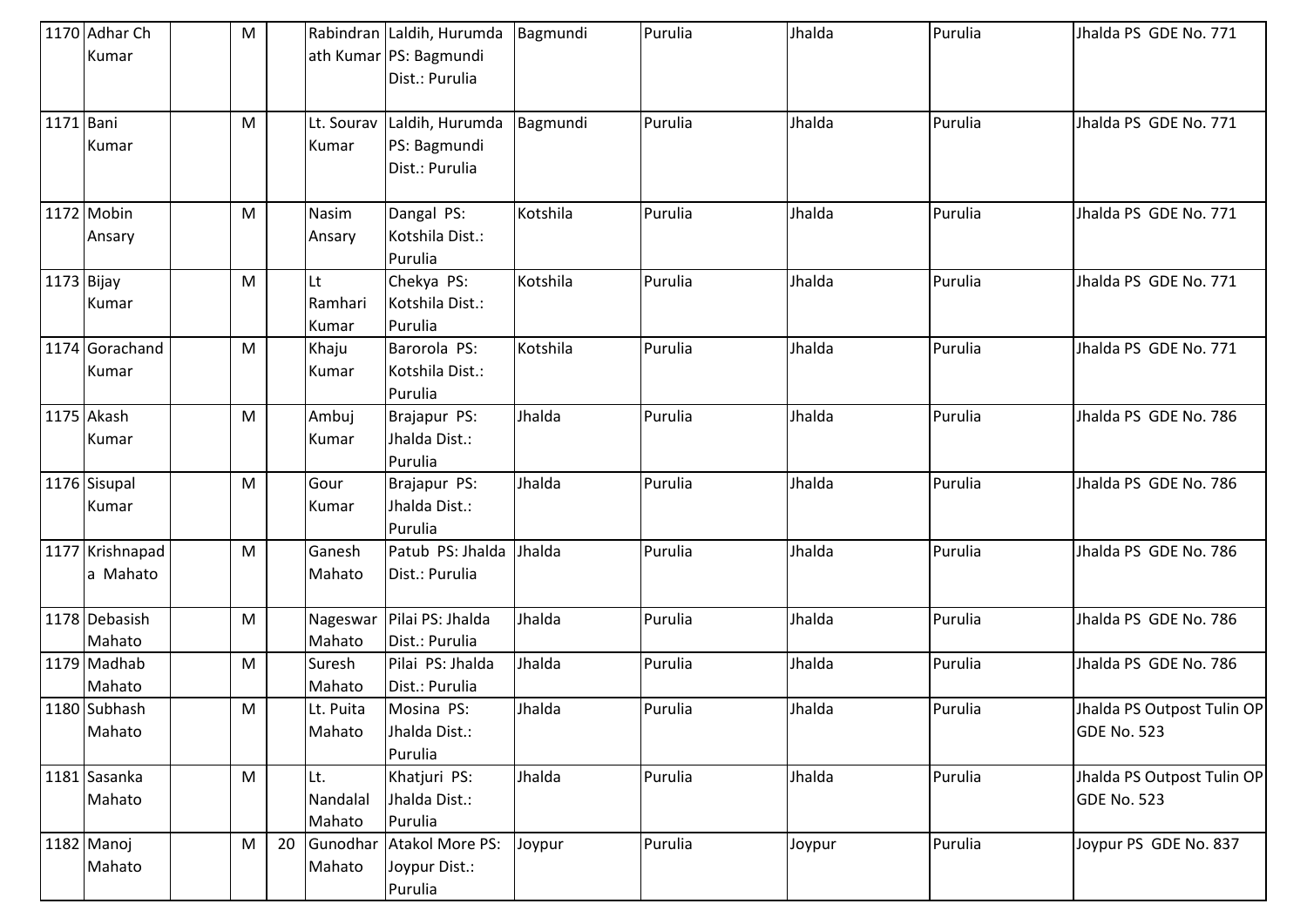| 1170 | Adhar Ch Kumar | | M | | Rabindranath Kumar | Laldih, Hurumda PS: Bagmundi Dist.: Purulia | Bagmundi | Purulia | Jhalda | Purulia | Jhalda PS GDE No. 771 |
|---|---|---|---|---|---|---|---|---|---|---|---|
| 1171 | Bani Kumar | | M | | Lt. Sourav Kumar | Laldih, Hurumda PS: Bagmundi Dist.: Purulia | Bagmundi | Purulia | Jhalda | Purulia | Jhalda PS GDE No. 771 |
| 1172 | Mobin Ansary | | M | | Nasim Ansary | Dangal PS: Kotshila Dist.: Purulia | Kotshila | Purulia | Jhalda | Purulia | Jhalda PS GDE No. 771 |
| 1173 | Bijay Kumar | | M | | Lt Ramhari Kumar | Chekya PS: Kotshila Dist.: Purulia | Kotshila | Purulia | Jhalda | Purulia | Jhalda PS GDE No. 771 |
| 1174 | Gorachand Kumar | | M | | Khaju Kumar | Barorola PS: Kotshila Dist.: Purulia | Kotshila | Purulia | Jhalda | Purulia | Jhalda PS GDE No. 771 |
| 1175 | Akash Kumar | | M | | Ambuj Kumar | Brajapur PS: Jhalda Dist.: Purulia | Jhalda | Purulia | Jhalda | Purulia | Jhalda PS GDE No. 786 |
| 1176 | Sisupal Kumar | | M | | Gour Kumar | Brajapur PS: Jhalda Dist.: Purulia | Jhalda | Purulia | Jhalda | Purulia | Jhalda PS GDE No. 786 |
| 1177 | Krishnapada Mahato | | M | | Ganesh Mahato | Patub PS: Jhalda Dist.: Purulia | Jhalda | Purulia | Jhalda | Purulia | Jhalda PS GDE No. 786 |
| 1178 | Debasish Mahato | | M | | Nageswar Mahato | Pilai PS: Jhalda Dist.: Purulia | Jhalda | Purulia | Jhalda | Purulia | Jhalda PS GDE No. 786 |
| 1179 | Madhab Mahato | | M | | Suresh Mahato | Pilai PS: Jhalda Dist.: Purulia | Jhalda | Purulia | Jhalda | Purulia | Jhalda PS GDE No. 786 |
| 1180 | Subhash Mahato | | M | | Lt. Puita Mahato | Mosina PS: Jhalda Dist.: Purulia | Jhalda | Purulia | Jhalda | Purulia | Jhalda PS Outpost Tulin OP GDE No. 523 |
| 1181 | Sasanka Mahato | | M | | Lt. Nandalal Mahato | Khatjuri PS: Jhalda Dist.: Purulia | Jhalda | Purulia | Jhalda | Purulia | Jhalda PS Outpost Tulin OP GDE No. 523 |
| 1182 | Manoj Mahato | | M | 20 | Gunodhar Mahato | Atakol More PS: Joypur Dist.: Purulia | Joypur | Purulia | Joypur | Purulia | Joypur PS GDE No. 837 |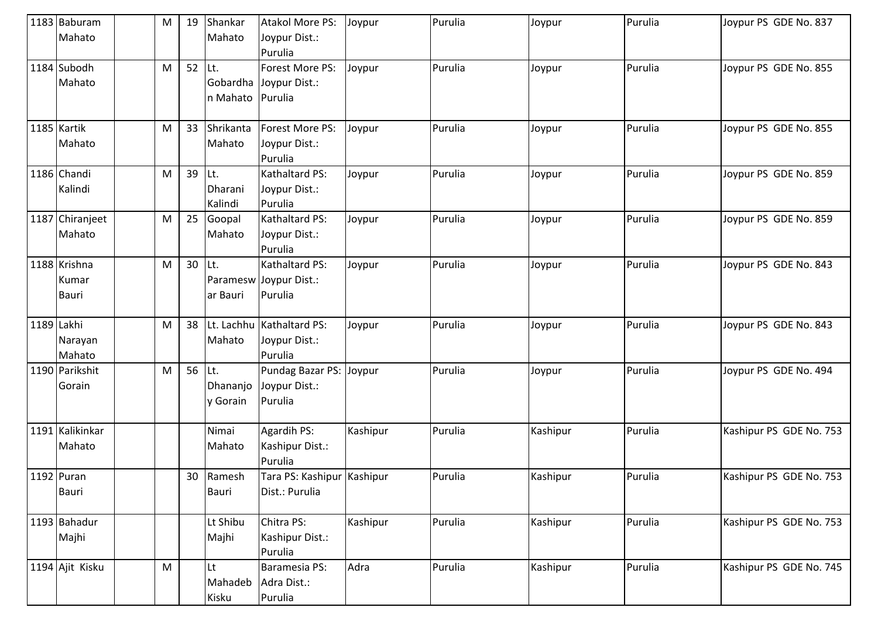| 1183 | Baburam Mahato | | M | 19 | Shankar Mahato | Atakol More PS: Joypur Dist.: Purulia | Joypur | Purulia | Joypur | Purulia | Joypur PS GDE No. 837 |
|---|---|---|---|---|---|---|---|---|---|---|---|
| 1184 | Subodh Mahato | | M | 52 | Lt. Gobardhan Mahato | Forest More PS: Joypur Dist.: Purulia | Joypur | Purulia | Joypur | Purulia | Joypur PS GDE No. 855 |
| 1185 | Kartik Mahato | | M | 33 | Shrikanta Mahato | Forest More PS: Joypur Dist.: Purulia | Joypur | Purulia | Joypur | Purulia | Joypur PS GDE No. 855 |
| 1186 | Chandi Kalindi | | M | 39 | Lt. Dharani Kalindi | Kathaltard PS: Joypur Dist.: Purulia | Joypur | Purulia | Joypur | Purulia | Joypur PS GDE No. 859 |
| 1187 | Chiranjeet Mahato | | M | 25 | Goopal Mahato | Kathaltard PS: Joypur Dist.: Purulia | Joypur | Purulia | Joypur | Purulia | Joypur PS GDE No. 859 |
| 1188 | Krishna Kumar Bauri | | M | 30 | Lt. Parameswar Bauri | Kathaltard PS: Joypur Dist.: Purulia | Joypur | Purulia | Joypur | Purulia | Joypur PS GDE No. 843 |
| 1189 | Lakhi Narayan Mahato | | M | 38 | Lt. Lachhu Mahato | Kathaltard PS: Joypur Dist.: Purulia | Joypur | Purulia | Joypur | Purulia | Joypur PS GDE No. 843 |
| 1190 | Parikshit Gorain | | M | 56 | Lt. Dhananjoy Gorain | Pundag Bazar PS: Joypur Dist.: Purulia | Joypur | Purulia | Joypur | Purulia | Joypur PS GDE No. 494 |
| 1191 | Kalikinkar Mahato | | | | Nimai Mahato | Agardih PS: Kashipur Dist.: Purulia | Kashipur | Purulia | Kashipur | Purulia | Kashipur PS GDE No. 753 |
| 1192 | Puran Bauri | | | 30 | Ramesh Bauri | Tara PS: Kashipur Dist.: Purulia | Kashipur | Purulia | Kashipur | Purulia | Kashipur PS GDE No. 753 |
| 1193 | Bahadur Majhi | | | | Lt Shibu Majhi | Chitra PS: Kashipur Dist.: Purulia | Kashipur | Purulia | Kashipur | Purulia | Kashipur PS GDE No. 753 |
| 1194 | Ajit Kisku | | M | | Lt Mahadeb Kisku | Baramesia PS: Adra Dist.: Purulia | Adra | Purulia | Kashipur | Purulia | Kashipur PS GDE No. 745 |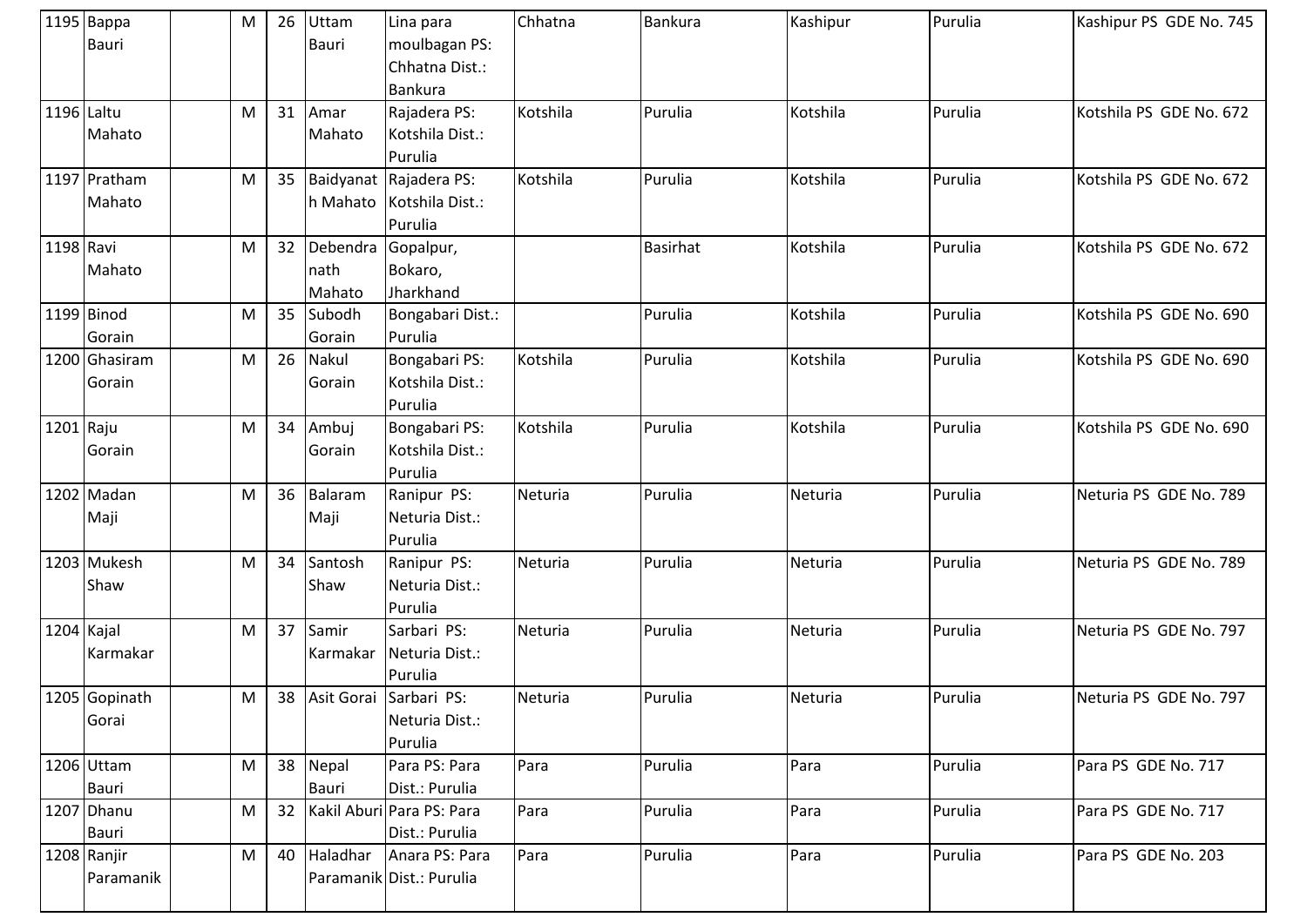| | | | | | | | | | | |
|---|---|---|---|---|---|---|---|---|---|---|
| 1195 | Bappa Bauri | | M | 26 | Uttam Bauri | Lina para moulbagan PS: Chhatna Dist.: Bankura | Chhatna | Bankura | Kashipur | Purulia | Kashipur PS GDE No. 745 |
| 1196 | Laltu Mahato | | M | 31 | Amar Mahato | Rajadera PS: Kotshila Dist.: Purulia | Kotshila | Purulia | Kotshila | Purulia | Kotshila PS GDE No. 672 |
| 1197 | Pratham Mahato | | M | 35 | Baidyanath Mahato | Rajadera PS: Kotshila Dist.: Purulia | Kotshila | Purulia | Kotshila | Purulia | Kotshila PS GDE No. 672 |
| 1198 | Ravi Mahato | | M | 32 | Debendranath Mahato | Gopalpur, Bokaro, Jharkhand | | Basirhat | Kotshila | Purulia | Kotshila PS GDE No. 672 |
| 1199 | Binod Gorain | | M | 35 | Subodh Gorain | Bongabari Dist.: Purulia | | Purulia | Kotshila | Purulia | Kotshila PS GDE No. 690 |
| 1200 | Ghasiram Gorain | | M | 26 | Nakul Gorain | Bongabari PS: Kotshila Dist.: Purulia | Kotshila | Purulia | Kotshila | Purulia | Kotshila PS GDE No. 690 |
| 1201 | Raju Gorain | | M | 34 | Ambuj Gorain | Bongabari PS: Kotshila Dist.: Purulia | Kotshila | Purulia | Kotshila | Purulia | Kotshila PS GDE No. 690 |
| 1202 | Madan Maji | | M | 36 | Balaram Maji | Ranipur PS: Neturia Dist.: Purulia | Neturia | Purulia | Neturia | Purulia | Neturia PS GDE No. 789 |
| 1203 | Mukesh Shaw | | M | 34 | Santosh Shaw | Ranipur PS: Neturia Dist.: Purulia | Neturia | Purulia | Neturia | Purulia | Neturia PS GDE No. 789 |
| 1204 | Kajal Karmakar | | M | 37 | Samir Karmakar | Sarbari PS: Neturia Dist.: Purulia | Neturia | Purulia | Neturia | Purulia | Neturia PS GDE No. 797 |
| 1205 | Gopinath Gorai | | M | 38 | Asit Gorai | Sarbari PS: Neturia Dist.: Purulia | Neturia | Purulia | Neturia | Purulia | Neturia PS GDE No. 797 |
| 1206 | Uttam Bauri | | M | 38 | Nepal Bauri | Para PS: Para Dist.: Purulia | Para | Purulia | Para | Purulia | Para PS GDE No. 717 |
| 1207 | Dhanu Bauri | | M | 32 | Kakil Aburi | Para PS: Para Dist.: Purulia | Para | Purulia | Para | Purulia | Para PS GDE No. 717 |
| 1208 | Ranjir Paramanik | | M | 40 | Haladhar Paramanik | Anara PS: Para Dist.: Purulia | Para | Purulia | Para | Purulia | Para PS GDE No. 203 |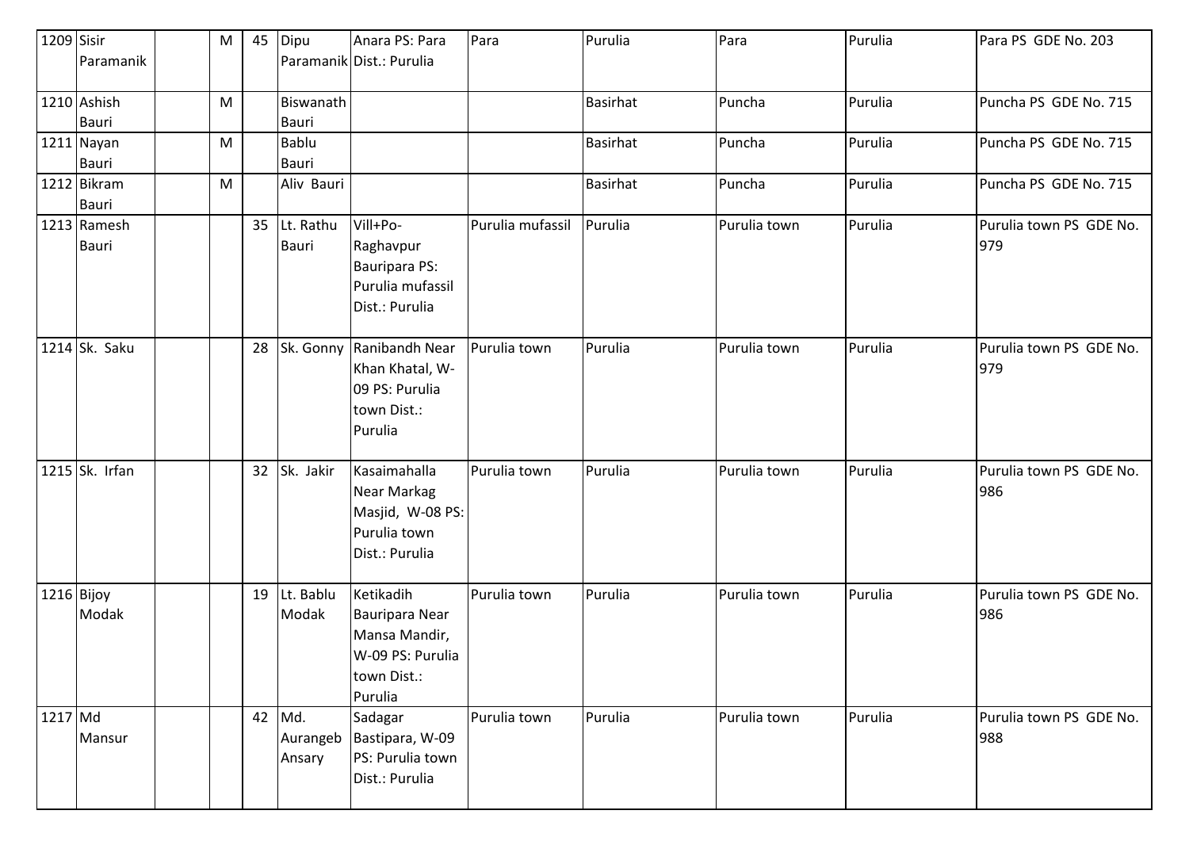| 1209 | Sisir Paramanik | | M | 45 | Dipu Paramanik | Anara PS: Para Dist.: Purulia | Para | Purulia | Para | Purulia | Para PS GDE No. 203 |
|---|---|---|---|---|---|---|---|---|---|---|---|
| 1210 | Ashish Bauri | | M | | Biswanath Bauri | | | Basirhat | Puncha | Purulia | Puncha PS GDE No. 715 |
| 1211 | Nayan Bauri | | M | | Bablu Bauri | | | Basirhat | Puncha | Purulia | Puncha PS GDE No. 715 |
| 1212 | Bikram Bauri | | M | | Aliv Bauri | | | Basirhat | Puncha | Purulia | Puncha PS GDE No. 715 |
| 1213 | Ramesh Bauri | | | 35 | Lt. Rathu Bauri | Vill+Po-Raghavpur Bauripara PS: Purulia mufassil Dist.: Purulia | Purulia mufassil | Purulia | Purulia town | Purulia | Purulia town PS GDE No. 979 |
| 1214 | Sk. Saku | | | 28 | Sk. Gonny | Ranibandh Near Khan Khatal, W-09 PS: Purulia town Dist.: Purulia | Purulia town | Purulia | Purulia town | Purulia | Purulia town PS GDE No. 979 |
| 1215 | Sk. Irfan | | | 32 | Sk. Jakir | Kasaimahalla Near Markag Masjid, W-08 PS: Purulia town Dist.: Purulia | Purulia town | Purulia | Purulia town | Purulia | Purulia town PS GDE No. 986 |
| 1216 | Bijoy Modak | | | 19 | Lt. Bablu Modak | Ketikadih Bauripara Near Mansa Mandir, W-09 PS: Purulia town Dist.: Purulia | Purulia town | Purulia | Purulia town | Purulia | Purulia town PS GDE No. 986 |
| 1217 | Md Mansur | | | 42 | Md. Aurangeb Ansary | Sadagar Bastipara, W-09 PS: Purulia town Dist.: Purulia | Purulia town | Purulia | Purulia town | Purulia | Purulia town PS GDE No. 988 |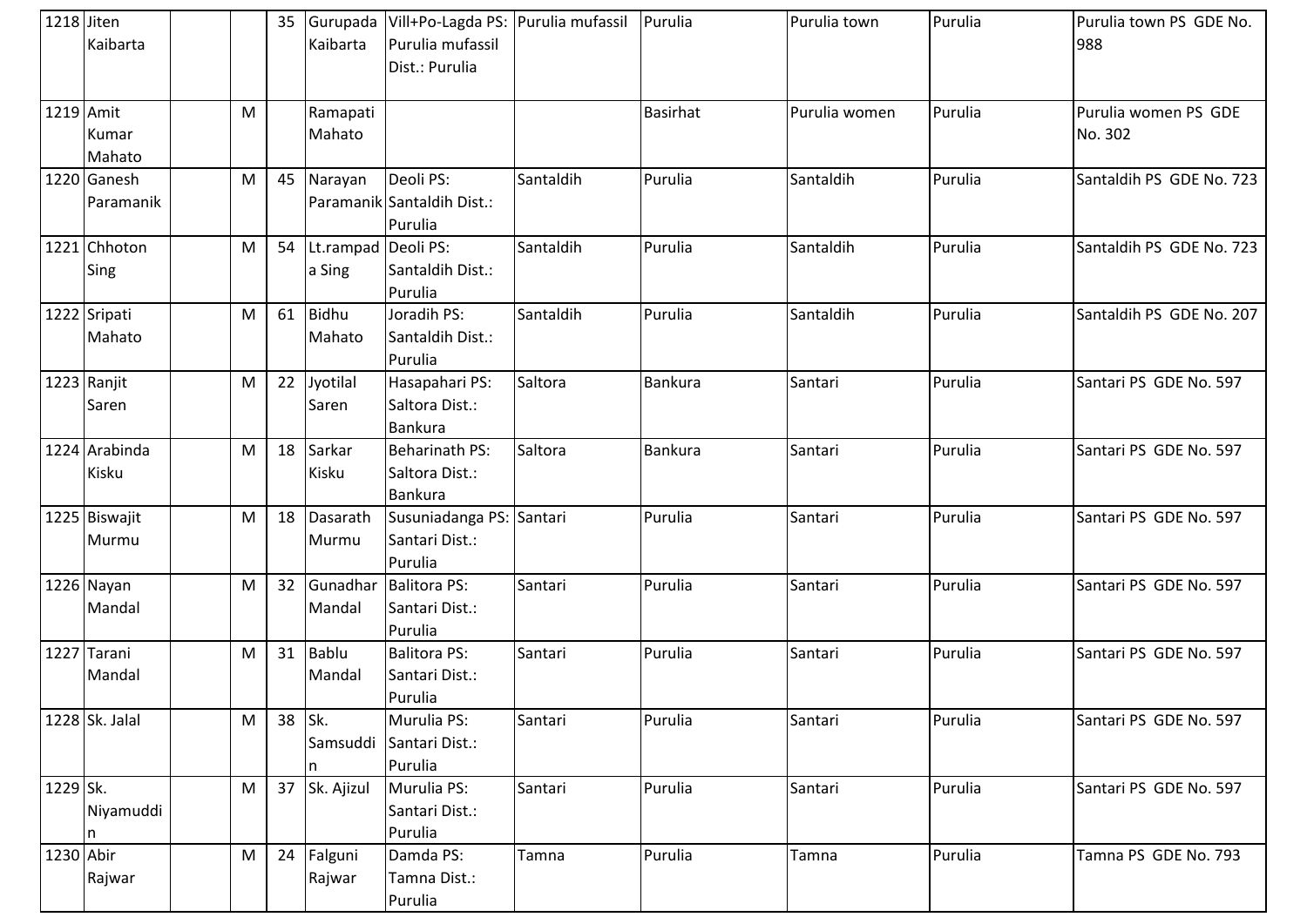| | | | | | | | | | | | |
|---|---|---|---|---|---|---|---|---|---|---|---|
| 1218 | Jiten Kaibarta | | | 35 | Gurupada Kaibarta | Vill+Po-Lagda PS: Purulia mufassil Dist.: Purulia | Purulia mufassil | Purulia | Purulia town | Purulia | Purulia town PS GDE No. 988 |
| 1219 | Amit Kumar Mahato | | M | | Ramapati Mahato | | | Basirhat | Purulia women | Purulia | Purulia women PS GDE No. 302 |
| 1220 | Ganesh Paramanik | | M | 45 | Narayan Paramanik | Deoli PS: Santaldih Dist.: Purulia | Santaldih | Purulia | Santaldih | Purulia | Santaldih PS GDE No. 723 |
| 1221 | Chhoton Sing | | M | 54 | Lt.rampada Sing | Deoli PS: Santaldih Dist.: Purulia | Santaldih | Purulia | Santaldih | Purulia | Santaldih PS GDE No. 723 |
| 1222 | Sripati Mahato | | M | 61 | Bidhu Mahato | Joradih PS: Santaldih Dist.: Purulia | Santaldih | Purulia | Santaldih | Purulia | Santaldih PS GDE No. 207 |
| 1223 | Ranjit Saren | | M | 22 | Jyotilal Saren | Hasapahari PS: Saltora Dist.: Bankura | Saltora | Bankura | Santari | Purulia | Santari PS GDE No. 597 |
| 1224 | Arabinda Kisku | | M | 18 | Sarkar Kisku | Beharinath PS: Saltora Dist.: Bankura | Saltora | Bankura | Santari | Purulia | Santari PS GDE No. 597 |
| 1225 | Biswajit Murmu | | M | 18 | Dasarath Murmu | Susuniadanga PS: Santari Dist.: Purulia | Santari | Purulia | Santari | Purulia | Santari PS GDE No. 597 |
| 1226 | Nayan Mandal | | M | 32 | Gunadhar Mandal | Balitora PS: Santari Dist.: Purulia | Santari | Purulia | Santari | Purulia | Santari PS GDE No. 597 |
| 1227 | Tarani Mandal | | M | 31 | Bablu Mandal | Balitora PS: Santari Dist.: Purulia | Santari | Purulia | Santari | Purulia | Santari PS GDE No. 597 |
| 1228 | Sk. Jalal | | M | 38 | Sk. Samsuddin | Murulia PS: Santari Dist.: Purulia | Santari | Purulia | Santari | Purulia | Santari PS GDE No. 597 |
| 1229 | Sk. Niyamuddin | | M | 37 | Sk. Ajizul | Murulia PS: Santari Dist.: Purulia | Santari | Purulia | Santari | Purulia | Santari PS GDE No. 597 |
| 1230 | Abir Rajwar | | M | 24 | Falguni Rajwar | Damda PS: Tamna Dist.: Purulia | Tamna | Purulia | Tamna | Purulia | Tamna PS GDE No. 793 |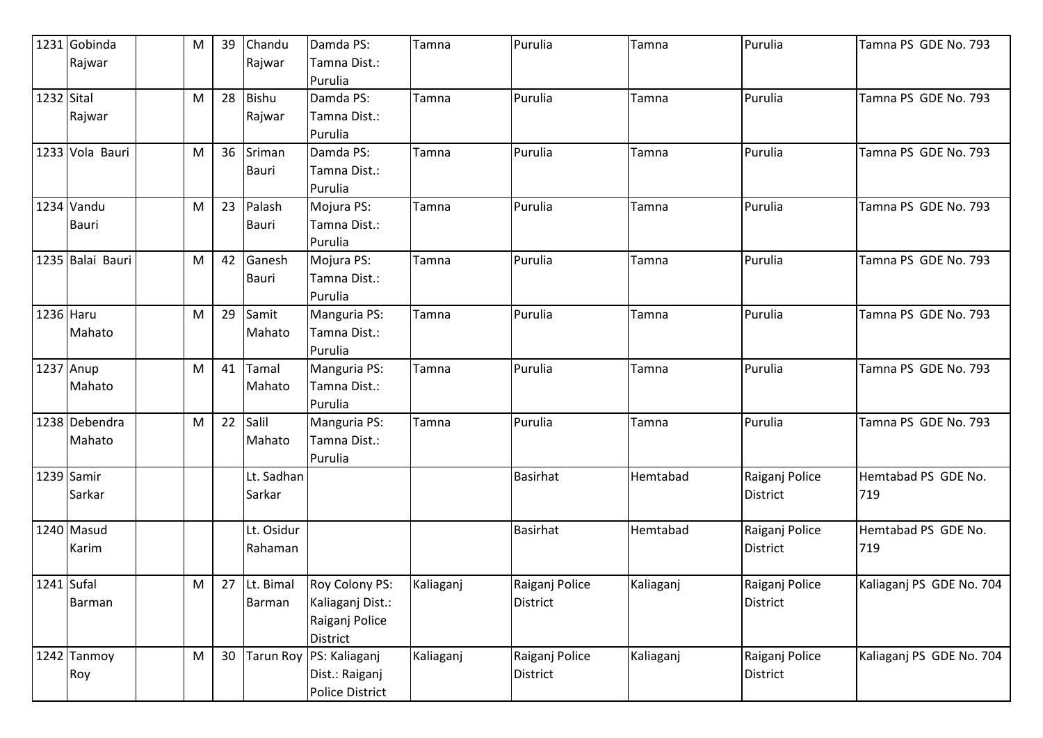| | | | | | | | | | | | |
|---|---|---|---|---|---|---|---|---|---|---|---|
| 1231 | Gobinda Rajwar | | M | 39 | Chandu Rajwar | Damda PS: Tamna Dist.: Purulia | Tamna | Purulia | Tamna | Purulia | Tamna PS GDE No. 793 |
| 1232 | Sital Rajwar | | M | 28 | Bishu Rajwar | Damda PS: Tamna Dist.: Purulia | Tamna | Purulia | Tamna | Purulia | Tamna PS GDE No. 793 |
| 1233 | Vola Bauri | | M | 36 | Sriman Bauri | Damda PS: Tamna Dist.: Purulia | Tamna | Purulia | Tamna | Purulia | Tamna PS GDE No. 793 |
| 1234 | Vandu Bauri | | M | 23 | Palash Bauri | Mojura PS: Tamna Dist.: Purulia | Tamna | Purulia | Tamna | Purulia | Tamna PS GDE No. 793 |
| 1235 | Balai Bauri | | M | 42 | Ganesh Bauri | Mojura PS: Tamna Dist.: Purulia | Tamna | Purulia | Tamna | Purulia | Tamna PS GDE No. 793 |
| 1236 | Haru Mahato | | M | 29 | Samit Mahato | Manguria PS: Tamna Dist.: Purulia | Tamna | Purulia | Tamna | Purulia | Tamna PS GDE No. 793 |
| 1237 | Anup Mahato | | M | 41 | Tamal Mahato | Manguria PS: Tamna Dist.: Purulia | Tamna | Purulia | Tamna | Purulia | Tamna PS GDE No. 793 |
| 1238 | Debendra Mahato | | M | 22 | Salil Mahato | Manguria PS: Tamna Dist.: Purulia | Tamna | Purulia | Tamna | Purulia | Tamna PS GDE No. 793 |
| 1239 | Samir Sarkar | | | | Lt. Sadhan Sarkar | | | Basirhat | Hemtabad | Raiganj Police District | Hemtabad PS GDE No. 719 |
| 1240 | Masud Karim | | | | Lt. Osidur Rahaman | | | Basirhat | Hemtabad | Raiganj Police District | Hemtabad PS GDE No. 719 |
| 1241 | Sufal Barman | | M | 27 | Lt. Bimal Barman | Roy Colony PS: Kaliaganj Dist.: Raiganj Police District | Kaliaganj | Raiganj Police District | Kaliaganj | Raiganj Police District | Kaliaganj PS GDE No. 704 |
| 1242 | Tanmoy Roy | | M | 30 | Tarun Roy | PS: Kaliaganj Dist.: Raiganj Police District | Kaliaganj | Raiganj Police District | Kaliaganj | Raiganj Police District | Kaliaganj PS GDE No. 704 |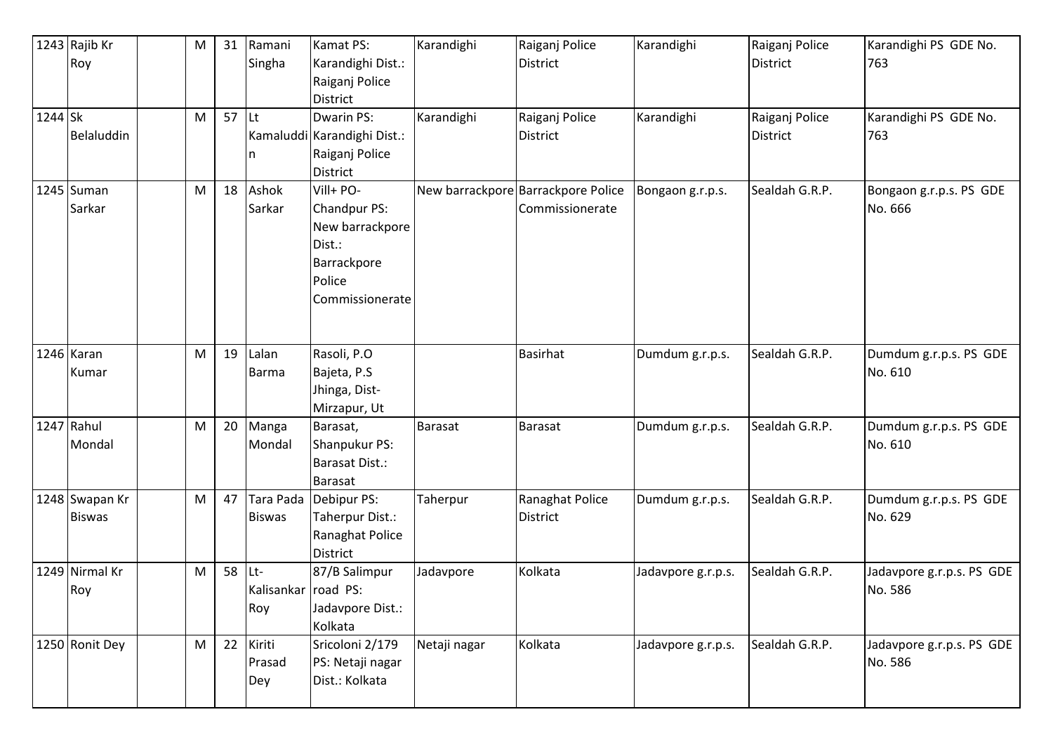| 1243 | Rajib Kr Roy | | M | 31 | Ramani Singha | Kamat PS: Karandighi Dist.: Raiganj Police District | Karandighi | Raiganj Police District | Karandighi | Raiganj Police District | Karandighi PS GDE No. 763 |
|---|---|---|---|---|---|---|---|---|---|---|---|
| 1244 | Sk Belaluddin | | M | 57 | Lt Kamaluddin | Dwarin PS: Karandighi Dist.: Raiganj Police District | Karandighi | Raiganj Police District | Karandighi | Raiganj Police District | Karandighi PS GDE No. 763 |
| 1245 | Suman Sarkar | | M | 18 | Ashok Sarkar | Vill+ PO- Chandpur PS: New barrackpore Dist.: Barrackpore Police Commissionerate | New barrackpore | Barrackpore Police Commissionerate | Bongaon g.r.p.s. | Sealdah G.R.P. | Bongaon g.r.p.s. PS GDE No. 666 |
| 1246 | Karan Kumar | | M | 19 | Lalan Barma | Rasoli, P.O Bajeta, P.S Jhinga, Dist- Mirzapur, Ut | | Basirhat | Dumdum g.r.p.s. | Sealdah G.R.P. | Dumdum g.r.p.s. PS GDE No. 610 |
| 1247 | Rahul Mondal | | M | 20 | Manga Mondal | Barasat, Shanpukur PS: Barasat Dist.: Barasat | Barasat | Barasat | Dumdum g.r.p.s. | Sealdah G.R.P. | Dumdum g.r.p.s. PS GDE No. 610 |
| 1248 | Swapan Kr Biswas | | M | 47 | Tara Pada Biswas | Debipur PS: Taherpur Dist.: Ranaghat Police District | Taherpur | Ranaghat Police District | Dumdum g.r.p.s. | Sealdah G.R.P. | Dumdum g.r.p.s. PS GDE No. 629 |
| 1249 | Nirmal Kr Roy | | M | 58 | Lt- Kalisankar Roy | 87/B Salimpur road PS: Jadavpore Dist.: Kolkata | Jadavpore | Kolkata | Jadavpore g.r.p.s. | Sealdah G.R.P. | Jadavpore g.r.p.s. PS GDE No. 586 |
| 1250 | Ronit Dey | | M | 22 | Kiriti Prasad Dey | Sricoloni 2/179 PS: Netaji nagar Dist.: Kolkata | Netaji nagar | Kolkata | Jadavpore g.r.p.s. | Sealdah G.R.P. | Jadavpore g.r.p.s. PS GDE No. 586 |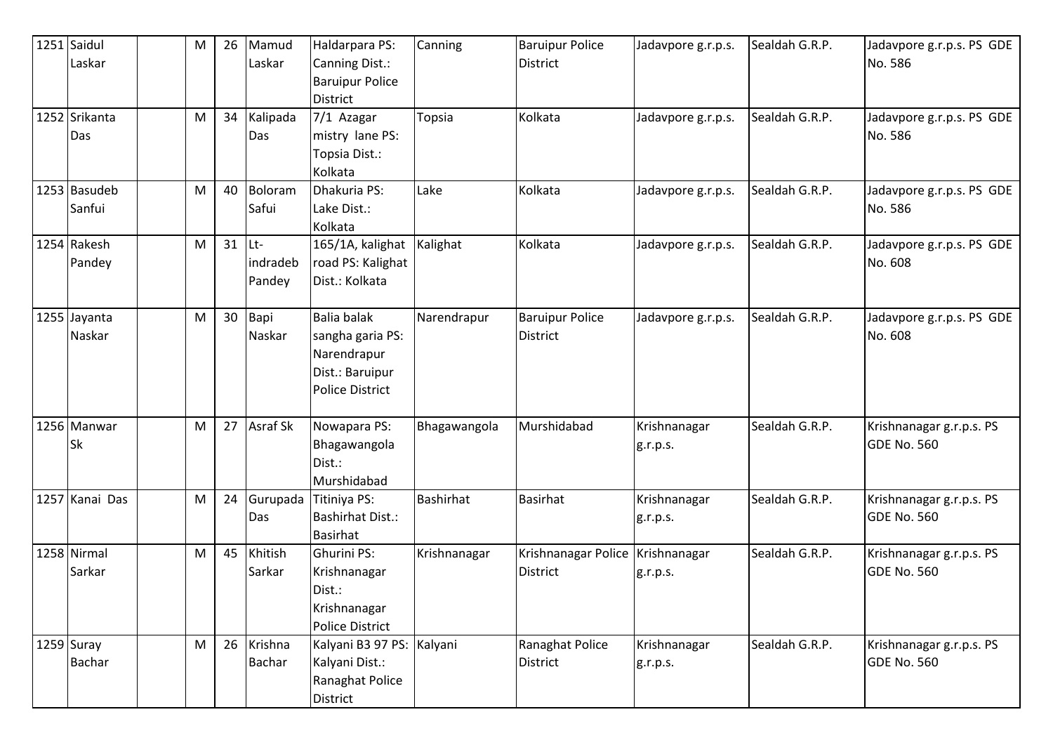| 1251 | Saidul Laskar | | M | 26 | Mamud Laskar | Haldarpara PS: Canning Dist.: Baruipur Police District | Canning | Baruipur Police District | Jadavpore g.r.p.s. | Sealdah G.R.P. | Jadavpore g.r.p.s. PS GDE No. 586 |
|---|---|---|---|---|---|---|---|---|---|---|---|
| 1252 | Srikanta Das | | M | 34 | Kalipada Das | 7/1 Azagar mistry lane PS: Topsia Dist.: Kolkata | Topsia | Kolkata | Jadavpore g.r.p.s. | Sealdah G.R.P. | Jadavpore g.r.p.s. PS GDE No. 586 |
| 1253 | Basudeb Sanfui | | M | 40 | Boloram Safui | Dhakuria PS: Lake Dist.: Kolkata | Lake | Kolkata | Jadavpore g.r.p.s. | Sealdah G.R.P. | Jadavpore g.r.p.s. PS GDE No. 586 |
| 1254 | Rakesh Pandey | | M | 31 | Lt-indradeb Pandey | 165/1A, kalighat road PS: Kalighat Dist.: Kolkata | Kalighat | Kolkata | Jadavpore g.r.p.s. | Sealdah G.R.P. | Jadavpore g.r.p.s. PS GDE No. 608 |
| 1255 | Jayanta Naskar | | M | 30 | Bapi Naskar | Balia balak sangha garia PS: Narendrapur Dist.: Baruipur Police District | Narendrapur | Baruipur Police District | Jadavpore g.r.p.s. | Sealdah G.R.P. | Jadavpore g.r.p.s. PS GDE No. 608 |
| 1256 | Manwar Sk | | M | 27 | Asraf Sk | Nowapara PS: Bhagawangola Dist.: Murshidabad | Bhagawangola | Murshidabad | Krishnanagar g.r.p.s. | Sealdah G.R.P. | Krishnanagar g.r.p.s. PS GDE No. 560 |
| 1257 | Kanai Das | | M | 24 | Gurupada Das | Titiniya PS: Bashirhat Dist.: Basirhat | Bashirhat | Basirhat | Krishnanagar g.r.p.s. | Sealdah G.R.P. | Krishnanagar g.r.p.s. PS GDE No. 560 |
| 1258 | Nirmal Sarkar | | M | 45 | Khitish Sarkar | Ghurini PS: Krishnanagar Dist.: Krishnanagar Police District | Krishnanagar | Krishnanagar Police District | Krishnanagar g.r.p.s. | Sealdah G.R.P. | Krishnanagar g.r.p.s. PS GDE No. 560 |
| 1259 | Suray Bachar | | M | 26 | Krishna Bachar | Kalyani B3 97 PS: Kalyani Dist.: Ranaghat Police District | Kalyani | Ranaghat Police District | Krishnanagar g.r.p.s. | Sealdah G.R.P. | Krishnanagar g.r.p.s. PS GDE No. 560 |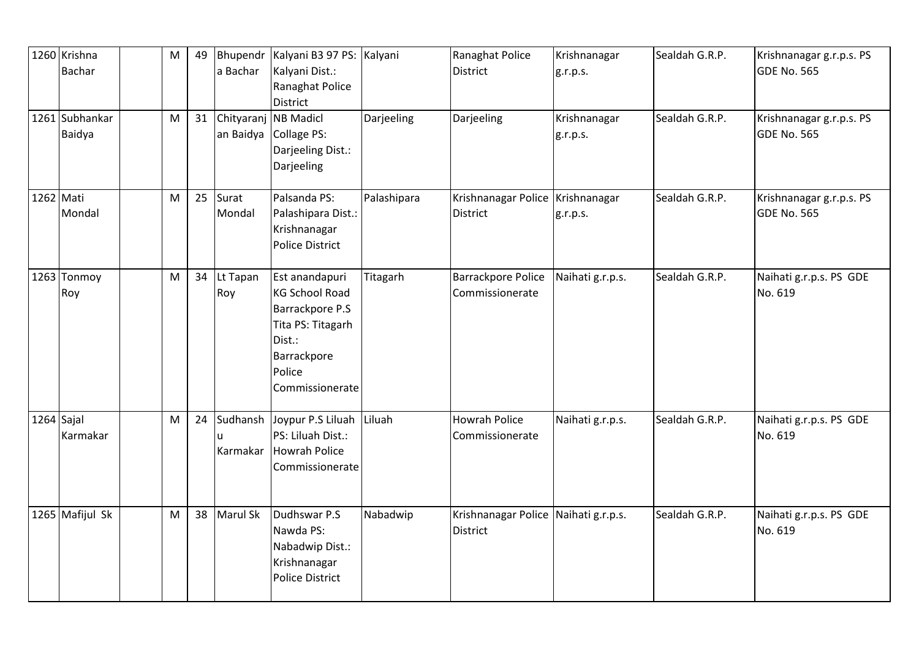| 1260 | Krishna Bachar | | M | 49 | Bhupendra Bachar | Kalyani B3 97 PS: Kalyani Dist.: Ranaghat Police District | Kalyani | Ranaghat Police District | Krishnanagar g.r.p.s. | Sealdah G.R.P. | Krishnanagar g.r.p.s. PS GDE No. 565 |
|---|---|---|---|---|---|---|---|---|---|---|---|
| 1261 | Subhankar Baidya | | M | 31 | Chityaranjan Baidya | NB Madicl Collage PS: Darjeeling Dist.: Darjeeling | Darjeeling | Darjeeling | Krishnanagar g.r.p.s. | Sealdah G.R.P. | Krishnanagar g.r.p.s. PS GDE No. 565 |
| 1262 | Mati Mondal | | M | 25 | Surat Mondal | Palsanda PS: Palashipara Dist.: Krishnanagar Police District | Palashipara | Krishnanagar Police District | Krishnanagar g.r.p.s. | Sealdah G.R.P. | Krishnanagar g.r.p.s. PS GDE No. 565 |
| 1263 | Tonmoy Roy | | M | 34 | Lt Tapan Roy | Est anandapuri KG School Road Barrackpore P.S Tita PS: Titagarh Dist.: Barrackpore Police Commissionerate | Titagarh | Barrackpore Police Commissionerate | Naihati g.r.p.s. | Sealdah G.R.P. | Naihati g.r.p.s. PS GDE No. 619 |
| 1264 | Sajal Karmakar | | M | 24 | Sudhanshu Karmakar | Joypur P.S Liluah PS: Liluah Dist.: Howrah Police Commissionerate | Liluah | Howrah Police Commissionerate | Naihati g.r.p.s. | Sealdah G.R.P. | Naihati g.r.p.s. PS GDE No. 619 |
| 1265 | Mafijul Sk | | M | 38 | Marul Sk | Dudhswar P.S Nawda PS: Nabadwip Dist.: Krishnanagar Police District | Nabadwip | Krishnanagar Police District | Naihati g.r.p.s. | Sealdah G.R.P. | Naihati g.r.p.s. PS GDE No. 619 |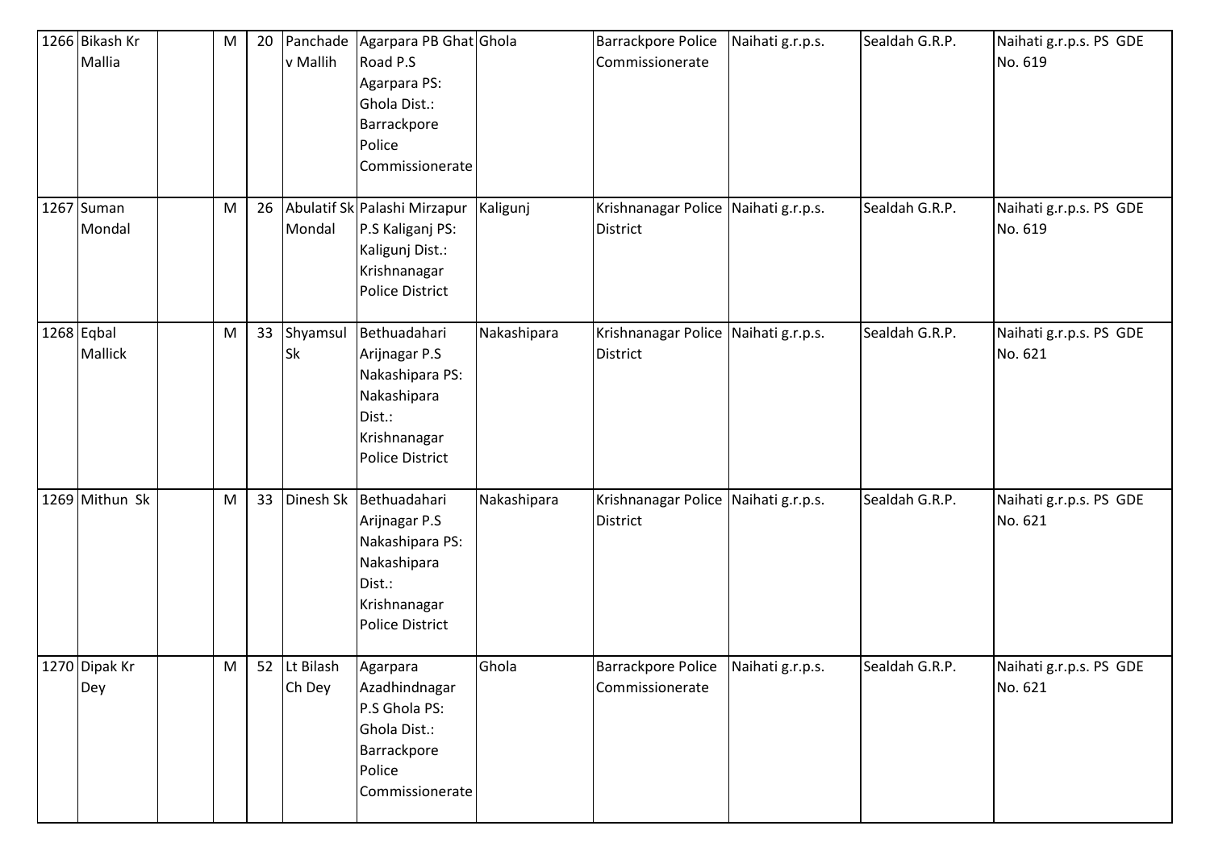| 1266 | Bikash Kr Mallia | | M | 20 | Panchadev Mallih | Agarpara PB Ghat Road P.S Agarpara PS: Ghola Dist.: Barrackpore Police Commissionerate | Ghola | Barrackpore Police Commissionerate | Naihati g.r.p.s. | Sealdah G.R.P. | Naihati g.r.p.s. PS GDE No. 619 |
|---|---|---|---|---|---|---|---|---|---|---|---|
| 1267 | Suman Mondal | | M | 26 | Abulatif Sk Mondal | Palashi Mirzapur P.S Kaliganj PS: Kaligunj Dist.: Krishnanagar Police District | Kaligunj | Krishnanagar Police District | Naihati g.r.p.s. | Sealdah G.R.P. | Naihati g.r.p.s. PS GDE No. 619 |
| 1268 | Eqbal Mallick | | M | 33 | Shyamsul Sk | Bethuadahari Arijnagar P.S Nakashipara PS: Nakashipara Dist.: Krishnanagar Police District | Nakashipara | Krishnanagar Police District | Naihati g.r.p.s. | Sealdah G.R.P. | Naihati g.r.p.s. PS GDE No. 621 |
| 1269 | Mithun Sk | | M | 33 | Dinesh Sk | Bethuadahari Arijnagar P.S Nakashipara PS: Nakashipara Dist.: Krishnanagar Police District | Nakashipara | Krishnanagar Police District | Naihati g.r.p.s. | Sealdah G.R.P. | Naihati g.r.p.s. PS GDE No. 621 |
| 1270 | Dipak Kr Dey | | M | 52 | Lt Bilash Ch Dey | Agarpara Azadhindnagar P.S Ghola PS: Ghola Dist.: Barrackpore Police Commissionerate | Ghola | Barrackpore Police Commissionerate | Naihati g.r.p.s. | Sealdah G.R.P. | Naihati g.r.p.s. PS GDE No. 621 |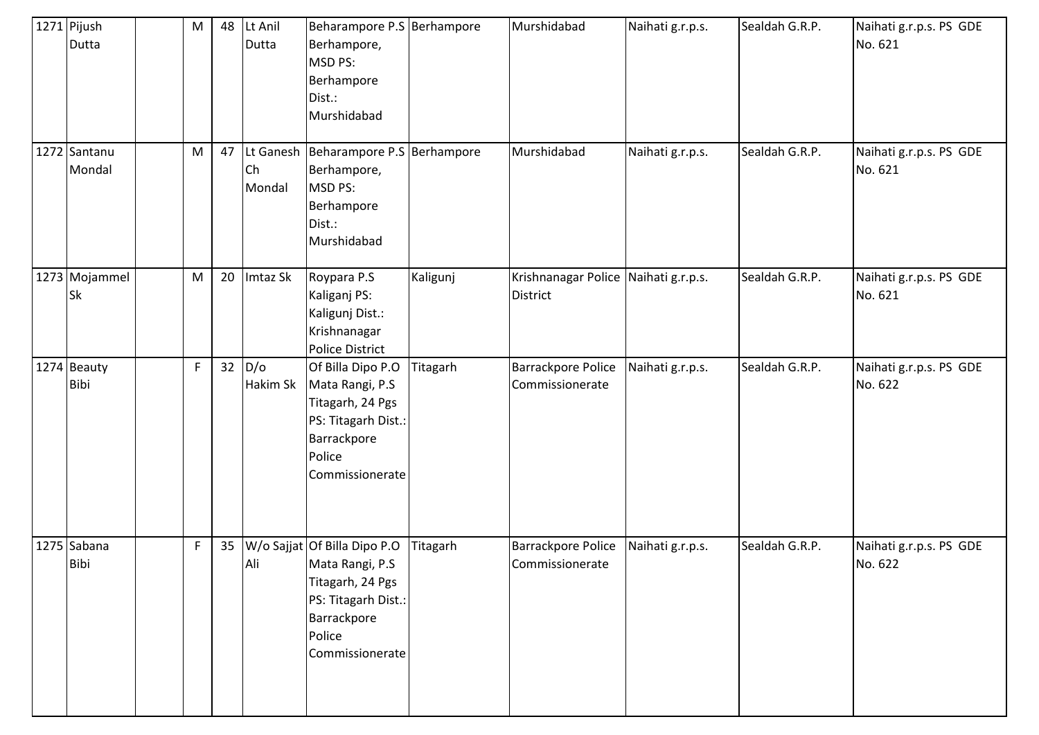| 1271 | Pijush Dutta | | M | 48 | Lt Anil Dutta | Beharampore P.S Berhampore, MSD PS: Berhampore Dist.: Murshidabad | Berhampore | Murshidabad | Naihati g.r.p.s. | Sealdah G.R.P. | Naihati g.r.p.s. PS GDE No. 621 |
|---|---|---|---|---|---|---|---|---|---|---|---|
| 1272 | Santanu Mondal | | M | 47 | Lt Ganesh Ch Mondal | Beharampore P.S Berhampore, MSD PS: Berhampore Dist.: Murshidabad | Berhampore | Murshidabad | Naihati g.r.p.s. | Sealdah G.R.P. | Naihati g.r.p.s. PS GDE No. 621 |
| 1273 | Mojammel Sk | | M | 20 | Imtaz Sk | Roypara P.S Kaliganj PS: Kaligunj Dist.: Krishnanagar Police District | Kaligunj | Krishnanagar Police District | Naihati g.r.p.s. | Sealdah G.R.P. | Naihati g.r.p.s. PS GDE No. 621 |
| 1274 | Beauty Bibi | | F | 32 | D/o Hakim Sk | Of Billa Dipo P.O Mata Rangi, P.S Titagarh, 24 Pgs PS: Titagarh Dist.: Barrackpore Police Commissionerate | Titagarh | Barrackpore Police Commissionerate | Naihati g.r.p.s. | Sealdah G.R.P. | Naihati g.r.p.s. PS GDE No. 622 |
| 1275 | Sabana Bibi | | F | 35 | W/o Sajjat Ali | Of Billa Dipo P.O Mata Rangi, P.S Titagarh, 24 Pgs PS: Titagarh Dist.: Barrackpore Police Commissionerate | Titagarh | Barrackpore Police Commissionerate | Naihati g.r.p.s. | Sealdah G.R.P. | Naihati g.r.p.s. PS GDE No. 622 |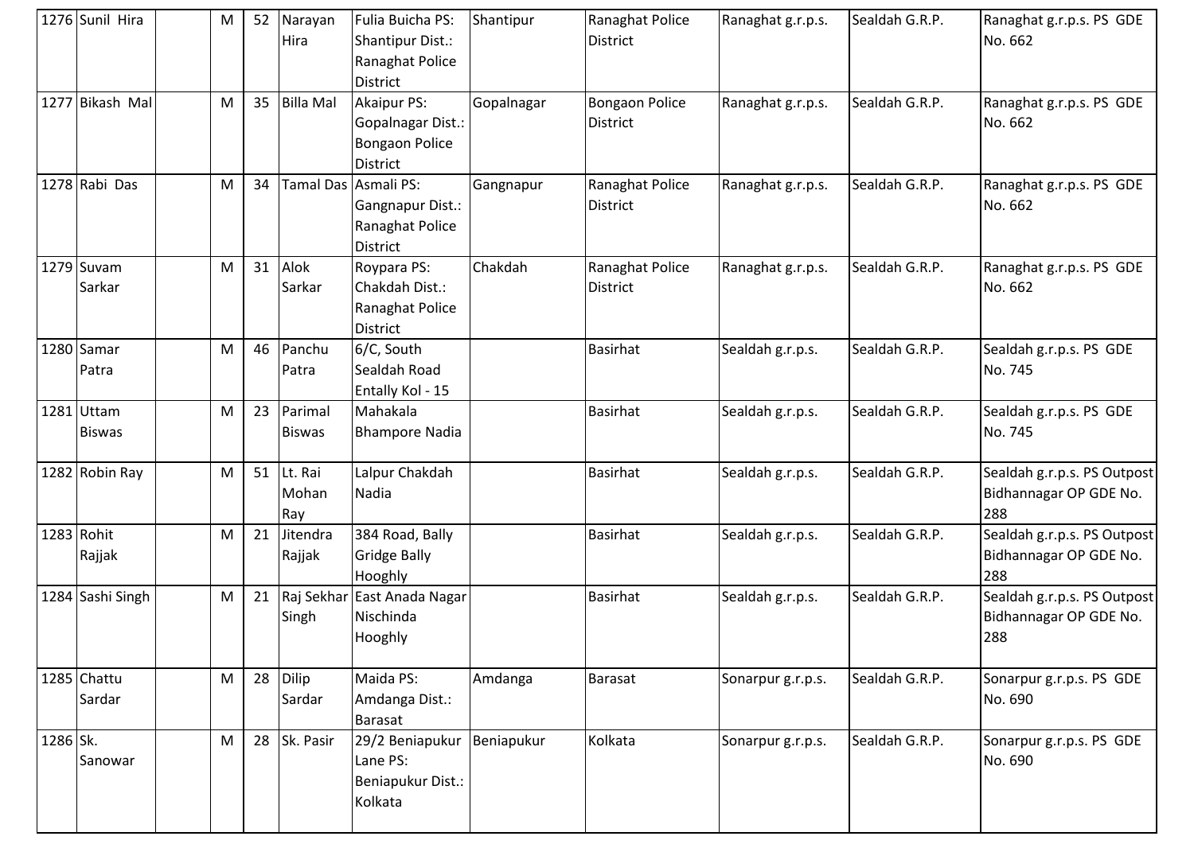| | | | | | | | | | | |
|---|---|---|---|---|---|---|---|---|---|---|
| 1276 | Sunil Hira | | M | 52 | Narayan Hira | Fulia Buicha PS: Shantipur Dist.: Ranaghat Police District | Shantipur | Ranaghat Police District | Ranaghat g.r.p.s. | Sealdah G.R.P. | Ranaghat g.r.p.s. PS GDE No. 662 |
| 1277 | Bikash Mal | | M | 35 | Billa Mal | Akaipur PS: Gopalnagar Dist.: Bongaon Police District | Gopalnagar | Bongaon Police District | Ranaghat g.r.p.s. | Sealdah G.R.P. | Ranaghat g.r.p.s. PS GDE No. 662 |
| 1278 | Rabi Das | | M | 34 | Tamal Das | Asmali PS: Gangnapur Dist.: Ranaghat Police District | Gangnapur | Ranaghat Police District | Ranaghat g.r.p.s. | Sealdah G.R.P. | Ranaghat g.r.p.s. PS GDE No. 662 |
| 1279 | Suvam Sarkar | | M | 31 | Alok Sarkar | Roypara PS: Chakdah Dist.: Ranaghat Police District | Chakdah | Ranaghat Police District | Ranaghat g.r.p.s. | Sealdah G.R.P. | Ranaghat g.r.p.s. PS GDE No. 662 |
| 1280 | Samar Patra | | M | 46 | Panchu Patra | 6/C, South Sealdah Road Entally Kol - 15 | | Basirhat | Sealdah g.r.p.s. | Sealdah G.R.P. | Sealdah g.r.p.s. PS GDE No. 745 |
| 1281 | Uttam Biswas | | M | 23 | Parimal Biswas | Mahakala Bhampore Nadia | | Basirhat | Sealdah g.r.p.s. | Sealdah G.R.P. | Sealdah g.r.p.s. PS GDE No. 745 |
| 1282 | Robin Ray | | M | 51 | Lt. Rai Mohan Ray | Lalpur Chakdah Nadia | | Basirhat | Sealdah g.r.p.s. | Sealdah G.R.P. | Sealdah g.r.p.s. PS Outpost Bidhannagar OP GDE No. 288 |
| 1283 | Rohit Rajjak | | M | 21 | Jitendra Rajjak | 384 Road, Bally Gridge Bally Hooghly | | Basirhat | Sealdah g.r.p.s. | Sealdah G.R.P. | Sealdah g.r.p.s. PS Outpost Bidhannagar OP GDE No. 288 |
| 1284 | Sashi Singh | | M | 21 | Raj Sekhar Singh | East Anada Nagar Nischinda Hooghly | | Basirhat | Sealdah g.r.p.s. | Sealdah G.R.P. | Sealdah g.r.p.s. PS Outpost Bidhannagar OP GDE No. 288 |
| 1285 | Chattu Sardar | | M | 28 | Dilip Sardar | Maida PS: Amdanga Dist.: Barasat | Amdanga | Barasat | Sonarpur g.r.p.s. | Sealdah G.R.P. | Sonarpur g.r.p.s. PS GDE No. 690 |
| 1286 | Sk. Sanowar | | M | 28 | Sk. Pasir | 29/2 Beniapukur Lane PS: Beniapukur Dist.: Kolkata | Beniapukur | Kolkata | Sonarpur g.r.p.s. | Sealdah G.R.P. | Sonarpur g.r.p.s. PS GDE No. 690 |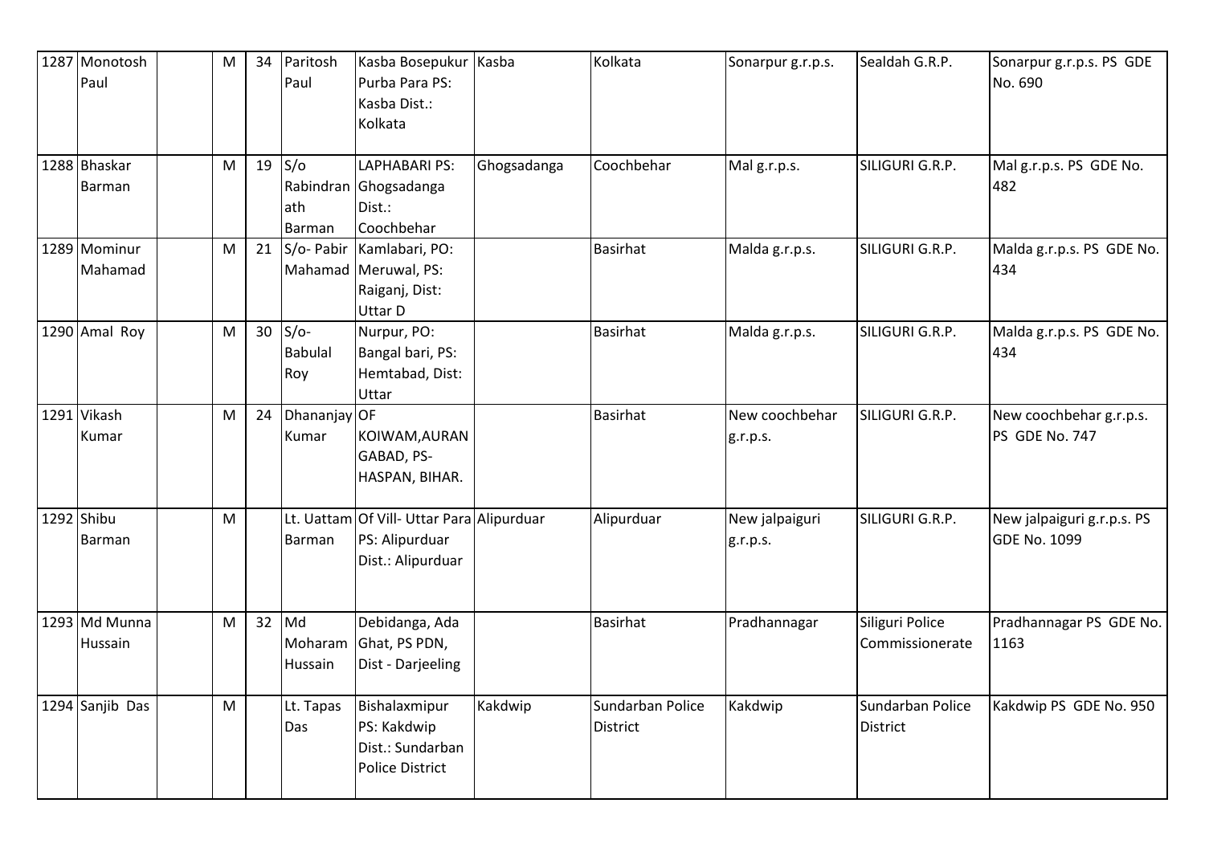| | | | | | | | | | | | |
|---|---|---|---|---|---|---|---|---|---|---|---|
| 1287 | Monotosh Paul | | M | 34 | Paritosh Paul | Kasba Bosepukur Purba Para PS: Kasba Dist.: Kolkata | Kasba | Kolkata | Sonarpur g.r.p.s. | Sealdah G.R.P. | Sonarpur g.r.p.s. PS GDE No. 690 |
| 1288 | Bhaskar Barman | | M | 19 | S/o Rabindranath Barman | LAPHABARI PS: Ghogsadanga Dist.: Coochbehar | Ghogsadanga | Coochbehar | Mal g.r.p.s. | SILIGURI G.R.P. | Mal g.r.p.s. PS GDE No. 482 |
| 1289 | Mominur Mahamad | | M | 21 | S/o- Pabir Mahamad | Kamlabari, PO: Meruwal, PS: Raiganj, Dist: Uttar D | | Basirhat | Malda g.r.p.s. | SILIGURI G.R.P. | Malda g.r.p.s. PS GDE No. 434 |
| 1290 | Amal Roy | | M | 30 | S/o- Babulal Roy | Nurpur, PO: Bangal bari, PS: Hemtabad, Dist: Uttar | | Basirhat | Malda g.r.p.s. | SILIGURI G.R.P. | Malda g.r.p.s. PS GDE No. 434 |
| 1291 | Vikash Kumar | | M | 24 | Dhananjay Kumar | OF KOIWAM,AURANGABAD, PS-HASPAN, BIHAR. | | Basirhat | New coochbehar g.r.p.s. | SILIGURI G.R.P. | New coochbehar g.r.p.s. PS GDE No. 747 |
| 1292 | Shibu Barman | | M | | Lt. Uattam Barman | Of Vill- Uttar Para PS: Alipurduar Dist.: Alipurduar | Alipurduar | Alipurduar | New jalpaiguri g.r.p.s. | SILIGURI G.R.P. | New jalpaiguri g.r.p.s. PS GDE No. 1099 |
| 1293 | Md Munna Hussain | | M | 32 | Md Moharam Hussain | Debidanga, Ada Ghat, PS PDN, Dist - Darjeeling | | Basirhat | Pradhannagar | Siliguri Police Commissionerate | Pradhannagar PS GDE No. 1163 |
| 1294 | Sanjib Das | | M | | Lt. Tapas Das | Bishalaxmipur PS: Kakdwip Dist.: Sundarban Police District | Kakdwip | Sundarban Police District | Kakdwip | Sundarban Police District | Kakdwip PS GDE No. 950 |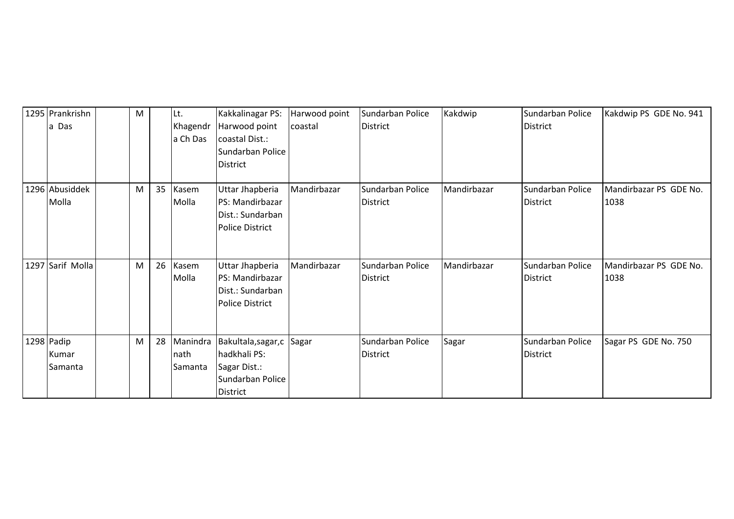| | | | | | | | | | | | |
|---|---|---|---|---|---|---|---|---|---|---|---|
| 1295 | Prankrishna Das | | M | | Lt. Khagendra Ch Das | Kakkalinagar PS: Harwood point coastal Dist.: Sundarban Police District | Harwood point coastal | Sundarban Police District | Kakdwip | Sundarban Police District | Kakdwip PS GDE No. 941 |
| 1296 | Abusiddek Molla | | M | 35 | Kasem Molla | Uttar Jhapberia PS: Mandirbazar Dist.: Sundarban Police District | Mandirbazar | Sundarban Police District | Mandirbazar | Sundarban Police District | Mandirbazar PS GDE No. 1038 |
| 1297 | Sarif Molla | | M | 26 | Kasem Molla | Uttar Jhapberia PS: Mandirbazar Dist.: Sundarban Police District | Mandirbazar | Sundarban Police District | Mandirbazar | Sundarban Police District | Mandirbazar PS GDE No. 1038 |
| 1298 | Padip Kumar Samanta | | M | 28 | Manindranath Samanta | Bakultala,sagar,chadkhali PS: Sagar Dist.: Sundarban Police District | Sagar | Sundarban Police District | Sagar | Sundarban Police District | Sagar PS GDE No. 750 |